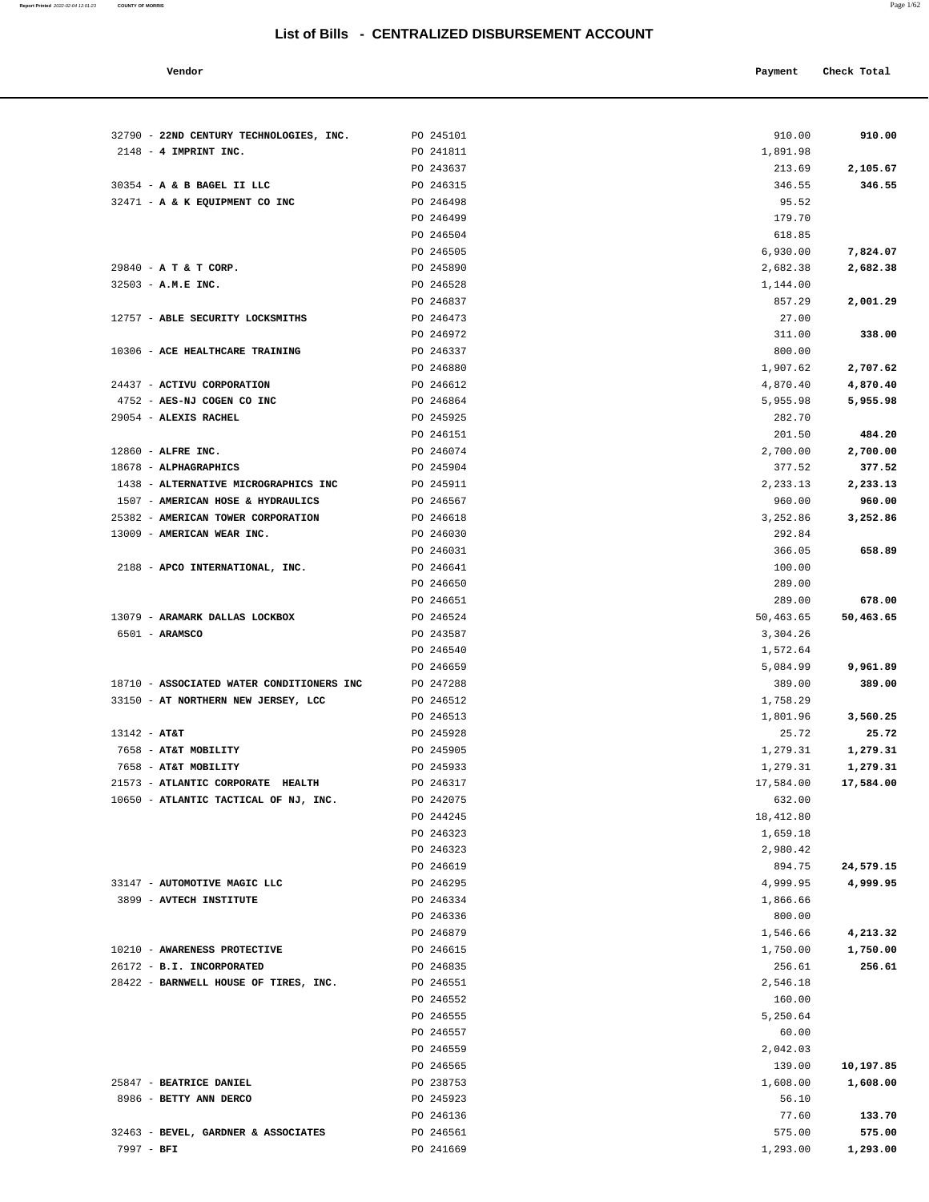# List of Bills - CENTRALIZED DISBURSEMENT ACCOUNT

| Vendor | | Payment | Check Total |
|---|---|---|---|
| 32790 - **22ND CENTURY TECHNOLOGIES, INC.** | PO 245101 | 910.00 | **910.00** |
| 2148 - **4 IMPRINT INC.** | PO 241811 | 1,891.98 | |
| | PO 243637 | 213.69 | **2,105.67** |
| 30354 - **A & B BAGEL II LLC** | PO 246315 | 346.55 | **346.55** |
| 32471 - **A & K EQUIPMENT CO INC** | PO 246498 | 95.52 | |
| | PO 246499 | 179.70 | |
| | PO 246504 | 618.85 | |
| | PO 246505 | 6,930.00 | **7,824.07** |
| 29840 - **A T & T CORP.** | PO 245890 | 2,682.38 | **2,682.38** |
| 32503 - **A.M.E INC.** | PO 246528 | 1,144.00 | |
| | PO 246837 | 857.29 | **2,001.29** |
| 12757 - **ABLE SECURITY LOCKSMITHS** | PO 246473 | 27.00 | |
| | PO 246972 | 311.00 | **338.00** |
| 10306 - **ACE HEALTHCARE TRAINING** | PO 246337 | 800.00 | |
| | PO 246880 | 1,907.62 | **2,707.62** |
| 24437 - **ACTIVU CORPORATION** | PO 246612 | 4,870.40 | **4,870.40** |
| 4752 - **AES-NJ COGEN CO INC** | PO 246864 | 5,955.98 | **5,955.98** |
| 29054 - **ALEXIS RACHEL** | PO 245925 | 282.70 | |
| | PO 246151 | 201.50 | **484.20** |
| 12860 - **ALFRE INC.** | PO 246074 | 2,700.00 | **2,700.00** |
| 18678 - **ALPHAGRAPHICS** | PO 245904 | 377.52 | **377.52** |
| 1438 - **ALTERNATIVE MICROGRAPHICS INC** | PO 245911 | 2,233.13 | **2,233.13** |
| 1507 - **AMERICAN HOSE & HYDRAULICS** | PO 246567 | 960.00 | **960.00** |
| 25382 - **AMERICAN TOWER CORPORATION** | PO 246618 | 3,252.86 | **3,252.86** |
| 13009 - **AMERICAN WEAR INC.** | PO 246030 | 292.84 | |
| | PO 246031 | 366.05 | **658.89** |
| 2188 - **APCO INTERNATIONAL, INC.** | PO 246641 | 100.00 | |
| | PO 246650 | 289.00 | |
| | PO 246651 | 289.00 | **678.00** |
| 13079 - **ARAMARK DALLAS LOCKBOX** | PO 246524 | 50,463.65 | **50,463.65** |
| 6501 - **ARAMSCO** | PO 243587 | 3,304.26 | |
| | PO 246540 | 1,572.64 | |
| | PO 246659 | 5,084.99 | **9,961.89** |
| 18710 - **ASSOCIATED WATER CONDITIONERS INC** | PO 247288 | 389.00 | **389.00** |
| 33150 - **AT NORTHERN NEW JERSEY, LCC** | PO 246512 | 1,758.29 | |
| | PO 246513 | 1,801.96 | **3,560.25** |
| 13142 - **AT&T** | PO 245928 | 25.72 | **25.72** |
| 7658 - **AT&T MOBILITY** | PO 245905 | 1,279.31 | **1,279.31** |
| 7658 - **AT&T MOBILITY** | PO 245933 | 1,279.31 | **1,279.31** |
| 21573 - **ATLANTIC CORPORATE HEALTH** | PO 246317 | 17,584.00 | **17,584.00** |
| 10650 - **ATLANTIC TACTICAL OF NJ, INC.** | PO 242075 | 632.00 | |
| | PO 244245 | 18,412.80 | |
| | PO 246323 | 1,659.18 | |
| | PO 246323 | 2,980.42 | |
| | PO 246619 | 894.75 | **24,579.15** |
| 33147 - **AUTOMOTIVE MAGIC LLC** | PO 246295 | 4,999.95 | **4,999.95** |
| 3899 - **AVTECH INSTITUTE** | PO 246334 | 1,866.66 | |
| | PO 246336 | 800.00 | |
| | PO 246879 | 1,546.66 | **4,213.32** |
| 10210 - **AWARENESS PROTECTIVE** | PO 246615 | 1,750.00 | **1,750.00** |
| 26172 - **B.I. INCORPORATED** | PO 246835 | 256.61 | **256.61** |
| 28422 - **BARNWELL HOUSE OF TIRES, INC.** | PO 246551 | 2,546.18 | |
| | PO 246552 | 160.00 | |
| | PO 246555 | 5,250.64 | |
| | PO 246557 | 60.00 | |
| | PO 246559 | 2,042.03 | |
| | PO 246565 | 139.00 | **10,197.85** |
| 25847 - **BEATRICE DANIEL** | PO 238753 | 1,608.00 | **1,608.00** |
| 8986 - **BETTY ANN DERCO** | PO 245923 | 56.10 | |
| | PO 246136 | 77.60 | **133.70** |
| 32463 - **BEVEL, GARDNER & ASSOCIATES** | PO 246561 | 575.00 | **575.00** |
| 7997 - **BFI** | PO 241669 | 1,293.00 | **1,293.00** |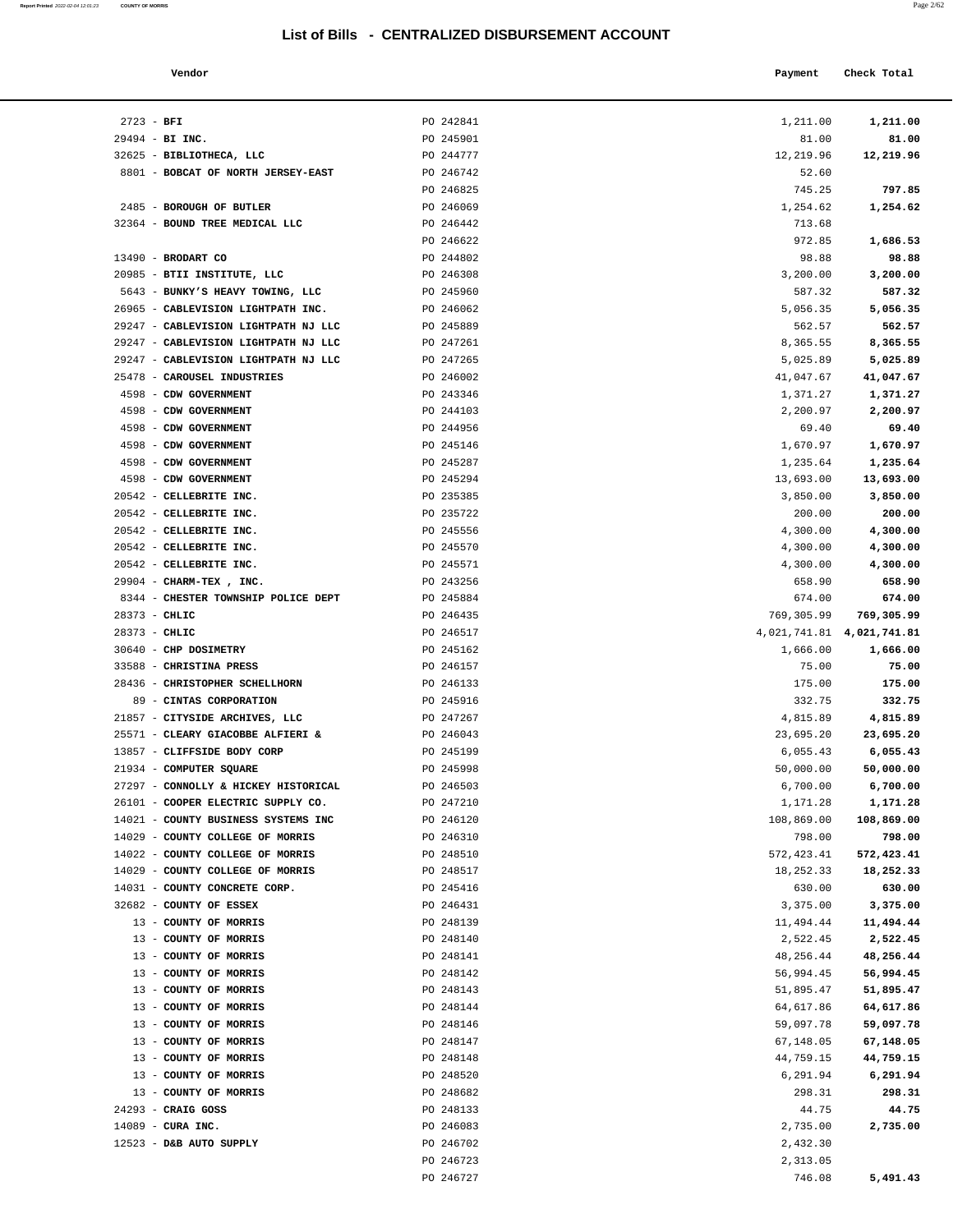## List of Bills - CENTRALIZED DISBURSEMENT ACCOUNT

| Vendor | | Payment | Check Total |
|---|---|---|---|
| 2723 - **BFI** | PO 242841 | 1,211.00 | **1,211.00** |
| 29494 - **BI INC.** | PO 245901 | 81.00 | **81.00** |
| 32625 - **BIBLIOTHECA, LLC** | PO 244777 | 12,219.96 | **12,219.96** |
| 8801 - **BOBCAT OF NORTH JERSEY-EAST** | PO 246742 | 52.60 | |
| | PO 246825 | 745.25 | **797.85** |
| 2485 - **BOROUGH OF BUTLER** | PO 246069 | 1,254.62 | **1,254.62** |
| 32364 - **BOUND TREE MEDICAL LLC** | PO 246442 | 713.68 | |
| | PO 246622 | 972.85 | **1,686.53** |
| 13490 - **BRODART CO** | PO 244802 | 98.88 | **98.88** |
| 20985 - **BTII INSTITUTE, LLC** | PO 246308 | 3,200.00 | **3,200.00** |
| 5643 - **BUNKY'S HEAVY TOWING, LLC** | PO 245960 | 587.32 | **587.32** |
| 26965 - **CABLEVISION LIGHTPATH INC.** | PO 246062 | 5,056.35 | **5,056.35** |
| 29247 - **CABLEVISION LIGHTPATH NJ LLC** | PO 245889 | 562.57 | **562.57** |
| 29247 - **CABLEVISION LIGHTPATH NJ LLC** | PO 247261 | 8,365.55 | **8,365.55** |
| 29247 - **CABLEVISION LIGHTPATH NJ LLC** | PO 247265 | 5,025.89 | **5,025.89** |
| 25478 - **CAROUSEL INDUSTRIES** | PO 246002 | 41,047.67 | **41,047.67** |
| 4598 - **CDW GOVERNMENT** | PO 243346 | 1,371.27 | **1,371.27** |
| 4598 - **CDW GOVERNMENT** | PO 244103 | 2,200.97 | **2,200.97** |
| 4598 - **CDW GOVERNMENT** | PO 244956 | 69.40 | **69.40** |
| 4598 - **CDW GOVERNMENT** | PO 245146 | 1,670.97 | **1,670.97** |
| 4598 - **CDW GOVERNMENT** | PO 245287 | 1,235.64 | **1,235.64** |
| 4598 - **CDW GOVERNMENT** | PO 245294 | 13,693.00 | **13,693.00** |
| 20542 - **CELLEBRITE INC.** | PO 235385 | 3,850.00 | **3,850.00** |
| 20542 - **CELLEBRITE INC.** | PO 235722 | 200.00 | **200.00** |
| 20542 - **CELLEBRITE INC.** | PO 245556 | 4,300.00 | **4,300.00** |
| 20542 - **CELLEBRITE INC.** | PO 245570 | 4,300.00 | **4,300.00** |
| 20542 - **CELLEBRITE INC.** | PO 245571 | 4,300.00 | **4,300.00** |
| 29904 - **CHARM-TEX , INC.** | PO 243256 | 658.90 | **658.90** |
| 8344 - **CHESTER TOWNSHIP POLICE DEPT** | PO 245884 | 674.00 | **674.00** |
| 28373 - **CHLIC** | PO 246435 | 769,305.99 | **769,305.99** |
| 28373 - **CHLIC** | PO 246517 | 4,021,741.81 | **4,021,741.81** |
| 30640 - **CHP DOSIMETRY** | PO 245162 | 1,666.00 | **1,666.00** |
| 33588 - **CHRISTINA PRESS** | PO 246157 | 75.00 | **75.00** |
| 28436 - **CHRISTOPHER SCHELLHORN** | PO 246133 | 175.00 | **175.00** |
| 89 - **CINTAS CORPORATION** | PO 245916 | 332.75 | **332.75** |
| 21857 - **CITYSIDE ARCHIVES, LLC** | PO 247267 | 4,815.89 | **4,815.89** |
| 25571 - **CLEARY GIACOBBE ALFIERI &** | PO 246043 | 23,695.20 | **23,695.20** |
| 13857 - **CLIFFSIDE BODY CORP** | PO 245199 | 6,055.43 | **6,055.43** |
| 21934 - **COMPUTER SQUARE** | PO 245998 | 50,000.00 | **50,000.00** |
| 27297 - **CONNOLLY & HICKEY HISTORICAL** | PO 246503 | 6,700.00 | **6,700.00** |
| 26101 - **COOPER ELECTRIC SUPPLY CO.** | PO 247210 | 1,171.28 | **1,171.28** |
| 14021 - **COUNTY BUSINESS SYSTEMS INC** | PO 246120 | 108,869.00 | **108,869.00** |
| 14029 - **COUNTY COLLEGE OF MORRIS** | PO 246310 | 798.00 | **798.00** |
| 14022 - **COUNTY COLLEGE OF MORRIS** | PO 248510 | 572,423.41 | **572,423.41** |
| 14029 - **COUNTY COLLEGE OF MORRIS** | PO 248517 | 18,252.33 | **18,252.33** |
| 14031 - **COUNTY CONCRETE CORP.** | PO 245416 | 630.00 | **630.00** |
| 32682 - **COUNTY OF ESSEX** | PO 246431 | 3,375.00 | **3,375.00** |
| 13 - **COUNTY OF MORRIS** | PO 248139 | 11,494.44 | **11,494.44** |
| 13 - **COUNTY OF MORRIS** | PO 248140 | 2,522.45 | **2,522.45** |
| 13 - **COUNTY OF MORRIS** | PO 248141 | 48,256.44 | **48,256.44** |
| 13 - **COUNTY OF MORRIS** | PO 248142 | 56,994.45 | **56,994.45** |
| 13 - **COUNTY OF MORRIS** | PO 248143 | 51,895.47 | **51,895.47** |
| 13 - **COUNTY OF MORRIS** | PO 248144 | 64,617.86 | **64,617.86** |
| 13 - **COUNTY OF MORRIS** | PO 248146 | 59,097.78 | **59,097.78** |
| 13 - **COUNTY OF MORRIS** | PO 248147 | 67,148.05 | **67,148.05** |
| 13 - **COUNTY OF MORRIS** | PO 248148 | 44,759.15 | **44,759.15** |
| 13 - **COUNTY OF MORRIS** | PO 248520 | 6,291.94 | **6,291.94** |
| 13 - **COUNTY OF MORRIS** | PO 248682 | 298.31 | **298.31** |
| 24293 - **CRAIG GOSS** | PO 248133 | 44.75 | **44.75** |
| 14089 - **CURA INC.** | PO 246083 | 2,735.00 | **2,735.00** |
| 12523 - **D&B AUTO SUPPLY** | PO 246702 | 2,432.30 | |
| | PO 246723 | 2,313.05 | |
| | PO 246727 | 746.08 | **5,491.43** |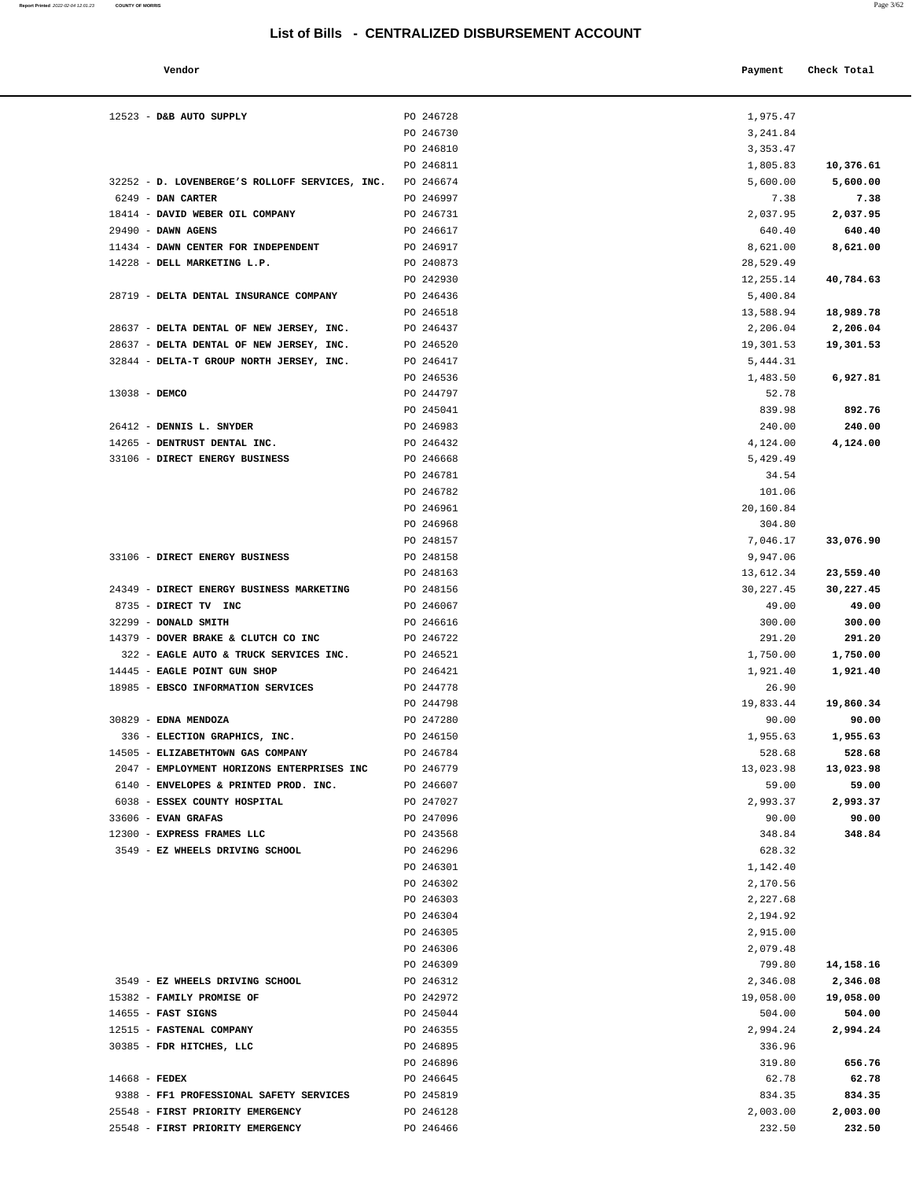# List of Bills - CENTRALIZED DISBURSEMENT ACCOUNT

| Vendor | | Payment | Check Total |
|---|---|---|---|
| 12523 - **D&B AUTO SUPPLY** | PO 246728 | 1,975.47 | |
| | PO 246730 | 3,241.84 | |
| | PO 246810 | 3,353.47 | |
| | PO 246811 | 1,805.83 | **10,376.61** |
| 32252 - **D. LOVENBERGE'S ROLLOFF SERVICES, INC.** | PO 246674 | 5,600.00 | **5,600.00** |
| 6249 - **DAN CARTER** | PO 246997 | 7.38 | **7.38** |
| 18414 - **DAVID WEBER OIL COMPANY** | PO 246731 | 2,037.95 | **2,037.95** |
| 29490 - **DAWN AGENS** | PO 246617 | 640.40 | **640.40** |
| 11434 - **DAWN CENTER FOR INDEPENDENT** | PO 246917 | 8,621.00 | **8,621.00** |
| 14228 - **DELL MARKETING L.P.** | PO 240873 | 28,529.49 | |
| | PO 242930 | 12,255.14 | **40,784.63** |
| 28719 - **DELTA DENTAL INSURANCE COMPANY** | PO 246436 | 5,400.84 | |
| | PO 246518 | 13,588.94 | **18,989.78** |
| 28637 - **DELTA DENTAL OF NEW JERSEY, INC.** | PO 246437 | 2,206.04 | **2,206.04** |
| 28637 - **DELTA DENTAL OF NEW JERSEY, INC.** | PO 246520 | 19,301.53 | **19,301.53** |
| 32844 - **DELTA-T GROUP NORTH JERSEY, INC.** | PO 246417 | 5,444.31 | |
| | PO 246536 | 1,483.50 | **6,927.81** |
| 13038 - **DEMCO** | PO 244797 | 52.78 | |
| | PO 245041 | 839.98 | **892.76** |
| 26412 - **DENNIS L. SNYDER** | PO 246983 | 240.00 | **240.00** |
| 14265 - **DENTRUST DENTAL INC.** | PO 246432 | 4,124.00 | **4,124.00** |
| 33106 - **DIRECT ENERGY BUSINESS** | PO 246668 | 5,429.49 | |
| | PO 246781 | 34.54 | |
| | PO 246782 | 101.06 | |
| | PO 246961 | 20,160.84 | |
| | PO 246968 | 304.80 | |
| | PO 248157 | 7,046.17 | **33,076.90** |
| 33106 - **DIRECT ENERGY BUSINESS** | PO 248158 | 9,947.06 | |
| | PO 248163 | 13,612.34 | **23,559.40** |
| 24349 - **DIRECT ENERGY BUSINESS MARKETING** | PO 248156 | 30,227.45 | **30,227.45** |
| 8735 - **DIRECT TV INC** | PO 246067 | 49.00 | **49.00** |
| 32299 - **DONALD SMITH** | PO 246616 | 300.00 | **300.00** |
| 14379 - **DOVER BRAKE & CLUTCH CO INC** | PO 246722 | 291.20 | **291.20** |
| 322 - **EAGLE AUTO & TRUCK SERVICES INC.** | PO 246521 | 1,750.00 | **1,750.00** |
| 14445 - **EAGLE POINT GUN SHOP** | PO 246421 | 1,921.40 | **1,921.40** |
| 18985 - **EBSCO INFORMATION SERVICES** | PO 244778 | 26.90 | |
| | PO 244798 | 19,833.44 | **19,860.34** |
| 30829 - **EDNA MENDOZA** | PO 247280 | 90.00 | **90.00** |
| 336 - **ELECTION GRAPHICS, INC.** | PO 246150 | 1,955.63 | **1,955.63** |
| 14505 - **ELIZABETHTOWN GAS COMPANY** | PO 246784 | 528.68 | **528.68** |
| 2047 - **EMPLOYMENT HORIZONS ENTERPRISES INC** | PO 246779 | 13,023.98 | **13,023.98** |
| 6140 - **ENVELOPES & PRINTED PROD. INC.** | PO 246607 | 59.00 | **59.00** |
| 6038 - **ESSEX COUNTY HOSPITAL** | PO 247027 | 2,993.37 | **2,993.37** |
| 33606 - **EVAN GRAFAS** | PO 247096 | 90.00 | **90.00** |
| 12300 - **EXPRESS FRAMES LLC** | PO 243568 | 348.84 | **348.84** |
| 3549 - **EZ WHEELS DRIVING SCHOOL** | PO 246296 | 628.32 | |
| | PO 246301 | 1,142.40 | |
| | PO 246302 | 2,170.56 | |
| | PO 246303 | 2,227.68 | |
| | PO 246304 | 2,194.92 | |
| | PO 246305 | 2,915.00 | |
| | PO 246306 | 2,079.48 | |
| | PO 246309 | 799.80 | **14,158.16** |
| 3549 - **EZ WHEELS DRIVING SCHOOL** | PO 246312 | 2,346.08 | **2,346.08** |
| 15382 - **FAMILY PROMISE OF** | PO 242972 | 19,058.00 | **19,058.00** |
| 14655 - **FAST SIGNS** | PO 245044 | 504.00 | **504.00** |
| 12515 - **FASTENAL COMPANY** | PO 246355 | 2,994.24 | **2,994.24** |
| 30385 - **FDR HITCHES, LLC** | PO 246895 | 336.96 | |
| | PO 246896 | 319.80 | **656.76** |
| 14668 - **FEDEX** | PO 246645 | 62.78 | **62.78** |
| 9388 - **FF1 PROFESSIONAL SAFETY SERVICES** | PO 245819 | 834.35 | **834.35** |
| 25548 - **FIRST PRIORITY EMERGENCY** | PO 246128 | 2,003.00 | **2,003.00** |
| 25548 - **FIRST PRIORITY EMERGENCY** | PO 246466 | 232.50 | **232.50** |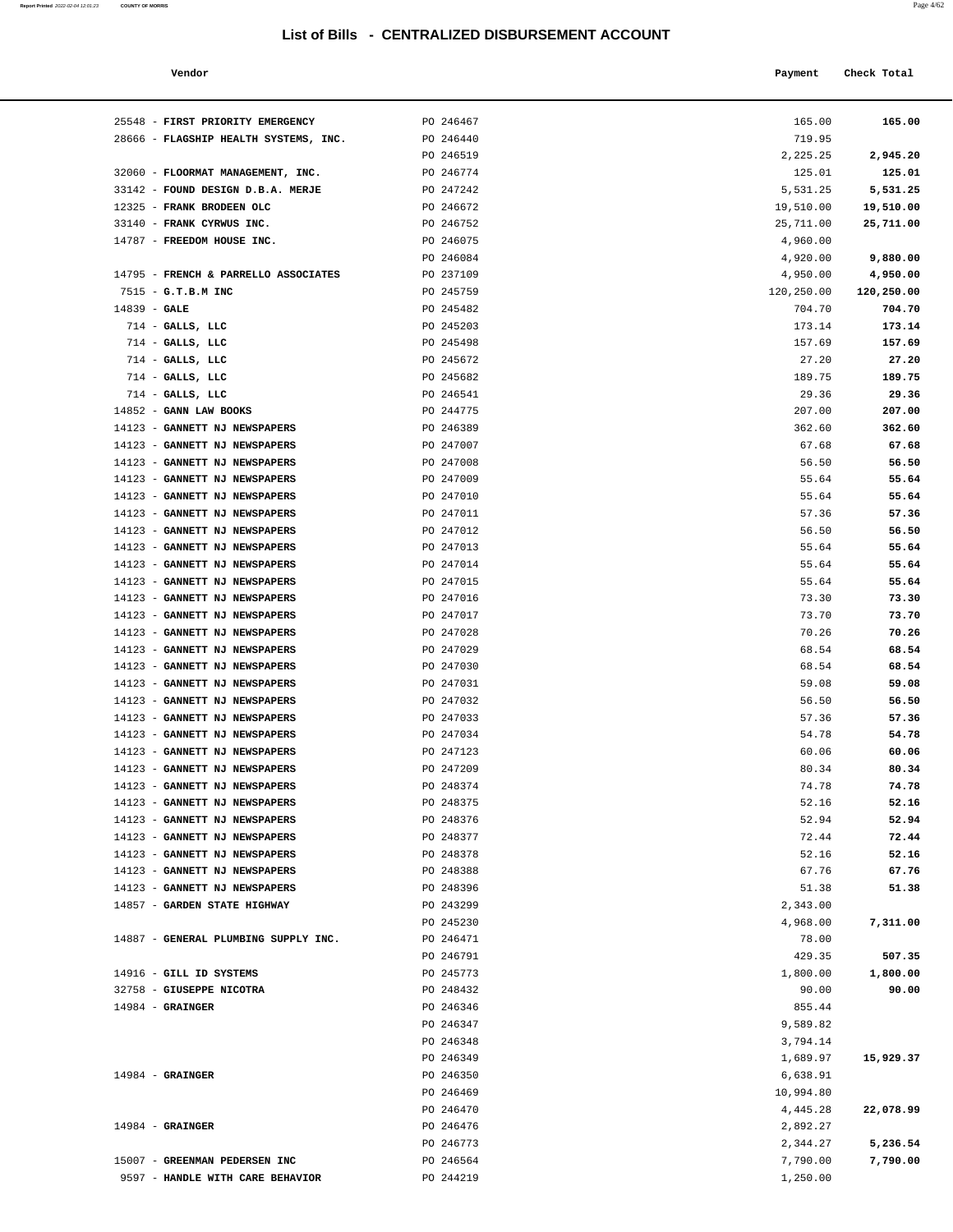# List of Bills - CENTRALIZED DISBURSEMENT ACCOUNT

| Vendor | | Payment | Check Total |
|---|---|---|---|
| 25548 - **FIRST PRIORITY EMERGENCY** | PO 246467 | 165.00 | **165.00** |
| 28666 - **FLAGSHIP HEALTH SYSTEMS, INC.** | PO 246440 | 719.95 | |
| | PO 246519 | 2,225.25 | **2,945.20** |
| 32060 - **FLOORMAT MANAGEMENT, INC.** | PO 246774 | 125.01 | **125.01** |
| 33142 - **FOUND DESIGN D.B.A. MERJE** | PO 247242 | 5,531.25 | **5,531.25** |
| 12325 - **FRANK BRODEEN OLC** | PO 246672 | 19,510.00 | **19,510.00** |
| 33140 - **FRANK CYRWUS INC.** | PO 246752 | 25,711.00 | **25,711.00** |
| 14787 - **FREEDOM HOUSE INC.** | PO 246075 | 4,960.00 | |
| | PO 246084 | 4,920.00 | **9,880.00** |
| 14795 - **FRENCH & PARRELLO ASSOCIATES** | PO 237109 | 4,950.00 | **4,950.00** |
| 7515 - **G.T.B.M INC** | PO 245759 | 120,250.00 | **120,250.00** |
| 14839 - **GALE** | PO 245482 | 704.70 | **704.70** |
| 714 - **GALLS, LLC** | PO 245203 | 173.14 | **173.14** |
| 714 - **GALLS, LLC** | PO 245498 | 157.69 | **157.69** |
| 714 - **GALLS, LLC** | PO 245672 | 27.20 | **27.20** |
| 714 - **GALLS, LLC** | PO 245682 | 189.75 | **189.75** |
| 714 - **GALLS, LLC** | PO 246541 | 29.36 | **29.36** |
| 14852 - **GANN LAW BOOKS** | PO 244775 | 207.00 | **207.00** |
| 14123 - **GANNETT NJ NEWSPAPERS** | PO 246389 | 362.60 | **362.60** |
| 14123 - **GANNETT NJ NEWSPAPERS** | PO 247007 | 67.68 | **67.68** |
| 14123 - **GANNETT NJ NEWSPAPERS** | PO 247008 | 56.50 | **56.50** |
| 14123 - **GANNETT NJ NEWSPAPERS** | PO 247009 | 55.64 | **55.64** |
| 14123 - **GANNETT NJ NEWSPAPERS** | PO 247010 | 55.64 | **55.64** |
| 14123 - **GANNETT NJ NEWSPAPERS** | PO 247011 | 57.36 | **57.36** |
| 14123 - **GANNETT NJ NEWSPAPERS** | PO 247012 | 56.50 | **56.50** |
| 14123 - **GANNETT NJ NEWSPAPERS** | PO 247013 | 55.64 | **55.64** |
| 14123 - **GANNETT NJ NEWSPAPERS** | PO 247014 | 55.64 | **55.64** |
| 14123 - **GANNETT NJ NEWSPAPERS** | PO 247015 | 55.64 | **55.64** |
| 14123 - **GANNETT NJ NEWSPAPERS** | PO 247016 | 73.30 | **73.30** |
| 14123 - **GANNETT NJ NEWSPAPERS** | PO 247017 | 73.70 | **73.70** |
| 14123 - **GANNETT NJ NEWSPAPERS** | PO 247028 | 70.26 | **70.26** |
| 14123 - **GANNETT NJ NEWSPAPERS** | PO 247029 | 68.54 | **68.54** |
| 14123 - **GANNETT NJ NEWSPAPERS** | PO 247030 | 68.54 | **68.54** |
| 14123 - **GANNETT NJ NEWSPAPERS** | PO 247031 | 59.08 | **59.08** |
| 14123 - **GANNETT NJ NEWSPAPERS** | PO 247032 | 56.50 | **56.50** |
| 14123 - **GANNETT NJ NEWSPAPERS** | PO 247033 | 57.36 | **57.36** |
| 14123 - **GANNETT NJ NEWSPAPERS** | PO 247034 | 54.78 | **54.78** |
| 14123 - **GANNETT NJ NEWSPAPERS** | PO 247123 | 60.06 | **60.06** |
| 14123 - **GANNETT NJ NEWSPAPERS** | PO 247209 | 80.34 | **80.34** |
| 14123 - **GANNETT NJ NEWSPAPERS** | PO 248374 | 74.78 | **74.78** |
| 14123 - **GANNETT NJ NEWSPAPERS** | PO 248375 | 52.16 | **52.16** |
| 14123 - **GANNETT NJ NEWSPAPERS** | PO 248376 | 52.94 | **52.94** |
| 14123 - **GANNETT NJ NEWSPAPERS** | PO 248377 | 72.44 | **72.44** |
| 14123 - **GANNETT NJ NEWSPAPERS** | PO 248378 | 52.16 | **52.16** |
| 14123 - **GANNETT NJ NEWSPAPERS** | PO 248388 | 67.76 | **67.76** |
| 14123 - **GANNETT NJ NEWSPAPERS** | PO 248396 | 51.38 | **51.38** |
| 14857 - **GARDEN STATE HIGHWAY** | PO 243299 | 2,343.00 | |
| | PO 245230 | 4,968.00 | **7,311.00** |
| 14887 - **GENERAL PLUMBING SUPPLY INC.** | PO 246471 | 78.00 | |
| | PO 246791 | 429.35 | **507.35** |
| 14916 - **GILL ID SYSTEMS** | PO 245773 | 1,800.00 | **1,800.00** |
| 32758 - **GIUSEPPE NICOTRA** | PO 248432 | 90.00 | **90.00** |
| 14984 - **GRAINGER** | PO 246346 | 855.44 | |
| | PO 246347 | 9,589.82 | |
| | PO 246348 | 3,794.14 | |
| | PO 246349 | 1,689.97 | **15,929.37** |
| 14984 - **GRAINGER** | PO 246350 | 6,638.91 | |
| | PO 246469 | 10,994.80 | |
| | PO 246470 | 4,445.28 | **22,078.99** |
| 14984 - **GRAINGER** | PO 246476 | 2,892.27 | |
| | PO 246773 | 2,344.27 | **5,236.54** |
| 15007 - **GREENMAN PEDERSEN INC** | PO 246564 | 7,790.00 | **7,790.00** |
| 9597 - **HANDLE WITH CARE BEHAVIOR** | PO 244219 | 1,250.00 | |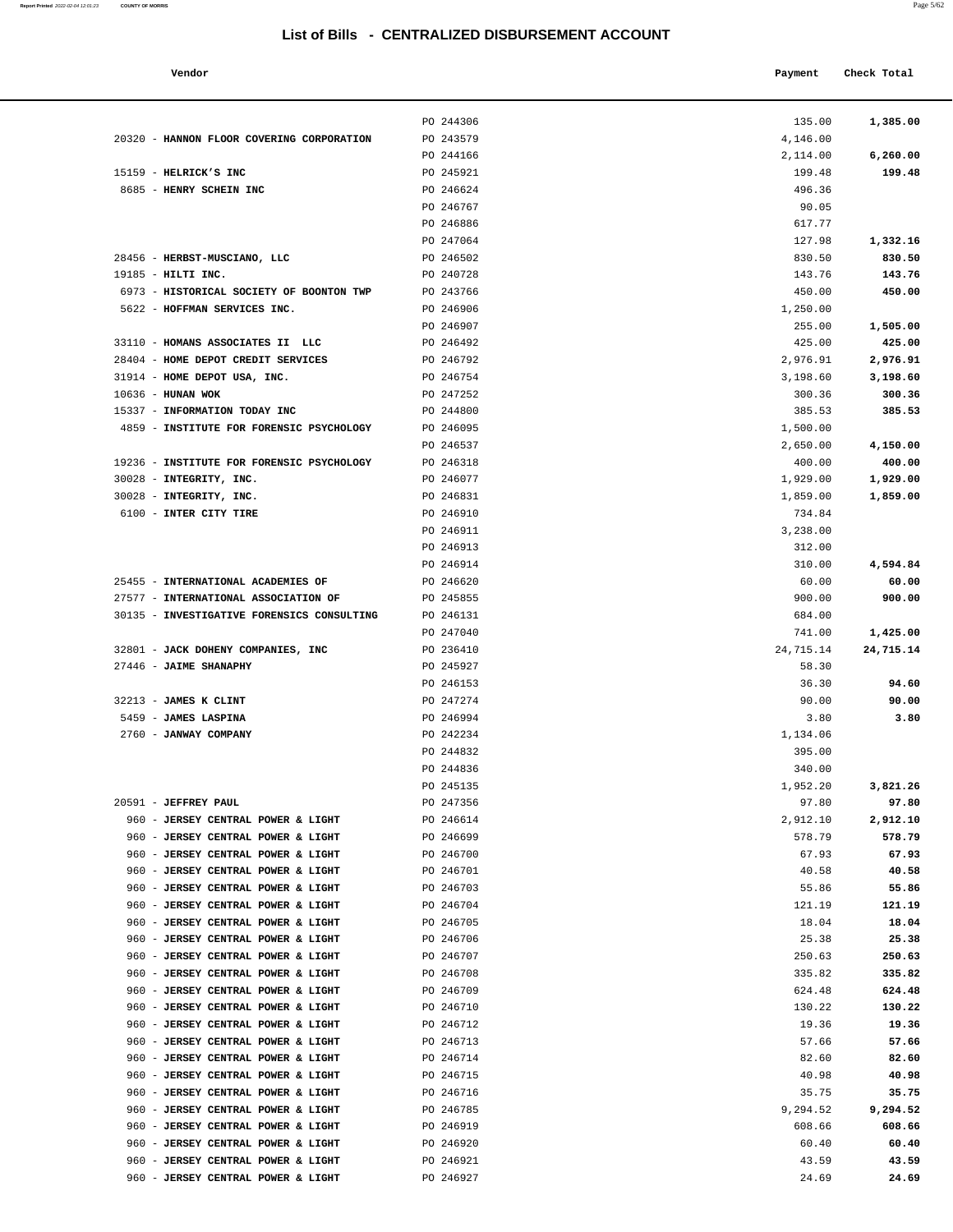# List of Bills - CENTRALIZED DISBURSEMENT ACCOUNT

| Vendor | | Payment | Check Total |
|---|---|---|---|
| | PO 244306 | 135.00 | **1,385.00** |
| 20320 - **HANNON FLOOR COVERING CORPORATION** | PO 243579 | 4,146.00 | |
| | PO 244166 | 2,114.00 | **6,260.00** |
| 15159 - **HELRICK'S INC** | PO 245921 | 199.48 | **199.48** |
| 8685 - **HENRY SCHEIN INC** | PO 246624 | 496.36 | |
| | PO 246767 | 90.05 | |
| | PO 246886 | 617.77 | |
| | PO 247064 | 127.98 | **1,332.16** |
| 28456 - **HERBST-MUSCIANO, LLC** | PO 246502 | 830.50 | **830.50** |
| 19185 - **HILTI INC.** | PO 240728 | 143.76 | **143.76** |
| 6973 - **HISTORICAL SOCIETY OF BOONTON TWP** | PO 243766 | 450.00 | **450.00** |
| 5622 - **HOFFMAN SERVICES INC.** | PO 246906 | 1,250.00 | |
| | PO 246907 | 255.00 | **1,505.00** |
| 33110 - **HOMANS ASSOCIATES II LLC** | PO 246492 | 425.00 | **425.00** |
| 28404 - **HOME DEPOT CREDIT SERVICES** | PO 246792 | 2,976.91 | **2,976.91** |
| 31914 - **HOME DEPOT USA, INC.** | PO 246754 | 3,198.60 | **3,198.60** |
| 10636 - **HUNAN WOK** | PO 247252 | 300.36 | **300.36** |
| 15337 - **INFORMATION TODAY INC** | PO 244800 | 385.53 | **385.53** |
| 4859 - **INSTITUTE FOR FORENSIC PSYCHOLOGY** | PO 246095 | 1,500.00 | |
| | PO 246537 | 2,650.00 | **4,150.00** |
| 19236 - **INSTITUTE FOR FORENSIC PSYCHOLOGY** | PO 246318 | 400.00 | **400.00** |
| 30028 - **INTEGRITY, INC.** | PO 246077 | 1,929.00 | **1,929.00** |
| 30028 - **INTEGRITY, INC.** | PO 246831 | 1,859.00 | **1,859.00** |
| 6100 - **INTER CITY TIRE** | PO 246910 | 734.84 | |
| | PO 246911 | 3,238.00 | |
| | PO 246913 | 312.00 | |
| | PO 246914 | 310.00 | **4,594.84** |
| 25455 - **INTERNATIONAL ACADEMIES OF** | PO 246620 | 60.00 | **60.00** |
| 27577 - **INTERNATIONAL ASSOCIATION OF** | PO 245855 | 900.00 | **900.00** |
| 30135 - **INVESTIGATIVE FORENSICS CONSULTING** | PO 246131 | 684.00 | |
| | PO 247040 | 741.00 | **1,425.00** |
| 32801 - **JACK DOHENY COMPANIES, INC** | PO 236410 | 24,715.14 | **24,715.14** |
| 27446 - **JAIME SHANAPHY** | PO 245927 | 58.30 | |
| | PO 246153 | 36.30 | **94.60** |
| 32213 - **JAMES K CLINT** | PO 247274 | 90.00 | **90.00** |
| 5459 - **JAMES LASPINA** | PO 246994 | 3.80 | **3.80** |
| 2760 - **JANWAY COMPANY** | PO 242234 | 1,134.06 | |
| | PO 244832 | 395.00 | |
| | PO 244836 | 340.00 | |
| | PO 245135 | 1,952.20 | **3,821.26** |
| 20591 - **JEFFREY PAUL** | PO 247356 | 97.80 | **97.80** |
| 960 - **JERSEY CENTRAL POWER & LIGHT** | PO 246614 | 2,912.10 | **2,912.10** |
| 960 - **JERSEY CENTRAL POWER & LIGHT** | PO 246699 | 578.79 | **578.79** |
| 960 - **JERSEY CENTRAL POWER & LIGHT** | PO 246700 | 67.93 | **67.93** |
| 960 - **JERSEY CENTRAL POWER & LIGHT** | PO 246701 | 40.58 | **40.58** |
| 960 - **JERSEY CENTRAL POWER & LIGHT** | PO 246703 | 55.86 | **55.86** |
| 960 - **JERSEY CENTRAL POWER & LIGHT** | PO 246704 | 121.19 | **121.19** |
| 960 - **JERSEY CENTRAL POWER & LIGHT** | PO 246705 | 18.04 | **18.04** |
| 960 - **JERSEY CENTRAL POWER & LIGHT** | PO 246706 | 25.38 | **25.38** |
| 960 - **JERSEY CENTRAL POWER & LIGHT** | PO 246707 | 250.63 | **250.63** |
| 960 - **JERSEY CENTRAL POWER & LIGHT** | PO 246708 | 335.82 | **335.82** |
| 960 - **JERSEY CENTRAL POWER & LIGHT** | PO 246709 | 624.48 | **624.48** |
| 960 - **JERSEY CENTRAL POWER & LIGHT** | PO 246710 | 130.22 | **130.22** |
| 960 - **JERSEY CENTRAL POWER & LIGHT** | PO 246712 | 19.36 | **19.36** |
| 960 - **JERSEY CENTRAL POWER & LIGHT** | PO 246713 | 57.66 | **57.66** |
| 960 - **JERSEY CENTRAL POWER & LIGHT** | PO 246714 | 82.60 | **82.60** |
| 960 - **JERSEY CENTRAL POWER & LIGHT** | PO 246715 | 40.98 | **40.98** |
| 960 - **JERSEY CENTRAL POWER & LIGHT** | PO 246716 | 35.75 | **35.75** |
| 960 - **JERSEY CENTRAL POWER & LIGHT** | PO 246785 | 9,294.52 | **9,294.52** |
| 960 - **JERSEY CENTRAL POWER & LIGHT** | PO 246919 | 608.66 | **608.66** |
| 960 - **JERSEY CENTRAL POWER & LIGHT** | PO 246920 | 60.40 | **60.40** |
| 960 - **JERSEY CENTRAL POWER & LIGHT** | PO 246921 | 43.59 | **43.59** |
| 960 - **JERSEY CENTRAL POWER & LIGHT** | PO 246927 | 24.69 | **24.69** |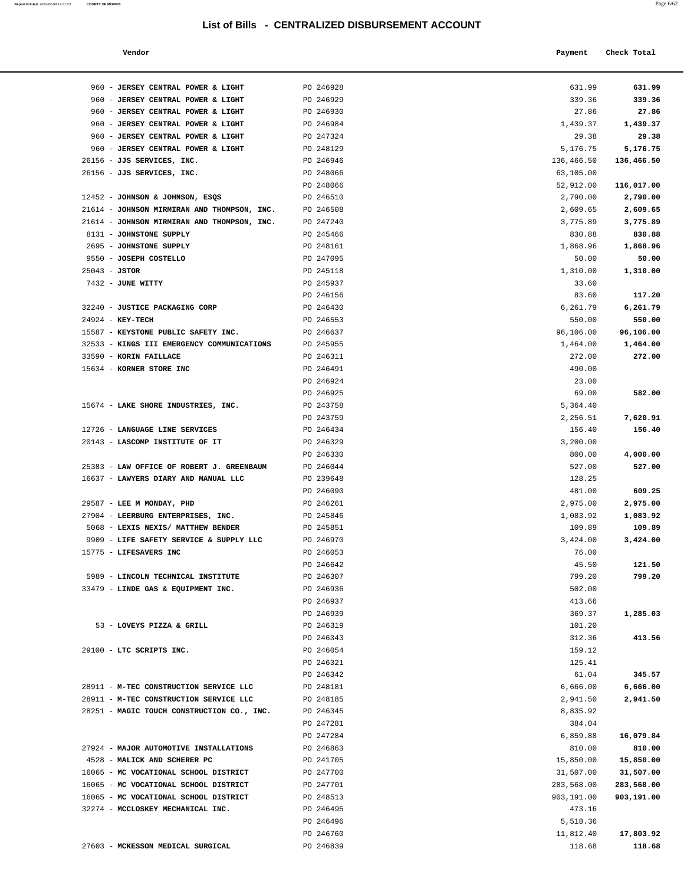# List of Bills - CENTRALIZED DISBURSEMENT ACCOUNT

| Vendor | | Payment | Check Total |
|---|---|---|---|
| 960 - **JERSEY CENTRAL POWER & LIGHT** | PO 246928 | 631.99 | **631.99** |
| 960 - **JERSEY CENTRAL POWER & LIGHT** | PO 246929 | 339.36 | **339.36** |
| 960 - **JERSEY CENTRAL POWER & LIGHT** | PO 246930 | 27.86 | **27.86** |
| 960 - **JERSEY CENTRAL POWER & LIGHT** | PO 246984 | 1,439.37 | **1,439.37** |
| 960 - **JERSEY CENTRAL POWER & LIGHT** | PO 247324 | 29.38 | **29.38** |
| 960 - **JERSEY CENTRAL POWER & LIGHT** | PO 248129 | 5,176.75 | **5,176.75** |
| 26156 - **JJS SERVICES, INC.** | PO 246946 | 136,466.50 | **136,466.50** |
| 26156 - **JJS SERVICES, INC.** | PO 248066 | 63,105.00 | |
| | PO 248066 | 52,912.00 | **116,017.00** |
| 12452 - **JOHNSON & JOHNSON, ESQS** | PO 246510 | 2,790.00 | **2,790.00** |
| 21614 - **JOHNSON MIRMIRAN AND THOMPSON, INC.** | PO 246508 | 2,609.65 | **2,609.65** |
| 21614 - **JOHNSON MIRMIRAN AND THOMPSON, INC.** | PO 247240 | 3,775.89 | **3,775.89** |
| 8131 - **JOHNSTONE SUPPLY** | PO 245466 | 830.88 | **830.88** |
| 2695 - **JOHNSTONE SUPPLY** | PO 248161 | 1,868.96 | **1,868.96** |
| 9550 - **JOSEPH COSTELLO** | PO 247095 | 50.00 | **50.00** |
| 25043 - **JSTOR** | PO 245118 | 1,310.00 | **1,310.00** |
| 7432 - **JUNE WITTY** | PO 245937 | 33.60 | |
| | PO 246156 | 83.60 | **117.20** |
| 32240 - **JUSTICE PACKAGING CORP** | PO 246430 | 6,261.79 | **6,261.79** |
| 24924 - **KEY-TECH** | PO 246553 | 550.00 | **550.00** |
| 15587 - **KEYSTONE PUBLIC SAFETY INC.** | PO 246637 | 96,106.00 | **96,106.00** |
| 32533 - **KINGS III EMERGENCY COMMUNICATIONS** | PO 245955 | 1,464.00 | **1,464.00** |
| 33590 - **KORIN FAILLACE** | PO 246311 | 272.00 | **272.00** |
| 15634 - **KORNER STORE INC** | PO 246491 | 490.00 | |
| | PO 246924 | 23.00 | |
| | PO 246925 | 69.00 | **582.00** |
| 15674 - **LAKE SHORE INDUSTRIES, INC.** | PO 243758 | 5,364.40 | |
| | PO 243759 | 2,256.51 | **7,620.91** |
| 12726 - **LANGUAGE LINE SERVICES** | PO 246434 | 156.40 | **156.40** |
| 20143 - **LASCOMP INSTITUTE OF IT** | PO 246329 | 3,200.00 | |
| | PO 246330 | 800.00 | **4,000.00** |
| 25383 - **LAW OFFICE OF ROBERT J. GREENBAUM** | PO 246044 | 527.00 | **527.00** |
| 16637 - **LAWYERS DIARY AND MANUAL LLC** | PO 239648 | 128.25 | |
| | PO 246090 | 481.00 | **609.25** |
| 29587 - **LEE M MONDAY, PHD** | PO 246261 | 2,975.00 | **2,975.00** |
| 27904 - **LEERBURG ENTERPRISES, INC.** | PO 245846 | 1,083.92 | **1,083.92** |
| 5068 - **LEXIS NEXIS/ MATTHEW BENDER** | PO 245851 | 109.89 | **109.89** |
| 9909 - **LIFE SAFETY SERVICE & SUPPLY LLC** | PO 246970 | 3,424.00 | **3,424.00** |
| 15775 - **LIFESAVERS INC** | PO 246053 | 76.00 | |
| | PO 246642 | 45.50 | **121.50** |
| 5989 - **LINCOLN TECHNICAL INSTITUTE** | PO 246307 | 799.20 | **799.20** |
| 33479 - **LINDE GAS & EQUIPMENT INC.** | PO 246936 | 502.00 | |
| | PO 246937 | 413.66 | |
| | PO 246939 | 369.37 | **1,285.03** |
| 53 - **LOVEYS PIZZA & GRILL** | PO 246319 | 101.20 | |
| | PO 246343 | 312.36 | **413.56** |
| 29100 - **LTC SCRIPTS INC.** | PO 246054 | 159.12 | |
| | PO 246321 | 125.41 | |
| | PO 246342 | 61.04 | **345.57** |
| 28911 - **M-TEC CONSTRUCTION SERVICE LLC** | PO 248181 | 6,666.00 | **6,666.00** |
| 28911 - **M-TEC CONSTRUCTION SERVICE LLC** | PO 248185 | 2,941.50 | **2,941.50** |
| 28251 - **MAGIC TOUCH CONSTRUCTION CO., INC.** | PO 246345 | 8,835.92 | |
| | PO 247281 | 384.04 | |
| | PO 247284 | 6,859.88 | **16,079.84** |
| 27924 - **MAJOR AUTOMOTIVE INSTALLATIONS** | PO 246863 | 810.00 | **810.00** |
| 4528 - **MALICK AND SCHERER PC** | PO 241705 | 15,850.00 | **15,850.00** |
| 16065 - **MC VOCATIONAL SCHOOL DISTRICT** | PO 247700 | 31,507.00 | **31,507.00** |
| 16065 - **MC VOCATIONAL SCHOOL DISTRICT** | PO 247701 | 283,568.00 | **283,568.00** |
| 16065 - **MC VOCATIONAL SCHOOL DISTRICT** | PO 248513 | 903,191.00 | **903,191.00** |
| 32274 - **MCCLOSKEY MECHANICAL INC.** | PO 246495 | 473.16 | |
| | PO 246496 | 5,518.36 | |
| | PO 246760 | 11,812.40 | **17,803.92** |
| 27603 - **MCKESSON MEDICAL SURGICAL** | PO 246839 | 118.68 | **118.68** |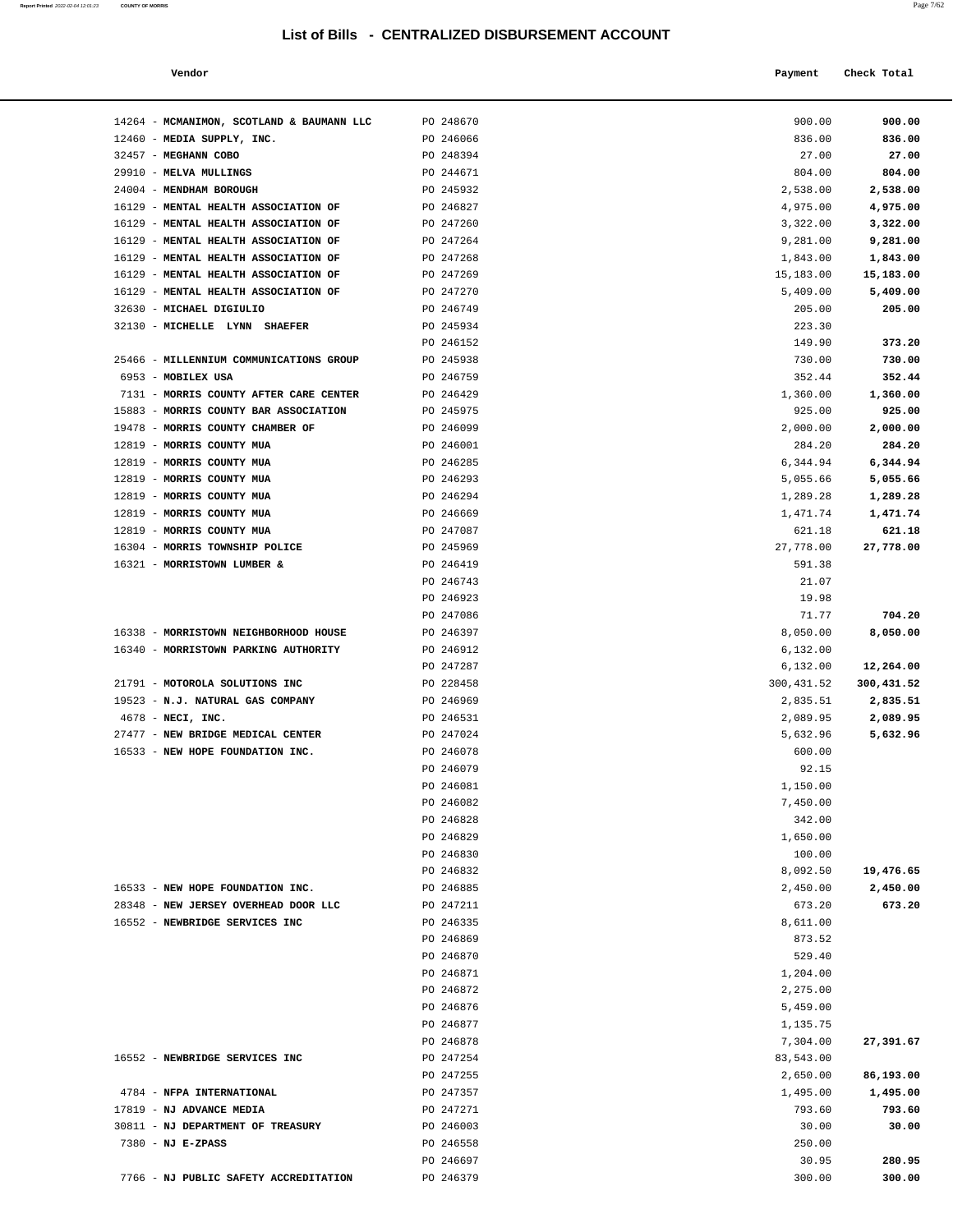## List of Bills - CENTRALIZED DISBURSEMENT ACCOUNT

| Vendor | | Payment | Check Total |
|---|---|---|---|
| 14264 - **MCMANIMON, SCOTLAND & BAUMANN LLC** | PO 248670 | 900.00 | **900.00** |
| 12460 - **MEDIA SUPPLY, INC.** | PO 246066 | 836.00 | **836.00** |
| 32457 - **MEGHANN COBO** | PO 248394 | 27.00 | **27.00** |
| 29910 - **MELVA MULLINGS** | PO 244671 | 804.00 | **804.00** |
| 24004 - **MENDHAM BOROUGH** | PO 245932 | 2,538.00 | **2,538.00** |
| 16129 - **MENTAL HEALTH ASSOCIATION OF** | PO 246827 | 4,975.00 | **4,975.00** |
| 16129 - **MENTAL HEALTH ASSOCIATION OF** | PO 247260 | 3,322.00 | **3,322.00** |
| 16129 - **MENTAL HEALTH ASSOCIATION OF** | PO 247264 | 9,281.00 | **9,281.00** |
| 16129 - **MENTAL HEALTH ASSOCIATION OF** | PO 247268 | 1,843.00 | **1,843.00** |
| 16129 - **MENTAL HEALTH ASSOCIATION OF** | PO 247269 | 15,183.00 | **15,183.00** |
| 16129 - **MENTAL HEALTH ASSOCIATION OF** | PO 247270 | 5,409.00 | **5,409.00** |
| 32630 - **MICHAEL DIGIULIO** | PO 246749 | 205.00 | **205.00** |
| 32130 - **MICHELLE LYNN SHAEFER** | PO 245934 | 223.30 | |
| | PO 246152 | 149.90 | **373.20** |
| 25466 - **MILLENNIUM COMMUNICATIONS GROUP** | PO 245938 | 730.00 | **730.00** |
| 6953 - **MOBILEX USA** | PO 246759 | 352.44 | **352.44** |
| 7131 - **MORRIS COUNTY AFTER CARE CENTER** | PO 246429 | 1,360.00 | **1,360.00** |
| 15883 - **MORRIS COUNTY BAR ASSOCIATION** | PO 245975 | 925.00 | **925.00** |
| 19478 - **MORRIS COUNTY CHAMBER OF** | PO 246099 | 2,000.00 | **2,000.00** |
| 12819 - **MORRIS COUNTY MUA** | PO 246001 | 284.20 | **284.20** |
| 12819 - **MORRIS COUNTY MUA** | PO 246285 | 6,344.94 | **6,344.94** |
| 12819 - **MORRIS COUNTY MUA** | PO 246293 | 5,055.66 | **5,055.66** |
| 12819 - **MORRIS COUNTY MUA** | PO 246294 | 1,289.28 | **1,289.28** |
| 12819 - **MORRIS COUNTY MUA** | PO 246669 | 1,471.74 | **1,471.74** |
| 12819 - **MORRIS COUNTY MUA** | PO 247087 | 621.18 | **621.18** |
| 16304 - **MORRIS TOWNSHIP POLICE** | PO 245969 | 27,778.00 | **27,778.00** |
| 16321 - **MORRISTOWN LUMBER &** | PO 246419 | 591.38 | |
| | PO 246743 | 21.07 | |
| | PO 246923 | 19.98 | |
| | PO 247086 | 71.77 | **704.20** |
| 16338 - **MORRISTOWN NEIGHBORHOOD HOUSE** | PO 246397 | 8,050.00 | **8,050.00** |
| 16340 - **MORRISTOWN PARKING AUTHORITY** | PO 246912 | 6,132.00 | |
| | PO 247287 | 6,132.00 | **12,264.00** |
| 21791 - **MOTOROLA SOLUTIONS INC** | PO 228458 | 300,431.52 | **300,431.52** |
| 19523 - **N.J. NATURAL GAS COMPANY** | PO 246969 | 2,835.51 | **2,835.51** |
| 4678 - **NECI, INC.** | PO 246531 | 2,089.95 | **2,089.95** |
| 27477 - **NEW BRIDGE MEDICAL CENTER** | PO 247024 | 5,632.96 | **5,632.96** |
| 16533 - **NEW HOPE FOUNDATION INC.** | PO 246078 | 600.00 | |
| | PO 246079 | 92.15 | |
| | PO 246081 | 1,150.00 | |
| | PO 246082 | 7,450.00 | |
| | PO 246828 | 342.00 | |
| | PO 246829 | 1,650.00 | |
| | PO 246830 | 100.00 | |
| | PO 246832 | 8,092.50 | **19,476.65** |
| 16533 - **NEW HOPE FOUNDATION INC.** | PO 246885 | 2,450.00 | **2,450.00** |
| 28348 - **NEW JERSEY OVERHEAD DOOR LLC** | PO 247211 | 673.20 | **673.20** |
| 16552 - **NEWBRIDGE SERVICES INC** | PO 246335 | 8,611.00 | |
| | PO 246869 | 873.52 | |
| | PO 246870 | 529.40 | |
| | PO 246871 | 1,204.00 | |
| | PO 246872 | 2,275.00 | |
| | PO 246876 | 5,459.00 | |
| | PO 246877 | 1,135.75 | |
| | PO 246878 | 7,304.00 | **27,391.67** |
| 16552 - **NEWBRIDGE SERVICES INC** | PO 247254 | 83,543.00 | |
| | PO 247255 | 2,650.00 | **86,193.00** |
| 4784 - **NFPA INTERNATIONAL** | PO 247357 | 1,495.00 | **1,495.00** |
| 17819 - **NJ ADVANCE MEDIA** | PO 247271 | 793.60 | **793.60** |
| 30811 - **NJ DEPARTMENT OF TREASURY** | PO 246003 | 30.00 | **30.00** |
| 7380 - **NJ E-ZPASS** | PO 246558 | 250.00 | |
| | PO 246697 | 30.95 | **280.95** |
| 7766 - **NJ PUBLIC SAFETY ACCREDITATION** | PO 246379 | 300.00 | **300.00** |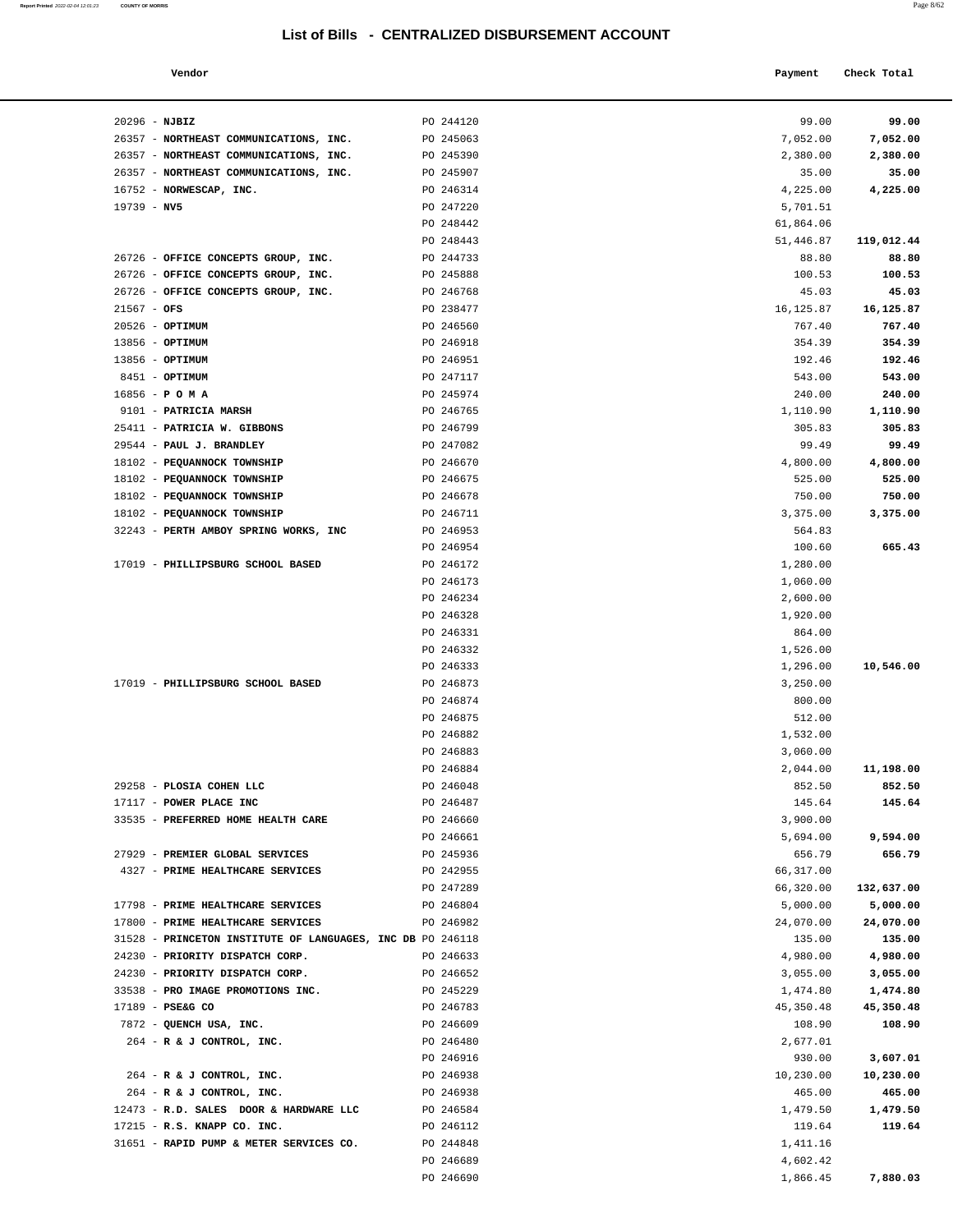# List of Bills - CENTRALIZED DISBURSEMENT ACCOUNT

| Vendor | | Payment | Check Total |
|---|---|---|---|
| 20296 - **NJBIZ** | PO 244120 | 99.00 | **99.00** |
| 26357 - **NORTHEAST COMMUNICATIONS, INC.** | PO 245063 | 7,052.00 | **7,052.00** |
| 26357 - **NORTHEAST COMMUNICATIONS, INC.** | PO 245390 | 2,380.00 | **2,380.00** |
| 26357 - **NORTHEAST COMMUNICATIONS, INC.** | PO 245907 | 35.00 | **35.00** |
| 16752 - **NORWESCAP, INC.** | PO 246314 | 4,225.00 | **4,225.00** |
| 19739 - **NV5** | PO 247220 | 5,701.51 | |
| | PO 248442 | 61,864.06 | |
| | PO 248443 | 51,446.87 | **119,012.44** |
| 26726 - **OFFICE CONCEPTS GROUP, INC.** | PO 244733 | 88.80 | **88.80** |
| 26726 - **OFFICE CONCEPTS GROUP, INC.** | PO 245888 | 100.53 | **100.53** |
| 26726 - **OFFICE CONCEPTS GROUP, INC.** | PO 246768 | 45.03 | **45.03** |
| 21567 - **OFS** | PO 238477 | 16,125.87 | **16,125.87** |
| 20526 - **OPTIMUM** | PO 246560 | 767.40 | **767.40** |
| 13856 - **OPTIMUM** | PO 246918 | 354.39 | **354.39** |
| 13856 - **OPTIMUM** | PO 246951 | 192.46 | **192.46** |
| 8451 - **OPTIMUM** | PO 247117 | 543.00 | **543.00** |
| 16856 - **P O M A** | PO 245974 | 240.00 | **240.00** |
| 9101 - **PATRICIA MARSH** | PO 246765 | 1,110.90 | **1,110.90** |
| 25411 - **PATRICIA W. GIBBONS** | PO 246799 | 305.83 | **305.83** |
| 29544 - **PAUL J. BRANDLEY** | PO 247082 | 99.49 | **99.49** |
| 18102 - **PEQUANNOCK TOWNSHIP** | PO 246670 | 4,800.00 | **4,800.00** |
| 18102 - **PEQUANNOCK TOWNSHIP** | PO 246675 | 525.00 | **525.00** |
| 18102 - **PEQUANNOCK TOWNSHIP** | PO 246678 | 750.00 | **750.00** |
| 18102 - **PEQUANNOCK TOWNSHIP** | PO 246711 | 3,375.00 | **3,375.00** |
| 32243 - **PERTH AMBOY SPRING WORKS, INC** | PO 246953 | 564.83 | |
| | PO 246954 | 100.60 | **665.43** |
| 17019 - **PHILLIPSBURG SCHOOL BASED** | PO 246172 | 1,280.00 | |
| | PO 246173 | 1,060.00 | |
| | PO 246234 | 2,600.00 | |
| | PO 246328 | 1,920.00 | |
| | PO 246331 | 864.00 | |
| | PO 246332 | 1,526.00 | |
| | PO 246333 | 1,296.00 | **10,546.00** |
| 17019 - **PHILLIPSBURG SCHOOL BASED** | PO 246873 | 3,250.00 | |
| | PO 246874 | 800.00 | |
| | PO 246875 | 512.00 | |
| | PO 246882 | 1,532.00 | |
| | PO 246883 | 3,060.00 | |
| | PO 246884 | 2,044.00 | **11,198.00** |
| 29258 - **PLOSIA COHEN LLC** | PO 246048 | 852.50 | **852.50** |
| 17117 - **POWER PLACE INC** | PO 246487 | 145.64 | **145.64** |
| 33535 - **PREFERRED HOME HEALTH CARE** | PO 246660 | 3,900.00 | |
| | PO 246661 | 5,694.00 | **9,594.00** |
| 27929 - **PREMIER GLOBAL SERVICES** | PO 245936 | 656.79 | **656.79** |
| 4327 - **PRIME HEALTHCARE SERVICES** | PO 242955 | 66,317.00 | |
| | PO 247289 | 66,320.00 | **132,637.00** |
| 17798 - **PRIME HEALTHCARE SERVICES** | PO 246804 | 5,000.00 | **5,000.00** |
| 17800 - **PRIME HEALTHCARE SERVICES** | PO 246982 | 24,070.00 | **24,070.00** |
| 31528 - **PRINCETON INSTITUTE OF LANGUAGES, INC DB** | PO 246118 | 135.00 | **135.00** |
| 24230 - **PRIORITY DISPATCH CORP.** | PO 246633 | 4,980.00 | **4,980.00** |
| 24230 - **PRIORITY DISPATCH CORP.** | PO 246652 | 3,055.00 | **3,055.00** |
| 33538 - **PRO IMAGE PROMOTIONS INC.** | PO 245229 | 1,474.80 | **1,474.80** |
| 17189 - **PSE&G CO** | PO 246783 | 45,350.48 | **45,350.48** |
| 7872 - **QUENCH USA, INC.** | PO 246609 | 108.90 | **108.90** |
| 264 - **R & J CONTROL, INC.** | PO 246480 | 2,677.01 | |
| | PO 246916 | 930.00 | **3,607.01** |
| 264 - **R & J CONTROL, INC.** | PO 246938 | 10,230.00 | **10,230.00** |
| 264 - **R & J CONTROL, INC.** | PO 246938 | 465.00 | **465.00** |
| 12473 - **R.D. SALES DOOR & HARDWARE LLC** | PO 246584 | 1,479.50 | **1,479.50** |
| 17215 - **R.S. KNAPP CO. INC.** | PO 246112 | 119.64 | **119.64** |
| 31651 - **RAPID PUMP & METER SERVICES CO.** | PO 244848 | 1,411.16 | |
| | PO 246689 | 4,602.42 | |
| | PO 246690 | 1,866.45 | **7,880.03** |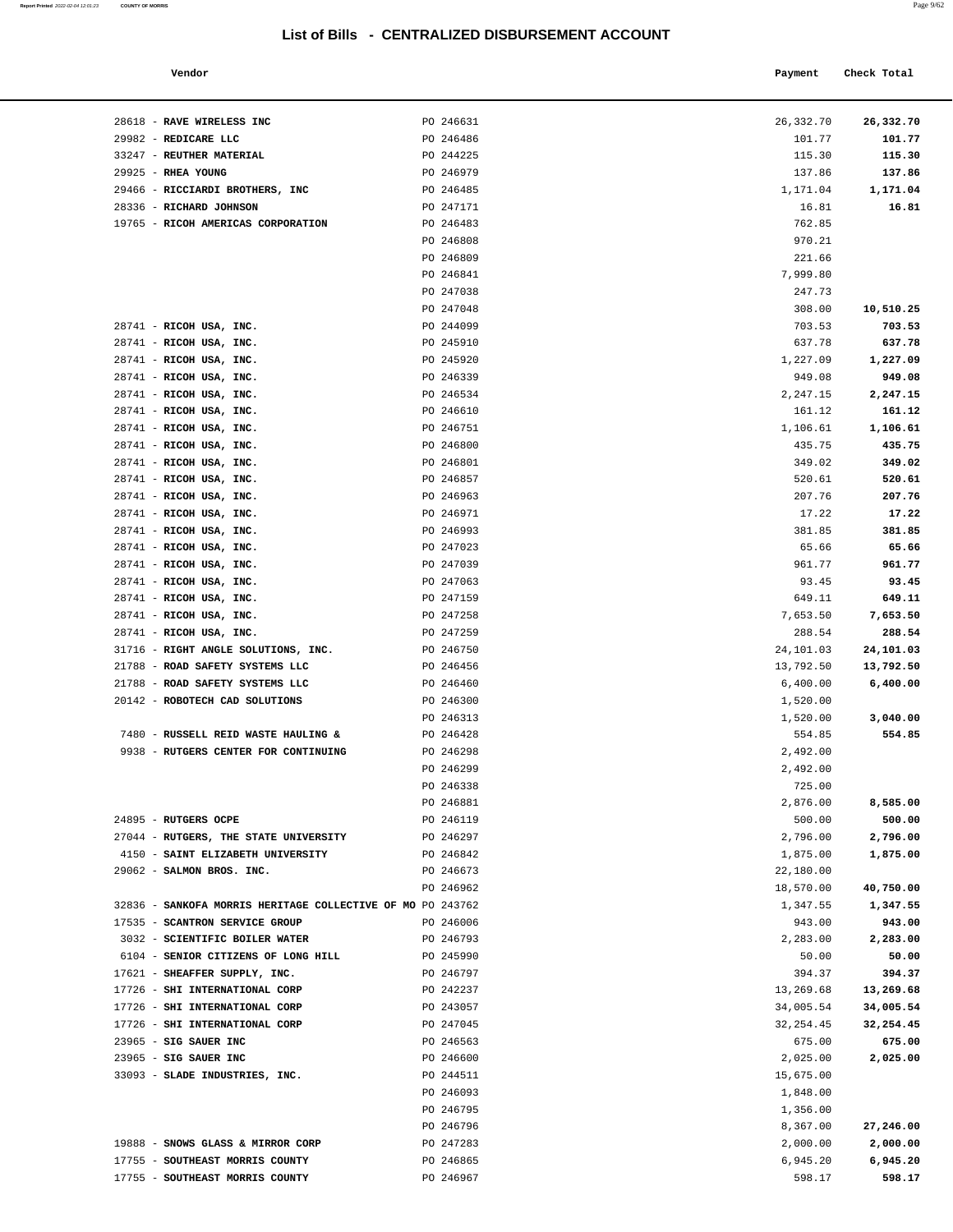# List of Bills - CENTRALIZED DISBURSEMENT ACCOUNT

| Vendor | | Payment | Check Total |
|---|---|---|---|
| 28618 - **RAVE WIRELESS INC** | PO 246631 | 26,332.70 | **26,332.70** |
| 29982 - **REDICARE LLC** | PO 246486 | 101.77 | **101.77** |
| 33247 - **REUTHER MATERIAL** | PO 244225 | 115.30 | **115.30** |
| 29925 - **RHEA YOUNG** | PO 246979 | 137.86 | **137.86** |
| 29466 - **RICCIARDI BROTHERS, INC** | PO 246485 | 1,171.04 | **1,171.04** |
| 28336 - **RICHARD JOHNSON** | PO 247171 | 16.81 | **16.81** |
| 19765 - **RICOH AMERICAS CORPORATION** | PO 246483 | 762.85 | |
| | PO 246808 | 970.21 | |
| | PO 246809 | 221.66 | |
| | PO 246841 | 7,999.80 | |
| | PO 247038 | 247.73 | |
| | PO 247048 | 308.00 | **10,510.25** |
| 28741 - **RICOH USA, INC.** | PO 244099 | 703.53 | **703.53** |
| 28741 - **RICOH USA, INC.** | PO 245910 | 637.78 | **637.78** |
| 28741 - **RICOH USA, INC.** | PO 245920 | 1,227.09 | **1,227.09** |
| 28741 - **RICOH USA, INC.** | PO 246339 | 949.08 | **949.08** |
| 28741 - **RICOH USA, INC.** | PO 246534 | 2,247.15 | **2,247.15** |
| 28741 - **RICOH USA, INC.** | PO 246610 | 161.12 | **161.12** |
| 28741 - **RICOH USA, INC.** | PO 246751 | 1,106.61 | **1,106.61** |
| 28741 - **RICOH USA, INC.** | PO 246800 | 435.75 | **435.75** |
| 28741 - **RICOH USA, INC.** | PO 246801 | 349.02 | **349.02** |
| 28741 - **RICOH USA, INC.** | PO 246857 | 520.61 | **520.61** |
| 28741 - **RICOH USA, INC.** | PO 246963 | 207.76 | **207.76** |
| 28741 - **RICOH USA, INC.** | PO 246971 | 17.22 | **17.22** |
| 28741 - **RICOH USA, INC.** | PO 246993 | 381.85 | **381.85** |
| 28741 - **RICOH USA, INC.** | PO 247023 | 65.66 | **65.66** |
| 28741 - **RICOH USA, INC.** | PO 247039 | 961.77 | **961.77** |
| 28741 - **RICOH USA, INC.** | PO 247063 | 93.45 | **93.45** |
| 28741 - **RICOH USA, INC.** | PO 247159 | 649.11 | **649.11** |
| 28741 - **RICOH USA, INC.** | PO 247258 | 7,653.50 | **7,653.50** |
| 28741 - **RICOH USA, INC.** | PO 247259 | 288.54 | **288.54** |
| 31716 - **RIGHT ANGLE SOLUTIONS, INC.** | PO 246750 | 24,101.03 | **24,101.03** |
| 21788 - **ROAD SAFETY SYSTEMS LLC** | PO 246456 | 13,792.50 | **13,792.50** |
| 21788 - **ROAD SAFETY SYSTEMS LLC** | PO 246460 | 6,400.00 | **6,400.00** |
| 20142 - **ROBOTECH CAD SOLUTIONS** | PO 246300 | 1,520.00 | |
| | PO 246313 | 1,520.00 | **3,040.00** |
| 7480 - **RUSSELL REID WASTE HAULING &** | PO 246428 | 554.85 | **554.85** |
| 9938 - **RUTGERS CENTER FOR CONTINUING** | PO 246298 | 2,492.00 | |
| | PO 246299 | 2,492.00 | |
| | PO 246338 | 725.00 | |
| | PO 246881 | 2,876.00 | **8,585.00** |
| 24895 - **RUTGERS OCPE** | PO 246119 | 500.00 | **500.00** |
| 27044 - **RUTGERS, THE STATE UNIVERSITY** | PO 246297 | 2,796.00 | **2,796.00** |
| 4150 - **SAINT ELIZABETH UNIVERSITY** | PO 246842 | 1,875.00 | **1,875.00** |
| 29062 - **SALMON BROS. INC.** | PO 246673 | 22,180.00 | |
| | PO 246962 | 18,570.00 | **40,750.00** |
| 32836 - **SANKOFA MORRIS HERITAGE COLLECTIVE OF MO** | PO 243762 | 1,347.55 | **1,347.55** |
| 17535 - **SCANTRON SERVICE GROUP** | PO 246006 | 943.00 | **943.00** |
| 3032 - **SCIENTIFIC BOILER WATER** | PO 246793 | 2,283.00 | **2,283.00** |
| 6104 - **SENIOR CITIZENS OF LONG HILL** | PO 245990 | 50.00 | **50.00** |
| 17621 - **SHEAFFER SUPPLY, INC.** | PO 246797 | 394.37 | **394.37** |
| 17726 - **SHI INTERNATIONAL CORP** | PO 242237 | 13,269.68 | **13,269.68** |
| 17726 - **SHI INTERNATIONAL CORP** | PO 243057 | 34,005.54 | **34,005.54** |
| 17726 - **SHI INTERNATIONAL CORP** | PO 247045 | 32,254.45 | **32,254.45** |
| 23965 - **SIG SAUER INC** | PO 246563 | 675.00 | **675.00** |
| 23965 - **SIG SAUER INC** | PO 246600 | 2,025.00 | **2,025.00** |
| 33093 - **SLADE INDUSTRIES, INC.** | PO 244511 | 15,675.00 | |
| | PO 246093 | 1,848.00 | |
| | PO 246795 | 1,356.00 | |
| | PO 246796 | 8,367.00 | **27,246.00** |
| 19888 - **SNOWS GLASS & MIRROR CORP** | PO 247283 | 2,000.00 | **2,000.00** |
| 17755 - **SOUTHEAST MORRIS COUNTY** | PO 246865 | 6,945.20 | **6,945.20** |
| 17755 - **SOUTHEAST MORRIS COUNTY** | PO 246967 | 598.17 | **598.17** |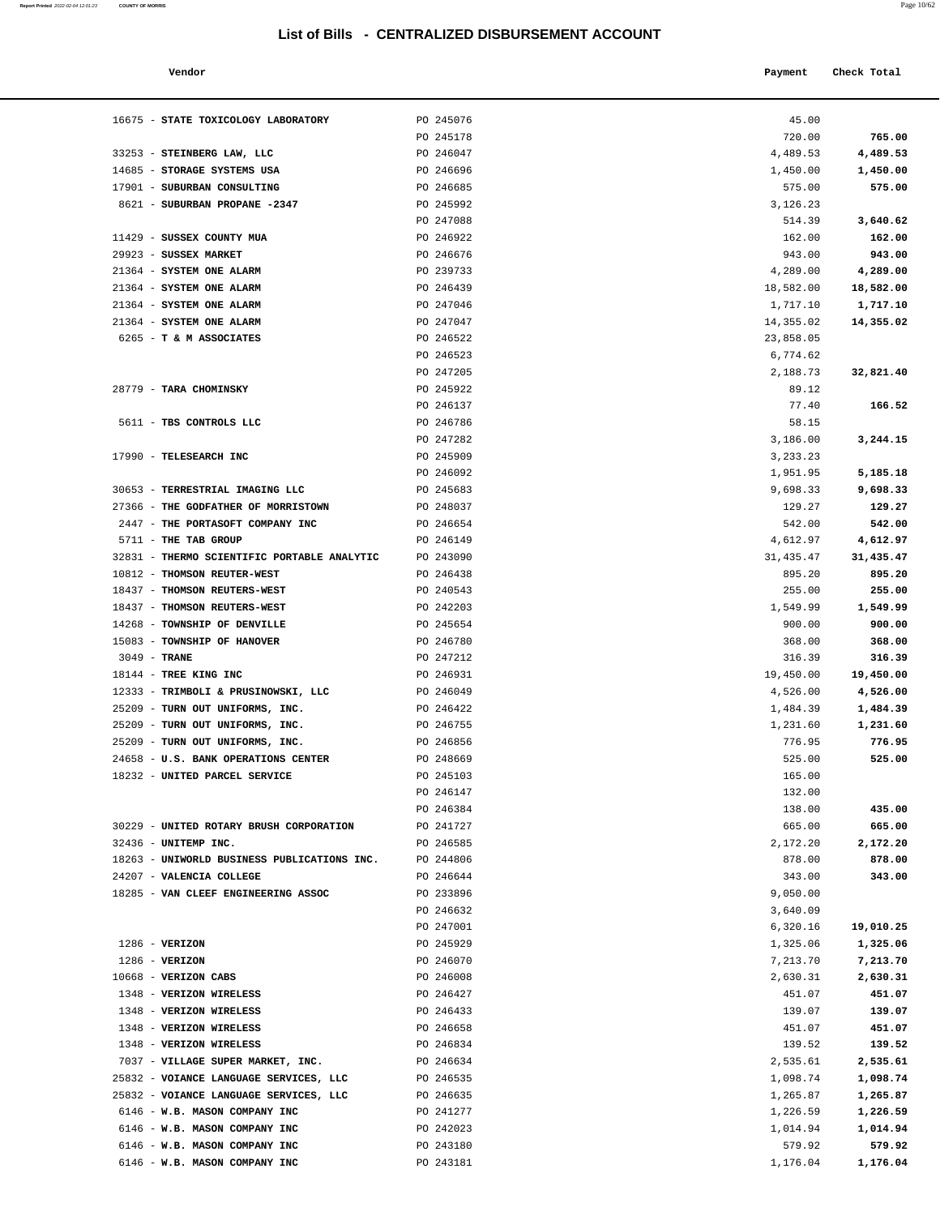## List of Bills - CENTRALIZED DISBURSEMENT ACCOUNT

| Vendor | | Payment | Check Total |
|---|---|---|---|
| 16675 - **STATE TOXICOLOGY LABORATORY** | PO 245076 | 45.00 | |
| | PO 245178 | 720.00 | **765.00** |
| 33253 - **STEINBERG LAW, LLC** | PO 246047 | 4,489.53 | **4,489.53** |
| 14685 - **STORAGE SYSTEMS USA** | PO 246696 | 1,450.00 | **1,450.00** |
| 17901 - **SUBURBAN CONSULTING** | PO 246685 | 575.00 | **575.00** |
| 8621 - **SUBURBAN PROPANE -2347** | PO 245992 | 3,126.23 | |
| | PO 247088 | 514.39 | **3,640.62** |
| 11429 - **SUSSEX COUNTY MUA** | PO 246922 | 162.00 | **162.00** |
| 29923 - **SUSSEX MARKET** | PO 246676 | 943.00 | **943.00** |
| 21364 - **SYSTEM ONE ALARM** | PO 239733 | 4,289.00 | **4,289.00** |
| 21364 - **SYSTEM ONE ALARM** | PO 246439 | 18,582.00 | **18,582.00** |
| 21364 - **SYSTEM ONE ALARM** | PO 247046 | 1,717.10 | **1,717.10** |
| 21364 - **SYSTEM ONE ALARM** | PO 247047 | 14,355.02 | **14,355.02** |
| 6265 - **T & M ASSOCIATES** | PO 246522 | 23,858.05 | |
| | PO 246523 | 6,774.62 | |
| | PO 247205 | 2,188.73 | **32,821.40** |
| 28779 - **TARA CHOMINSKY** | PO 245922 | 89.12 | |
| | PO 246137 | 77.40 | **166.52** |
| 5611 - **TBS CONTROLS LLC** | PO 246786 | 58.15 | |
| | PO 247282 | 3,186.00 | **3,244.15** |
| 17990 - **TELESEARCH INC** | PO 245909 | 3,233.23 | |
| | PO 246092 | 1,951.95 | **5,185.18** |
| 30653 - **TERRESTRIAL IMAGING LLC** | PO 245683 | 9,698.33 | **9,698.33** |
| 27366 - **THE GODFATHER OF MORRISTOWN** | PO 248037 | 129.27 | **129.27** |
| 2447 - **THE PORTASOFT COMPANY INC** | PO 246654 | 542.00 | **542.00** |
| 5711 - **THE TAB GROUP** | PO 246149 | 4,612.97 | **4,612.97** |
| 32831 - **THERMO SCIENTIFIC PORTABLE ANALYTIC** | PO 243090 | 31,435.47 | **31,435.47** |
| 10812 - **THOMSON REUTER-WEST** | PO 246438 | 895.20 | **895.20** |
| 18437 - **THOMSON REUTERS-WEST** | PO 240543 | 255.00 | **255.00** |
| 18437 - **THOMSON REUTERS-WEST** | PO 242203 | 1,549.99 | **1,549.99** |
| 14268 - **TOWNSHIP OF DENVILLE** | PO 245654 | 900.00 | **900.00** |
| 15083 - **TOWNSHIP OF HANOVER** | PO 246780 | 368.00 | **368.00** |
| 3049 - **TRANE** | PO 247212 | 316.39 | **316.39** |
| 18144 - **TREE KING INC** | PO 246931 | 19,450.00 | **19,450.00** |
| 12333 - **TRIMBOLI & PRUSINOWSKI, LLC** | PO 246049 | 4,526.00 | **4,526.00** |
| 25209 - **TURN OUT UNIFORMS, INC.** | PO 246422 | 1,484.39 | **1,484.39** |
| 25209 - **TURN OUT UNIFORMS, INC.** | PO 246755 | 1,231.60 | **1,231.60** |
| 25209 - **TURN OUT UNIFORMS, INC.** | PO 246856 | 776.95 | **776.95** |
| 24658 - **U.S. BANK OPERATIONS CENTER** | PO 248669 | 525.00 | **525.00** |
| 18232 - **UNITED PARCEL SERVICE** | PO 245103 | 165.00 | |
| | PO 246147 | 132.00 | |
| | PO 246384 | 138.00 | **435.00** |
| 30229 - **UNITED ROTARY BRUSH CORPORATION** | PO 241727 | 665.00 | **665.00** |
| 32436 - **UNITEMP INC.** | PO 246585 | 2,172.20 | **2,172.20** |
| 18263 - **UNIWORLD BUSINESS PUBLICATIONS INC.** | PO 244806 | 878.00 | **878.00** |
| 24207 - **VALENCIA COLLEGE** | PO 246644 | 343.00 | **343.00** |
| 18285 - **VAN CLEEF ENGINEERING ASSOC** | PO 233896 | 9,050.00 | |
| | PO 246632 | 3,640.09 | |
| | PO 247001 | 6,320.16 | **19,010.25** |
| 1286 - **VERIZON** | PO 245929 | 1,325.06 | **1,325.06** |
| 1286 - **VERIZON** | PO 246070 | 7,213.70 | **7,213.70** |
| 10668 - **VERIZON CABS** | PO 246008 | 2,630.31 | **2,630.31** |
| 1348 - **VERIZON WIRELESS** | PO 246427 | 451.07 | **451.07** |
| 1348 - **VERIZON WIRELESS** | PO 246433 | 139.07 | **139.07** |
| 1348 - **VERIZON WIRELESS** | PO 246658 | 451.07 | **451.07** |
| 1348 - **VERIZON WIRELESS** | PO 246834 | 139.52 | **139.52** |
| 7037 - **VILLAGE SUPER MARKET, INC.** | PO 246634 | 2,535.61 | **2,535.61** |
| 25832 - **VOIANCE LANGUAGE SERVICES, LLC** | PO 246535 | 1,098.74 | **1,098.74** |
| 25832 - **VOIANCE LANGUAGE SERVICES, LLC** | PO 246635 | 1,265.87 | **1,265.87** |
| 6146 - **W.B. MASON COMPANY INC** | PO 241277 | 1,226.59 | **1,226.59** |
| 6146 - **W.B. MASON COMPANY INC** | PO 242023 | 1,014.94 | **1,014.94** |
| 6146 - **W.B. MASON COMPANY INC** | PO 243180 | 579.92 | **579.92** |
| 6146 - **W.B. MASON COMPANY INC** | PO 243181 | 1,176.04 | **1,176.04** |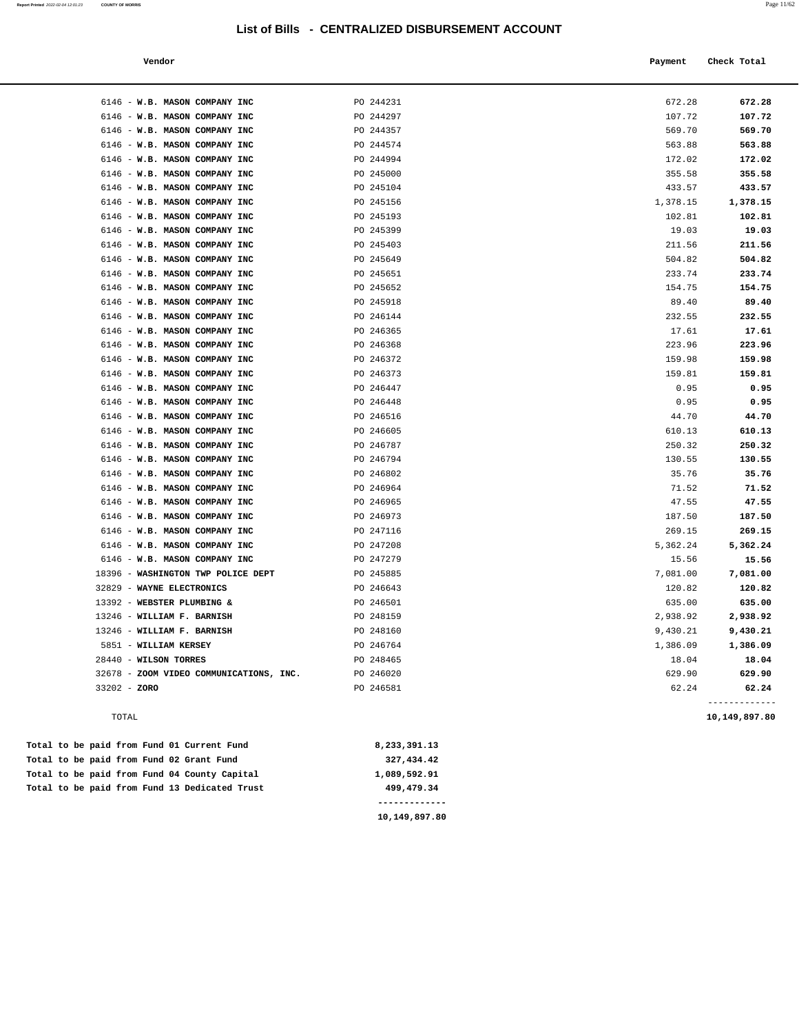# List of Bills - CENTRALIZED DISBURSEMENT ACCOUNT

| Vendor | | Payment | Check Total |
|---|---|---|---|
| 6146 - **W.B. MASON COMPANY INC** | PO 244231 | 672.28 | **672.28** |
| 6146 - **W.B. MASON COMPANY INC** | PO 244297 | 107.72 | **107.72** |
| 6146 - **W.B. MASON COMPANY INC** | PO 244357 | 569.70 | **569.70** |
| 6146 - **W.B. MASON COMPANY INC** | PO 244574 | 563.88 | **563.88** |
| 6146 - **W.B. MASON COMPANY INC** | PO 244994 | 172.02 | **172.02** |
| 6146 - **W.B. MASON COMPANY INC** | PO 245000 | 355.58 | **355.58** |
| 6146 - **W.B. MASON COMPANY INC** | PO 245104 | 433.57 | **433.57** |
| 6146 - **W.B. MASON COMPANY INC** | PO 245156 | 1,378.15 | **1,378.15** |
| 6146 - **W.B. MASON COMPANY INC** | PO 245193 | 102.81 | **102.81** |
| 6146 - **W.B. MASON COMPANY INC** | PO 245399 | 19.03 | **19.03** |
| 6146 - **W.B. MASON COMPANY INC** | PO 245403 | 211.56 | **211.56** |
| 6146 - **W.B. MASON COMPANY INC** | PO 245649 | 504.82 | **504.82** |
| 6146 - **W.B. MASON COMPANY INC** | PO 245651 | 233.74 | **233.74** |
| 6146 - **W.B. MASON COMPANY INC** | PO 245652 | 154.75 | **154.75** |
| 6146 - **W.B. MASON COMPANY INC** | PO 245918 | 89.40 | **89.40** |
| 6146 - **W.B. MASON COMPANY INC** | PO 246144 | 232.55 | **232.55** |
| 6146 - **W.B. MASON COMPANY INC** | PO 246365 | 17.61 | **17.61** |
| 6146 - **W.B. MASON COMPANY INC** | PO 246368 | 223.96 | **223.96** |
| 6146 - **W.B. MASON COMPANY INC** | PO 246372 | 159.98 | **159.98** |
| 6146 - **W.B. MASON COMPANY INC** | PO 246373 | 159.81 | **159.81** |
| 6146 - **W.B. MASON COMPANY INC** | PO 246447 | 0.95 | **0.95** |
| 6146 - **W.B. MASON COMPANY INC** | PO 246448 | 0.95 | **0.95** |
| 6146 - **W.B. MASON COMPANY INC** | PO 246516 | 44.70 | **44.70** |
| 6146 - **W.B. MASON COMPANY INC** | PO 246605 | 610.13 | **610.13** |
| 6146 - **W.B. MASON COMPANY INC** | PO 246787 | 250.32 | **250.32** |
| 6146 - **W.B. MASON COMPANY INC** | PO 246794 | 130.55 | **130.55** |
| 6146 - **W.B. MASON COMPANY INC** | PO 246802 | 35.76 | **35.76** |
| 6146 - **W.B. MASON COMPANY INC** | PO 246964 | 71.52 | **71.52** |
| 6146 - **W.B. MASON COMPANY INC** | PO 246965 | 47.55 | **47.55** |
| 6146 - **W.B. MASON COMPANY INC** | PO 246973 | 187.50 | **187.50** |
| 6146 - **W.B. MASON COMPANY INC** | PO 247116 | 269.15 | **269.15** |
| 6146 - **W.B. MASON COMPANY INC** | PO 247208 | 5,362.24 | **5,362.24** |
| 6146 - **W.B. MASON COMPANY INC** | PO 247279 | 15.56 | **15.56** |
| 18396 - **WASHINGTON TWP POLICE DEPT** | PO 245885 | 7,081.00 | **7,081.00** |
| 32829 - **WAYNE ELECTRONICS** | PO 246643 | 120.82 | **120.82** |
| 13392 - **WEBSTER PLUMBING &** | PO 246501 | 635.00 | **635.00** |
| 13246 - **WILLIAM F. BARNISH** | PO 248159 | 2,938.92 | **2,938.92** |
| 13246 - **WILLIAM F. BARNISH** | PO 248160 | 9,430.21 | **9,430.21** |
| 5851 - **WILLIAM KERSEY** | PO 246764 | 1,386.09 | **1,386.09** |
| 28440 - **WILSON TORRES** | PO 248465 | 18.04 | **18.04** |
| 32678 - **ZOOM VIDEO COMMUNICATIONS, INC.** | PO 246020 | 629.90 | **629.90** |
| 33202 - **ZORO** | PO 246581 | 62.24 | **62.24** |
| TOTAL | | | **10,149,897.80** |

| | |
|---|---|
| **Total to be paid from Fund 01 Current Fund** | **8,233,391.13** |
| **Total to be paid from Fund 02 Grant Fund** | **327,434.42** |
| **Total to be paid from Fund 04 County Capital** | **1,089,592.91** |
| **Total to be paid from Fund 13 Dedicated Trust** | **499,479.34** |
| | **10,149,897.80** |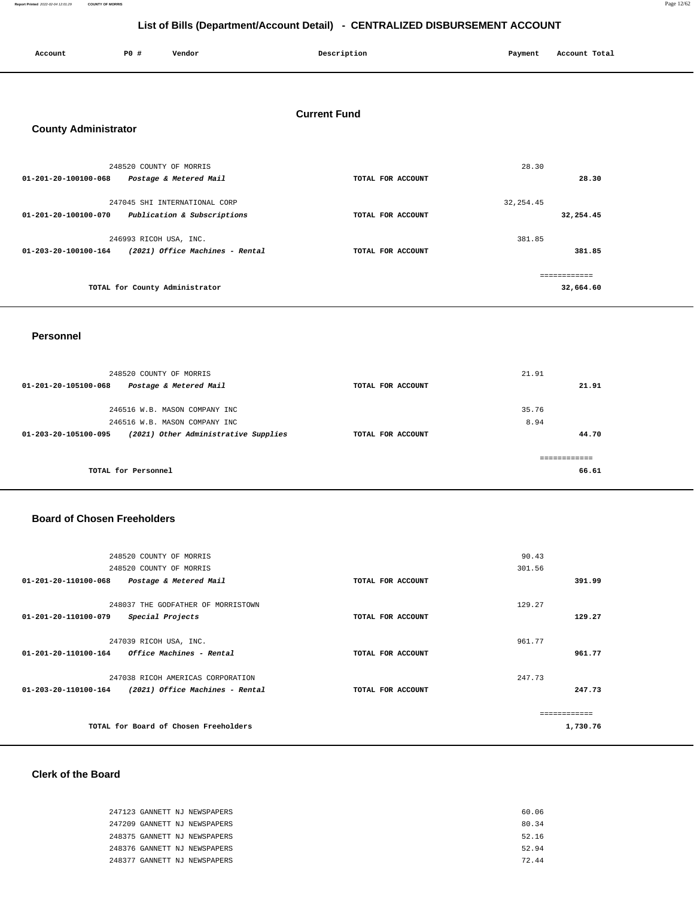# List of Bills (Department/Account Detail) - CENTRALIZED DISBURSEMENT ACCOUNT

| Account | PO # | Vendor | Description | Payment | Account Total |
|---|---|---|---|---|---|

## Current Fund

### County Administrator

| Account | PO # | Vendor | Description | Payment | Account Total |
|---|---|---|---|---|---|
| | 248520 | COUNTY OF MORRIS | | 28.30 | |
| 01-201-20-100100-068 | | *Postage & Metered Mail* | TOTAL FOR ACCOUNT | | 28.30 |
| | 247045 | SHI INTERNATIONAL CORP | | 32,254.45 | |
| 01-201-20-100100-070 | | *Publication & Subscriptions* | TOTAL FOR ACCOUNT | | 32,254.45 |
| | 246993 | RICOH USA, INC. | | 381.85 | |
| 01-203-20-100100-164 | | *(2021) Office Machines - Rental* | TOTAL FOR ACCOUNT | | 381.85 |
| | | | | | ============ |
| | | TOTAL for County Administrator | | | 32,664.60 |

### Personnel

| Account | PO # | Vendor | Description | Payment | Account Total |
|---|---|---|---|---|---|
| | 248520 | COUNTY OF MORRIS | | 21.91 | |
| 01-201-20-105100-068 | | *Postage & Metered Mail* | TOTAL FOR ACCOUNT | | 21.91 |
| | 246516 | W.B. MASON COMPANY INC | | 35.76 | |
| | 246516 | W.B. MASON COMPANY INC | | 8.94 | |
| 01-203-20-105100-095 | | *(2021) Other Administrative Supplies* | TOTAL FOR ACCOUNT | | 44.70 |
| | | | | | ============ |
| | | TOTAL for Personnel | | | 66.61 |

### Board of Chosen Freeholders

| Account | PO # | Vendor | Description | Payment | Account Total |
|---|---|---|---|---|---|
| | 248520 | COUNTY OF MORRIS | | 90.43 | |
| | 248520 | COUNTY OF MORRIS | | 301.56 | |
| 01-201-20-110100-068 | | *Postage & Metered Mail* | TOTAL FOR ACCOUNT | | 391.99 |
| | 248037 | THE GODFATHER OF MORRISTOWN | | 129.27 | |
| 01-201-20-110100-079 | | *Special Projects* | TOTAL FOR ACCOUNT | | 129.27 |
| | 247039 | RICOH USA, INC. | | 961.77 | |
| 01-201-20-110100-164 | | *Office Machines - Rental* | TOTAL FOR ACCOUNT | | 961.77 |
| | 247038 | RICOH AMERICAS CORPORATION | | 247.73 | |
| 01-203-20-110100-164 | | *(2021) Office Machines - Rental* | TOTAL FOR ACCOUNT | | 247.73 |
| | | | | | ============ |
| | | TOTAL for Board of Chosen Freeholders | | | 1,730.76 |

### Clerk of the Board

| Account | PO # | Vendor | Description | Payment | Account Total |
|---|---|---|---|---|---|
| | 247123 | GANNETT NJ NEWSPAPERS | | 60.06 | |
| | 247209 | GANNETT NJ NEWSPAPERS | | 80.34 | |
| | 248375 | GANNETT NJ NEWSPAPERS | | 52.16 | |
| | 248376 | GANNETT NJ NEWSPAPERS | | 52.94 | |
| | 248377 | GANNETT NJ NEWSPAPERS | | 72.44 | |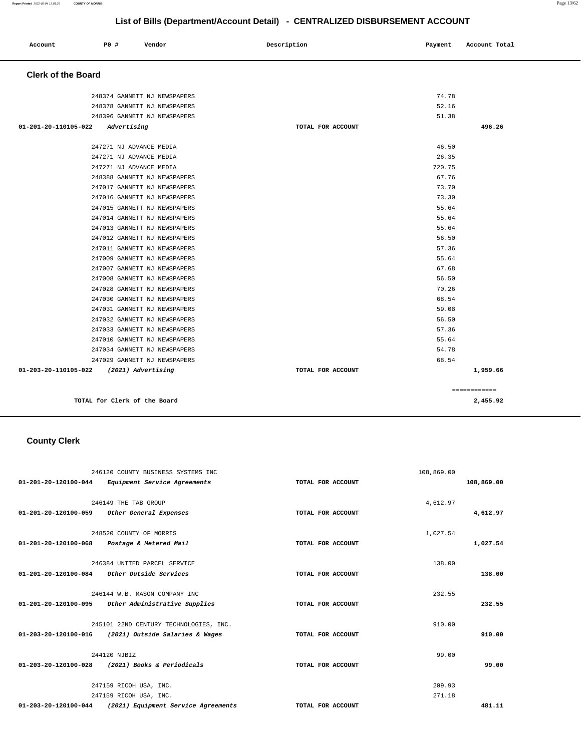## List of Bills (Department/Account Detail) - CENTRALIZED DISBURSEMENT ACCOUNT

| Account | PO # | Vendor | Description | Payment | Account Total |
|---|---|---|---|---|---|

### Clerk of the Board

| Account | PO # | Vendor | Description | Payment | Account Total |
|---|---|---|---|---|---|
| | 248374 | GANNETT NJ NEWSPAPERS | | 74.78 | |
| | 248378 | GANNETT NJ NEWSPAPERS | | 52.16 | |
| | 248396 | GANNETT NJ NEWSPAPERS | | 51.38 | |
| **01-201-20-110105-022** | | ***Advertising*** | **TOTAL FOR ACCOUNT** | | **496.26** |
| | 247271 | NJ ADVANCE MEDIA | | 46.50 | |
| | 247271 | NJ ADVANCE MEDIA | | 26.35 | |
| | 247271 | NJ ADVANCE MEDIA | | 720.75 | |
| | 248388 | GANNETT NJ NEWSPAPERS | | 67.76 | |
| | 247017 | GANNETT NJ NEWSPAPERS | | 73.70 | |
| | 247016 | GANNETT NJ NEWSPAPERS | | 73.30 | |
| | 247015 | GANNETT NJ NEWSPAPERS | | 55.64 | |
| | 247014 | GANNETT NJ NEWSPAPERS | | 55.64 | |
| | 247013 | GANNETT NJ NEWSPAPERS | | 55.64 | |
| | 247012 | GANNETT NJ NEWSPAPERS | | 56.50 | |
| | 247011 | GANNETT NJ NEWSPAPERS | | 57.36 | |
| | 247009 | GANNETT NJ NEWSPAPERS | | 55.64 | |
| | 247007 | GANNETT NJ NEWSPAPERS | | 67.68 | |
| | 247008 | GANNETT NJ NEWSPAPERS | | 56.50 | |
| | 247028 | GANNETT NJ NEWSPAPERS | | 70.26 | |
| | 247030 | GANNETT NJ NEWSPAPERS | | 68.54 | |
| | 247031 | GANNETT NJ NEWSPAPERS | | 59.08 | |
| | 247032 | GANNETT NJ NEWSPAPERS | | 56.50 | |
| | 247033 | GANNETT NJ NEWSPAPERS | | 57.36 | |
| | 247010 | GANNETT NJ NEWSPAPERS | | 55.64 | |
| | 247034 | GANNETT NJ NEWSPAPERS | | 54.78 | |
| | 247029 | GANNETT NJ NEWSPAPERS | | 68.54 | |
| **01-203-20-110105-022** | | ***(2021) Advertising*** | **TOTAL FOR ACCOUNT** | | **1,959.66** |
| | | | | | ============ |
| | | **TOTAL for Clerk of the Board** | | | **2,455.92** |

### County Clerk

| Account | PO # | Vendor | Description | Payment | Account Total |
|---|---|---|---|---|---|
| | 246120 | COUNTY BUSINESS SYSTEMS INC | | 108,869.00 | |
| **01-201-20-120100-044** | | ***Equipment Service Agreements*** | **TOTAL FOR ACCOUNT** | | **108,869.00** |
| | 246149 | THE TAB GROUP | | 4,612.97 | |
| **01-201-20-120100-059** | | ***Other General Expenses*** | **TOTAL FOR ACCOUNT** | | **4,612.97** |
| | 248520 | COUNTY OF MORRIS | | 1,027.54 | |
| **01-201-20-120100-068** | | ***Postage & Metered Mail*** | **TOTAL FOR ACCOUNT** | | **1,027.54** |
| | 246384 | UNITED PARCEL SERVICE | | 138.00 | |
| **01-201-20-120100-084** | | ***Other Outside Services*** | **TOTAL FOR ACCOUNT** | | **138.00** |
| | 246144 | W.B. MASON COMPANY INC | | 232.55 | |
| **01-201-20-120100-095** | | ***Other Administrative Supplies*** | **TOTAL FOR ACCOUNT** | | **232.55** |
| | 245101 | 22ND CENTURY TECHNOLOGIES, INC. | | 910.00 | |
| **01-203-20-120100-016** | | ***(2021) Outside Salaries & Wages*** | **TOTAL FOR ACCOUNT** | | **910.00** |
| | 244120 | NJBIZ | | 99.00 | |
| **01-203-20-120100-028** | | ***(2021) Books & Periodicals*** | **TOTAL FOR ACCOUNT** | | **99.00** |
| | 247159 | RICOH USA, INC. | | 209.93 | |
| | 247159 | RICOH USA, INC. | | 271.18 | |
| **01-203-20-120100-044** | | ***(2021) Equipment Service Agreements*** | **TOTAL FOR ACCOUNT** | | **481.11** |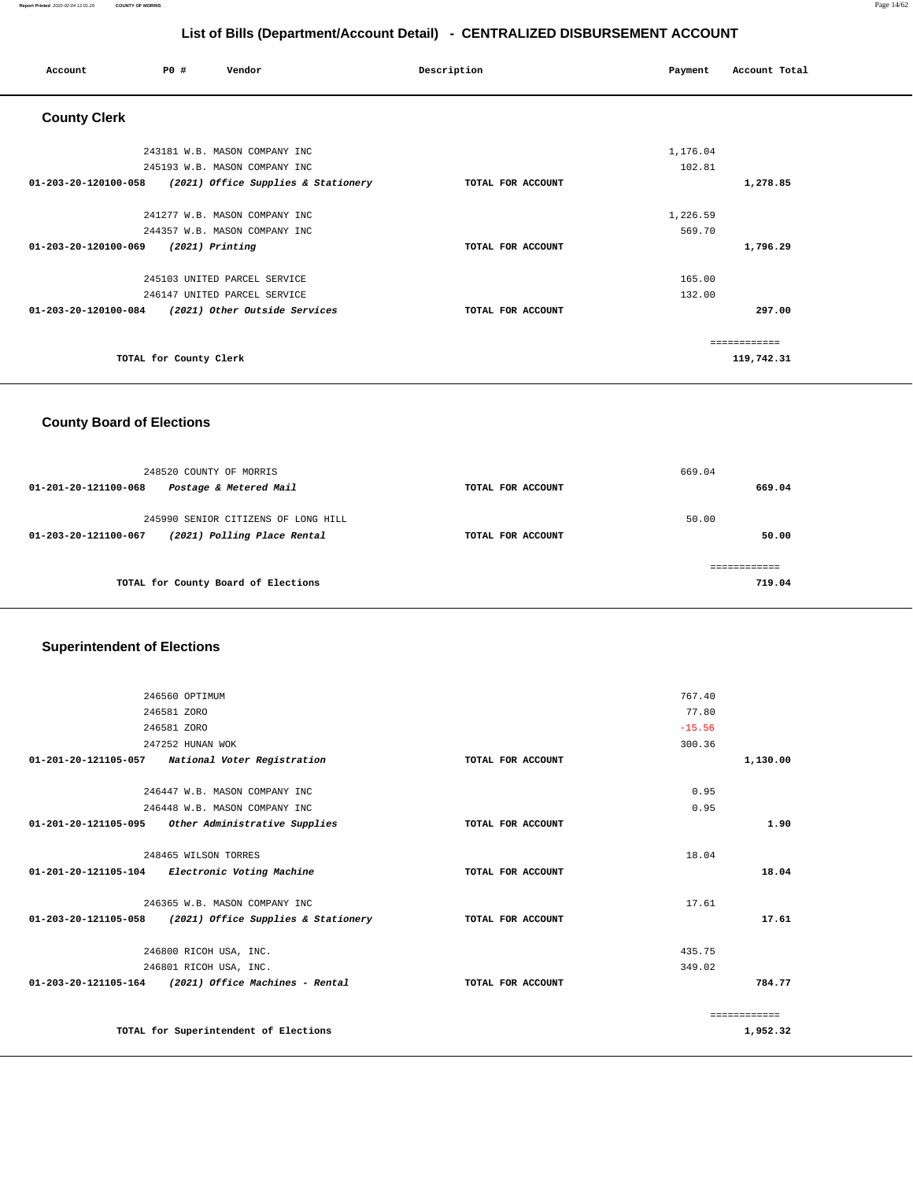# List of Bills (Department/Account Detail) - CENTRALIZED DISBURSEMENT ACCOUNT

| Account | PO # | Vendor | Description | Payment | Account Total |
|---|---|---|---|---|---|

## County Clerk

| Account | PO # | Vendor | Description | Payment | Account Total |
|---|---|---|---|---|---|
| | 243181 | W.B. MASON COMPANY INC | | 1,176.04 | |
| | 245193 | W.B. MASON COMPANY INC | | 102.81 | |
| 01-203-20-120100-058 | | *(2021) Office Supplies & Stationery* | TOTAL FOR ACCOUNT | | **1,278.85** |
| | 241277 | W.B. MASON COMPANY INC | | 1,226.59 | |
| | 244357 | W.B. MASON COMPANY INC | | 569.70 | |
| 01-203-20-120100-069 | | *(2021) Printing* | TOTAL FOR ACCOUNT | | **1,796.29** |
| | 245103 | UNITED PARCEL SERVICE | | 165.00 | |
| | 246147 | UNITED PARCEL SERVICE | | 132.00 | |
| 01-203-20-120100-084 | | *(2021) Other Outside Services* | TOTAL FOR ACCOUNT | | **297.00** |
| | | | | | ============ |
| | | **TOTAL for County Clerk** | | | **119,742.31** |

## County Board of Elections

| Account | PO # | Vendor | Description | Payment | Account Total |
|---|---|---|---|---|---|
| | 248520 | COUNTY OF MORRIS | | 669.04 | |
| 01-201-20-121100-068 | | *Postage & Metered Mail* | TOTAL FOR ACCOUNT | | **669.04** |
| | 245990 | SENIOR CITIZENS OF LONG HILL | | 50.00 | |
| 01-203-20-121100-067 | | *(2021) Polling Place Rental* | TOTAL FOR ACCOUNT | | **50.00** |
| | | | | | ============ |
| | | **TOTAL for County Board of Elections** | | | **719.04** |

## Superintendent of Elections

| Account | PO # | Vendor | Description | Payment | Account Total |
|---|---|---|---|---|---|
| | 246560 | OPTIMUM | | 767.40 | |
| | 246581 | ZORO | | 77.80 | |
| | 246581 | ZORO | | -15.56 | |
| | 247252 | HUNAN WOK | | 300.36 | |
| 01-201-20-121105-057 | | *National Voter Registration* | TOTAL FOR ACCOUNT | | **1,130.00** |
| | 246447 | W.B. MASON COMPANY INC | | 0.95 | |
| | 246448 | W.B. MASON COMPANY INC | | 0.95 | |
| 01-201-20-121105-095 | | *Other Administrative Supplies* | TOTAL FOR ACCOUNT | | **1.90** |
| | 248465 | WILSON TORRES | | 18.04 | |
| 01-201-20-121105-104 | | *Electronic Voting Machine* | TOTAL FOR ACCOUNT | | **18.04** |
| | 246365 | W.B. MASON COMPANY INC | | 17.61 | |
| 01-203-20-121105-058 | | *(2021) Office Supplies & Stationery* | TOTAL FOR ACCOUNT | | **17.61** |
| | 246800 | RICOH USA, INC. | | 435.75 | |
| | 246801 | RICOH USA, INC. | | 349.02 | |
| 01-203-20-121105-164 | | *(2021) Office Machines - Rental* | TOTAL FOR ACCOUNT | | **784.77** |
| | | | | | ============ |
| | | **TOTAL for Superintendent of Elections** | | | **1,952.32** |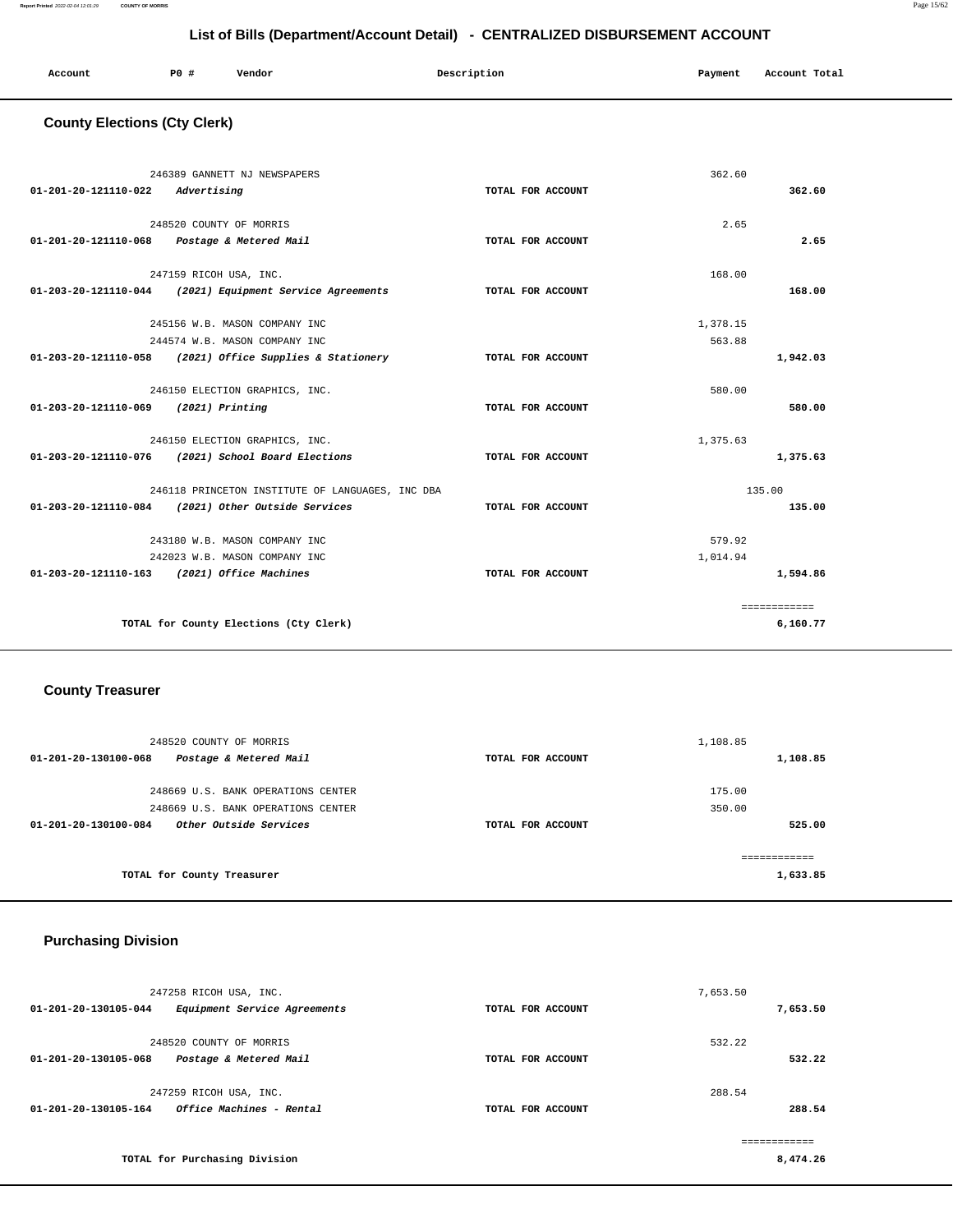## List of Bills (Department/Account Detail) - CENTRALIZED DISBURSEMENT ACCOUNT

| Account | PO # | Vendor | Description | Payment | Account Total |
|---|---|---|---|---|---|

### County Elections (Cty Clerk)

| Account | PO # | Vendor | Description | Payment | Account Total |
|---|---|---|---|---|---|
| | 246389 | GANNETT NJ NEWSPAPERS | | 362.60 | |
| 01-201-20-121110-022 | | *Advertising* | TOTAL FOR ACCOUNT | | 362.60 |
| | 248520 | COUNTY OF MORRIS | | 2.65 | |
| 01-201-20-121110-068 | | *Postage & Metered Mail* | TOTAL FOR ACCOUNT | | 2.65 |
| | 247159 | RICOH USA, INC. | | 168.00 | |
| 01-203-20-121110-044 | | *(2021) Equipment Service Agreements* | TOTAL FOR ACCOUNT | | 168.00 |
| | 245156 | W.B. MASON COMPANY INC | | 1,378.15 | |
| | 244574 | W.B. MASON COMPANY INC | | 563.88 | |
| 01-203-20-121110-058 | | *(2021) Office Supplies & Stationery* | TOTAL FOR ACCOUNT | | 1,942.03 |
| | 246150 | ELECTION GRAPHICS, INC. | | 580.00 | |
| 01-203-20-121110-069 | | *(2021) Printing* | TOTAL FOR ACCOUNT | | 580.00 |
| | 246150 | ELECTION GRAPHICS, INC. | | 1,375.63 | |
| 01-203-20-121110-076 | | *(2021) School Board Elections* | TOTAL FOR ACCOUNT | | 1,375.63 |
| | 246118 | PRINCETON INSTITUTE OF LANGUAGES, INC DBA | | 135.00 | |
| 01-203-20-121110-084 | | *(2021) Other Outside Services* | TOTAL FOR ACCOUNT | | 135.00 |
| | 243180 | W.B. MASON COMPANY INC | | 579.92 | |
| | 242023 | W.B. MASON COMPANY INC | | 1,014.94 | |
| 01-203-20-121110-163 | | *(2021) Office Machines* | TOTAL FOR ACCOUNT | | 1,594.86 |
| | | TOTAL for County Elections (Cty Clerk) | | | 6,160.77 |

### County Treasurer

| Account | PO # | Vendor | Description | Payment | Account Total |
|---|---|---|---|---|---|
| | 248520 | COUNTY OF MORRIS | | 1,108.85 | |
| 01-201-20-130100-068 | | *Postage & Metered Mail* | TOTAL FOR ACCOUNT | | 1,108.85 |
| | 248669 | U.S. BANK OPERATIONS CENTER | | 175.00 | |
| | 248669 | U.S. BANK OPERATIONS CENTER | | 350.00 | |
| 01-201-20-130100-084 | | *Other Outside Services* | TOTAL FOR ACCOUNT | | 525.00 |
| | | TOTAL for County Treasurer | | | 1,633.85 |

### Purchasing Division

| Account | PO # | Vendor | Description | Payment | Account Total |
|---|---|---|---|---|---|
| | 247258 | RICOH USA, INC. | | 7,653.50 | |
| 01-201-20-130105-044 | | *Equipment Service Agreements* | TOTAL FOR ACCOUNT | | 7,653.50 |
| | 248520 | COUNTY OF MORRIS | | 532.22 | |
| 01-201-20-130105-068 | | *Postage & Metered Mail* | TOTAL FOR ACCOUNT | | 532.22 |
| | 247259 | RICOH USA, INC. | | 288.54 | |
| 01-201-20-130105-164 | | *Office Machines - Rental* | TOTAL FOR ACCOUNT | | 288.54 |
| | | TOTAL for Purchasing Division | | | 8,474.26 |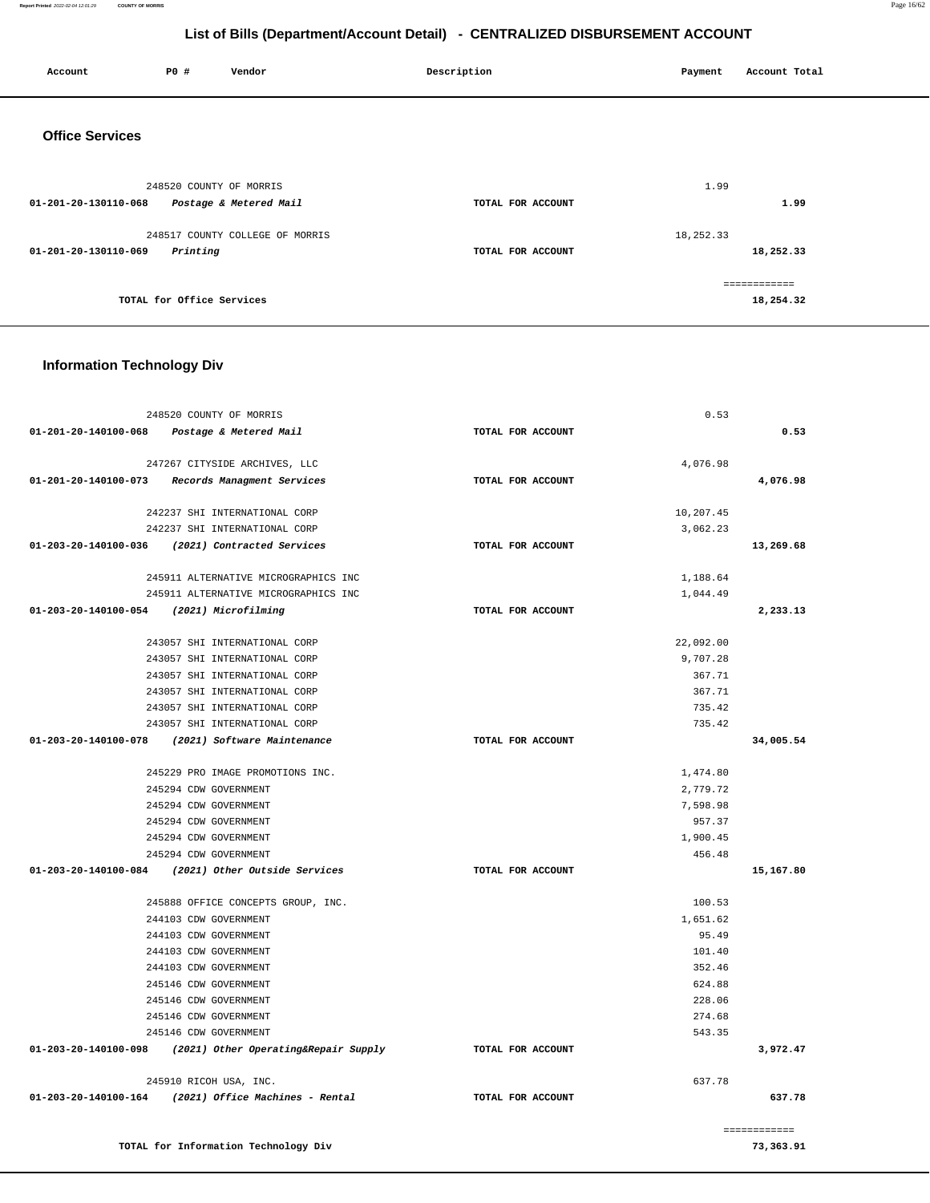# List of Bills (Department/Account Detail) - CENTRALIZED DISBURSEMENT ACCOUNT

| Account | PO # | Vendor | Description | Payment | Account Total |
|---|---|---|---|---|---|

## Office Services

| Account | PO # | Vendor | Description | Payment | Account Total |
|---|---|---|---|---|---|
| | 248520 | COUNTY OF MORRIS | | 1.99 | |
| 01-201-20-130110-068 | | *Postage & Metered Mail* | TOTAL FOR ACCOUNT | | 1.99 |
| | 248517 | COUNTY COLLEGE OF MORRIS | | 18,252.33 | |
| 01-201-20-130110-069 | | *Printing* | TOTAL FOR ACCOUNT | | 18,252.33 |
| | | | | | ============ |
| | | TOTAL for Office Services | | | 18,254.32 |

## Information Technology Div

| Account | PO # | Vendor | Description | Payment | Account Total |
|---|---|---|---|---|---|
| | 248520 | COUNTY OF MORRIS | | 0.53 | |
| 01-201-20-140100-068 | | *Postage & Metered Mail* | TOTAL FOR ACCOUNT | | 0.53 |
| | 247267 | CITYSIDE ARCHIVES, LLC | | 4,076.98 | |
| 01-201-20-140100-073 | | *Records Managment Services* | TOTAL FOR ACCOUNT | | 4,076.98 |
| | 242237 | SHI INTERNATIONAL CORP | | 10,207.45 | |
| | 242237 | SHI INTERNATIONAL CORP | | 3,062.23 | |
| 01-203-20-140100-036 | | *(2021) Contracted Services* | TOTAL FOR ACCOUNT | | 13,269.68 |
| | 245911 | ALTERNATIVE MICROGRAPHICS INC | | 1,188.64 | |
| | 245911 | ALTERNATIVE MICROGRAPHICS INC | | 1,044.49 | |
| 01-203-20-140100-054 | | *(2021) Microfilming* | TOTAL FOR ACCOUNT | | 2,233.13 |
| | 243057 | SHI INTERNATIONAL CORP | | 22,092.00 | |
| | 243057 | SHI INTERNATIONAL CORP | | 9,707.28 | |
| | 243057 | SHI INTERNATIONAL CORP | | 367.71 | |
| | 243057 | SHI INTERNATIONAL CORP | | 367.71 | |
| | 243057 | SHI INTERNATIONAL CORP | | 735.42 | |
| | 243057 | SHI INTERNATIONAL CORP | | 735.42 | |
| 01-203-20-140100-078 | | *(2021) Software Maintenance* | TOTAL FOR ACCOUNT | | 34,005.54 |
| | 245229 | PRO IMAGE PROMOTIONS INC. | | 1,474.80 | |
| | 245294 | CDW GOVERNMENT | | 2,779.72 | |
| | 245294 | CDW GOVERNMENT | | 7,598.98 | |
| | 245294 | CDW GOVERNMENT | | 957.37 | |
| | 245294 | CDW GOVERNMENT | | 1,900.45 | |
| | 245294 | CDW GOVERNMENT | | 456.48 | |
| 01-203-20-140100-084 | | *(2021) Other Outside Services* | TOTAL FOR ACCOUNT | | 15,167.80 |
| | 245888 | OFFICE CONCEPTS GROUP, INC. | | 100.53 | |
| | 244103 | CDW GOVERNMENT | | 1,651.62 | |
| | 244103 | CDW GOVERNMENT | | 95.49 | |
| | 244103 | CDW GOVERNMENT | | 101.40 | |
| | 244103 | CDW GOVERNMENT | | 352.46 | |
| | 245146 | CDW GOVERNMENT | | 624.88 | |
| | 245146 | CDW GOVERNMENT | | 228.06 | |
| | 245146 | CDW GOVERNMENT | | 274.68 | |
| | 245146 | CDW GOVERNMENT | | 543.35 | |
| 01-203-20-140100-098 | | *(2021) Other Operating&Repair Supply* | TOTAL FOR ACCOUNT | | 3,972.47 |
| | 245910 | RICOH USA, INC. | | 637.78 | |
| 01-203-20-140100-164 | | *(2021) Office Machines - Rental* | TOTAL FOR ACCOUNT | | 637.78 |
| | | | | | ============ |
| | | TOTAL for Information Technology Div | | | 73,363.91 |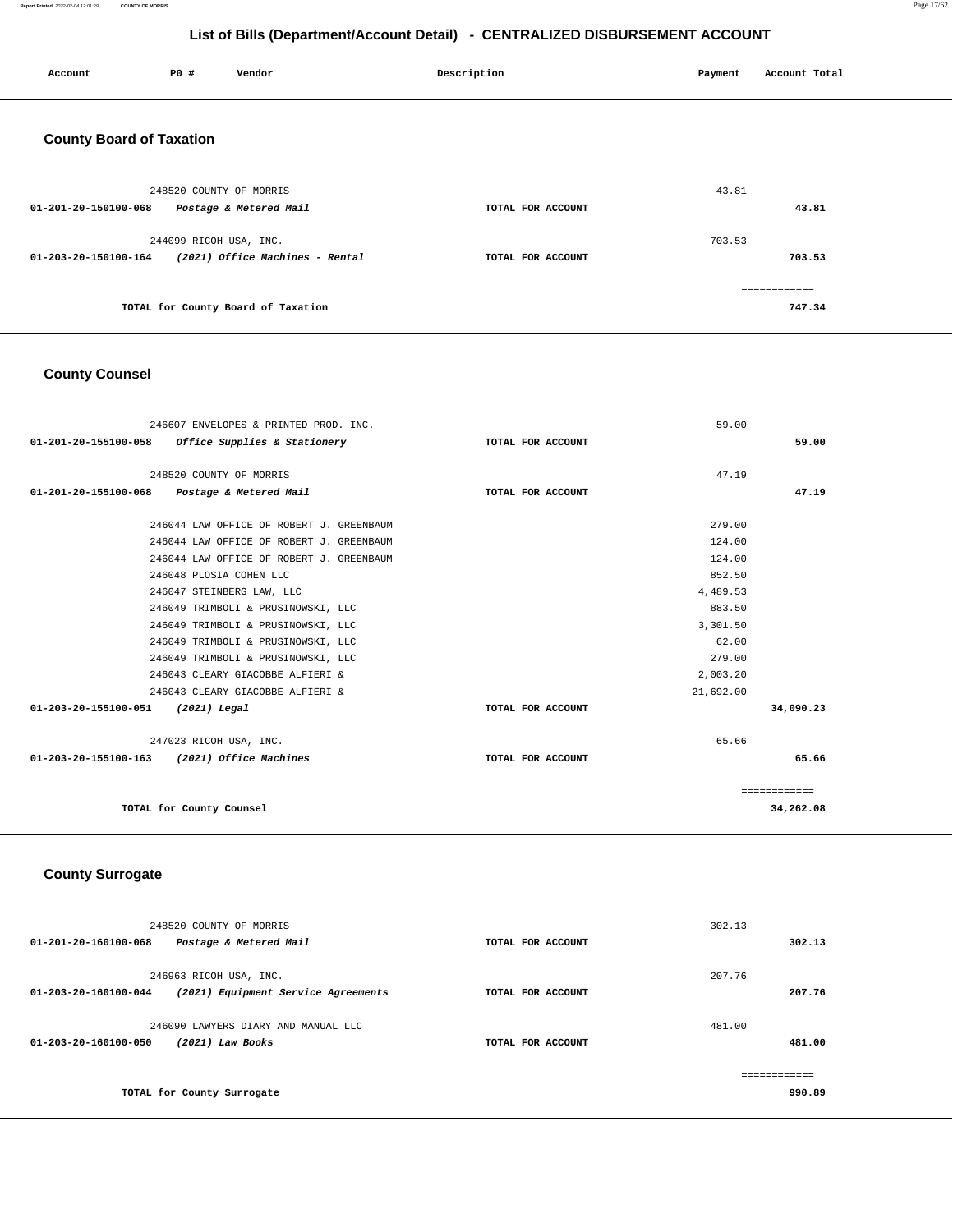# List of Bills (Department/Account Detail) - CENTRALIZED DISBURSEMENT ACCOUNT

| Account | PO # | Vendor | Description | Payment | Account Total |
|---|---|---|---|---|---|

## County Board of Taxation

| Account | PO # | Vendor | Description | Payment | Account Total |
|---|---|---|---|---|---|
| | 248520 | COUNTY OF MORRIS | | 43.81 | |
| 01-201-20-150100-068 | | *Postage & Metered Mail* | TOTAL FOR ACCOUNT | | 43.81 |
| | 244099 | RICOH USA, INC. | | 703.53 | |
| 01-203-20-150100-164 | | *(2021) Office Machines - Rental* | TOTAL FOR ACCOUNT | | 703.53 |
| | | | | | ============ |
| | | TOTAL for County Board of Taxation | | | 747.34 |

## County Counsel

| Account | PO # | Vendor | Description | Payment | Account Total |
|---|---|---|---|---|---|
| | 246607 | ENVELOPES & PRINTED PROD. INC. | | 59.00 | |
| 01-201-20-155100-058 | | *Office Supplies & Stationery* | TOTAL FOR ACCOUNT | | 59.00 |
| | 248520 | COUNTY OF MORRIS | | 47.19 | |
| 01-201-20-155100-068 | | *Postage & Metered Mail* | TOTAL FOR ACCOUNT | | 47.19 |
| | 246044 | LAW OFFICE OF ROBERT J. GREENBAUM | | 279.00 | |
| | 246044 | LAW OFFICE OF ROBERT J. GREENBAUM | | 124.00 | |
| | 246044 | LAW OFFICE OF ROBERT J. GREENBAUM | | 124.00 | |
| | 246048 | PLOSIA COHEN LLC | | 852.50 | |
| | 246047 | STEINBERG LAW, LLC | | 4,489.53 | |
| | 246049 | TRIMBOLI & PRUSINOWSKI, LLC | | 883.50 | |
| | 246049 | TRIMBOLI & PRUSINOWSKI, LLC | | 3,301.50 | |
| | 246049 | TRIMBOLI & PRUSINOWSKI, LLC | | 62.00 | |
| | 246049 | TRIMBOLI & PRUSINOWSKI, LLC | | 279.00 | |
| | 246043 | CLEARY GIACOBBE ALFIERI & | | 2,003.20 | |
| | 246043 | CLEARY GIACOBBE ALFIERI & | | 21,692.00 | |
| 01-203-20-155100-051 | | *(2021) Legal* | TOTAL FOR ACCOUNT | | 34,090.23 |
| | 247023 | RICOH USA, INC. | | 65.66 | |
| 01-203-20-155100-163 | | *(2021) Office Machines* | TOTAL FOR ACCOUNT | | 65.66 |
| | | | | | ============ |
| | | TOTAL for County Counsel | | | 34,262.08 |

## County Surrogate

| Account | PO # | Vendor | Description | Payment | Account Total |
|---|---|---|---|---|---|
| | 248520 | COUNTY OF MORRIS | | 302.13 | |
| 01-201-20-160100-068 | | *Postage & Metered Mail* | TOTAL FOR ACCOUNT | | 302.13 |
| | 246963 | RICOH USA, INC. | | 207.76 | |
| 01-203-20-160100-044 | | *(2021) Equipment Service Agreements* | TOTAL FOR ACCOUNT | | 207.76 |
| | 246090 | LAWYERS DIARY AND MANUAL LLC | | 481.00 | |
| 01-203-20-160100-050 | | *(2021) Law Books* | TOTAL FOR ACCOUNT | | 481.00 |
| | | | | | ============ |
| | | TOTAL for County Surrogate | | | 990.89 |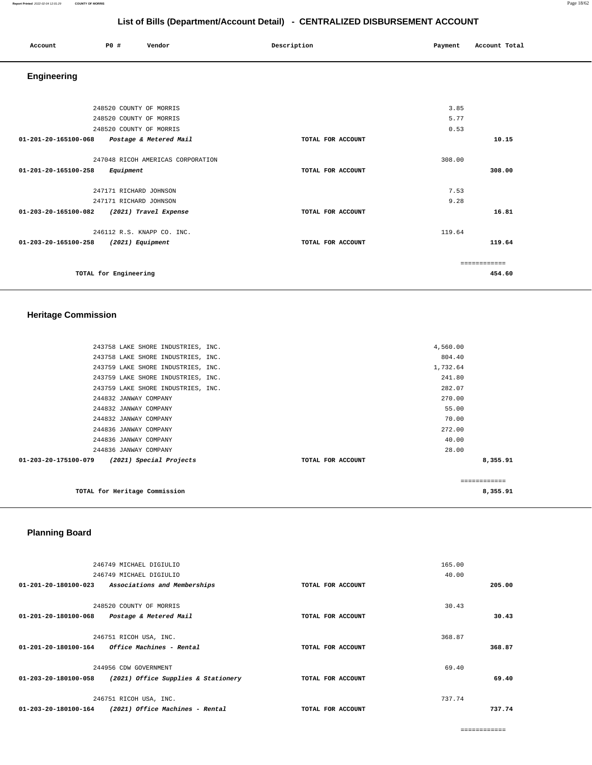## List of Bills (Department/Account Detail) - CENTRALIZED DISBURSEMENT ACCOUNT

| Account | PO # | Vendor | Description | Payment | Account Total |
|---|---|---|---|---|---|

### Engineering

| Account | PO # | Vendor | Description | Payment | Account Total |
|---|---|---|---|---|---|
| | 248520 | COUNTY OF MORRIS | | 3.85 | |
| | 248520 | COUNTY OF MORRIS | | 5.77 | |
| | 248520 | COUNTY OF MORRIS | | 0.53 | |
| **01-201-20-165100-068** | | ***Postage & Metered Mail*** | **TOTAL FOR ACCOUNT** | | **10.15** |
| | 247048 | RICOH AMERICAS CORPORATION | | 308.00 | |
| **01-201-20-165100-258** | | ***Equipment*** | **TOTAL FOR ACCOUNT** | | **308.00** |
| | 247171 | RICHARD JOHNSON | | 7.53 | |
| | 247171 | RICHARD JOHNSON | | 9.28 | |
| **01-203-20-165100-082** | | ***(2021) Travel Expense*** | **TOTAL FOR ACCOUNT** | | **16.81** |
| | 246112 | R.S. KNAPP CO. INC. | | 119.64 | |
| **01-203-20-165100-258** | | ***(2021) Equipment*** | **TOTAL FOR ACCOUNT** | | **119.64** |
| | | | | | ============ |
| | **TOTAL for Engineering** | | | | **454.60** |

### Heritage Commission

| Account | PO # | Vendor | Description | Payment | Account Total |
|---|---|---|---|---|---|
| | 243758 | LAKE SHORE INDUSTRIES, INC. | | 4,560.00 | |
| | 243758 | LAKE SHORE INDUSTRIES, INC. | | 804.40 | |
| | 243759 | LAKE SHORE INDUSTRIES, INC. | | 1,732.64 | |
| | 243759 | LAKE SHORE INDUSTRIES, INC. | | 241.80 | |
| | 243759 | LAKE SHORE INDUSTRIES, INC. | | 282.07 | |
| | 244832 | JANWAY COMPANY | | 270.00 | |
| | 244832 | JANWAY COMPANY | | 55.00 | |
| | 244832 | JANWAY COMPANY | | 70.00 | |
| | 244836 | JANWAY COMPANY | | 272.00 | |
| | 244836 | JANWAY COMPANY | | 40.00 | |
| | 244836 | JANWAY COMPANY | | 28.00 | |
| **01-203-20-175100-079** | | ***(2021) Special Projects*** | **TOTAL FOR ACCOUNT** | | **8,355.91** |
| | | | | | ============ |
| | **TOTAL for Heritage Commission** | | | | **8,355.91** |

### Planning Board

| Account | PO # | Vendor | Description | Payment | Account Total |
|---|---|---|---|---|---|
| | 246749 | MICHAEL DIGIULIO | | 165.00 | |
| | 246749 | MICHAEL DIGIULIO | | 40.00 | |
| **01-201-20-180100-023** | | ***Associations and Memberships*** | **TOTAL FOR ACCOUNT** | | **205.00** |
| | 248520 | COUNTY OF MORRIS | | 30.43 | |
| **01-201-20-180100-068** | | ***Postage & Metered Mail*** | **TOTAL FOR ACCOUNT** | | **30.43** |
| | 246751 | RICOH USA, INC. | | 368.87 | |
| **01-201-20-180100-164** | | ***Office Machines - Rental*** | **TOTAL FOR ACCOUNT** | | **368.87** |
| | 244956 | CDW GOVERNMENT | | 69.40 | |
| **01-203-20-180100-058** | | ***(2021) Office Supplies & Stationery*** | **TOTAL FOR ACCOUNT** | | **69.40** |
| | 246751 | RICOH USA, INC. | | 737.74 | |
| **01-203-20-180100-164** | | ***(2021) Office Machines - Rental*** | **TOTAL FOR ACCOUNT** | | **737.74** |
| | | | | | ============ |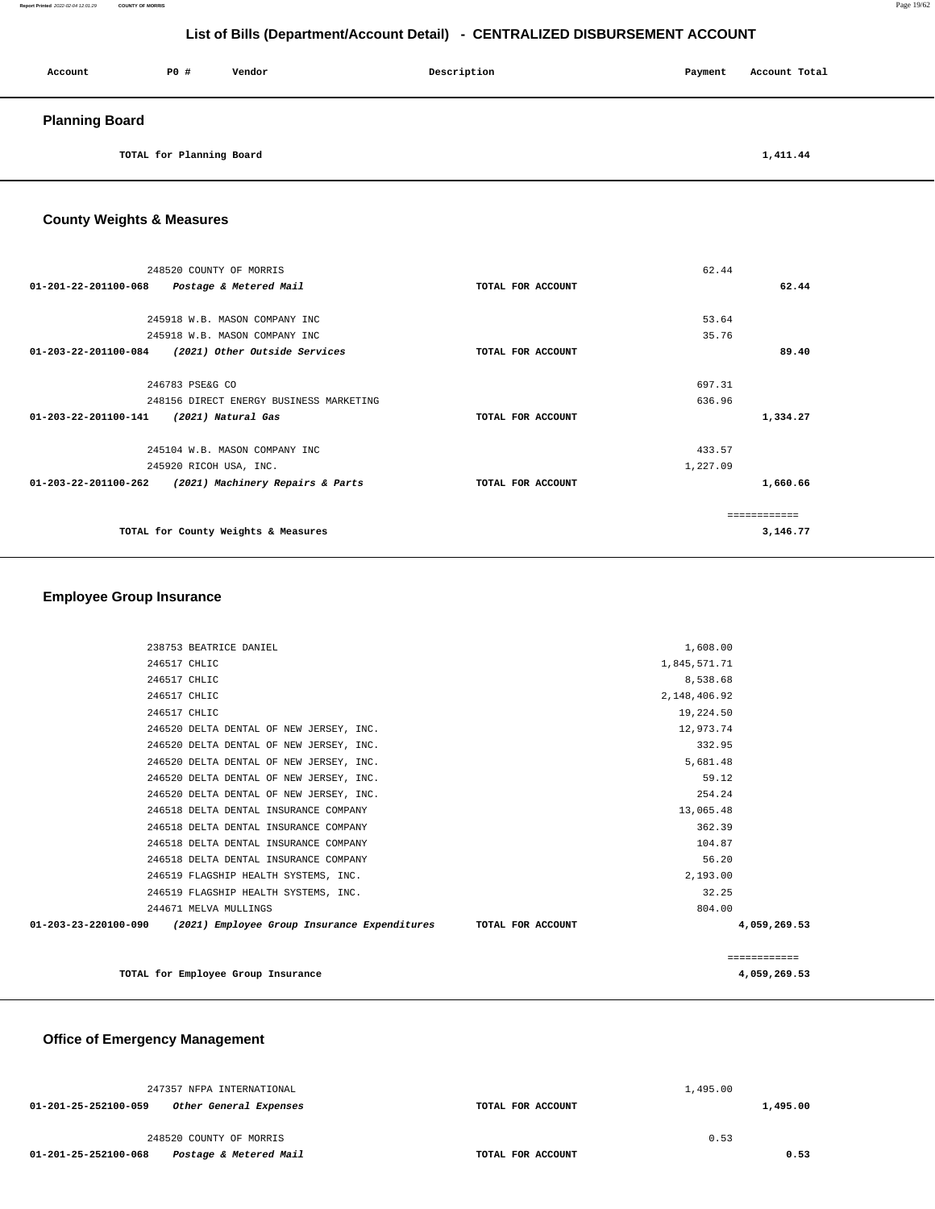# List of Bills (Department/Account Detail) - CENTRALIZED DISBURSEMENT ACCOUNT

| Account | PO # | Vendor | Description | Payment | Account Total |
|---|---|---|---|---|---|

## Planning Board

| | | | | |
|---|---|---|---|---|
| TOTAL for Planning Board | | | | 1,411.44 |

## County Weights & Measures

| Account | PO # / Vendor | Description | Payment | Account Total |
|---|---|---|---|---|
| | 248520 COUNTY OF MORRIS | | 62.44 | |
| 01-201-22-201100-068 | *Postage & Metered Mail* | TOTAL FOR ACCOUNT | | 62.44 |
| | 245918 W.B. MASON COMPANY INC | | 53.64 | |
| | 245918 W.B. MASON COMPANY INC | | 35.76 | |
| 01-203-22-201100-084 | *(2021) Other Outside Services* | TOTAL FOR ACCOUNT | | 89.40 |
| | 246783 PSE&G CO | | 697.31 | |
| | 248156 DIRECT ENERGY BUSINESS MARKETING | | 636.96 | |
| 01-203-22-201100-141 | *(2021) Natural Gas* | TOTAL FOR ACCOUNT | | 1,334.27 |
| | 245104 W.B. MASON COMPANY INC | | 433.57 | |
| | 245920 RICOH USA, INC. | | 1,227.09 | |
| 01-203-22-201100-262 | *(2021) Machinery Repairs & Parts* | TOTAL FOR ACCOUNT | | 1,660.66 |
| | | | | ============ |
| | TOTAL for County Weights & Measures | | | 3,146.77 |

## Employee Group Insurance

| Account | PO # / Vendor | Description | Payment | Account Total |
|---|---|---|---|---|
| | 238753 BEATRICE DANIEL | | 1,608.00 | |
| | 246517 CHLIC | | 1,845,571.71 | |
| | 246517 CHLIC | | 8,538.68 | |
| | 246517 CHLIC | | 2,148,406.92 | |
| | 246517 CHLIC | | 19,224.50 | |
| | 246520 DELTA DENTAL OF NEW JERSEY, INC. | | 12,973.74 | |
| | 246520 DELTA DENTAL OF NEW JERSEY, INC. | | 332.95 | |
| | 246520 DELTA DENTAL OF NEW JERSEY, INC. | | 5,681.48 | |
| | 246520 DELTA DENTAL OF NEW JERSEY, INC. | | 59.12 | |
| | 246520 DELTA DENTAL OF NEW JERSEY, INC. | | 254.24 | |
| | 246518 DELTA DENTAL INSURANCE COMPANY | | 13,065.48 | |
| | 246518 DELTA DENTAL INSURANCE COMPANY | | 362.39 | |
| | 246518 DELTA DENTAL INSURANCE COMPANY | | 104.87 | |
| | 246518 DELTA DENTAL INSURANCE COMPANY | | 56.20 | |
| | 246519 FLAGSHIP HEALTH SYSTEMS, INC. | | 2,193.00 | |
| | 246519 FLAGSHIP HEALTH SYSTEMS, INC. | | 32.25 | |
| | 244671 MELVA MULLINGS | | 804.00 | |
| 01-203-23-220100-090 | *(2021) Employee Group Insurance Expenditures* | TOTAL FOR ACCOUNT | | 4,059,269.53 |
| | | | | ============ |
| | TOTAL for Employee Group Insurance | | | 4,059,269.53 |

## Office of Emergency Management

| Account | PO # / Vendor | Description | Payment | Account Total |
|---|---|---|---|---|
| | 247357 NFPA INTERNATIONAL | | 1,495.00 | |
| 01-201-25-252100-059 | *Other General Expenses* | TOTAL FOR ACCOUNT | | 1,495.00 |
| | 248520 COUNTY OF MORRIS | | 0.53 | |
| 01-201-25-252100-068 | *Postage & Metered Mail* | TOTAL FOR ACCOUNT | | 0.53 |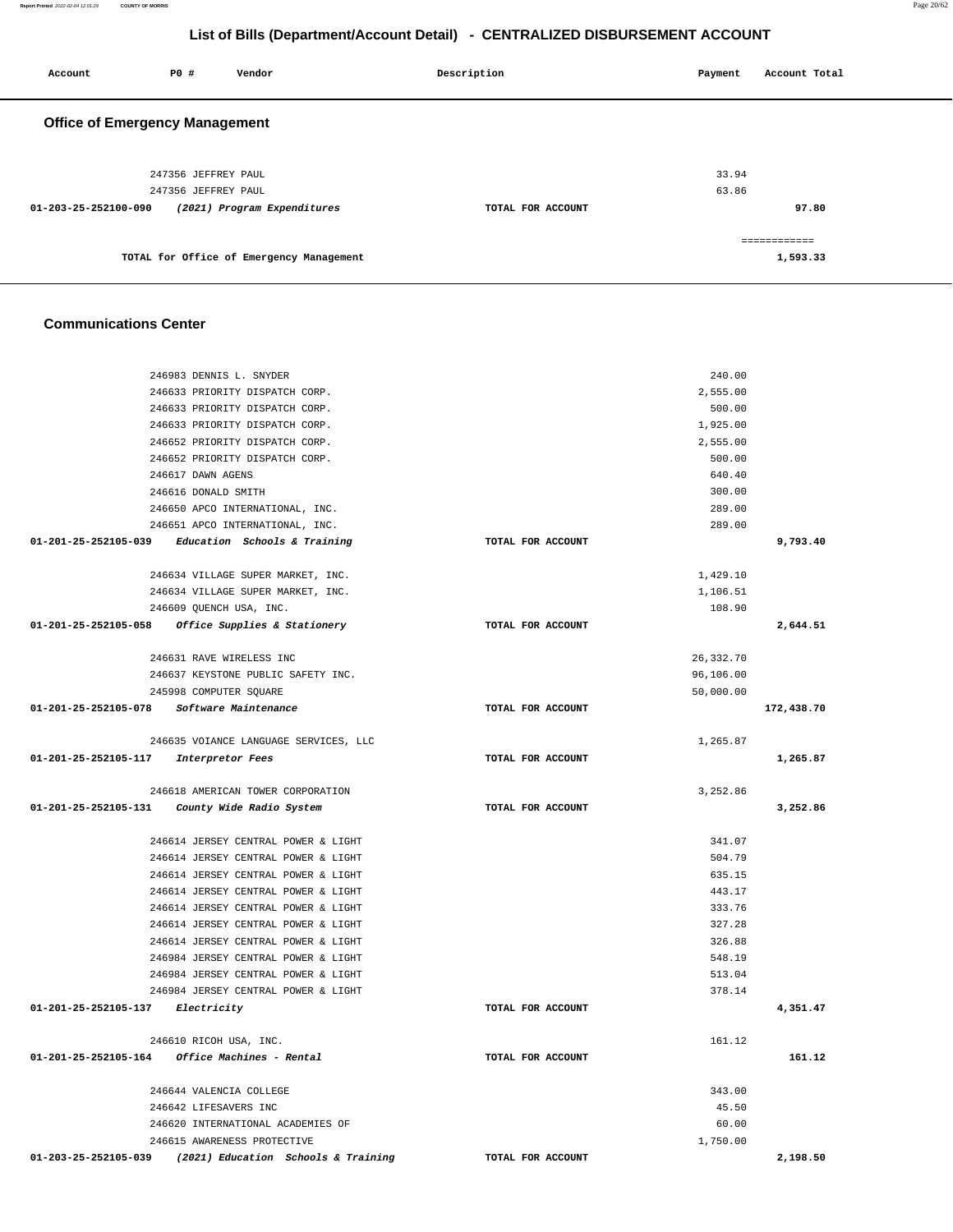# List of Bills (Department/Account Detail) - CENTRALIZED DISBURSEMENT ACCOUNT

| Account | PO # | Vendor | Description | Payment | Account Total |
|---|---|---|---|---|---|

## Office of Emergency Management

| Account | PO # | Vendor | Description | Payment | Account Total |
|---|---|---|---|---|---|
| | 247356 | JEFFREY PAUL | | 33.94 | |
| | 247356 | JEFFREY PAUL | | 63.86 | |
| 01-203-25-252100-090 | | *(2021) Program Expenditures* | TOTAL FOR ACCOUNT | | 97.80 |
| | | | | | ============ |
| | | TOTAL for Office of Emergency Management | | | 1,593.33 |

## Communications Center

| Account | PO # | Vendor | Description | Payment | Account Total |
|---|---|---|---|---|---|
| | 246983 | DENNIS L. SNYDER | | 240.00 | |
| | 246633 | PRIORITY DISPATCH CORP. | | 2,555.00 | |
| | 246633 | PRIORITY DISPATCH CORP. | | 500.00 | |
| | 246633 | PRIORITY DISPATCH CORP. | | 1,925.00 | |
| | 246652 | PRIORITY DISPATCH CORP. | | 2,555.00 | |
| | 246652 | PRIORITY DISPATCH CORP. | | 500.00 | |
| | 246617 | DAWN AGENS | | 640.40 | |
| | 246616 | DONALD SMITH | | 300.00 | |
| | 246650 | APCO INTERNATIONAL, INC. | | 289.00 | |
| | 246651 | APCO INTERNATIONAL, INC. | | 289.00 | |
| 01-201-25-252105-039 | | *Education Schools & Training* | TOTAL FOR ACCOUNT | | 9,793.40 |
| | 246634 | VILLAGE SUPER MARKET, INC. | | 1,429.10 | |
| | 246634 | VILLAGE SUPER MARKET, INC. | | 1,106.51 | |
| | 246609 | QUENCH USA, INC. | | 108.90 | |
| 01-201-25-252105-058 | | *Office Supplies & Stationery* | TOTAL FOR ACCOUNT | | 2,644.51 |
| | 246631 | RAVE WIRELESS INC | | 26,332.70 | |
| | 246637 | KEYSTONE PUBLIC SAFETY INC. | | 96,106.00 | |
| | 245998 | COMPUTER SQUARE | | 50,000.00 | |
| 01-201-25-252105-078 | | *Software Maintenance* | TOTAL FOR ACCOUNT | | 172,438.70 |
| | 246635 | VOIANCE LANGUAGE SERVICES, LLC | | 1,265.87 | |
| 01-201-25-252105-117 | | *Interpretor Fees* | TOTAL FOR ACCOUNT | | 1,265.87 |
| | 246618 | AMERICAN TOWER CORPORATION | | 3,252.86 | |
| 01-201-25-252105-131 | | *County Wide Radio System* | TOTAL FOR ACCOUNT | | 3,252.86 |
| | 246614 | JERSEY CENTRAL POWER & LIGHT | | 341.07 | |
| | 246614 | JERSEY CENTRAL POWER & LIGHT | | 504.79 | |
| | 246614 | JERSEY CENTRAL POWER & LIGHT | | 635.15 | |
| | 246614 | JERSEY CENTRAL POWER & LIGHT | | 443.17 | |
| | 246614 | JERSEY CENTRAL POWER & LIGHT | | 333.76 | |
| | 246614 | JERSEY CENTRAL POWER & LIGHT | | 327.28 | |
| | 246614 | JERSEY CENTRAL POWER & LIGHT | | 326.88 | |
| | 246984 | JERSEY CENTRAL POWER & LIGHT | | 548.19 | |
| | 246984 | JERSEY CENTRAL POWER & LIGHT | | 513.04 | |
| | 246984 | JERSEY CENTRAL POWER & LIGHT | | 378.14 | |
| 01-201-25-252105-137 | | *Electricity* | TOTAL FOR ACCOUNT | | 4,351.47 |
| | 246610 | RICOH USA, INC. | | 161.12 | |
| 01-201-25-252105-164 | | *Office Machines - Rental* | TOTAL FOR ACCOUNT | | 161.12 |
| | 246644 | VALENCIA COLLEGE | | 343.00 | |
| | 246642 | LIFESAVERS INC | | 45.50 | |
| | 246620 | INTERNATIONAL ACADEMIES OF | | 60.00 | |
| | 246615 | AWARENESS PROTECTIVE | | 1,750.00 | |
| 01-203-25-252105-039 | | *(2021) Education Schools & Training* | TOTAL FOR ACCOUNT | | 2,198.50 |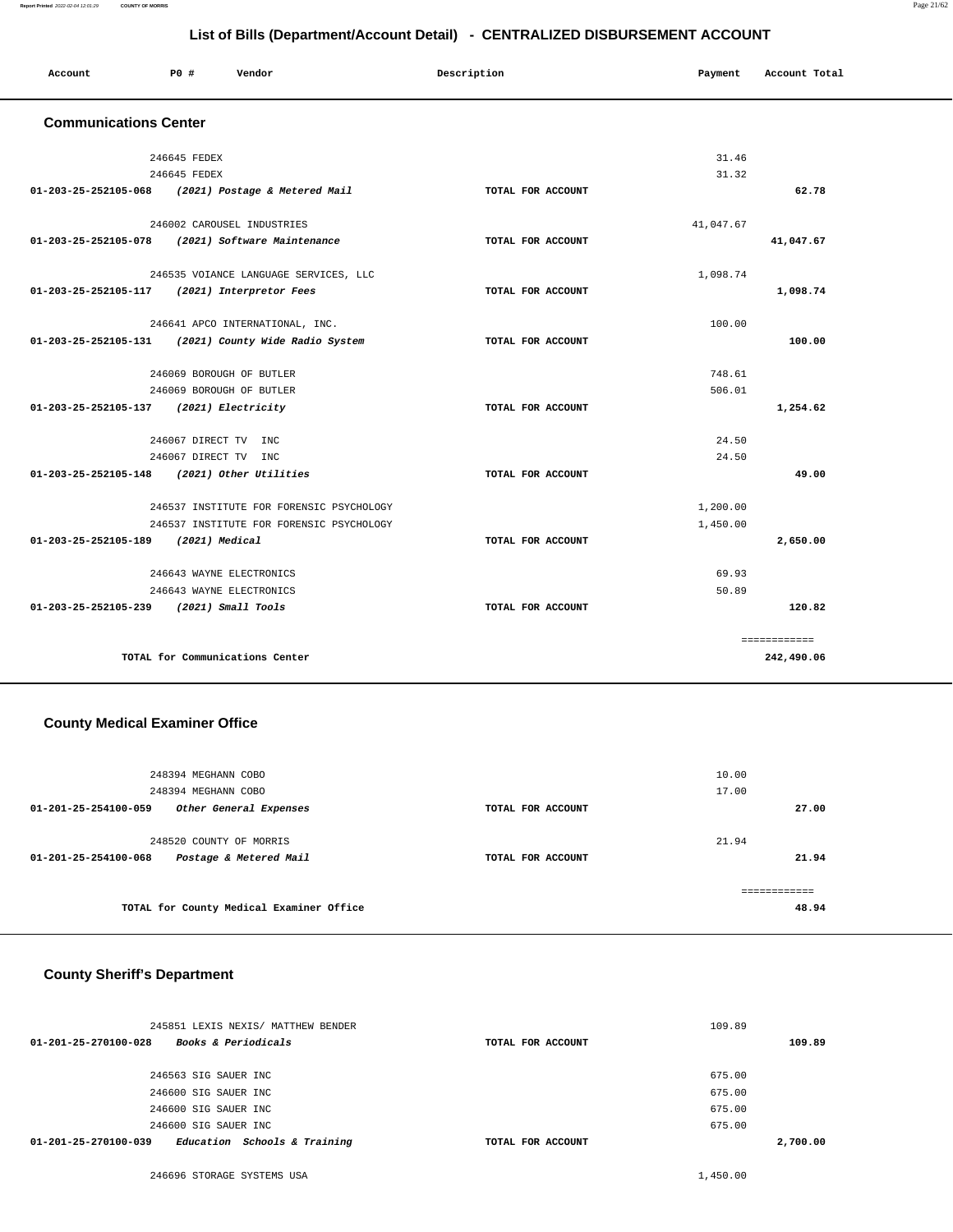## List of Bills (Department/Account Detail) - CENTRALIZED DISBURSEMENT ACCOUNT

| Account | PO # | Vendor | Description | Payment | Account Total |
|---|---|---|---|---|---|

### Communications Center

| Account | PO # | Vendor | Description | Payment | Account Total |
|---|---|---|---|---|---|
| | 246645 | FEDEX | | 31.46 | |
| | 246645 | FEDEX | | 31.32 | |
| 01-203-25-252105-068 | | *(2021) Postage & Metered Mail* | TOTAL FOR ACCOUNT | | 62.78 |
| | 246002 | CAROUSEL INDUSTRIES | | 41,047.67 | |
| 01-203-25-252105-078 | | *(2021) Software Maintenance* | TOTAL FOR ACCOUNT | | 41,047.67 |
| | 246535 | VOIANCE LANGUAGE SERVICES, LLC | | 1,098.74 | |
| 01-203-25-252105-117 | | *(2021) Interpretor Fees* | TOTAL FOR ACCOUNT | | 1,098.74 |
| | 246641 | APCO INTERNATIONAL, INC. | | 100.00 | |
| 01-203-25-252105-131 | | *(2021) County Wide Radio System* | TOTAL FOR ACCOUNT | | 100.00 |
| | 246069 | BOROUGH OF BUTLER | | 748.61 | |
| | 246069 | BOROUGH OF BUTLER | | 506.01 | |
| 01-203-25-252105-137 | | *(2021) Electricity* | TOTAL FOR ACCOUNT | | 1,254.62 |
| | 246067 | DIRECT TV INC | | 24.50 | |
| | 246067 | DIRECT TV INC | | 24.50 | |
| 01-203-25-252105-148 | | *(2021) Other Utilities* | TOTAL FOR ACCOUNT | | 49.00 |
| | 246537 | INSTITUTE FOR FORENSIC PSYCHOLOGY | | 1,200.00 | |
| | 246537 | INSTITUTE FOR FORENSIC PSYCHOLOGY | | 1,450.00 | |
| 01-203-25-252105-189 | | *(2021) Medical* | TOTAL FOR ACCOUNT | | 2,650.00 |
| | 246643 | WAYNE ELECTRONICS | | 69.93 | |
| | 246643 | WAYNE ELECTRONICS | | 50.89 | |
| 01-203-25-252105-239 | | *(2021) Small Tools* | TOTAL FOR ACCOUNT | | 120.82 |
| | | TOTAL for Communications Center | | | 242,490.06 |

### County Medical Examiner Office

| Account | PO # | Vendor | Description | Payment | Account Total |
|---|---|---|---|---|---|
| | 248394 | MEGHANN COBO | | 10.00 | |
| | 248394 | MEGHANN COBO | | 17.00 | |
| 01-201-25-254100-059 | | *Other General Expenses* | TOTAL FOR ACCOUNT | | 27.00 |
| | 248520 | COUNTY OF MORRIS | | 21.94 | |
| 01-201-25-254100-068 | | *Postage & Metered Mail* | TOTAL FOR ACCOUNT | | 21.94 |
| | | TOTAL for County Medical Examiner Office | | | 48.94 |

### County Sheriff's Department

| Account | PO # | Vendor | Description | Payment | Account Total |
|---|---|---|---|---|---|
| | 245851 | LEXIS NEXIS/ MATTHEW BENDER | | 109.89 | |
| 01-201-25-270100-028 | | *Books & Periodicals* | TOTAL FOR ACCOUNT | | 109.89 |
| | 246563 | SIG SAUER INC | | 675.00 | |
| | 246600 | SIG SAUER INC | | 675.00 | |
| | 246600 | SIG SAUER INC | | 675.00 | |
| | 246600 | SIG SAUER INC | | 675.00 | |
| 01-201-25-270100-039 | | *Education Schools & Training* | TOTAL FOR ACCOUNT | | 2,700.00 |
| | 246696 | STORAGE SYSTEMS USA | | 1,450.00 | |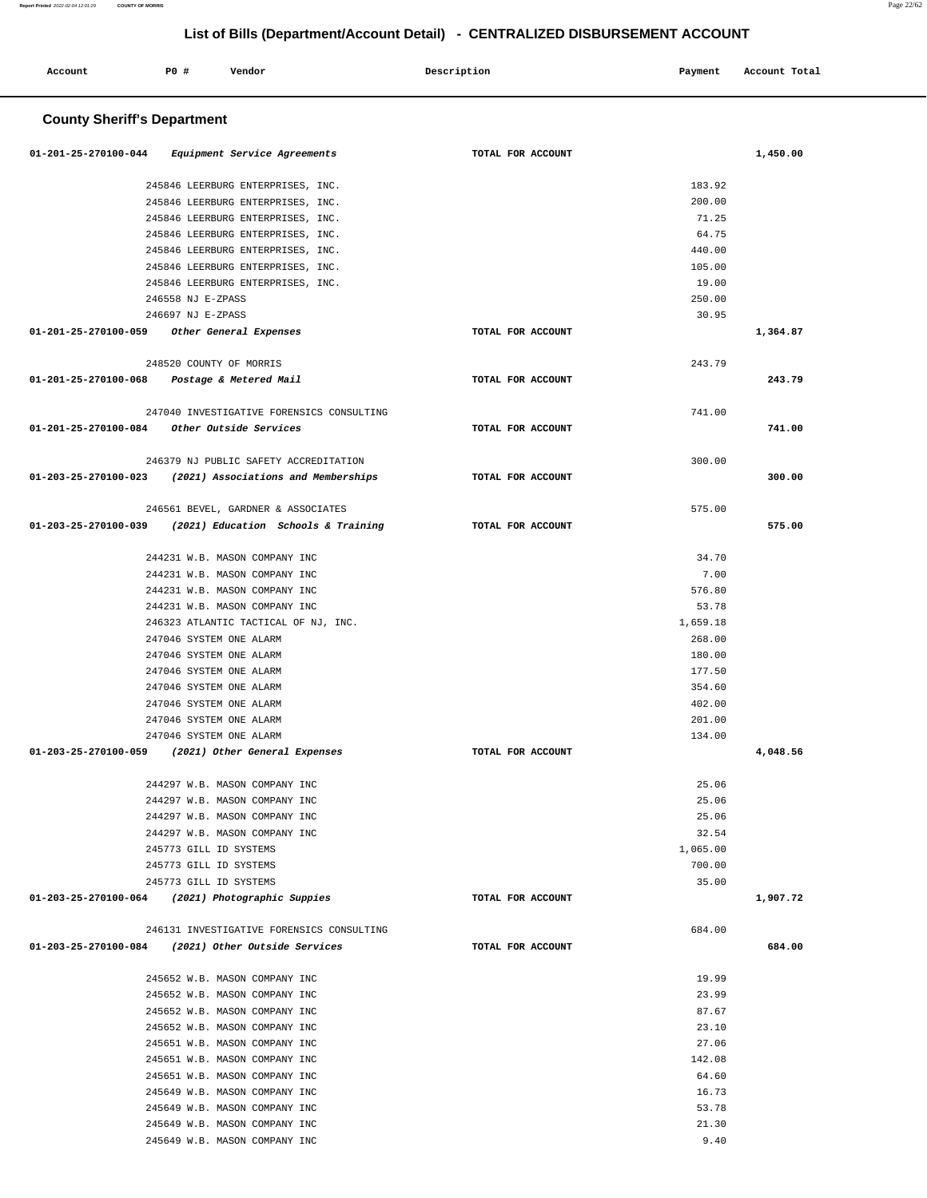## List of Bills (Department/Account Detail) - CENTRALIZED DISBURSEMENT ACCOUNT

| Account | PO # | Vendor | Description | Payment | Account Total |
|---|---|---|---|---|---|

### County Sheriff's Department

| Account | PO # | Vendor | Description | Payment | Account Total |
|---|---|---|---|---|---|
| 01-201-25-270100-044 | | *Equipment Service Agreements* | TOTAL FOR ACCOUNT | | 1,450.00 |
| | 245846 | LEERBURG ENTERPRISES, INC. | | 183.92 | |
| | 245846 | LEERBURG ENTERPRISES, INC. | | 200.00 | |
| | 245846 | LEERBURG ENTERPRISES, INC. | | 71.25 | |
| | 245846 | LEERBURG ENTERPRISES, INC. | | 64.75 | |
| | 245846 | LEERBURG ENTERPRISES, INC. | | 440.00 | |
| | 245846 | LEERBURG ENTERPRISES, INC. | | 105.00 | |
| | 245846 | LEERBURG ENTERPRISES, INC. | | 19.00 | |
| | 246558 | NJ E-ZPASS | | 250.00 | |
| | 246697 | NJ E-ZPASS | | 30.95 | |
| 01-201-25-270100-059 | | *Other General Expenses* | TOTAL FOR ACCOUNT | | 1,364.87 |
| | 248520 | COUNTY OF MORRIS | | 243.79 | |
| 01-201-25-270100-068 | | *Postage & Metered Mail* | TOTAL FOR ACCOUNT | | 243.79 |
| | 247040 | INVESTIGATIVE FORENSICS CONSULTING | | 741.00 | |
| 01-201-25-270100-084 | | *Other Outside Services* | TOTAL FOR ACCOUNT | | 741.00 |
| | 246379 | NJ PUBLIC SAFETY ACCREDITATION | | 300.00 | |
| 01-203-25-270100-023 | | *(2021) Associations and Memberships* | TOTAL FOR ACCOUNT | | 300.00 |
| | 246561 | BEVEL, GARDNER & ASSOCIATES | | 575.00 | |
| 01-203-25-270100-039 | | *(2021) Education Schools & Training* | TOTAL FOR ACCOUNT | | 575.00 |
| | 244231 | W.B. MASON COMPANY INC | | 34.70 | |
| | 244231 | W.B. MASON COMPANY INC | | 7.00 | |
| | 244231 | W.B. MASON COMPANY INC | | 576.80 | |
| | 244231 | W.B. MASON COMPANY INC | | 53.78 | |
| | 246323 | ATLANTIC TACTICAL OF NJ, INC. | | 1,659.18 | |
| | 247046 | SYSTEM ONE ALARM | | 268.00 | |
| | 247046 | SYSTEM ONE ALARM | | 180.00 | |
| | 247046 | SYSTEM ONE ALARM | | 177.50 | |
| | 247046 | SYSTEM ONE ALARM | | 354.60 | |
| | 247046 | SYSTEM ONE ALARM | | 402.00 | |
| | 247046 | SYSTEM ONE ALARM | | 201.00 | |
| | 247046 | SYSTEM ONE ALARM | | 134.00 | |
| 01-203-25-270100-059 | | *(2021) Other General Expenses* | TOTAL FOR ACCOUNT | | 4,048.56 |
| | 244297 | W.B. MASON COMPANY INC | | 25.06 | |
| | 244297 | W.B. MASON COMPANY INC | | 25.06 | |
| | 244297 | W.B. MASON COMPANY INC | | 25.06 | |
| | 244297 | W.B. MASON COMPANY INC | | 32.54 | |
| | 245773 | GILL ID SYSTEMS | | 1,065.00 | |
| | 245773 | GILL ID SYSTEMS | | 700.00 | |
| | 245773 | GILL ID SYSTEMS | | 35.00 | |
| 01-203-25-270100-064 | | *(2021) Photographic Suppies* | TOTAL FOR ACCOUNT | | 1,907.72 |
| | 246131 | INVESTIGATIVE FORENSICS CONSULTING | | 684.00 | |
| 01-203-25-270100-084 | | *(2021) Other Outside Services* | TOTAL FOR ACCOUNT | | 684.00 |
| | 245652 | W.B. MASON COMPANY INC | | 19.99 | |
| | 245652 | W.B. MASON COMPANY INC | | 23.99 | |
| | 245652 | W.B. MASON COMPANY INC | | 87.67 | |
| | 245652 | W.B. MASON COMPANY INC | | 23.10 | |
| | 245651 | W.B. MASON COMPANY INC | | 27.06 | |
| | 245651 | W.B. MASON COMPANY INC | | 142.08 | |
| | 245651 | W.B. MASON COMPANY INC | | 64.60 | |
| | 245649 | W.B. MASON COMPANY INC | | 16.73 | |
| | 245649 | W.B. MASON COMPANY INC | | 53.78 | |
| | 245649 | W.B. MASON COMPANY INC | | 21.30 | |
| | 245649 | W.B. MASON COMPANY INC | | 9.40 | |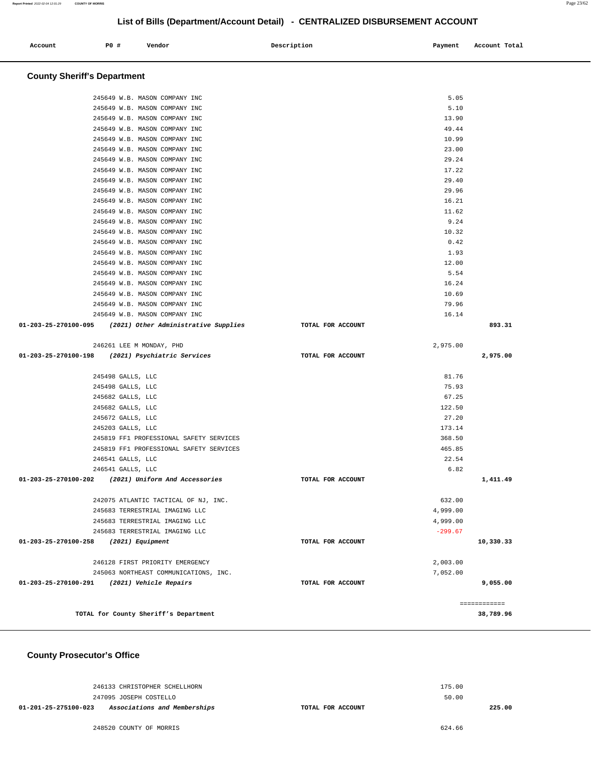# List of Bills (Department/Account Detail) - CENTRALIZED DISBURSEMENT ACCOUNT

| Account | PO # | Vendor | Description | Payment | Account Total |
|---|---|---|---|---|---|

## County Sheriff's Department

| Account | PO # | Vendor | Description | Payment | Account Total |
|---|---|---|---|---|---|
| | 245649 | W.B. MASON COMPANY INC | | 5.05 | |
| | 245649 | W.B. MASON COMPANY INC | | 5.10 | |
| | 245649 | W.B. MASON COMPANY INC | | 13.90 | |
| | 245649 | W.B. MASON COMPANY INC | | 49.44 | |
| | 245649 | W.B. MASON COMPANY INC | | 10.99 | |
| | 245649 | W.B. MASON COMPANY INC | | 23.00 | |
| | 245649 | W.B. MASON COMPANY INC | | 29.24 | |
| | 245649 | W.B. MASON COMPANY INC | | 17.22 | |
| | 245649 | W.B. MASON COMPANY INC | | 29.40 | |
| | 245649 | W.B. MASON COMPANY INC | | 29.96 | |
| | 245649 | W.B. MASON COMPANY INC | | 16.21 | |
| | 245649 | W.B. MASON COMPANY INC | | 11.62 | |
| | 245649 | W.B. MASON COMPANY INC | | 9.24 | |
| | 245649 | W.B. MASON COMPANY INC | | 10.32 | |
| | 245649 | W.B. MASON COMPANY INC | | 0.42 | |
| | 245649 | W.B. MASON COMPANY INC | | 1.93 | |
| | 245649 | W.B. MASON COMPANY INC | | 12.00 | |
| | 245649 | W.B. MASON COMPANY INC | | 5.54 | |
| | 245649 | W.B. MASON COMPANY INC | | 16.24 | |
| | 245649 | W.B. MASON COMPANY INC | | 10.69 | |
| | 245649 | W.B. MASON COMPANY INC | | 79.96 | |
| | 245649 | W.B. MASON COMPANY INC | | 16.14 | |
| **01-203-25-270100-095** | | ***(2021) Other Administrative Supplies*** | **TOTAL FOR ACCOUNT** | | **893.31** |
| | 246261 | LEE M MONDAY, PHD | | 2,975.00 | |
| **01-203-25-270100-198** | | ***(2021) Psychiatric Services*** | **TOTAL FOR ACCOUNT** | | **2,975.00** |
| | 245498 | GALLS, LLC | | 81.76 | |
| | 245498 | GALLS, LLC | | 75.93 | |
| | 245682 | GALLS, LLC | | 67.25 | |
| | 245682 | GALLS, LLC | | 122.50 | |
| | 245672 | GALLS, LLC | | 27.20 | |
| | 245203 | GALLS, LLC | | 173.14 | |
| | 245819 | FF1 PROFESSIONAL SAFETY SERVICES | | 368.50 | |
| | 245819 | FF1 PROFESSIONAL SAFETY SERVICES | | 465.85 | |
| | 246541 | GALLS, LLC | | 22.54 | |
| | 246541 | GALLS, LLC | | 6.82 | |
| **01-203-25-270100-202** | | ***(2021) Uniform And Accessories*** | **TOTAL FOR ACCOUNT** | | **1,411.49** |
| | 242075 | ATLANTIC TACTICAL OF NJ, INC. | | 632.00 | |
| | 245683 | TERRESTRIAL IMAGING LLC | | 4,999.00 | |
| | 245683 | TERRESTRIAL IMAGING LLC | | 4,999.00 | |
| | 245683 | TERRESTRIAL IMAGING LLC | | -299.67 | |
| **01-203-25-270100-258** | | ***(2021) Equipment*** | **TOTAL FOR ACCOUNT** | | **10,330.33** |
| | 246128 | FIRST PRIORITY EMERGENCY | | 2,003.00 | |
| | 245063 | NORTHEAST COMMUNICATIONS, INC. | | 7,052.00 | |
| **01-203-25-270100-291** | | ***(2021) Vehicle Repairs*** | **TOTAL FOR ACCOUNT** | | **9,055.00** |
| | | | | | ============ |
| | | **TOTAL for County Sheriff's Department** | | | **38,789.96** |

## County Prosecutor's Office

| Account | PO # | Vendor | Description | Payment | Account Total |
|---|---|---|---|---|---|
| | 246133 | CHRISTOPHER SCHELLHORN | | 175.00 | |
| | 247095 | JOSEPH COSTELLO | | 50.00 | |
| **01-201-25-275100-023** | | ***Associations and Memberships*** | **TOTAL FOR ACCOUNT** | | **225.00** |
| | 248520 | COUNTY OF MORRIS | | 624.66 | |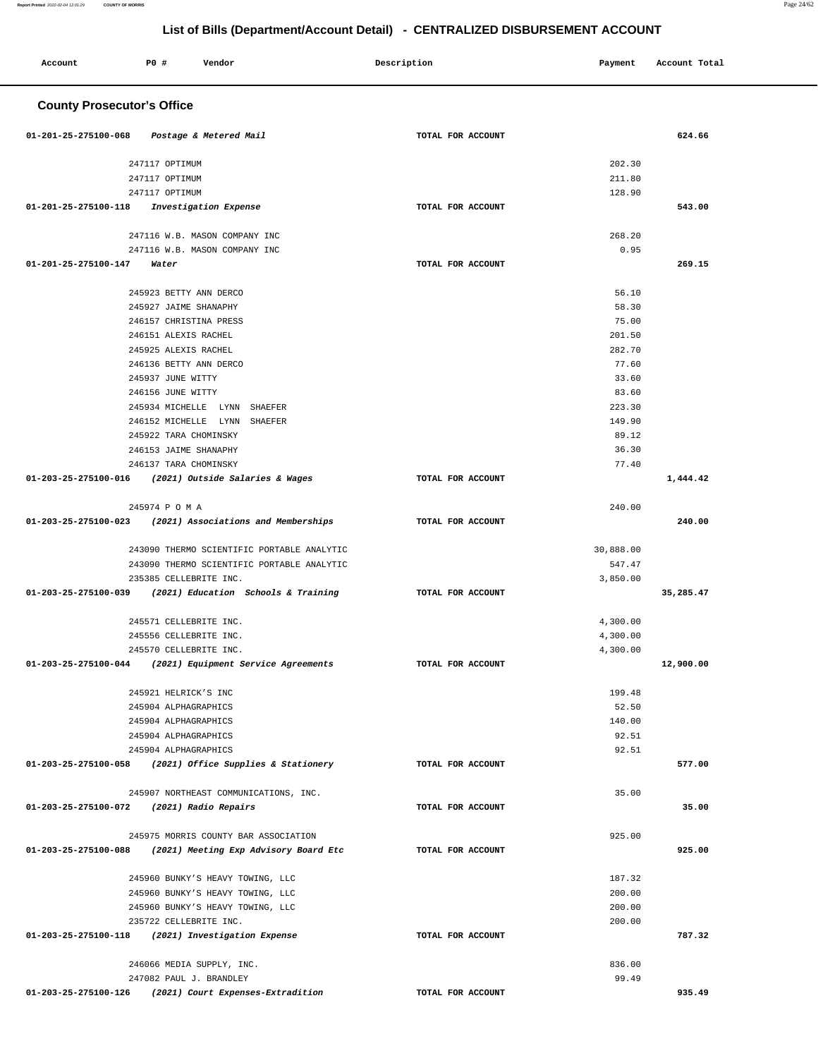# List of Bills (Department/Account Detail) - CENTRALIZED DISBURSEMENT ACCOUNT

| Account | PO # | Vendor | Description | Payment | Account Total |
|---|---|---|---|---|---|

## County Prosecutor's Office

| Account | PO # | Vendor | Description | Payment | Account Total |
|---|---|---|---|---|---|
| 01-201-25-275100-068 | | *Postage & Metered Mail* | TOTAL FOR ACCOUNT | | 624.66 |
| | 247117 | OPTIMUM | | 202.30 | |
| | 247117 | OPTIMUM | | 211.80 | |
| | 247117 | OPTIMUM | | 128.90 | |
| 01-201-25-275100-118 | | *Investigation Expense* | TOTAL FOR ACCOUNT | | 543.00 |
| | 247116 | W.B. MASON COMPANY INC | | 268.20 | |
| | 247116 | W.B. MASON COMPANY INC | | 0.95 | |
| 01-201-25-275100-147 | | *Water* | TOTAL FOR ACCOUNT | | 269.15 |
| | 245923 | BETTY ANN DERCO | | 56.10 | |
| | 245927 | JAIME SHANAPHY | | 58.30 | |
| | 246157 | CHRISTINA PRESS | | 75.00 | |
| | 246151 | ALEXIS RACHEL | | 201.50 | |
| | 245925 | ALEXIS RACHEL | | 282.70 | |
| | 246136 | BETTY ANN DERCO | | 77.60 | |
| | 245937 | JUNE WITTY | | 33.60 | |
| | 246156 | JUNE WITTY | | 83.60 | |
| | 245934 | MICHELLE LYNN SHAEFER | | 223.30 | |
| | 246152 | MICHELLE LYNN SHAEFER | | 149.90 | |
| | 245922 | TARA CHOMINSKY | | 89.12 | |
| | 246153 | JAIME SHANAPHY | | 36.30 | |
| | 246137 | TARA CHOMINSKY | | 77.40 | |
| 01-203-25-275100-016 | | *(2021) Outside Salaries & Wages* | TOTAL FOR ACCOUNT | | 1,444.42 |
| | 245974 | P O M A | | 240.00 | |
| 01-203-25-275100-023 | | *(2021) Associations and Memberships* | TOTAL FOR ACCOUNT | | 240.00 |
| | 243090 | THERMO SCIENTIFIC PORTABLE ANALYTIC | | 30,888.00 | |
| | 243090 | THERMO SCIENTIFIC PORTABLE ANALYTIC | | 547.47 | |
| | 235385 | CELLEBRITE INC. | | 3,850.00 | |
| 01-203-25-275100-039 | | *(2021) Education Schools & Training* | TOTAL FOR ACCOUNT | | 35,285.47 |
| | 245571 | CELLEBRITE INC. | | 4,300.00 | |
| | 245556 | CELLEBRITE INC. | | 4,300.00 | |
| | 245570 | CELLEBRITE INC. | | 4,300.00 | |
| 01-203-25-275100-044 | | *(2021) Equipment Service Agreements* | TOTAL FOR ACCOUNT | | 12,900.00 |
| | 245921 | HELRICK'S INC | | 199.48 | |
| | 245904 | ALPHAGRAPHICS | | 52.50 | |
| | 245904 | ALPHAGRAPHICS | | 140.00 | |
| | 245904 | ALPHAGRAPHICS | | 92.51 | |
| | 245904 | ALPHAGRAPHICS | | 92.51 | |
| 01-203-25-275100-058 | | *(2021) Office Supplies & Stationery* | TOTAL FOR ACCOUNT | | 577.00 |
| | 245907 | NORTHEAST COMMUNICATIONS, INC. | | 35.00 | |
| 01-203-25-275100-072 | | *(2021) Radio Repairs* | TOTAL FOR ACCOUNT | | 35.00 |
| | 245975 | MORRIS COUNTY BAR ASSOCIATION | | 925.00 | |
| 01-203-25-275100-088 | | *(2021) Meeting Exp Advisory Board Etc* | TOTAL FOR ACCOUNT | | 925.00 |
| | 245960 | BUNKY'S HEAVY TOWING, LLC | | 187.32 | |
| | 245960 | BUNKY'S HEAVY TOWING, LLC | | 200.00 | |
| | 245960 | BUNKY'S HEAVY TOWING, LLC | | 200.00 | |
| | 235722 | CELLEBRITE INC. | | 200.00 | |
| 01-203-25-275100-118 | | *(2021) Investigation Expense* | TOTAL FOR ACCOUNT | | 787.32 |
| | 246066 | MEDIA SUPPLY, INC. | | 836.00 | |
| | 247082 | PAUL J. BRANDLEY | | 99.49 | |
| 01-203-25-275100-126 | | *(2021) Court Expenses-Extradition* | TOTAL FOR ACCOUNT | | 935.49 |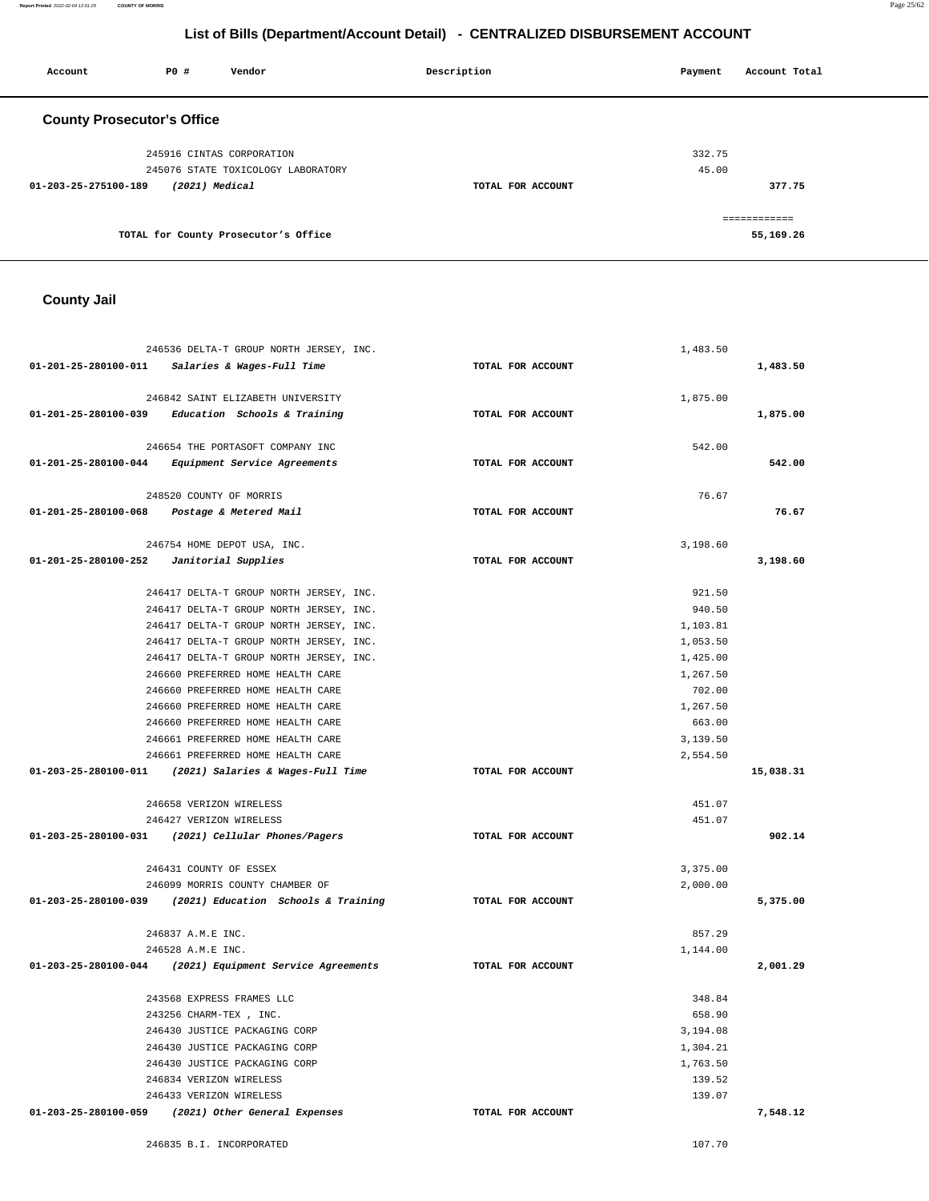## List of Bills (Department/Account Detail) - CENTRALIZED DISBURSEMENT ACCOUNT

| Account | PO # | Vendor | Description | Payment | Account Total |
|---|---|---|---|---|---|

### County Prosecutor's Office

| Account | PO # | Vendor | Description | Payment | Account Total |
|---|---|---|---|---|---|
| | 245916 | CINTAS CORPORATION | | 332.75 | |
| | 245076 | STATE TOXICOLOGY LABORATORY | | 45.00 | |
| 01-203-25-275100-189 | | *(2021) Medical* | TOTAL FOR ACCOUNT | | 377.75 |
| | | | | | ============ |
| | | TOTAL for County Prosecutor's Office | | | 55,169.26 |

### County Jail

| Account | PO # | Vendor | Description | Payment | Account Total |
|---|---|---|---|---|---|
| | 246536 | DELTA-T GROUP NORTH JERSEY, INC. | | 1,483.50 | |
| 01-201-25-280100-011 | | *Salaries & Wages-Full Time* | TOTAL FOR ACCOUNT | | 1,483.50 |
| | 246842 | SAINT ELIZABETH UNIVERSITY | | 1,875.00 | |
| 01-201-25-280100-039 | | *Education Schools & Training* | TOTAL FOR ACCOUNT | | 1,875.00 |
| | 246654 | THE PORTASOFT COMPANY INC | | 542.00 | |
| 01-201-25-280100-044 | | *Equipment Service Agreements* | TOTAL FOR ACCOUNT | | 542.00 |
| | 248520 | COUNTY OF MORRIS | | 76.67 | |
| 01-201-25-280100-068 | | *Postage & Metered Mail* | TOTAL FOR ACCOUNT | | 76.67 |
| | 246754 | HOME DEPOT USA, INC. | | 3,198.60 | |
| 01-201-25-280100-252 | | *Janitorial Supplies* | TOTAL FOR ACCOUNT | | 3,198.60 |
| | 246417 | DELTA-T GROUP NORTH JERSEY, INC. | | 921.50 | |
| | 246417 | DELTA-T GROUP NORTH JERSEY, INC. | | 940.50 | |
| | 246417 | DELTA-T GROUP NORTH JERSEY, INC. | | 1,103.81 | |
| | 246417 | DELTA-T GROUP NORTH JERSEY, INC. | | 1,053.50 | |
| | 246417 | DELTA-T GROUP NORTH JERSEY, INC. | | 1,425.00 | |
| | 246660 | PREFERRED HOME HEALTH CARE | | 1,267.50 | |
| | 246660 | PREFERRED HOME HEALTH CARE | | 702.00 | |
| | 246660 | PREFERRED HOME HEALTH CARE | | 1,267.50 | |
| | 246660 | PREFERRED HOME HEALTH CARE | | 663.00 | |
| | 246661 | PREFERRED HOME HEALTH CARE | | 3,139.50 | |
| | 246661 | PREFERRED HOME HEALTH CARE | | 2,554.50 | |
| 01-203-25-280100-011 | | *(2021) Salaries & Wages-Full Time* | TOTAL FOR ACCOUNT | | 15,038.31 |
| | 246658 | VERIZON WIRELESS | | 451.07 | |
| | 246427 | VERIZON WIRELESS | | 451.07 | |
| 01-203-25-280100-031 | | *(2021) Cellular Phones/Pagers* | TOTAL FOR ACCOUNT | | 902.14 |
| | 246431 | COUNTY OF ESSEX | | 3,375.00 | |
| | 246099 | MORRIS COUNTY CHAMBER OF | | 2,000.00 | |
| 01-203-25-280100-039 | | *(2021) Education Schools & Training* | TOTAL FOR ACCOUNT | | 5,375.00 |
| | 246837 | A.M.E INC. | | 857.29 | |
| | 246528 | A.M.E INC. | | 1,144.00 | |
| 01-203-25-280100-044 | | *(2021) Equipment Service Agreements* | TOTAL FOR ACCOUNT | | 2,001.29 |
| | 243568 | EXPRESS FRAMES LLC | | 348.84 | |
| | 243256 | CHARM-TEX , INC. | | 658.90 | |
| | 246430 | JUSTICE PACKAGING CORP | | 3,194.08 | |
| | 246430 | JUSTICE PACKAGING CORP | | 1,304.21 | |
| | 246430 | JUSTICE PACKAGING CORP | | 1,763.50 | |
| | 246834 | VERIZON WIRELESS | | 139.52 | |
| | 246433 | VERIZON WIRELESS | | 139.07 | |
| 01-203-25-280100-059 | | *(2021) Other General Expenses* | TOTAL FOR ACCOUNT | | 7,548.12 |
| | 246835 | B.I. INCORPORATED | | 107.70 | |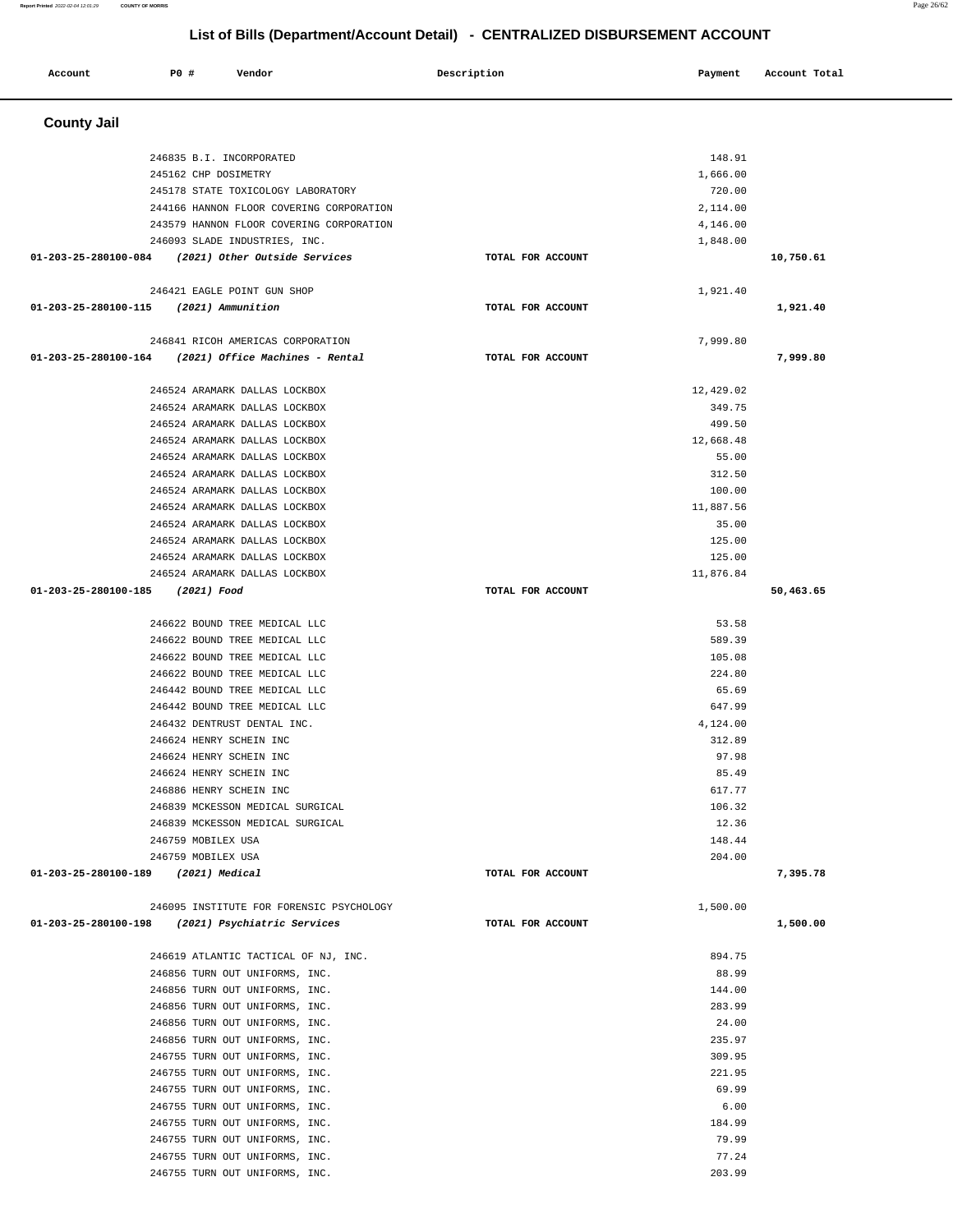# List of Bills (Department/Account Detail) - CENTRALIZED DISBURSEMENT ACCOUNT

| Account | PO # | Vendor | Description | Payment | Account Total |
|---|---|---|---|---|---|

## County Jail

| Account | PO # | Vendor | Description | Payment | Account Total |
|---|---|---|---|---|---|
| | 246835 | B.I. INCORPORATED | | 148.91 | |
| | 245162 | CHP DOSIMETRY | | 1,666.00 | |
| | 245178 | STATE TOXICOLOGY LABORATORY | | 720.00 | |
| | 244166 | HANNON FLOOR COVERING CORPORATION | | 2,114.00 | |
| | 243579 | HANNON FLOOR COVERING CORPORATION | | 4,146.00 | |
| | 246093 | SLADE INDUSTRIES, INC. | | 1,848.00 | |
| **01-203-25-280100-084** | | ***(2021) Other Outside Services*** | **TOTAL FOR ACCOUNT** | | **10,750.61** |
| | 246421 | EAGLE POINT GUN SHOP | | 1,921.40 | |
| **01-203-25-280100-115** | | ***(2021) Ammunition*** | **TOTAL FOR ACCOUNT** | | **1,921.40** |
| | 246841 | RICOH AMERICAS CORPORATION | | 7,999.80 | |
| **01-203-25-280100-164** | | ***(2021) Office Machines - Rental*** | **TOTAL FOR ACCOUNT** | | **7,999.80** |
| | 246524 | ARAMARK DALLAS LOCKBOX | | 12,429.02 | |
| | 246524 | ARAMARK DALLAS LOCKBOX | | 349.75 | |
| | 246524 | ARAMARK DALLAS LOCKBOX | | 499.50 | |
| | 246524 | ARAMARK DALLAS LOCKBOX | | 12,668.48 | |
| | 246524 | ARAMARK DALLAS LOCKBOX | | 55.00 | |
| | 246524 | ARAMARK DALLAS LOCKBOX | | 312.50 | |
| | 246524 | ARAMARK DALLAS LOCKBOX | | 100.00 | |
| | 246524 | ARAMARK DALLAS LOCKBOX | | 11,887.56 | |
| | 246524 | ARAMARK DALLAS LOCKBOX | | 35.00 | |
| | 246524 | ARAMARK DALLAS LOCKBOX | | 125.00 | |
| | 246524 | ARAMARK DALLAS LOCKBOX | | 125.00 | |
| | 246524 | ARAMARK DALLAS LOCKBOX | | 11,876.84 | |
| **01-203-25-280100-185** | | ***(2021) Food*** | **TOTAL FOR ACCOUNT** | | **50,463.65** |
| | 246622 | BOUND TREE MEDICAL LLC | | 53.58 | |
| | 246622 | BOUND TREE MEDICAL LLC | | 589.39 | |
| | 246622 | BOUND TREE MEDICAL LLC | | 105.08 | |
| | 246622 | BOUND TREE MEDICAL LLC | | 224.80 | |
| | 246442 | BOUND TREE MEDICAL LLC | | 65.69 | |
| | 246442 | BOUND TREE MEDICAL LLC | | 647.99 | |
| | 246432 | DENTRUST DENTAL INC. | | 4,124.00 | |
| | 246624 | HENRY SCHEIN INC | | 312.89 | |
| | 246624 | HENRY SCHEIN INC | | 97.98 | |
| | 246624 | HENRY SCHEIN INC | | 85.49 | |
| | 246886 | HENRY SCHEIN INC | | 617.77 | |
| | 246839 | MCKESSON MEDICAL SURGICAL | | 106.32 | |
| | 246839 | MCKESSON MEDICAL SURGICAL | | 12.36 | |
| | 246759 | MOBILEX USA | | 148.44 | |
| | 246759 | MOBILEX USA | | 204.00 | |
| **01-203-25-280100-189** | | ***(2021) Medical*** | **TOTAL FOR ACCOUNT** | | **7,395.78** |
| | 246095 | INSTITUTE FOR FORENSIC PSYCHOLOGY | | 1,500.00 | |
| **01-203-25-280100-198** | | ***(2021) Psychiatric Services*** | **TOTAL FOR ACCOUNT** | | **1,500.00** |
| | 246619 | ATLANTIC TACTICAL OF NJ, INC. | | 894.75 | |
| | 246856 | TURN OUT UNIFORMS, INC. | | 88.99 | |
| | 246856 | TURN OUT UNIFORMS, INC. | | 144.00 | |
| | 246856 | TURN OUT UNIFORMS, INC. | | 283.99 | |
| | 246856 | TURN OUT UNIFORMS, INC. | | 24.00 | |
| | 246856 | TURN OUT UNIFORMS, INC. | | 235.97 | |
| | 246755 | TURN OUT UNIFORMS, INC. | | 309.95 | |
| | 246755 | TURN OUT UNIFORMS, INC. | | 221.95 | |
| | 246755 | TURN OUT UNIFORMS, INC. | | 69.99 | |
| | 246755 | TURN OUT UNIFORMS, INC. | | 6.00 | |
| | 246755 | TURN OUT UNIFORMS, INC. | | 184.99 | |
| | 246755 | TURN OUT UNIFORMS, INC. | | 79.99 | |
| | 246755 | TURN OUT UNIFORMS, INC. | | 77.24 | |
| | 246755 | TURN OUT UNIFORMS, INC. | | 203.99 | |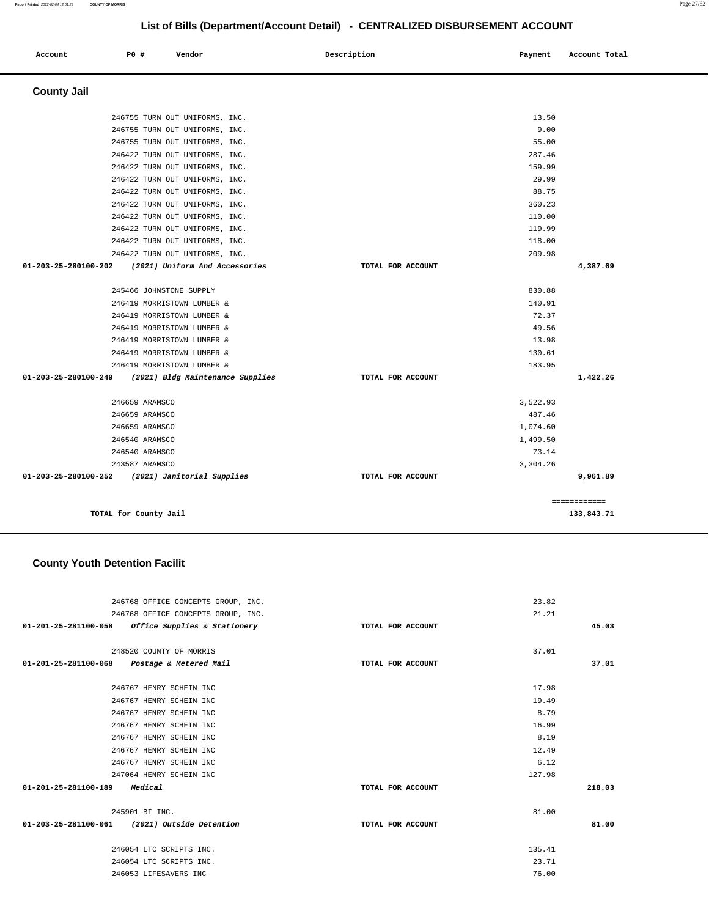# List of Bills (Department/Account Detail) - CENTRALIZED DISBURSEMENT ACCOUNT

| Account | PO # | Vendor | Description | Payment | Account Total |
|---|---|---|---|---|---|

## County Jail

| Account | PO # | Vendor | Description | Payment | Account Total |
|---|---|---|---|---|---|
| | 246755 | TURN OUT UNIFORMS, INC. | | 13.50 | |
| | 246755 | TURN OUT UNIFORMS, INC. | | 9.00 | |
| | 246755 | TURN OUT UNIFORMS, INC. | | 55.00 | |
| | 246422 | TURN OUT UNIFORMS, INC. | | 287.46 | |
| | 246422 | TURN OUT UNIFORMS, INC. | | 159.99 | |
| | 246422 | TURN OUT UNIFORMS, INC. | | 29.99 | |
| | 246422 | TURN OUT UNIFORMS, INC. | | 88.75 | |
| | 246422 | TURN OUT UNIFORMS, INC. | | 360.23 | |
| | 246422 | TURN OUT UNIFORMS, INC. | | 110.00 | |
| | 246422 | TURN OUT UNIFORMS, INC. | | 119.99 | |
| | 246422 | TURN OUT UNIFORMS, INC. | | 118.00 | |
| | 246422 | TURN OUT UNIFORMS, INC. | | 209.98 | |
| 01-203-25-280100-202 | | *(2021) Uniform And Accessories* | TOTAL FOR ACCOUNT | | 4,387.69 |
| | 245466 | JOHNSTONE SUPPLY | | 830.88 | |
| | 246419 | MORRISTOWN LUMBER & | | 140.91 | |
| | 246419 | MORRISTOWN LUMBER & | | 72.37 | |
| | 246419 | MORRISTOWN LUMBER & | | 49.56 | |
| | 246419 | MORRISTOWN LUMBER & | | 13.98 | |
| | 246419 | MORRISTOWN LUMBER & | | 130.61 | |
| | 246419 | MORRISTOWN LUMBER & | | 183.95 | |
| 01-203-25-280100-249 | | *(2021) Bldg Maintenance Supplies* | TOTAL FOR ACCOUNT | | 1,422.26 |
| | 246659 | ARAMSCO | | 3,522.93 | |
| | 246659 | ARAMSCO | | 487.46 | |
| | 246659 | ARAMSCO | | 1,074.60 | |
| | 246540 | ARAMSCO | | 1,499.50 | |
| | 246540 | ARAMSCO | | 73.14 | |
| | 243587 | ARAMSCO | | 3,304.26 | |
| 01-203-25-280100-252 | | *(2021) Janitorial Supplies* | TOTAL FOR ACCOUNT | | 9,961.89 |
| | | | | | ============ |
| | | **TOTAL for County Jail** | | | **133,843.71** |

## County Youth Detention Facilit

| Account | PO # | Vendor | Description | Payment | Account Total |
|---|---|---|---|---|---|
| | 246768 | OFFICE CONCEPTS GROUP, INC. | | 23.82 | |
| | 246768 | OFFICE CONCEPTS GROUP, INC. | | 21.21 | |
| 01-201-25-281100-058 | | *Office Supplies & Stationery* | TOTAL FOR ACCOUNT | | 45.03 |
| | 248520 | COUNTY OF MORRIS | | 37.01 | |
| 01-201-25-281100-068 | | *Postage & Metered Mail* | TOTAL FOR ACCOUNT | | 37.01 |
| | 246767 | HENRY SCHEIN INC | | 17.98 | |
| | 246767 | HENRY SCHEIN INC | | 19.49 | |
| | 246767 | HENRY SCHEIN INC | | 8.79 | |
| | 246767 | HENRY SCHEIN INC | | 16.99 | |
| | 246767 | HENRY SCHEIN INC | | 8.19 | |
| | 246767 | HENRY SCHEIN INC | | 12.49 | |
| | 246767 | HENRY SCHEIN INC | | 6.12 | |
| | 247064 | HENRY SCHEIN INC | | 127.98 | |
| 01-201-25-281100-189 | | *Medical* | TOTAL FOR ACCOUNT | | 218.03 |
| | 245901 | BI INC. | | 81.00 | |
| 01-203-25-281100-061 | | *(2021) Outside Detention* | TOTAL FOR ACCOUNT | | 81.00 |
| | 246054 | LTC SCRIPTS INC. | | 135.41 | |
| | 246054 | LTC SCRIPTS INC. | | 23.71 | |
| | 246053 | LIFESAVERS INC | | 76.00 | |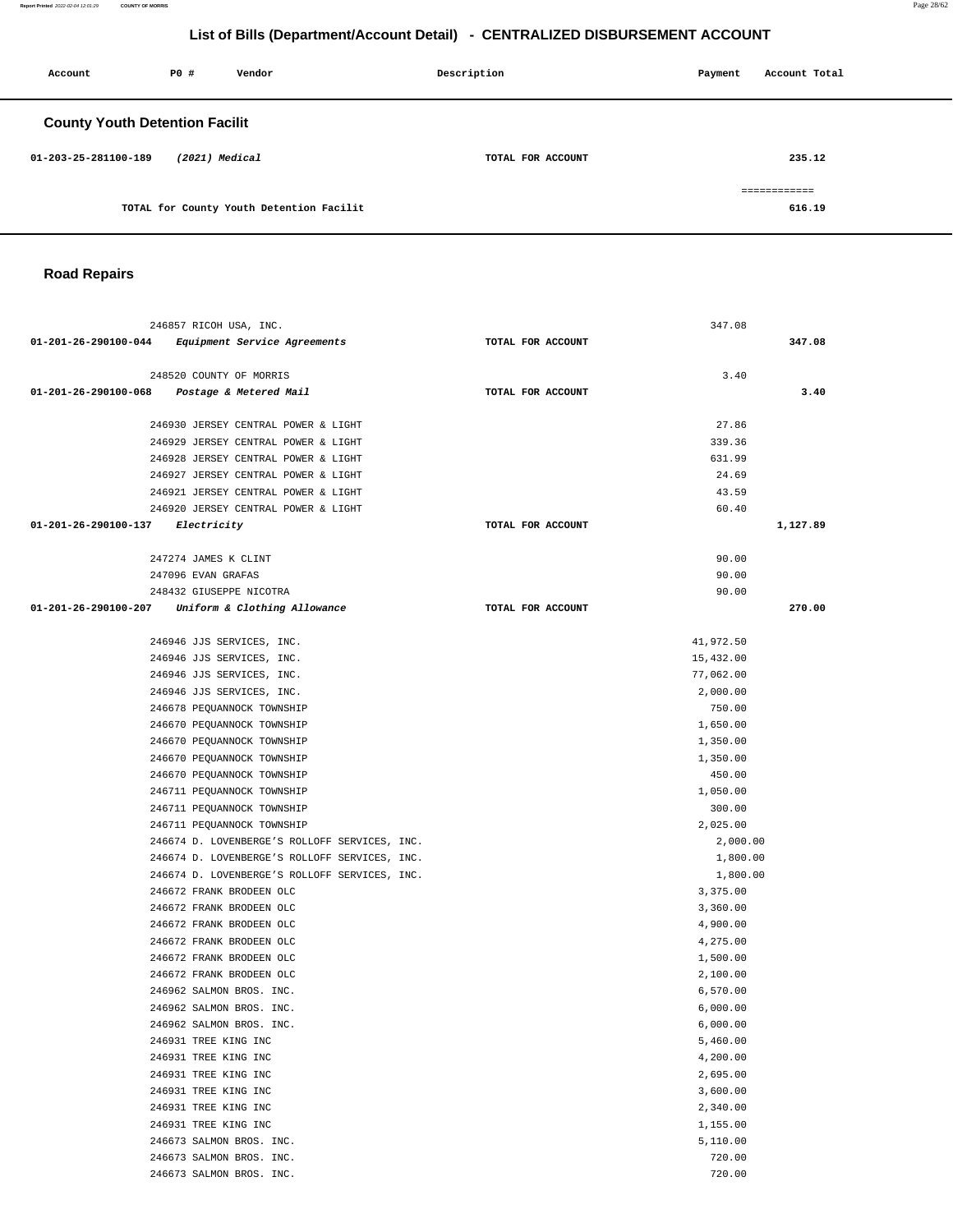# List of Bills (Department/Account Detail) - CENTRALIZED DISBURSEMENT ACCOUNT

| Account | PO # | Vendor | Description | Payment | Account Total |
|---|---|---|---|---|---|

## County Youth Detention Facilit

| Account | PO # | Vendor | Description | Payment | Account Total |
|---|---|---|---|---|---|
| 01-203-25-281100-189 | | *(2021) Medical* | TOTAL FOR ACCOUNT | | 235.12 |
| | | | | | ============ |
| | | TOTAL for County Youth Detention Facilit | | | 616.19 |

## Road Repairs

| Account | PO # | Vendor | Description | Payment | Account Total |
|---|---|---|---|---|---|
| | 246857 | RICOH USA, INC. | | 347.08 | |
| 01-201-26-290100-044 | | *Equipment Service Agreements* | TOTAL FOR ACCOUNT | | 347.08 |
| | 248520 | COUNTY OF MORRIS | | 3.40 | |
| 01-201-26-290100-068 | | *Postage & Metered Mail* | TOTAL FOR ACCOUNT | | 3.40 |
| | 246930 | JERSEY CENTRAL POWER & LIGHT | | 27.86 | |
| | 246929 | JERSEY CENTRAL POWER & LIGHT | | 339.36 | |
| | 246928 | JERSEY CENTRAL POWER & LIGHT | | 631.99 | |
| | 246927 | JERSEY CENTRAL POWER & LIGHT | | 24.69 | |
| | 246921 | JERSEY CENTRAL POWER & LIGHT | | 43.59 | |
| | 246920 | JERSEY CENTRAL POWER & LIGHT | | 60.40 | |
| 01-201-26-290100-137 | | *Electricity* | TOTAL FOR ACCOUNT | | 1,127.89 |
| | 247274 | JAMES K CLINT | | 90.00 | |
| | 247096 | EVAN GRAFAS | | 90.00 | |
| | 248432 | GIUSEPPE NICOTRA | | 90.00 | |
| 01-201-26-290100-207 | | *Uniform & Clothing Allowance* | TOTAL FOR ACCOUNT | | 270.00 |
| | 246946 | JJS SERVICES, INC. | | 41,972.50 | |
| | 246946 | JJS SERVICES, INC. | | 15,432.00 | |
| | 246946 | JJS SERVICES, INC. | | 77,062.00 | |
| | 246946 | JJS SERVICES, INC. | | 2,000.00 | |
| | 246678 | PEQUANNOCK TOWNSHIP | | 750.00 | |
| | 246670 | PEQUANNOCK TOWNSHIP | | 1,650.00 | |
| | 246670 | PEQUANNOCK TOWNSHIP | | 1,350.00 | |
| | 246670 | PEQUANNOCK TOWNSHIP | | 1,350.00 | |
| | 246670 | PEQUANNOCK TOWNSHIP | | 450.00 | |
| | 246711 | PEQUANNOCK TOWNSHIP | | 1,050.00 | |
| | 246711 | PEQUANNOCK TOWNSHIP | | 300.00 | |
| | 246711 | PEQUANNOCK TOWNSHIP | | 2,025.00 | |
| | 246674 | D. LOVENBERGE'S ROLLOFF SERVICES, INC. | | 2,000.00 | |
| | 246674 | D. LOVENBERGE'S ROLLOFF SERVICES, INC. | | 1,800.00 | |
| | 246674 | D. LOVENBERGE'S ROLLOFF SERVICES, INC. | | 1,800.00 | |
| | 246672 | FRANK BRODEEN OLC | | 3,375.00 | |
| | 246672 | FRANK BRODEEN OLC | | 3,360.00 | |
| | 246672 | FRANK BRODEEN OLC | | 4,900.00 | |
| | 246672 | FRANK BRODEEN OLC | | 4,275.00 | |
| | 246672 | FRANK BRODEEN OLC | | 1,500.00 | |
| | 246672 | FRANK BRODEEN OLC | | 2,100.00 | |
| | 246962 | SALMON BROS. INC. | | 6,570.00 | |
| | 246962 | SALMON BROS. INC. | | 6,000.00 | |
| | 246962 | SALMON BROS. INC. | | 6,000.00 | |
| | 246931 | TREE KING INC | | 5,460.00 | |
| | 246931 | TREE KING INC | | 4,200.00 | |
| | 246931 | TREE KING INC | | 2,695.00 | |
| | 246931 | TREE KING INC | | 3,600.00 | |
| | 246931 | TREE KING INC | | 2,340.00 | |
| | 246931 | TREE KING INC | | 1,155.00 | |
| | 246673 | SALMON BROS. INC. | | 5,110.00 | |
| | 246673 | SALMON BROS. INC. | | 720.00 | |
| | 246673 | SALMON BROS. INC. | | 720.00 | |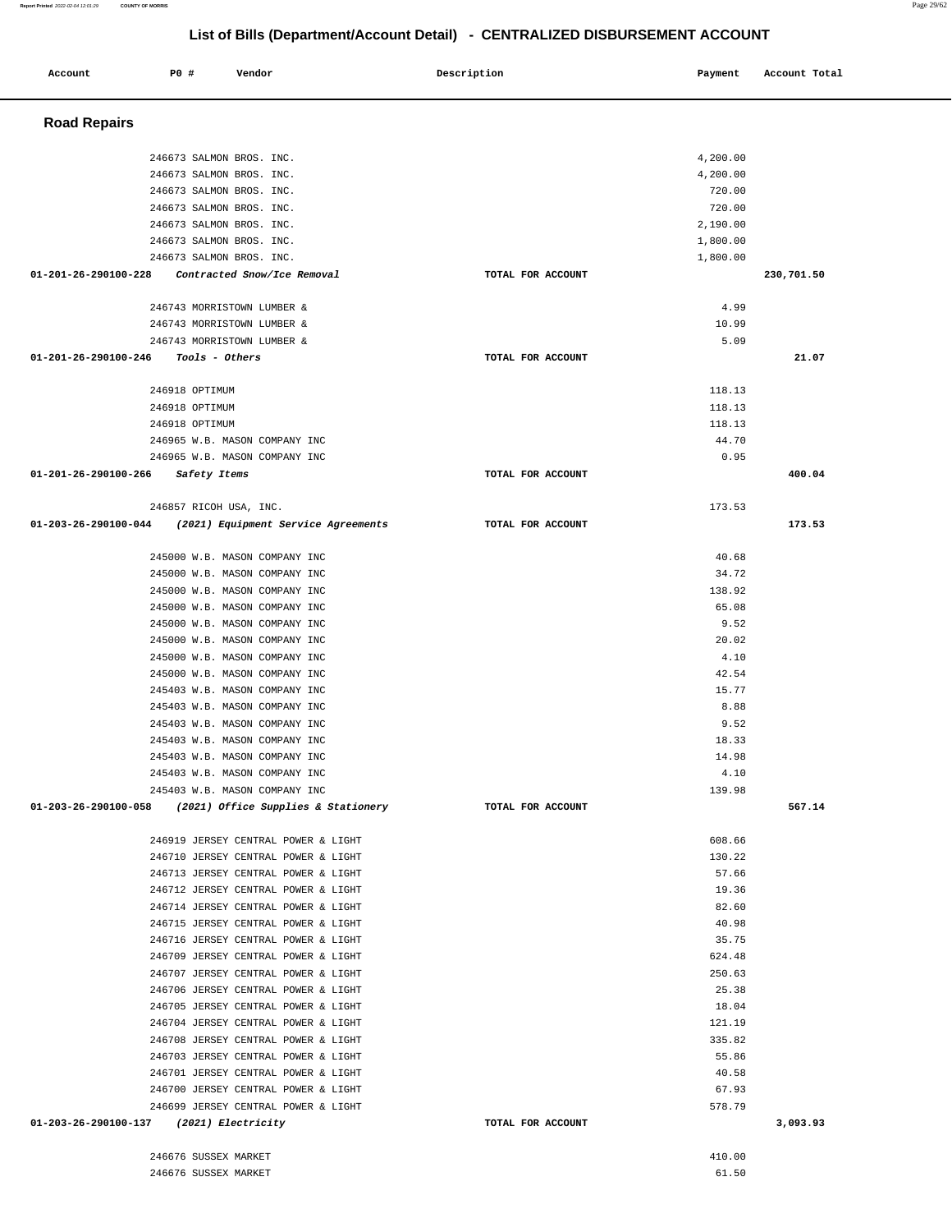## List of Bills (Department/Account Detail) - CENTRALIZED DISBURSEMENT ACCOUNT

| Account | PO # | Vendor | Description | Payment | Account Total |
|---|---|---|---|---|---|

### Road Repairs

| Account | PO # | Vendor | Description | Payment | Account Total |
|---|---|---|---|---|---|
| | 246673 | SALMON BROS. INC. | | 4,200.00 | |
| | 246673 | SALMON BROS. INC. | | 4,200.00 | |
| | 246673 | SALMON BROS. INC. | | 720.00 | |
| | 246673 | SALMON BROS. INC. | | 720.00 | |
| | 246673 | SALMON BROS. INC. | | 2,190.00 | |
| | 246673 | SALMON BROS. INC. | | 1,800.00 | |
| | 246673 | SALMON BROS. INC. | | 1,800.00 | |
| 01-201-26-290100-228 | | *Contracted Snow/Ice Removal* | TOTAL FOR ACCOUNT | | 230,701.50 |
| | 246743 | MORRISTOWN LUMBER & | | 4.99 | |
| | 246743 | MORRISTOWN LUMBER & | | 10.99 | |
| | 246743 | MORRISTOWN LUMBER & | | 5.09 | |
| 01-201-26-290100-246 | | *Tools - Others* | TOTAL FOR ACCOUNT | | 21.07 |
| | 246918 | OPTIMUM | | 118.13 | |
| | 246918 | OPTIMUM | | 118.13 | |
| | 246918 | OPTIMUM | | 118.13 | |
| | 246965 | W.B. MASON COMPANY INC | | 44.70 | |
| | 246965 | W.B. MASON COMPANY INC | | 0.95 | |
| 01-201-26-290100-266 | | *Safety Items* | TOTAL FOR ACCOUNT | | 400.04 |
| | 246857 | RICOH USA, INC. | | 173.53 | |
| 01-203-26-290100-044 | | *(2021) Equipment Service Agreements* | TOTAL FOR ACCOUNT | | 173.53 |
| | 245000 | W.B. MASON COMPANY INC | | 40.68 | |
| | 245000 | W.B. MASON COMPANY INC | | 34.72 | |
| | 245000 | W.B. MASON COMPANY INC | | 138.92 | |
| | 245000 | W.B. MASON COMPANY INC | | 65.08 | |
| | 245000 | W.B. MASON COMPANY INC | | 9.52 | |
| | 245000 | W.B. MASON COMPANY INC | | 20.02 | |
| | 245000 | W.B. MASON COMPANY INC | | 4.10 | |
| | 245000 | W.B. MASON COMPANY INC | | 42.54 | |
| | 245403 | W.B. MASON COMPANY INC | | 15.77 | |
| | 245403 | W.B. MASON COMPANY INC | | 8.88 | |
| | 245403 | W.B. MASON COMPANY INC | | 9.52 | |
| | 245403 | W.B. MASON COMPANY INC | | 18.33 | |
| | 245403 | W.B. MASON COMPANY INC | | 14.98 | |
| | 245403 | W.B. MASON COMPANY INC | | 4.10 | |
| | 245403 | W.B. MASON COMPANY INC | | 139.98 | |
| 01-203-26-290100-058 | | *(2021) Office Supplies & Stationery* | TOTAL FOR ACCOUNT | | 567.14 |
| | 246919 | JERSEY CENTRAL POWER & LIGHT | | 608.66 | |
| | 246710 | JERSEY CENTRAL POWER & LIGHT | | 130.22 | |
| | 246713 | JERSEY CENTRAL POWER & LIGHT | | 57.66 | |
| | 246712 | JERSEY CENTRAL POWER & LIGHT | | 19.36 | |
| | 246714 | JERSEY CENTRAL POWER & LIGHT | | 82.60 | |
| | 246715 | JERSEY CENTRAL POWER & LIGHT | | 40.98 | |
| | 246716 | JERSEY CENTRAL POWER & LIGHT | | 35.75 | |
| | 246709 | JERSEY CENTRAL POWER & LIGHT | | 624.48 | |
| | 246707 | JERSEY CENTRAL POWER & LIGHT | | 250.63 | |
| | 246706 | JERSEY CENTRAL POWER & LIGHT | | 25.38 | |
| | 246705 | JERSEY CENTRAL POWER & LIGHT | | 18.04 | |
| | 246704 | JERSEY CENTRAL POWER & LIGHT | | 121.19 | |
| | 246708 | JERSEY CENTRAL POWER & LIGHT | | 335.82 | |
| | 246703 | JERSEY CENTRAL POWER & LIGHT | | 55.86 | |
| | 246701 | JERSEY CENTRAL POWER & LIGHT | | 40.58 | |
| | 246700 | JERSEY CENTRAL POWER & LIGHT | | 67.93 | |
| | 246699 | JERSEY CENTRAL POWER & LIGHT | | 578.79 | |
| 01-203-26-290100-137 | | *(2021) Electricity* | TOTAL FOR ACCOUNT | | 3,093.93 |
| | 246676 | SUSSEX MARKET | | 410.00 | |
| | 246676 | SUSSEX MARKET | | 61.50 | |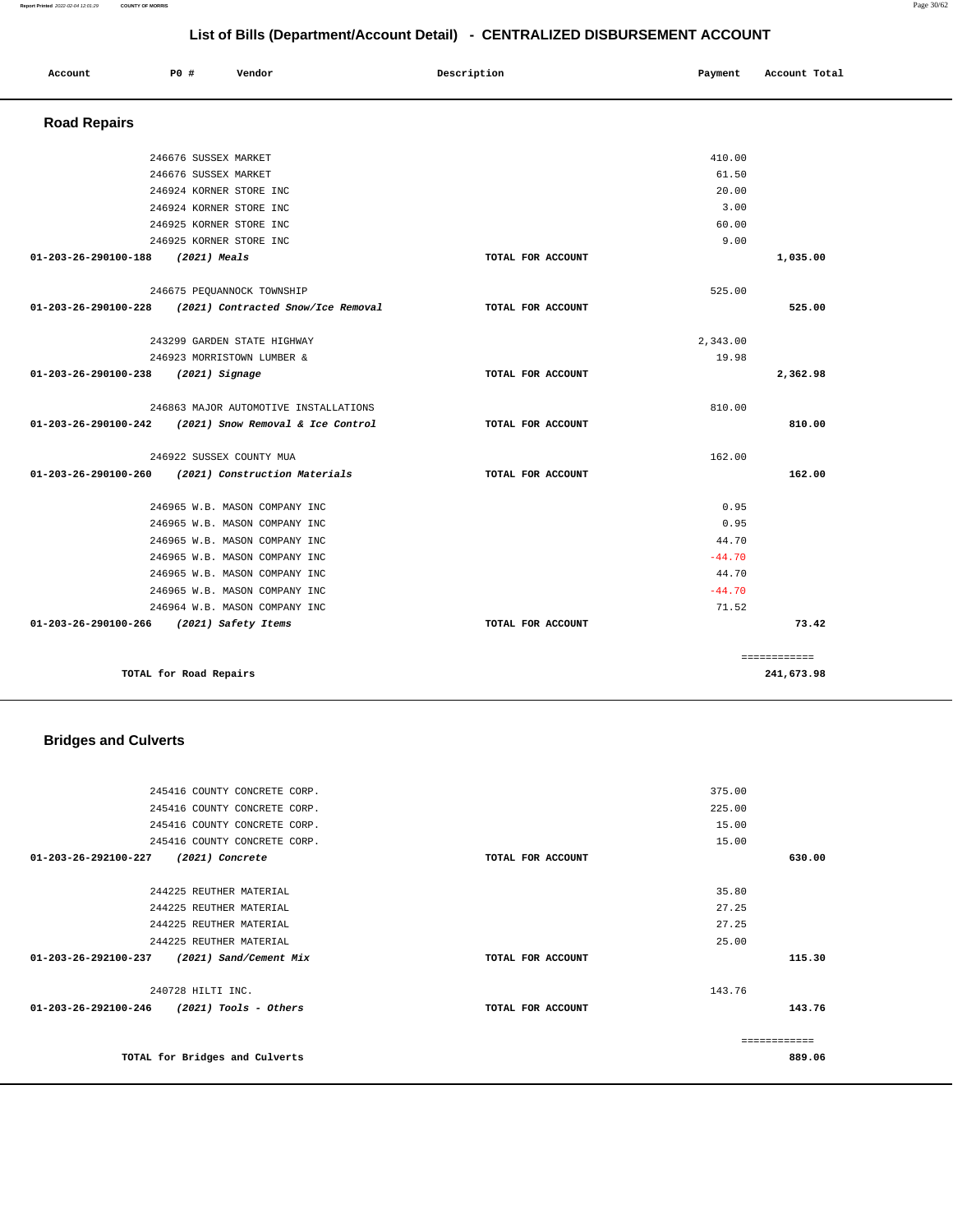## List of Bills (Department/Account Detail) - CENTRALIZED DISBURSEMENT ACCOUNT

| Account | PO # | Vendor | Description | Payment | Account Total |
|---|---|---|---|---|---|

### Road Repairs

| Account | PO # | Vendor | Description | Payment | Account Total |
|---|---|---|---|---|---|
| | 246676 | SUSSEX MARKET | | 410.00 | |
| | 246676 | SUSSEX MARKET | | 61.50 | |
| | 246924 | KORNER STORE INC | | 20.00 | |
| | 246924 | KORNER STORE INC | | 3.00 | |
| | 246925 | KORNER STORE INC | | 60.00 | |
| | 246925 | KORNER STORE INC | | 9.00 | |
| **01-203-26-290100-188** | | ***(2021) Meals*** | **TOTAL FOR ACCOUNT** | | **1,035.00** |
| | 246675 | PEQUANNOCK TOWNSHIP | | 525.00 | |
| **01-203-26-290100-228** | | ***(2021) Contracted Snow/Ice Removal*** | **TOTAL FOR ACCOUNT** | | **525.00** |
| | 243299 | GARDEN STATE HIGHWAY | | 2,343.00 | |
| | 246923 | MORRISTOWN LUMBER & | | 19.98 | |
| **01-203-26-290100-238** | | ***(2021) Signage*** | **TOTAL FOR ACCOUNT** | | **2,362.98** |
| | 246863 | MAJOR AUTOMOTIVE INSTALLATIONS | | 810.00 | |
| **01-203-26-290100-242** | | ***(2021) Snow Removal & Ice Control*** | **TOTAL FOR ACCOUNT** | | **810.00** |
| | 246922 | SUSSEX COUNTY MUA | | 162.00 | |
| **01-203-26-290100-260** | | ***(2021) Construction Materials*** | **TOTAL FOR ACCOUNT** | | **162.00** |
| | 246965 | W.B. MASON COMPANY INC | | 0.95 | |
| | 246965 | W.B. MASON COMPANY INC | | 0.95 | |
| | 246965 | W.B. MASON COMPANY INC | | 44.70 | |
| | 246965 | W.B. MASON COMPANY INC | | -44.70 | |
| | 246965 | W.B. MASON COMPANY INC | | 44.70 | |
| | 246965 | W.B. MASON COMPANY INC | | -44.70 | |
| | 246964 | W.B. MASON COMPANY INC | | 71.52 | |
| **01-203-26-290100-266** | | ***(2021) Safety Items*** | **TOTAL FOR ACCOUNT** | | **73.42** |
| | | | | | ============ |
| **TOTAL for Road Repairs** | | | | | **241,673.98** |

### Bridges and Culverts

| Account | PO # | Vendor | Description | Payment | Account Total |
|---|---|---|---|---|---|
| | 245416 | COUNTY CONCRETE CORP. | | 375.00 | |
| | 245416 | COUNTY CONCRETE CORP. | | 225.00 | |
| | 245416 | COUNTY CONCRETE CORP. | | 15.00 | |
| | 245416 | COUNTY CONCRETE CORP. | | 15.00 | |
| **01-203-26-292100-227** | | ***(2021) Concrete*** | **TOTAL FOR ACCOUNT** | | **630.00** |
| | 244225 | REUTHER MATERIAL | | 35.80 | |
| | 244225 | REUTHER MATERIAL | | 27.25 | |
| | 244225 | REUTHER MATERIAL | | 27.25 | |
| | 244225 | REUTHER MATERIAL | | 25.00 | |
| **01-203-26-292100-237** | | ***(2021) Sand/Cement Mix*** | **TOTAL FOR ACCOUNT** | | **115.30** |
| | 240728 | HILTI INC. | | 143.76 | |
| **01-203-26-292100-246** | | ***(2021) Tools - Others*** | **TOTAL FOR ACCOUNT** | | **143.76** |
| | | | | | ============ |
| **TOTAL for Bridges and Culverts** | | | | | **889.06** |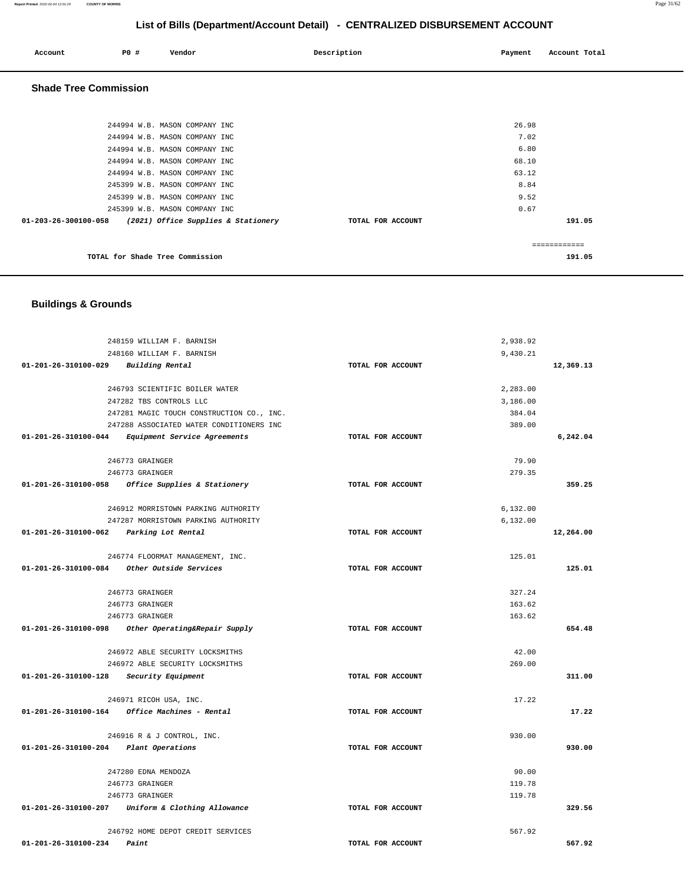# List of Bills (Department/Account Detail) - CENTRALIZED DISBURSEMENT ACCOUNT

| Account | PO # | Vendor | Description | Payment | Account Total |
|---|---|---|---|---|---|

## Shade Tree Commission

| Account | PO # | Vendor | Description | Payment | Account Total |
|---|---|---|---|---|---|
| | 244994 | W.B. MASON COMPANY INC | | 26.98 | |
| | 244994 | W.B. MASON COMPANY INC | | 7.02 | |
| | 244994 | W.B. MASON COMPANY INC | | 6.80 | |
| | 244994 | W.B. MASON COMPANY INC | | 68.10 | |
| | 244994 | W.B. MASON COMPANY INC | | 63.12 | |
| | 245399 | W.B. MASON COMPANY INC | | 8.84 | |
| | 245399 | W.B. MASON COMPANY INC | | 9.52 | |
| | 245399 | W.B. MASON COMPANY INC | | 0.67 | |
| **01-203-26-300100-058** | | ***(2021) Office Supplies & Stationery*** | **TOTAL FOR ACCOUNT** | | **191.05** |
| | | | | | ============ |
| | | **TOTAL for Shade Tree Commission** | | | **191.05** |

## Buildings & Grounds

| Account | PO # | Vendor | Description | Payment | Account Total |
|---|---|---|---|---|---|
| | 248159 | WILLIAM F. BARNISH | | 2,938.92 | |
| | 248160 | WILLIAM F. BARNISH | | 9,430.21 | |
| **01-201-26-310100-029** | | ***Building Rental*** | **TOTAL FOR ACCOUNT** | | **12,369.13** |
| | 246793 | SCIENTIFIC BOILER WATER | | 2,283.00 | |
| | 247282 | TBS CONTROLS LLC | | 3,186.00 | |
| | 247281 | MAGIC TOUCH CONSTRUCTION CO., INC. | | 384.04 | |
| | 247288 | ASSOCIATED WATER CONDITIONERS INC | | 389.00 | |
| **01-201-26-310100-044** | | ***Equipment Service Agreements*** | **TOTAL FOR ACCOUNT** | | **6,242.04** |
| | 246773 | GRAINGER | | 79.90 | |
| | 246773 | GRAINGER | | 279.35 | |
| **01-201-26-310100-058** | | ***Office Supplies & Stationery*** | **TOTAL FOR ACCOUNT** | | **359.25** |
| | 246912 | MORRISTOWN PARKING AUTHORITY | | 6,132.00 | |
| | 247287 | MORRISTOWN PARKING AUTHORITY | | 6,132.00 | |
| **01-201-26-310100-062** | | ***Parking Lot Rental*** | **TOTAL FOR ACCOUNT** | | **12,264.00** |
| | 246774 | FLOORMAT MANAGEMENT, INC. | | 125.01 | |
| **01-201-26-310100-084** | | ***Other Outside Services*** | **TOTAL FOR ACCOUNT** | | **125.01** |
| | 246773 | GRAINGER | | 327.24 | |
| | 246773 | GRAINGER | | 163.62 | |
| | 246773 | GRAINGER | | 163.62 | |
| **01-201-26-310100-098** | | ***Other Operating&Repair Supply*** | **TOTAL FOR ACCOUNT** | | **654.48** |
| | 246972 | ABLE SECURITY LOCKSMITHS | | 42.00 | |
| | 246972 | ABLE SECURITY LOCKSMITHS | | 269.00 | |
| **01-201-26-310100-128** | | ***Security Equipment*** | **TOTAL FOR ACCOUNT** | | **311.00** |
| | 246971 | RICOH USA, INC. | | 17.22 | |
| **01-201-26-310100-164** | | ***Office Machines - Rental*** | **TOTAL FOR ACCOUNT** | | **17.22** |
| | 246916 | R & J CONTROL, INC. | | 930.00 | |
| **01-201-26-310100-204** | | ***Plant Operations*** | **TOTAL FOR ACCOUNT** | | **930.00** |
| | 247280 | EDNA MENDOZA | | 90.00 | |
| | 246773 | GRAINGER | | 119.78 | |
| | 246773 | GRAINGER | | 119.78 | |
| **01-201-26-310100-207** | | ***Uniform & Clothing Allowance*** | **TOTAL FOR ACCOUNT** | | **329.56** |
| | 246792 | HOME DEPOT CREDIT SERVICES | | 567.92 | |
| **01-201-26-310100-234** | | ***Paint*** | **TOTAL FOR ACCOUNT** | | **567.92** |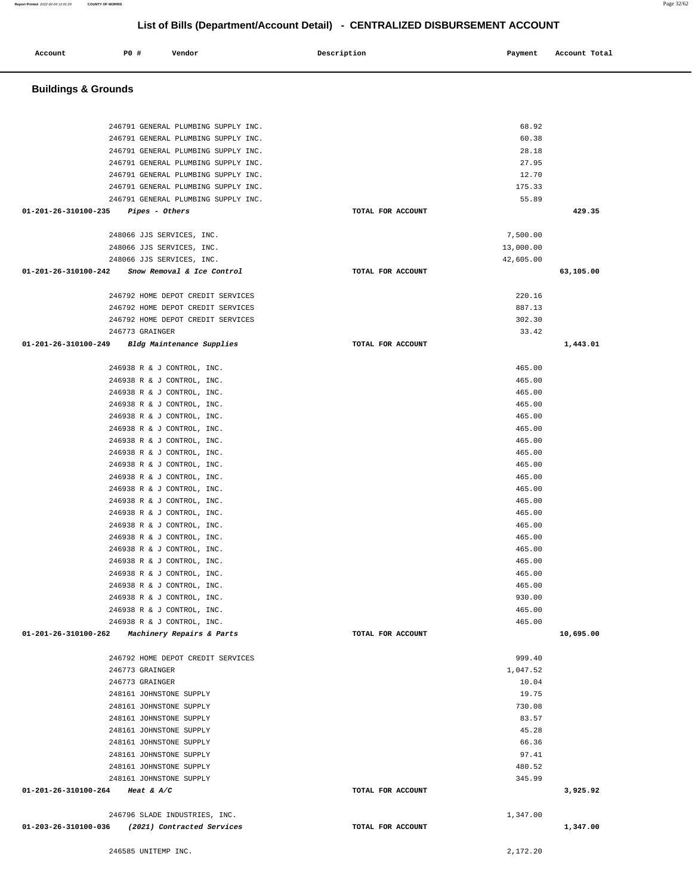## List of Bills (Department/Account Detail) - CENTRALIZED DISBURSEMENT ACCOUNT

| Account | PO # | Vendor | Description | Payment | Account Total |
|---|---|---|---|---|---|

### Buildings & Grounds

| Account | PO # | Vendor | Description | Payment | Account Total |
|---|---|---|---|---|---|
| | 246791 | GENERAL PLUMBING SUPPLY INC. | | 68.92 | |
| | 246791 | GENERAL PLUMBING SUPPLY INC. | | 60.38 | |
| | 246791 | GENERAL PLUMBING SUPPLY INC. | | 28.18 | |
| | 246791 | GENERAL PLUMBING SUPPLY INC. | | 27.95 | |
| | 246791 | GENERAL PLUMBING SUPPLY INC. | | 12.70 | |
| | 246791 | GENERAL PLUMBING SUPPLY INC. | | 175.33 | |
| | 246791 | GENERAL PLUMBING SUPPLY INC. | | 55.89 | |
| 01-201-26-310100-235 | | *Pipes - Others* | TOTAL FOR ACCOUNT | | 429.35 |
| | 248066 | JJS SERVICES, INC. | | 7,500.00 | |
| | 248066 | JJS SERVICES, INC. | | 13,000.00 | |
| | 248066 | JJS SERVICES, INC. | | 42,605.00 | |
| 01-201-26-310100-242 | | *Snow Removal & Ice Control* | TOTAL FOR ACCOUNT | | 63,105.00 |
| | 246792 | HOME DEPOT CREDIT SERVICES | | 220.16 | |
| | 246792 | HOME DEPOT CREDIT SERVICES | | 887.13 | |
| | 246792 | HOME DEPOT CREDIT SERVICES | | 302.30 | |
| | 246773 | GRAINGER | | 33.42 | |
| 01-201-26-310100-249 | | *Bldg Maintenance Supplies* | TOTAL FOR ACCOUNT | | 1,443.01 |
| | 246938 | R & J CONTROL, INC. | | 465.00 | |
| | 246938 | R & J CONTROL, INC. | | 465.00 | |
| | 246938 | R & J CONTROL, INC. | | 465.00 | |
| | 246938 | R & J CONTROL, INC. | | 465.00 | |
| | 246938 | R & J CONTROL, INC. | | 465.00 | |
| | 246938 | R & J CONTROL, INC. | | 465.00 | |
| | 246938 | R & J CONTROL, INC. | | 465.00 | |
| | 246938 | R & J CONTROL, INC. | | 465.00 | |
| | 246938 | R & J CONTROL, INC. | | 465.00 | |
| | 246938 | R & J CONTROL, INC. | | 465.00 | |
| | 246938 | R & J CONTROL, INC. | | 465.00 | |
| | 246938 | R & J CONTROL, INC. | | 465.00 | |
| | 246938 | R & J CONTROL, INC. | | 465.00 | |
| | 246938 | R & J CONTROL, INC. | | 465.00 | |
| | 246938 | R & J CONTROL, INC. | | 465.00 | |
| | 246938 | R & J CONTROL, INC. | | 465.00 | |
| | 246938 | R & J CONTROL, INC. | | 465.00 | |
| | 246938 | R & J CONTROL, INC. | | 465.00 | |
| | 246938 | R & J CONTROL, INC. | | 465.00 | |
| | 246938 | R & J CONTROL, INC. | | 930.00 | |
| | 246938 | R & J CONTROL, INC. | | 465.00 | |
| | 246938 | R & J CONTROL, INC. | | 465.00 | |
| 01-201-26-310100-262 | | *Machinery Repairs & Parts* | TOTAL FOR ACCOUNT | | 10,695.00 |
| | 246792 | HOME DEPOT CREDIT SERVICES | | 999.40 | |
| | 246773 | GRAINGER | | 1,047.52 | |
| | 246773 | GRAINGER | | 10.04 | |
| | 248161 | JOHNSTONE SUPPLY | | 19.75 | |
| | 248161 | JOHNSTONE SUPPLY | | 730.08 | |
| | 248161 | JOHNSTONE SUPPLY | | 83.57 | |
| | 248161 | JOHNSTONE SUPPLY | | 45.28 | |
| | 248161 | JOHNSTONE SUPPLY | | 66.36 | |
| | 248161 | JOHNSTONE SUPPLY | | 97.41 | |
| | 248161 | JOHNSTONE SUPPLY | | 480.52 | |
| | 248161 | JOHNSTONE SUPPLY | | 345.99 | |
| 01-201-26-310100-264 | | *Heat & A/C* | TOTAL FOR ACCOUNT | | 3,925.92 |
| | 246796 | SLADE INDUSTRIES, INC. | | 1,347.00 | |
| 01-203-26-310100-036 | | *(2021) Contracted Services* | TOTAL FOR ACCOUNT | | 1,347.00 |
| | 246585 | UNITEMP INC. | | 2,172.20 | |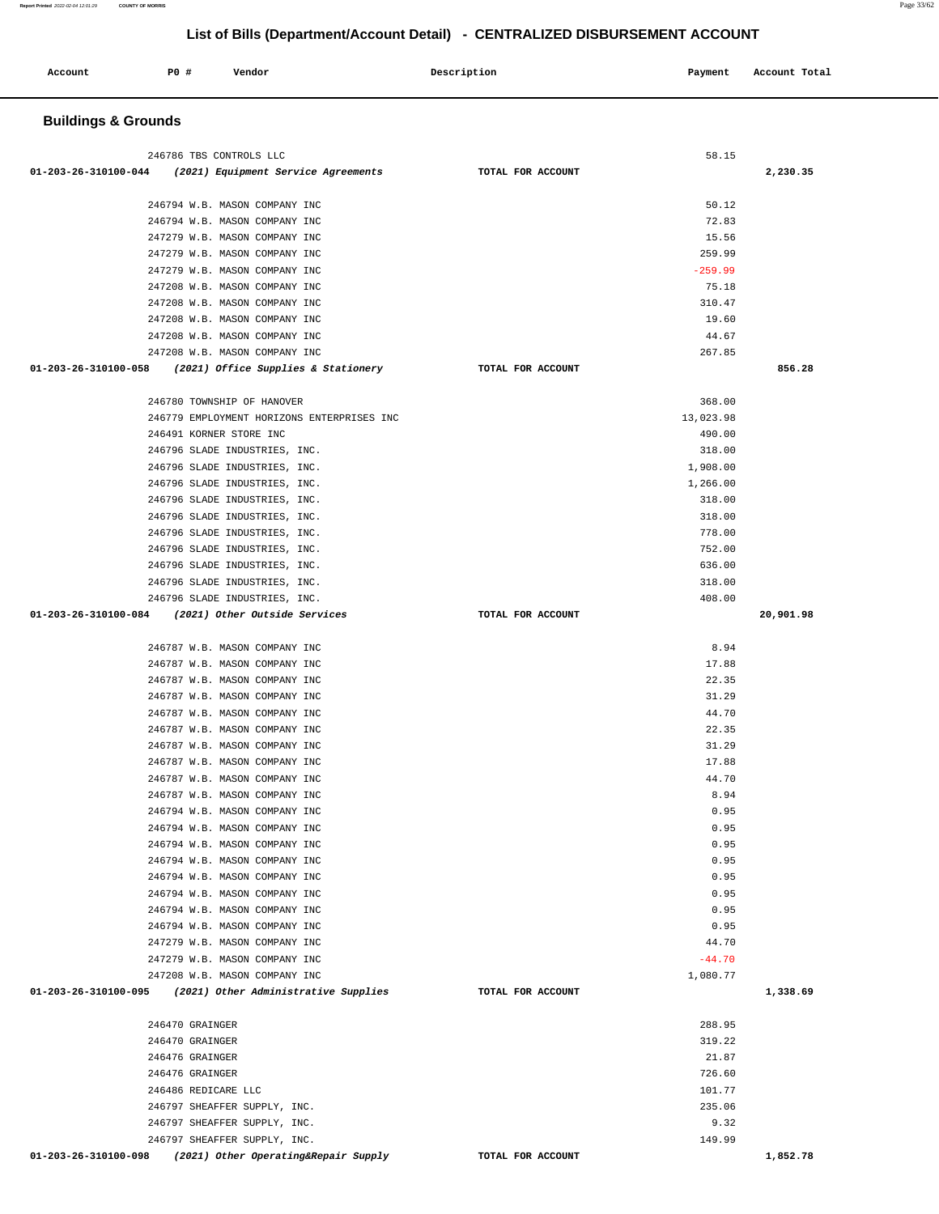# List of Bills (Department/Account Detail) - CENTRALIZED DISBURSEMENT ACCOUNT

| Account | PO # | Vendor | Description | Payment | Account Total |
|---|---|---|---|---|---|

## Buildings & Grounds

| Account | PO # | Vendor | Description | Payment | Account Total |
|---|---|---|---|---|---|
| | 246786 | TBS CONTROLS LLC | | 58.15 | |
| 01-203-26-310100-044 | | *(2021) Equipment Service Agreements* | TOTAL FOR ACCOUNT | | 2,230.35 |
| | 246794 | W.B. MASON COMPANY INC | | 50.12 | |
| | 246794 | W.B. MASON COMPANY INC | | 72.83 | |
| | 247279 | W.B. MASON COMPANY INC | | 15.56 | |
| | 247279 | W.B. MASON COMPANY INC | | 259.99 | |
| | 247279 | W.B. MASON COMPANY INC | | -259.99 | |
| | 247208 | W.B. MASON COMPANY INC | | 75.18 | |
| | 247208 | W.B. MASON COMPANY INC | | 310.47 | |
| | 247208 | W.B. MASON COMPANY INC | | 19.60 | |
| | 247208 | W.B. MASON COMPANY INC | | 44.67 | |
| | 247208 | W.B. MASON COMPANY INC | | 267.85 | |
| 01-203-26-310100-058 | | *(2021) Office Supplies & Stationery* | TOTAL FOR ACCOUNT | | 856.28 |
| | 246780 | TOWNSHIP OF HANOVER | | 368.00 | |
| | 246779 | EMPLOYMENT HORIZONS ENTERPRISES INC | | 13,023.98 | |
| | 246491 | KORNER STORE INC | | 490.00 | |
| | 246796 | SLADE INDUSTRIES, INC. | | 318.00 | |
| | 246796 | SLADE INDUSTRIES, INC. | | 1,908.00 | |
| | 246796 | SLADE INDUSTRIES, INC. | | 1,266.00 | |
| | 246796 | SLADE INDUSTRIES, INC. | | 318.00 | |
| | 246796 | SLADE INDUSTRIES, INC. | | 318.00 | |
| | 246796 | SLADE INDUSTRIES, INC. | | 778.00 | |
| | 246796 | SLADE INDUSTRIES, INC. | | 752.00 | |
| | 246796 | SLADE INDUSTRIES, INC. | | 636.00 | |
| | 246796 | SLADE INDUSTRIES, INC. | | 318.00 | |
| | 246796 | SLADE INDUSTRIES, INC. | | 408.00 | |
| 01-203-26-310100-084 | | *(2021) Other Outside Services* | TOTAL FOR ACCOUNT | | 20,901.98 |
| | 246787 | W.B. MASON COMPANY INC | | 8.94 | |
| | 246787 | W.B. MASON COMPANY INC | | 17.88 | |
| | 246787 | W.B. MASON COMPANY INC | | 22.35 | |
| | 246787 | W.B. MASON COMPANY INC | | 31.29 | |
| | 246787 | W.B. MASON COMPANY INC | | 44.70 | |
| | 246787 | W.B. MASON COMPANY INC | | 22.35 | |
| | 246787 | W.B. MASON COMPANY INC | | 31.29 | |
| | 246787 | W.B. MASON COMPANY INC | | 17.88 | |
| | 246787 | W.B. MASON COMPANY INC | | 44.70 | |
| | 246787 | W.B. MASON COMPANY INC | | 8.94 | |
| | 246794 | W.B. MASON COMPANY INC | | 0.95 | |
| | 246794 | W.B. MASON COMPANY INC | | 0.95 | |
| | 246794 | W.B. MASON COMPANY INC | | 0.95 | |
| | 246794 | W.B. MASON COMPANY INC | | 0.95 | |
| | 246794 | W.B. MASON COMPANY INC | | 0.95 | |
| | 246794 | W.B. MASON COMPANY INC | | 0.95 | |
| | 246794 | W.B. MASON COMPANY INC | | 0.95 | |
| | 246794 | W.B. MASON COMPANY INC | | 0.95 | |
| | 247279 | W.B. MASON COMPANY INC | | 44.70 | |
| | 247279 | W.B. MASON COMPANY INC | | -44.70 | |
| | 247208 | W.B. MASON COMPANY INC | | 1,080.77 | |
| 01-203-26-310100-095 | | *(2021) Other Administrative Supplies* | TOTAL FOR ACCOUNT | | 1,338.69 |
| | 246470 | GRAINGER | | 288.95 | |
| | 246470 | GRAINGER | | 319.22 | |
| | 246476 | GRAINGER | | 21.87 | |
| | 246476 | GRAINGER | | 726.60 | |
| | 246486 | REDICARE LLC | | 101.77 | |
| | 246797 | SHEAFFER SUPPLY, INC. | | 235.06 | |
| | 246797 | SHEAFFER SUPPLY, INC. | | 9.32 | |
| | 246797 | SHEAFFER SUPPLY, INC. | | 149.99 | |
| 01-203-26-310100-098 | | *(2021) Other Operating&Repair Supply* | TOTAL FOR ACCOUNT | | 1,852.78 |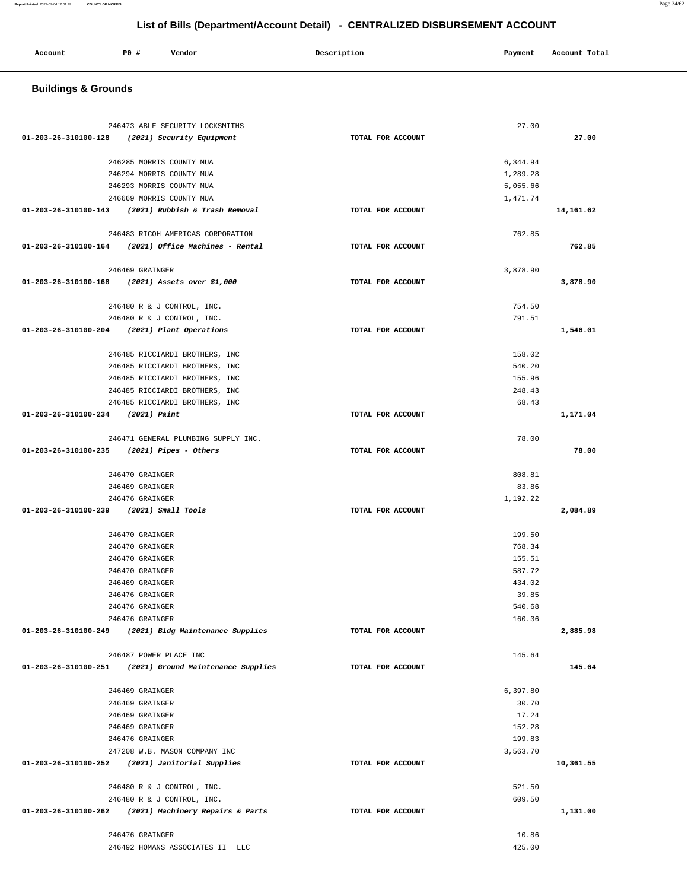# List of Bills (Department/Account Detail) - CENTRALIZED DISBURSEMENT ACCOUNT

| Account | PO # | Vendor | Description | Payment | Account Total |
|---|---|---|---|---|---|

## Buildings & Grounds

| Account | PO # | Vendor | Description | Payment | Account Total |
|---|---|---|---|---|---|
| | 246473 | ABLE SECURITY LOCKSMITHS | | 27.00 | |
| 01-203-26-310100-128 | | *(2021) Security Equipment* | TOTAL FOR ACCOUNT | | 27.00 |
| | 246285 | MORRIS COUNTY MUA | | 6,344.94 | |
| | 246294 | MORRIS COUNTY MUA | | 1,289.28 | |
| | 246293 | MORRIS COUNTY MUA | | 5,055.66 | |
| | 246669 | MORRIS COUNTY MUA | | 1,471.74 | |
| 01-203-26-310100-143 | | *(2021) Rubbish & Trash Removal* | TOTAL FOR ACCOUNT | | 14,161.62 |
| | 246483 | RICOH AMERICAS CORPORATION | | 762.85 | |
| 01-203-26-310100-164 | | *(2021) Office Machines - Rental* | TOTAL FOR ACCOUNT | | 762.85 |
| | 246469 | GRAINGER | | 3,878.90 | |
| 01-203-26-310100-168 | | *(2021) Assets over $1,000* | TOTAL FOR ACCOUNT | | 3,878.90 |
| | 246480 | R & J CONTROL, INC. | | 754.50 | |
| | 246480 | R & J CONTROL, INC. | | 791.51 | |
| 01-203-26-310100-204 | | *(2021) Plant Operations* | TOTAL FOR ACCOUNT | | 1,546.01 |
| | 246485 | RICCIARDI BROTHERS, INC | | 158.02 | |
| | 246485 | RICCIARDI BROTHERS, INC | | 540.20 | |
| | 246485 | RICCIARDI BROTHERS, INC | | 155.96 | |
| | 246485 | RICCIARDI BROTHERS, INC | | 248.43 | |
| | 246485 | RICCIARDI BROTHERS, INC | | 68.43 | |
| 01-203-26-310100-234 | | *(2021) Paint* | TOTAL FOR ACCOUNT | | 1,171.04 |
| | 246471 | GENERAL PLUMBING SUPPLY INC. | | 78.00 | |
| 01-203-26-310100-235 | | *(2021) Pipes - Others* | TOTAL FOR ACCOUNT | | 78.00 |
| | 246470 | GRAINGER | | 808.81 | |
| | 246469 | GRAINGER | | 83.86 | |
| | 246476 | GRAINGER | | 1,192.22 | |
| 01-203-26-310100-239 | | *(2021) Small Tools* | TOTAL FOR ACCOUNT | | 2,084.89 |
| | 246470 | GRAINGER | | 199.50 | |
| | 246470 | GRAINGER | | 768.34 | |
| | 246470 | GRAINGER | | 155.51 | |
| | 246470 | GRAINGER | | 587.72 | |
| | 246469 | GRAINGER | | 434.02 | |
| | 246476 | GRAINGER | | 39.85 | |
| | 246476 | GRAINGER | | 540.68 | |
| | 246476 | GRAINGER | | 160.36 | |
| 01-203-26-310100-249 | | *(2021) Bldg Maintenance Supplies* | TOTAL FOR ACCOUNT | | 2,885.98 |
| | 246487 | POWER PLACE INC | | 145.64 | |
| 01-203-26-310100-251 | | *(2021) Ground Maintenance Supplies* | TOTAL FOR ACCOUNT | | 145.64 |
| | 246469 | GRAINGER | | 6,397.80 | |
| | 246469 | GRAINGER | | 30.70 | |
| | 246469 | GRAINGER | | 17.24 | |
| | 246469 | GRAINGER | | 152.28 | |
| | 246476 | GRAINGER | | 199.83 | |
| | 247208 | W.B. MASON COMPANY INC | | 3,563.70 | |
| 01-203-26-310100-252 | | *(2021) Janitorial Supplies* | TOTAL FOR ACCOUNT | | 10,361.55 |
| | 246480 | R & J CONTROL, INC. | | 521.50 | |
| | 246480 | R & J CONTROL, INC. | | 609.50 | |
| 01-203-26-310100-262 | | *(2021) Machinery Repairs & Parts* | TOTAL FOR ACCOUNT | | 1,131.00 |
| | 246476 | GRAINGER | | 10.86 | |
| | 246492 | HOMANS ASSOCIATES II LLC | | 425.00 | |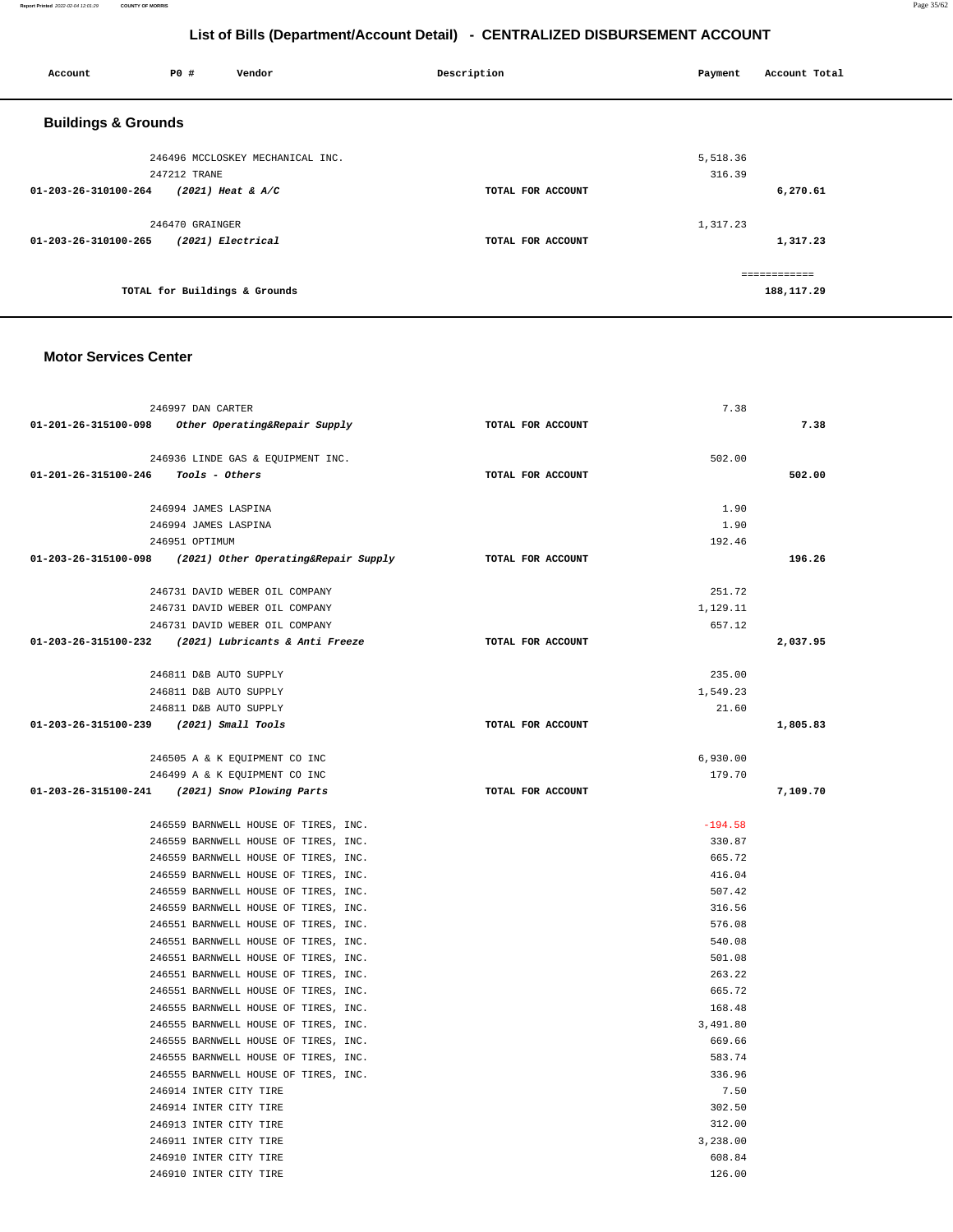# List of Bills (Department/Account Detail) - CENTRALIZED DISBURSEMENT ACCOUNT

| Account | PO # | Vendor | Description | Payment | Account Total |
|---|---|---|---|---|---|

## Buildings & Grounds

| Account | PO # | Vendor | Description | Payment | Account Total |
|---|---|---|---|---|---|
| | 246496 | MCCLOSKEY MECHANICAL INC. | | 5,518.36 | |
| | 247212 | TRANE | | 316.39 | |
| 01-203-26-310100-264 | | *(2021) Heat & A/C* | TOTAL FOR ACCOUNT | | 6,270.61 |
| | 246470 | GRAINGER | | 1,317.23 | |
| 01-203-26-310100-265 | | *(2021) Electrical* | TOTAL FOR ACCOUNT | | 1,317.23 |
| | | TOTAL for Buildings & Grounds | | | 188,117.29 |

## Motor Services Center

| Account | PO # | Vendor | Description | Payment | Account Total |
|---|---|---|---|---|---|
| | 246997 | DAN CARTER | | 7.38 | |
| 01-201-26-315100-098 | | *Other Operating&Repair Supply* | TOTAL FOR ACCOUNT | | 7.38 |
| | 246936 | LINDE GAS & EQUIPMENT INC. | | 502.00 | |
| 01-201-26-315100-246 | | *Tools - Others* | TOTAL FOR ACCOUNT | | 502.00 |
| | 246994 | JAMES LASPINA | | 1.90 | |
| | 246994 | JAMES LASPINA | | 1.90 | |
| | 246951 | OPTIMUM | | 192.46 | |
| 01-203-26-315100-098 | | *(2021) Other Operating&Repair Supply* | TOTAL FOR ACCOUNT | | 196.26 |
| | 246731 | DAVID WEBER OIL COMPANY | | 251.72 | |
| | 246731 | DAVID WEBER OIL COMPANY | | 1,129.11 | |
| | 246731 | DAVID WEBER OIL COMPANY | | 657.12 | |
| 01-203-26-315100-232 | | *(2021) Lubricants & Anti Freeze* | TOTAL FOR ACCOUNT | | 2,037.95 |
| | 246811 | D&B AUTO SUPPLY | | 235.00 | |
| | 246811 | D&B AUTO SUPPLY | | 1,549.23 | |
| | 246811 | D&B AUTO SUPPLY | | 21.60 | |
| 01-203-26-315100-239 | | *(2021) Small Tools* | TOTAL FOR ACCOUNT | | 1,805.83 |
| | 246505 | A & K EQUIPMENT CO INC | | 6,930.00 | |
| | 246499 | A & K EQUIPMENT CO INC | | 179.70 | |
| 01-203-26-315100-241 | | *(2021) Snow Plowing Parts* | TOTAL FOR ACCOUNT | | 7,109.70 |
| | 246559 | BARNWELL HOUSE OF TIRES, INC. | | -194.58 | |
| | 246559 | BARNWELL HOUSE OF TIRES, INC. | | 330.87 | |
| | 246559 | BARNWELL HOUSE OF TIRES, INC. | | 665.72 | |
| | 246559 | BARNWELL HOUSE OF TIRES, INC. | | 416.04 | |
| | 246559 | BARNWELL HOUSE OF TIRES, INC. | | 507.42 | |
| | 246559 | BARNWELL HOUSE OF TIRES, INC. | | 316.56 | |
| | 246551 | BARNWELL HOUSE OF TIRES, INC. | | 576.08 | |
| | 246551 | BARNWELL HOUSE OF TIRES, INC. | | 540.08 | |
| | 246551 | BARNWELL HOUSE OF TIRES, INC. | | 501.08 | |
| | 246551 | BARNWELL HOUSE OF TIRES, INC. | | 263.22 | |
| | 246551 | BARNWELL HOUSE OF TIRES, INC. | | 665.72 | |
| | 246555 | BARNWELL HOUSE OF TIRES, INC. | | 168.48 | |
| | 246555 | BARNWELL HOUSE OF TIRES, INC. | | 3,491.80 | |
| | 246555 | BARNWELL HOUSE OF TIRES, INC. | | 669.66 | |
| | 246555 | BARNWELL HOUSE OF TIRES, INC. | | 583.74 | |
| | 246555 | BARNWELL HOUSE OF TIRES, INC. | | 336.96 | |
| | 246914 | INTER CITY TIRE | | 7.50 | |
| | 246914 | INTER CITY TIRE | | 302.50 | |
| | 246913 | INTER CITY TIRE | | 312.00 | |
| | 246911 | INTER CITY TIRE | | 3,238.00 | |
| | 246910 | INTER CITY TIRE | | 608.84 | |
| | 246910 | INTER CITY TIRE | | 126.00 | |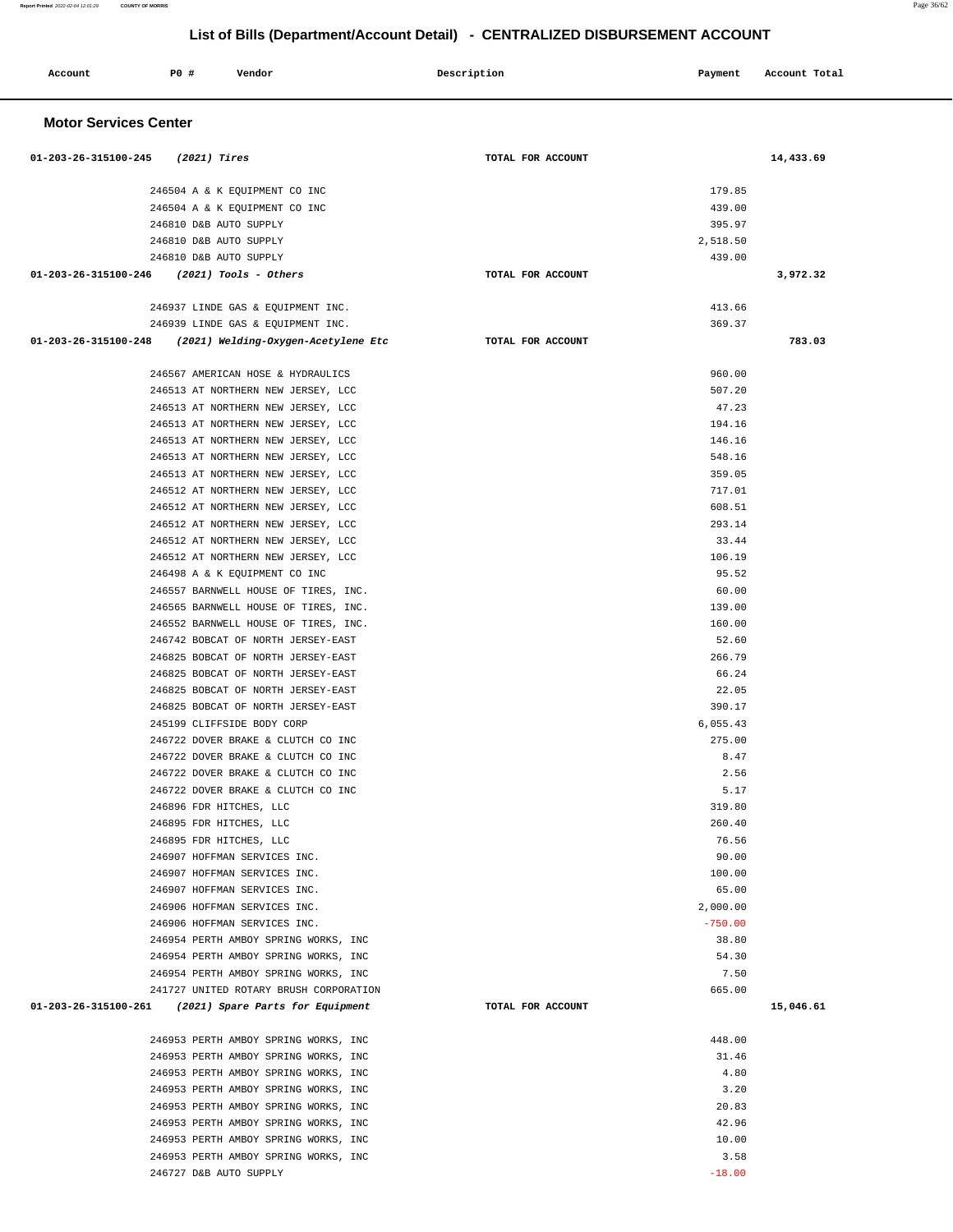# List of Bills (Department/Account Detail) - CENTRALIZED DISBURSEMENT ACCOUNT

| Account | PO # | Vendor | Description | Payment | Account Total |
|---|---|---|---|---|---|

## Motor Services Center

| Account | PO # | Vendor | Description | Payment | Account Total |
|---|---|---|---|---|---|
| 01-203-26-315100-245 *(2021) Tires* | | | TOTAL FOR ACCOUNT | | 14,433.69 |
| | 246504 | A & K EQUIPMENT CO INC | | 179.85 | |
| | 246504 | A & K EQUIPMENT CO INC | | 439.00 | |
| | 246810 | D&B AUTO SUPPLY | | 395.97 | |
| | 246810 | D&B AUTO SUPPLY | | 2,518.50 | |
| | 246810 | D&B AUTO SUPPLY | | 439.00 | |
| 01-203-26-315100-246 *(2021) Tools - Others* | | | TOTAL FOR ACCOUNT | | 3,972.32 |
| | 246937 | LINDE GAS & EQUIPMENT INC. | | 413.66 | |
| | 246939 | LINDE GAS & EQUIPMENT INC. | | 369.37 | |
| 01-203-26-315100-248 *(2021) Welding-Oxygen-Acetylene Etc* | | | TOTAL FOR ACCOUNT | | 783.03 |
| | 246567 | AMERICAN HOSE & HYDRAULICS | | 960.00 | |
| | 246513 | AT NORTHERN NEW JERSEY, LCC | | 507.20 | |
| | 246513 | AT NORTHERN NEW JERSEY, LCC | | 47.23 | |
| | 246513 | AT NORTHERN NEW JERSEY, LCC | | 194.16 | |
| | 246513 | AT NORTHERN NEW JERSEY, LCC | | 146.16 | |
| | 246513 | AT NORTHERN NEW JERSEY, LCC | | 548.16 | |
| | 246513 | AT NORTHERN NEW JERSEY, LCC | | 359.05 | |
| | 246512 | AT NORTHERN NEW JERSEY, LCC | | 717.01 | |
| | 246512 | AT NORTHERN NEW JERSEY, LCC | | 608.51 | |
| | 246512 | AT NORTHERN NEW JERSEY, LCC | | 293.14 | |
| | 246512 | AT NORTHERN NEW JERSEY, LCC | | 33.44 | |
| | 246512 | AT NORTHERN NEW JERSEY, LCC | | 106.19 | |
| | 246498 | A & K EQUIPMENT CO INC | | 95.52 | |
| | 246557 | BARNWELL HOUSE OF TIRES, INC. | | 60.00 | |
| | 246565 | BARNWELL HOUSE OF TIRES, INC. | | 139.00 | |
| | 246552 | BARNWELL HOUSE OF TIRES, INC. | | 160.00 | |
| | 246742 | BOBCAT OF NORTH JERSEY-EAST | | 52.60 | |
| | 246825 | BOBCAT OF NORTH JERSEY-EAST | | 266.79 | |
| | 246825 | BOBCAT OF NORTH JERSEY-EAST | | 66.24 | |
| | 246825 | BOBCAT OF NORTH JERSEY-EAST | | 22.05 | |
| | 246825 | BOBCAT OF NORTH JERSEY-EAST | | 390.17 | |
| | 245199 | CLIFFSIDE BODY CORP | | 6,055.43 | |
| | 246722 | DOVER BRAKE & CLUTCH CO INC | | 275.00 | |
| | 246722 | DOVER BRAKE & CLUTCH CO INC | | 8.47 | |
| | 246722 | DOVER BRAKE & CLUTCH CO INC | | 2.56 | |
| | 246722 | DOVER BRAKE & CLUTCH CO INC | | 5.17 | |
| | 246896 | FDR HITCHES, LLC | | 319.80 | |
| | 246895 | FDR HITCHES, LLC | | 260.40 | |
| | 246895 | FDR HITCHES, LLC | | 76.56 | |
| | 246907 | HOFFMAN SERVICES INC. | | 90.00 | |
| | 246907 | HOFFMAN SERVICES INC. | | 100.00 | |
| | 246907 | HOFFMAN SERVICES INC. | | 65.00 | |
| | 246906 | HOFFMAN SERVICES INC. | | 2,000.00 | |
| | 246906 | HOFFMAN SERVICES INC. | | -750.00 | |
| | 246954 | PERTH AMBOY SPRING WORKS, INC | | 38.80 | |
| | 246954 | PERTH AMBOY SPRING WORKS, INC | | 54.30 | |
| | 246954 | PERTH AMBOY SPRING WORKS, INC | | 7.50 | |
| | 241727 | UNITED ROTARY BRUSH CORPORATION | | 665.00 | |
| 01-203-26-315100-261 *(2021) Spare Parts for Equipment* | | | TOTAL FOR ACCOUNT | | 15,046.61 |
| | 246953 | PERTH AMBOY SPRING WORKS, INC | | 448.00 | |
| | 246953 | PERTH AMBOY SPRING WORKS, INC | | 31.46 | |
| | 246953 | PERTH AMBOY SPRING WORKS, INC | | 4.80 | |
| | 246953 | PERTH AMBOY SPRING WORKS, INC | | 3.20 | |
| | 246953 | PERTH AMBOY SPRING WORKS, INC | | 20.83 | |
| | 246953 | PERTH AMBOY SPRING WORKS, INC | | 42.96 | |
| | 246953 | PERTH AMBOY SPRING WORKS, INC | | 10.00 | |
| | 246953 | PERTH AMBOY SPRING WORKS, INC | | 3.58 | |
| | 246727 | D&B AUTO SUPPLY | | -18.00 | |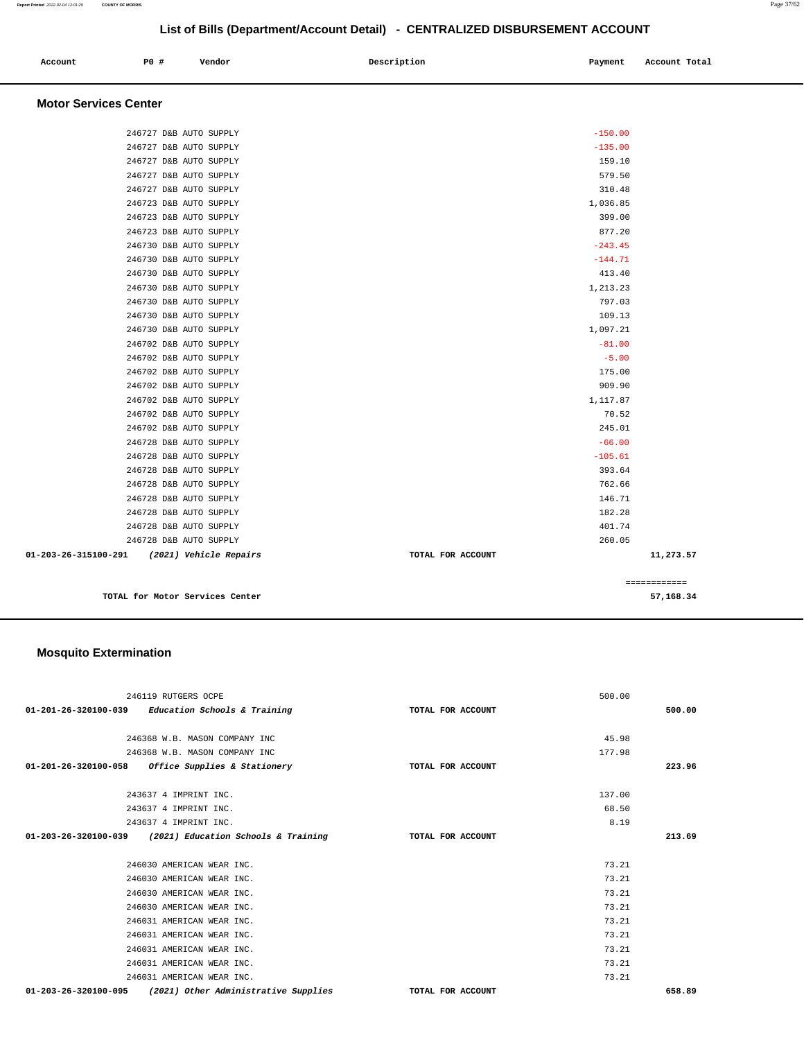## List of Bills (Department/Account Detail) - CENTRALIZED DISBURSEMENT ACCOUNT

| Account | PO # | Vendor | Description | Payment | Account Total |
|---|---|---|---|---|---|

### Motor Services Center

| Account | PO # | Vendor | Description | Payment | Account Total |
|---|---|---|---|---|---|
| | 246727 | D&B AUTO SUPPLY | | -150.00 | |
| | 246727 | D&B AUTO SUPPLY | | -135.00 | |
| | 246727 | D&B AUTO SUPPLY | | 159.10 | |
| | 246727 | D&B AUTO SUPPLY | | 579.50 | |
| | 246727 | D&B AUTO SUPPLY | | 310.48 | |
| | 246723 | D&B AUTO SUPPLY | | 1,036.85 | |
| | 246723 | D&B AUTO SUPPLY | | 399.00 | |
| | 246723 | D&B AUTO SUPPLY | | 877.20 | |
| | 246730 | D&B AUTO SUPPLY | | -243.45 | |
| | 246730 | D&B AUTO SUPPLY | | -144.71 | |
| | 246730 | D&B AUTO SUPPLY | | 413.40 | |
| | 246730 | D&B AUTO SUPPLY | | 1,213.23 | |
| | 246730 | D&B AUTO SUPPLY | | 797.03 | |
| | 246730 | D&B AUTO SUPPLY | | 109.13 | |
| | 246730 | D&B AUTO SUPPLY | | 1,097.21 | |
| | 246702 | D&B AUTO SUPPLY | | -81.00 | |
| | 246702 | D&B AUTO SUPPLY | | -5.00 | |
| | 246702 | D&B AUTO SUPPLY | | 175.00 | |
| | 246702 | D&B AUTO SUPPLY | | 909.90 | |
| | 246702 | D&B AUTO SUPPLY | | 1,117.87 | |
| | 246702 | D&B AUTO SUPPLY | | 70.52 | |
| | 246702 | D&B AUTO SUPPLY | | 245.01 | |
| | 246728 | D&B AUTO SUPPLY | | -66.00 | |
| | 246728 | D&B AUTO SUPPLY | | -105.61 | |
| | 246728 | D&B AUTO SUPPLY | | 393.64 | |
| | 246728 | D&B AUTO SUPPLY | | 762.66 | |
| | 246728 | D&B AUTO SUPPLY | | 146.71 | |
| | 246728 | D&B AUTO SUPPLY | | 182.28 | |
| | 246728 | D&B AUTO SUPPLY | | 401.74 | |
| | 246728 | D&B AUTO SUPPLY | | 260.05 | |
| **01-203-26-315100-291** | | ***(2021) Vehicle Repairs*** | **TOTAL FOR ACCOUNT** | | **11,273.57** |
| | | | | | ============ |
| | | **TOTAL for Motor Services Center** | | | **57,168.34** |

### Mosquito Extermination

| Account | PO # | Vendor | Description | Payment | Account Total |
|---|---|---|---|---|---|
| | 246119 | RUTGERS OCPE | | 500.00 | |
| **01-201-26-320100-039** | | ***Education Schools & Training*** | **TOTAL FOR ACCOUNT** | | **500.00** |
| | 246368 | W.B. MASON COMPANY INC | | 45.98 | |
| | 246368 | W.B. MASON COMPANY INC | | 177.98 | |
| **01-201-26-320100-058** | | ***Office Supplies & Stationery*** | **TOTAL FOR ACCOUNT** | | **223.96** |
| | 243637 | 4 IMPRINT INC. | | 137.00 | |
| | 243637 | 4 IMPRINT INC. | | 68.50 | |
| | 243637 | 4 IMPRINT INC. | | 8.19 | |
| **01-203-26-320100-039** | | ***(2021) Education Schools & Training*** | **TOTAL FOR ACCOUNT** | | **213.69** |
| | 246030 | AMERICAN WEAR INC. | | 73.21 | |
| | 246030 | AMERICAN WEAR INC. | | 73.21 | |
| | 246030 | AMERICAN WEAR INC. | | 73.21 | |
| | 246030 | AMERICAN WEAR INC. | | 73.21 | |
| | 246031 | AMERICAN WEAR INC. | | 73.21 | |
| | 246031 | AMERICAN WEAR INC. | | 73.21 | |
| | 246031 | AMERICAN WEAR INC. | | 73.21 | |
| | 246031 | AMERICAN WEAR INC. | | 73.21 | |
| | 246031 | AMERICAN WEAR INC. | | 73.21 | |
| **01-203-26-320100-095** | | ***(2021) Other Administrative Supplies*** | **TOTAL FOR ACCOUNT** | | **658.89** |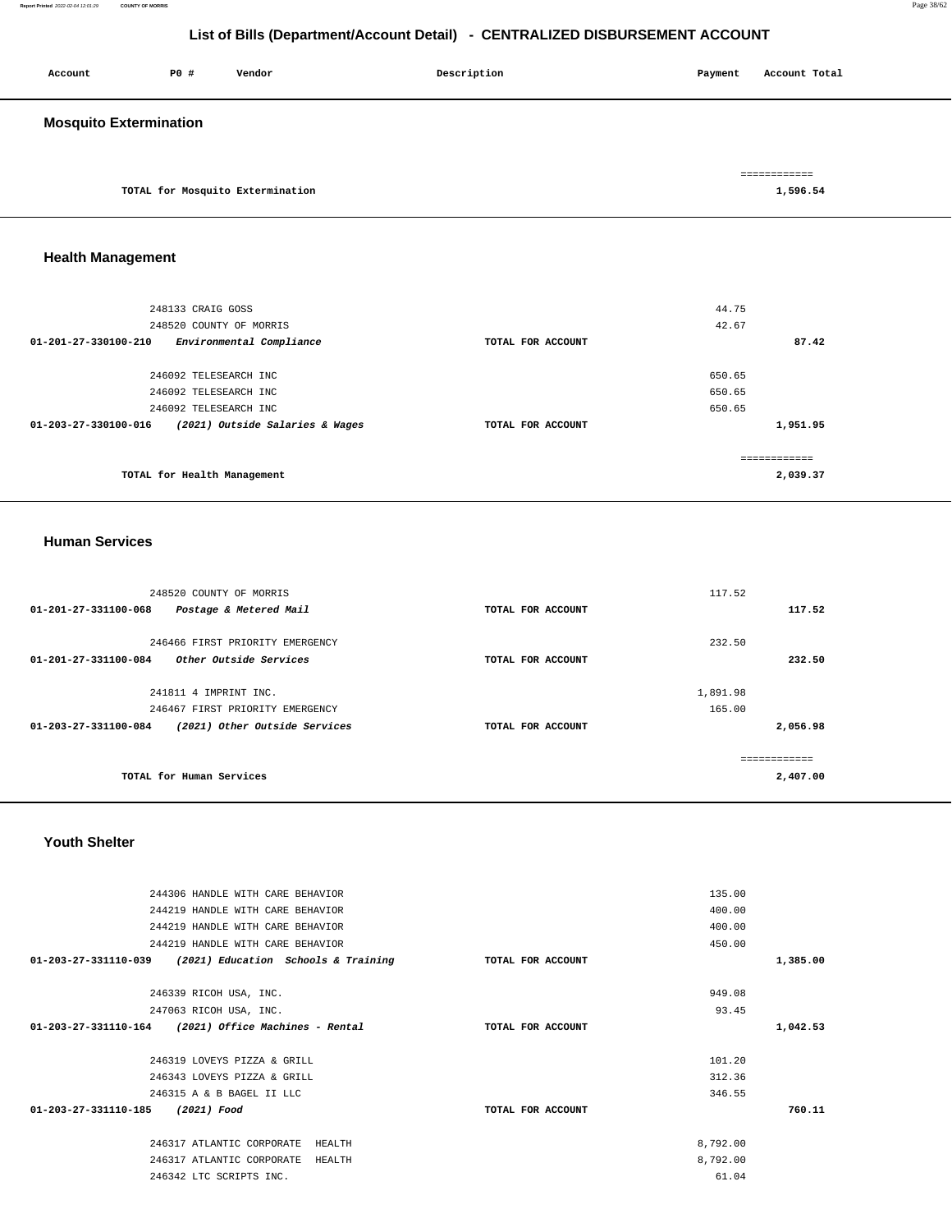# List of Bills (Department/Account Detail) - CENTRALIZED DISBURSEMENT ACCOUNT

| Account | PO # | Vendor | Description | Payment | Account Total |
|---|---|---|---|---|---|

## Mosquito Extermination

| | | | | | |
|---|---|---|---|---|---|
| | | TOTAL for Mosquito Extermination | | | 1,596.54 |

## Health Management

| Account | PO # | Vendor | Description | Payment | Account Total |
|---|---|---|---|---|---|
| | 248133 | CRAIG GOSS | | 44.75 | |
| | 248520 | COUNTY OF MORRIS | | 42.67 | |
| 01-201-27-330100-210 | | *Environmental Compliance* | TOTAL FOR ACCOUNT | | 87.42 |
| | 246092 | TELESEARCH INC | | 650.65 | |
| | 246092 | TELESEARCH INC | | 650.65 | |
| | 246092 | TELESEARCH INC | | 650.65 | |
| 01-203-27-330100-016 | | *(2021) Outside Salaries & Wages* | TOTAL FOR ACCOUNT | | 1,951.95 |
| | | TOTAL for Health Management | | | 2,039.37 |

## Human Services

| Account | PO # | Vendor | Description | Payment | Account Total |
|---|---|---|---|---|---|
| | 248520 | COUNTY OF MORRIS | | 117.52 | |
| 01-201-27-331100-068 | | *Postage & Metered Mail* | TOTAL FOR ACCOUNT | | 117.52 |
| | 246466 | FIRST PRIORITY EMERGENCY | | 232.50 | |
| 01-201-27-331100-084 | | *Other Outside Services* | TOTAL FOR ACCOUNT | | 232.50 |
| | 241811 | 4 IMPRINT INC. | | 1,891.98 | |
| | 246467 | FIRST PRIORITY EMERGENCY | | 165.00 | |
| 01-203-27-331100-084 | | *(2021) Other Outside Services* | TOTAL FOR ACCOUNT | | 2,056.98 |
| | | TOTAL for Human Services | | | 2,407.00 |

## Youth Shelter

| Account | PO # | Vendor | Description | Payment | Account Total |
|---|---|---|---|---|---|
| | 244306 | HANDLE WITH CARE BEHAVIOR | | 135.00 | |
| | 244219 | HANDLE WITH CARE BEHAVIOR | | 400.00 | |
| | 244219 | HANDLE WITH CARE BEHAVIOR | | 400.00 | |
| | 244219 | HANDLE WITH CARE BEHAVIOR | | 450.00 | |
| 01-203-27-331110-039 | | *(2021) Education Schools & Training* | TOTAL FOR ACCOUNT | | 1,385.00 |
| | 246339 | RICOH USA, INC. | | 949.08 | |
| | 247063 | RICOH USA, INC. | | 93.45 | |
| 01-203-27-331110-164 | | *(2021) Office Machines - Rental* | TOTAL FOR ACCOUNT | | 1,042.53 |
| | 246319 | LOVEYS PIZZA & GRILL | | 101.20 | |
| | 246343 | LOVEYS PIZZA & GRILL | | 312.36 | |
| | 246315 | A & B BAGEL II LLC | | 346.55 | |
| 01-203-27-331110-185 | | *(2021) Food* | TOTAL FOR ACCOUNT | | 760.11 |
| | 246317 | ATLANTIC CORPORATE HEALTH | | 8,792.00 | |
| | 246317 | ATLANTIC CORPORATE HEALTH | | 8,792.00 | |
| | 246342 | LTC SCRIPTS INC. | | 61.04 | |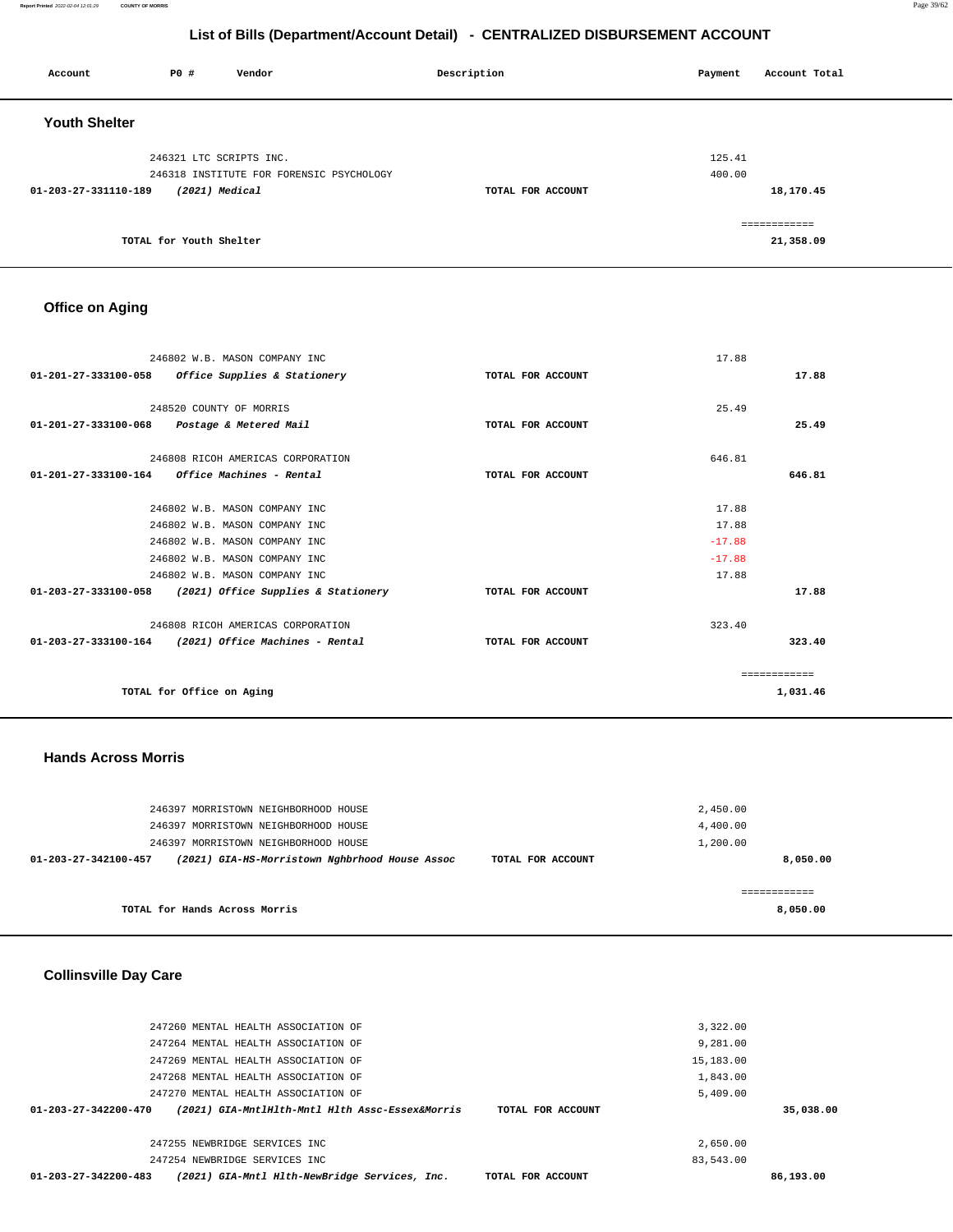## List of Bills (Department/Account Detail) - CENTRALIZED DISBURSEMENT ACCOUNT

| Account | PO # | Vendor | Description | Payment | Account Total |
|---|---|---|---|---|---|

### Youth Shelter

| Account | PO # | Vendor | Description | Payment | Account Total |
|---|---|---|---|---|---|
| | 246321 | LTC SCRIPTS INC. | | 125.41 | |
| | 246318 | INSTITUTE FOR FORENSIC PSYCHOLOGY | | 400.00 | |
| 01-203-27-331110-189 | | *(2021) Medical* | TOTAL FOR ACCOUNT | | 18,170.45 |

============

**TOTAL for Youth Shelter** 21,358.09

### Office on Aging

| Account | PO # | Vendor | Description | Payment | Account Total |
|---|---|---|---|---|---|
| | 246802 | W.B. MASON COMPANY INC | | 17.88 | |
| 01-201-27-333100-058 | | *Office Supplies & Stationery* | TOTAL FOR ACCOUNT | | 17.88 |
| | 248520 | COUNTY OF MORRIS | | 25.49 | |
| 01-201-27-333100-068 | | *Postage & Metered Mail* | TOTAL FOR ACCOUNT | | 25.49 |
| | 246808 | RICOH AMERICAS CORPORATION | | 646.81 | |
| 01-201-27-333100-164 | | *Office Machines - Rental* | TOTAL FOR ACCOUNT | | 646.81 |
| | 246802 | W.B. MASON COMPANY INC | | 17.88 | |
| | 246802 | W.B. MASON COMPANY INC | | 17.88 | |
| | 246802 | W.B. MASON COMPANY INC | | -17.88 | |
| | 246802 | W.B. MASON COMPANY INC | | -17.88 | |
| | 246802 | W.B. MASON COMPANY INC | | 17.88 | |
| 01-203-27-333100-058 | | *(2021) Office Supplies & Stationery* | TOTAL FOR ACCOUNT | | 17.88 |
| | 246808 | RICOH AMERICAS CORPORATION | | 323.40 | |
| 01-203-27-333100-164 | | *(2021) Office Machines - Rental* | TOTAL FOR ACCOUNT | | 323.40 |

============

**TOTAL for Office on Aging** 1,031.46

### Hands Across Morris

| Account | PO # | Vendor | Description | Payment | Account Total |
|---|---|---|---|---|---|
| | 246397 | MORRISTOWN NEIGHBORHOOD HOUSE | | 2,450.00 | |
| | 246397 | MORRISTOWN NEIGHBORHOOD HOUSE | | 4,400.00 | |
| | 246397 | MORRISTOWN NEIGHBORHOOD HOUSE | | 1,200.00 | |
| 01-203-27-342100-457 | | *(2021) GIA-HS-Morristown Nghbrhood House Assoc* | TOTAL FOR ACCOUNT | | 8,050.00 |

============

**TOTAL for Hands Across Morris** 8,050.00

### Collinsville Day Care

| Account | PO # | Vendor | Description | Payment | Account Total |
|---|---|---|---|---|---|
| | 247260 | MENTAL HEALTH ASSOCIATION OF | | 3,322.00 | |
| | 247264 | MENTAL HEALTH ASSOCIATION OF | | 9,281.00 | |
| | 247269 | MENTAL HEALTH ASSOCIATION OF | | 15,183.00 | |
| | 247268 | MENTAL HEALTH ASSOCIATION OF | | 1,843.00 | |
| | 247270 | MENTAL HEALTH ASSOCIATION OF | | 5,409.00 | |
| 01-203-27-342200-470 | | *(2021) GIA-MntlHlth-Mntl Hlth Assc-Essex&Morris* | TOTAL FOR ACCOUNT | | 35,038.00 |
| | 247255 | NEWBRIDGE SERVICES INC | | 2,650.00 | |
| | 247254 | NEWBRIDGE SERVICES INC | | 83,543.00 | |
| 01-203-27-342200-483 | | *(2021) GIA-Mntl Hlth-NewBridge Services, Inc.* | TOTAL FOR ACCOUNT | | 86,193.00 |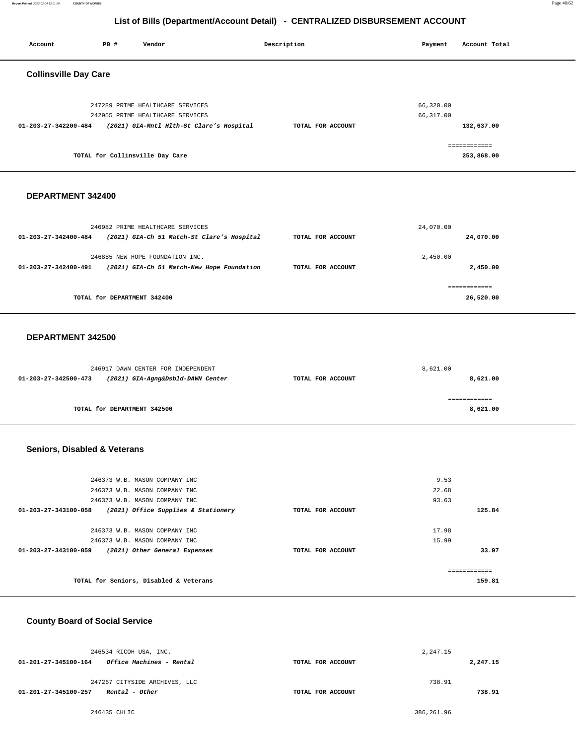## List of Bills (Department/Account Detail) - CENTRALIZED DISBURSEMENT ACCOUNT

| Account | PO # | Vendor | Description | Payment | Account Total |
|---|---|---|---|---|---|

### Collinsville Day Care

| Account | PO # Vendor | Description | Payment | Account Total |
|---|---|---|---|---|
| | 247289 PRIME HEALTHCARE SERVICES | | 66,320.00 | |
| | 242955 PRIME HEALTHCARE SERVICES | | 66,317.00 | |
| **01-203-27-342200-484** | ***(2021) GIA-Mntl Hlth-St Clare's Hospital*** | **TOTAL FOR ACCOUNT** | | **132,637.00** |
| | **TOTAL for Collinsville Day Care** | | | **253,868.00** |

### DEPARTMENT 342400

| Account | PO # Vendor | Description | Payment | Account Total |
|---|---|---|---|---|
| | 246982 PRIME HEALTHCARE SERVICES | | 24,070.00 | |
| **01-203-27-342400-484** | ***(2021) GIA-Ch 51 Match-St Clare's Hospital*** | **TOTAL FOR ACCOUNT** | | **24,070.00** |
| | 246885 NEW HOPE FOUNDATION INC. | | 2,450.00 | |
| **01-203-27-342400-491** | ***(2021) GIA-Ch 51 Match-New Hope Foundation*** | **TOTAL FOR ACCOUNT** | | **2,450.00** |
| | **TOTAL for DEPARTMENT 342400** | | | **26,520.00** |

### DEPARTMENT 342500

| Account | PO # Vendor | Description | Payment | Account Total |
|---|---|---|---|---|
| | 246917 DAWN CENTER FOR INDEPENDENT | | 8,621.00 | |
| **01-203-27-342500-473** | ***(2021) GIA-Agng&Dsbld-DAWN Center*** | **TOTAL FOR ACCOUNT** | | **8,621.00** |
| | **TOTAL for DEPARTMENT 342500** | | | **8,621.00** |

### Seniors, Disabled & Veterans

| Account | PO # Vendor | Description | Payment | Account Total |
|---|---|---|---|---|
| | 246373 W.B. MASON COMPANY INC | | 9.53 | |
| | 246373 W.B. MASON COMPANY INC | | 22.68 | |
| | 246373 W.B. MASON COMPANY INC | | 93.63 | |
| **01-203-27-343100-058** | ***(2021) Office Supplies & Stationery*** | **TOTAL FOR ACCOUNT** | | **125.84** |
| | 246373 W.B. MASON COMPANY INC | | 17.98 | |
| | 246373 W.B. MASON COMPANY INC | | 15.99 | |
| **01-203-27-343100-059** | ***(2021) Other General Expenses*** | **TOTAL FOR ACCOUNT** | | **33.97** |
| | **TOTAL for Seniors, Disabled & Veterans** | | | **159.81** |

### County Board of Social Service

| Account | PO # Vendor | Description | Payment | Account Total |
|---|---|---|---|---|
| | 246534 RICOH USA, INC. | | 2,247.15 | |
| **01-201-27-345100-164** | ***Office Machines - Rental*** | **TOTAL FOR ACCOUNT** | | **2,247.15** |
| | 247267 CITYSIDE ARCHIVES, LLC | | 738.91 | |
| **01-201-27-345100-257** | ***Rental - Other*** | **TOTAL FOR ACCOUNT** | | **738.91** |
| | 246435 CHLIC | | 386,261.96 | |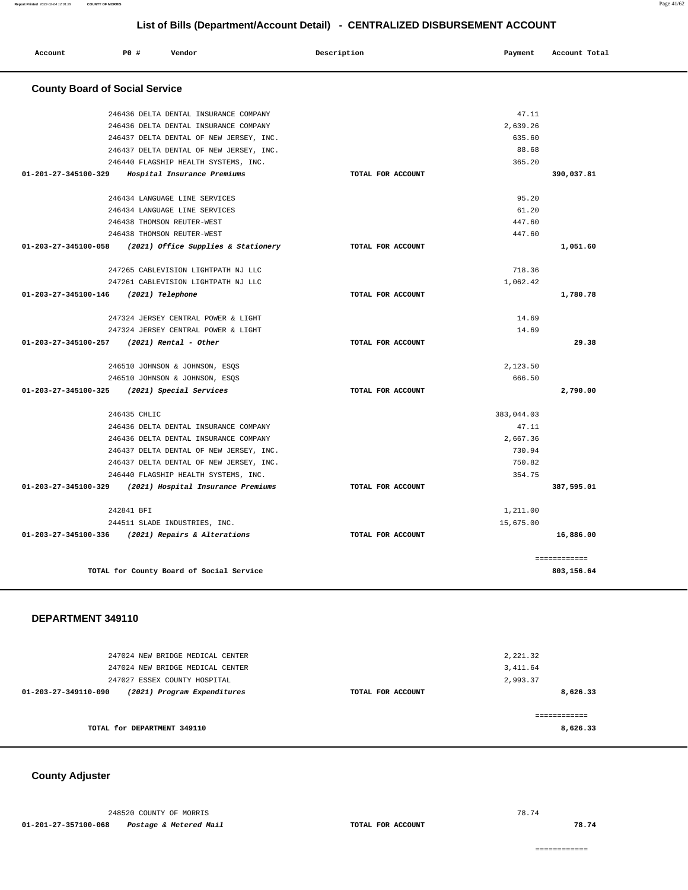## List of Bills (Department/Account Detail) - CENTRALIZED DISBURSEMENT ACCOUNT

| Account | PO # | Vendor | Description | Payment | Account Total |
|---|---|---|---|---|---|

### County Board of Social Service

| Account | PO # | Vendor | Description | Payment | Account Total |
|---|---|---|---|---|---|
| | 246436 | DELTA DENTAL INSURANCE COMPANY | | 47.11 | |
| | 246436 | DELTA DENTAL INSURANCE COMPANY | | 2,639.26 | |
| | 246437 | DELTA DENTAL OF NEW JERSEY, INC. | | 635.60 | |
| | 246437 | DELTA DENTAL OF NEW JERSEY, INC. | | 88.68 | |
| | 246440 | FLAGSHIP HEALTH SYSTEMS, INC. | | 365.20 | |
| 01-201-27-345100-329 | | *Hospital Insurance Premiums* | TOTAL FOR ACCOUNT | | 390,037.81 |
| | 246434 | LANGUAGE LINE SERVICES | | 95.20 | |
| | 246434 | LANGUAGE LINE SERVICES | | 61.20 | |
| | 246438 | THOMSON REUTER-WEST | | 447.60 | |
| | 246438 | THOMSON REUTER-WEST | | 447.60 | |
| 01-203-27-345100-058 | | *(2021) Office Supplies & Stationery* | TOTAL FOR ACCOUNT | | 1,051.60 |
| | 247265 | CABLEVISION LIGHTPATH NJ LLC | | 718.36 | |
| | 247261 | CABLEVISION LIGHTPATH NJ LLC | | 1,062.42 | |
| 01-203-27-345100-146 | | *(2021) Telephone* | TOTAL FOR ACCOUNT | | 1,780.78 |
| | 247324 | JERSEY CENTRAL POWER & LIGHT | | 14.69 | |
| | 247324 | JERSEY CENTRAL POWER & LIGHT | | 14.69 | |
| 01-203-27-345100-257 | | *(2021) Rental - Other* | TOTAL FOR ACCOUNT | | 29.38 |
| | 246510 | JOHNSON & JOHNSON, ESQS | | 2,123.50 | |
| | 246510 | JOHNSON & JOHNSON, ESQS | | 666.50 | |
| 01-203-27-345100-325 | | *(2021) Special Services* | TOTAL FOR ACCOUNT | | 2,790.00 |
| | 246435 | CHLIC | | 383,044.03 | |
| | 246436 | DELTA DENTAL INSURANCE COMPANY | | 47.11 | |
| | 246436 | DELTA DENTAL INSURANCE COMPANY | | 2,667.36 | |
| | 246437 | DELTA DENTAL OF NEW JERSEY, INC. | | 730.94 | |
| | 246437 | DELTA DENTAL OF NEW JERSEY, INC. | | 750.82 | |
| | 246440 | FLAGSHIP HEALTH SYSTEMS, INC. | | 354.75 | |
| 01-203-27-345100-329 | | *(2021) Hospital Insurance Premiums* | TOTAL FOR ACCOUNT | | 387,595.01 |
| | 242841 | BFI | | 1,211.00 | |
| | 244511 | SLADE INDUSTRIES, INC. | | 15,675.00 | |
| 01-203-27-345100-336 | | *(2021) Repairs & Alterations* | TOTAL FOR ACCOUNT | | 16,886.00 |
| | | | | | ============ |
| | | TOTAL for County Board of Social Service | | | 803,156.64 |

### DEPARTMENT 349110

| Account | PO # | Vendor | Description | Payment | Account Total |
|---|---|---|---|---|---|
| | 247024 | NEW BRIDGE MEDICAL CENTER | | 2,221.32 | |
| | 247024 | NEW BRIDGE MEDICAL CENTER | | 3,411.64 | |
| | 247027 | ESSEX COUNTY HOSPITAL | | 2,993.37 | |
| 01-203-27-349110-090 | | *(2021) Program Expenditures* | TOTAL FOR ACCOUNT | | 8,626.33 |
| | | | | | ============ |
| | | TOTAL for DEPARTMENT 349110 | | | 8,626.33 |

### County Adjuster

| Account | PO # | Vendor | Description | Payment | Account Total |
|---|---|---|---|---|---|
| | 248520 | COUNTY OF MORRIS | | 78.74 | |
| 01-201-27-357100-068 | | *Postage & Metered Mail* | TOTAL FOR ACCOUNT | | 78.74 |
| | | | | | ============ |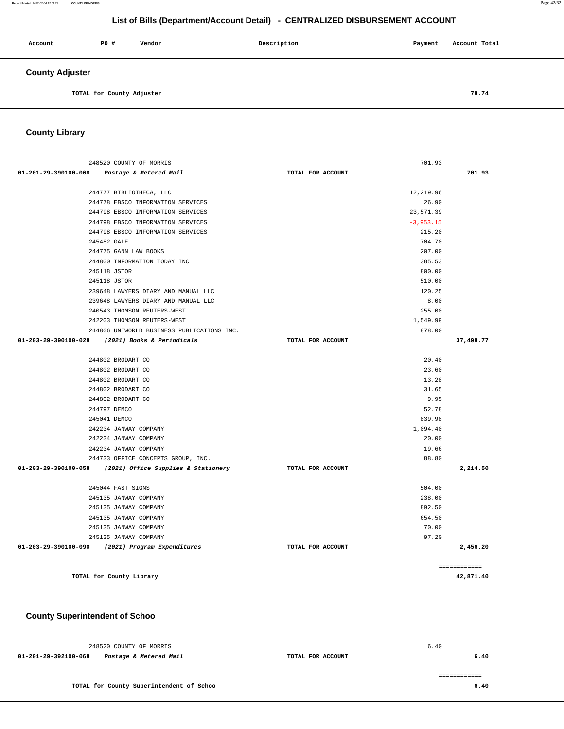# List of Bills (Department/Account Detail) - CENTRALIZED DISBURSEMENT ACCOUNT

| Account | PO # | Vendor | Description | Payment | Account Total |
|---|---|---|---|---|---|

## County Adjuster

| | | | | | |
|---|---|---|---|---|---|
| TOTAL for County Adjuster | | | | | 78.74 |

## County Library

| Account | PO # | Vendor | Description | Payment | Account Total |
|---|---|---|---|---|---|
| | 248520 | COUNTY OF MORRIS | | 701.93 | |
| 01-201-29-390100-068 | | *Postage & Metered Mail* | TOTAL FOR ACCOUNT | | 701.93 |
| | 244777 | BIBLIOTHECA, LLC | | 12,219.96 | |
| | 244778 | EBSCO INFORMATION SERVICES | | 26.90 | |
| | 244798 | EBSCO INFORMATION SERVICES | | 23,571.39 | |
| | 244798 | EBSCO INFORMATION SERVICES | | -3,953.15 | |
| | 244798 | EBSCO INFORMATION SERVICES | | 215.20 | |
| | 245482 | GALE | | 704.70 | |
| | 244775 | GANN LAW BOOKS | | 207.00 | |
| | 244800 | INFORMATION TODAY INC | | 385.53 | |
| | 245118 | JSTOR | | 800.00 | |
| | 245118 | JSTOR | | 510.00 | |
| | 239648 | LAWYERS DIARY AND MANUAL LLC | | 120.25 | |
| | 239648 | LAWYERS DIARY AND MANUAL LLC | | 8.00 | |
| | 240543 | THOMSON REUTERS-WEST | | 255.00 | |
| | 242203 | THOMSON REUTERS-WEST | | 1,549.99 | |
| | 244806 | UNIWORLD BUSINESS PUBLICATIONS INC. | | 878.00 | |
| 01-203-29-390100-028 | | *(2021) Books & Periodicals* | TOTAL FOR ACCOUNT | | 37,498.77 |
| | 244802 | BRODART CO | | 20.40 | |
| | 244802 | BRODART CO | | 23.60 | |
| | 244802 | BRODART CO | | 13.28 | |
| | 244802 | BRODART CO | | 31.65 | |
| | 244802 | BRODART CO | | 9.95 | |
| | 244797 | DEMCO | | 52.78 | |
| | 245041 | DEMCO | | 839.98 | |
| | 242234 | JANWAY COMPANY | | 1,094.40 | |
| | 242234 | JANWAY COMPANY | | 20.00 | |
| | 242234 | JANWAY COMPANY | | 19.66 | |
| | 244733 | OFFICE CONCEPTS GROUP, INC. | | 88.80 | |
| 01-203-29-390100-058 | | *(2021) Office Supplies & Stationery* | TOTAL FOR ACCOUNT | | 2,214.50 |
| | 245044 | FAST SIGNS | | 504.00 | |
| | 245135 | JANWAY COMPANY | | 238.00 | |
| | 245135 | JANWAY COMPANY | | 892.50 | |
| | 245135 | JANWAY COMPANY | | 654.50 | |
| | 245135 | JANWAY COMPANY | | 70.00 | |
| | 245135 | JANWAY COMPANY | | 97.20 | |
| 01-203-29-390100-090 | | *(2021) Program Expenditures* | TOTAL FOR ACCOUNT | | 2,456.20 |
| | | | | | ============ |
| TOTAL for County Library | | | | | 42,871.40 |

## County Superintendent of Schoo

| Account | PO # | Vendor | Description | Payment | Account Total |
|---|---|---|---|---|---|
| | 248520 | COUNTY OF MORRIS | | 6.40 | |
| 01-201-29-392100-068 | | *Postage & Metered Mail* | TOTAL FOR ACCOUNT | | 6.40 |
| | | | | | ============ |
| TOTAL for County Superintendent of Schoo | | | | | 6.40 |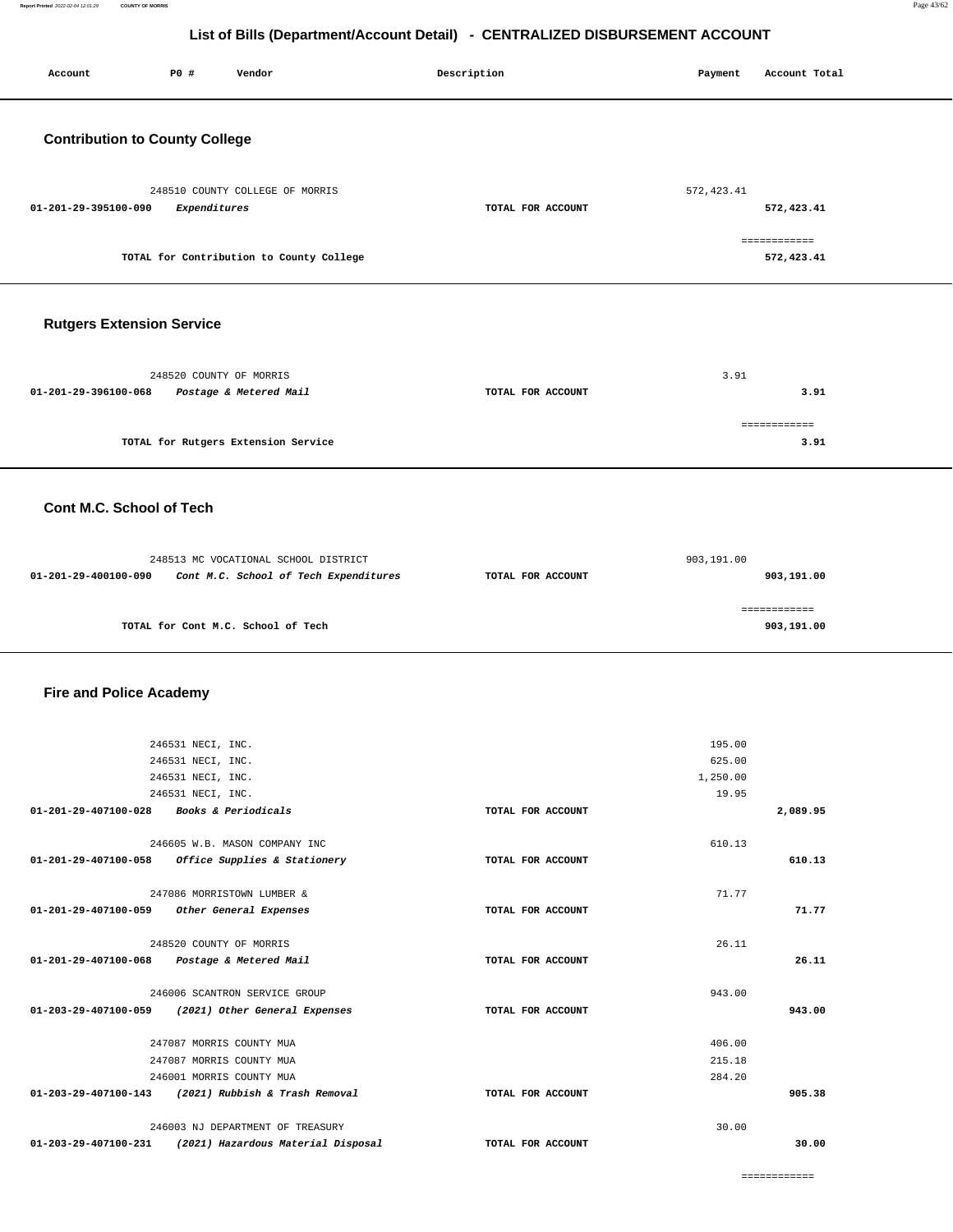# List of Bills (Department/Account Detail) - CENTRALIZED DISBURSEMENT ACCOUNT

| Account | PO # | Vendor | Description | Payment | Account Total |
|---|---|---|---|---|---|

## Contribution to County College

| Account | PO # | Vendor | Description | Payment | Account Total |
|---|---|---|---|---|---|
| | 248510 | COUNTY COLLEGE OF MORRIS | | 572,423.41 | |
| **01-201-29-395100-090** | | *Expenditures* | TOTAL FOR ACCOUNT | | **572,423.41** |
| | | | | | ============ |
| | | **TOTAL for Contribution to County College** | | | **572,423.41** |

## Rutgers Extension Service

| Account | PO # | Vendor | Description | Payment | Account Total |
|---|---|---|---|---|---|
| | 248520 | COUNTY OF MORRIS | | 3.91 | |
| **01-201-29-396100-068** | | *Postage & Metered Mail* | TOTAL FOR ACCOUNT | | **3.91** |
| | | | | | ============ |
| | | **TOTAL for Rutgers Extension Service** | | | **3.91** |

## Cont M.C. School of Tech

| Account | PO # | Vendor | Description | Payment | Account Total |
|---|---|---|---|---|---|
| | 248513 | MC VOCATIONAL SCHOOL DISTRICT | | 903,191.00 | |
| **01-201-29-400100-090** | | *Cont M.C. School of Tech Expenditures* | TOTAL FOR ACCOUNT | | **903,191.00** |
| | | | | | ============ |
| | | **TOTAL for Cont M.C. School of Tech** | | | **903,191.00** |

## Fire and Police Academy

| Account | PO # | Vendor | Description | Payment | Account Total |
|---|---|---|---|---|---|
| | 246531 | NECI, INC. | | 195.00 | |
| | 246531 | NECI, INC. | | 625.00 | |
| | 246531 | NECI, INC. | | 1,250.00 | |
| | 246531 | NECI, INC. | | 19.95 | |
| **01-201-29-407100-028** | | *Books & Periodicals* | TOTAL FOR ACCOUNT | | **2,089.95** |
| | 246605 | W.B. MASON COMPANY INC | | 610.13 | |
| **01-201-29-407100-058** | | *Office Supplies & Stationery* | TOTAL FOR ACCOUNT | | **610.13** |
| | 247086 | MORRISTOWN LUMBER & | | 71.77 | |
| **01-201-29-407100-059** | | *Other General Expenses* | TOTAL FOR ACCOUNT | | **71.77** |
| | 248520 | COUNTY OF MORRIS | | 26.11 | |
| **01-201-29-407100-068** | | *Postage & Metered Mail* | TOTAL FOR ACCOUNT | | **26.11** |
| | 246006 | SCANTRON SERVICE GROUP | | 943.00 | |
| **01-203-29-407100-059** | | *(2021) Other General Expenses* | TOTAL FOR ACCOUNT | | **943.00** |
| | 247087 | MORRIS COUNTY MUA | | 406.00 | |
| | 247087 | MORRIS COUNTY MUA | | 215.18 | |
| | 246001 | MORRIS COUNTY MUA | | 284.20 | |
| **01-203-29-407100-143** | | *(2021) Rubbish & Trash Removal* | TOTAL FOR ACCOUNT | | **905.38** |
| | 246003 | NJ DEPARTMENT OF TREASURY | | 30.00 | |
| **01-203-29-407100-231** | | *(2021) Hazardous Material Disposal* | TOTAL FOR ACCOUNT | | **30.00** |
| | | | | | ============ |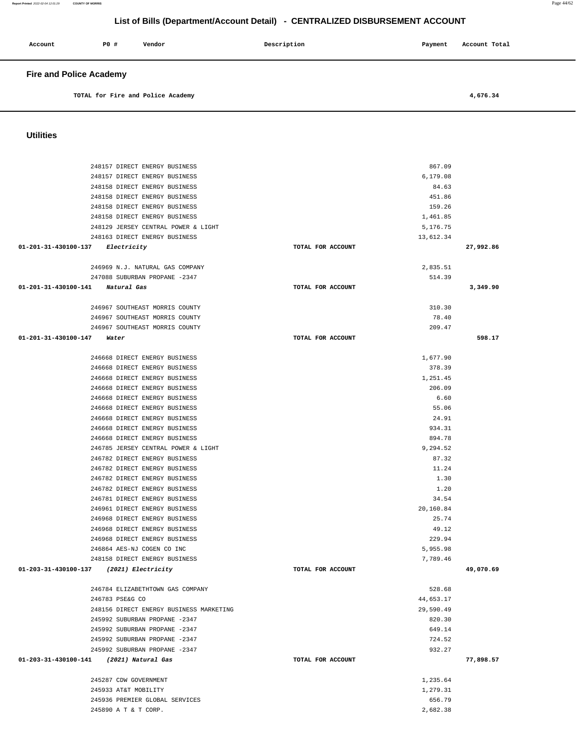## List of Bills (Department/Account Detail) - CENTRALIZED DISBURSEMENT ACCOUNT

| Account | PO # | Vendor | Description | Payment | Account Total |
|---|---|---|---|---|---|

### Fire and Police Academy

| | | | | | |
|---|---|---|---|---|---|
| | | TOTAL for Fire and Police Academy | | | 4,676.34 |

### Utilities

| Account | PO # | Vendor | Description | Payment | Account Total |
|---|---|---|---|---|---|
| | 248157 | DIRECT ENERGY BUSINESS | | 867.09 | |
| | 248157 | DIRECT ENERGY BUSINESS | | 6,179.08 | |
| | 248158 | DIRECT ENERGY BUSINESS | | 84.63 | |
| | 248158 | DIRECT ENERGY BUSINESS | | 451.86 | |
| | 248158 | DIRECT ENERGY BUSINESS | | 159.26 | |
| | 248158 | DIRECT ENERGY BUSINESS | | 1,461.85 | |
| | 248129 | JERSEY CENTRAL POWER & LIGHT | | 5,176.75 | |
| | 248163 | DIRECT ENERGY BUSINESS | | 13,612.34 | |
| 01-201-31-430100-137 | | *Electricity* | TOTAL FOR ACCOUNT | | 27,992.86 |
| | 246969 | N.J. NATURAL GAS COMPANY | | 2,835.51 | |
| | 247088 | SUBURBAN PROPANE -2347 | | 514.39 | |
| 01-201-31-430100-141 | | *Natural Gas* | TOTAL FOR ACCOUNT | | 3,349.90 |
| | 246967 | SOUTHEAST MORRIS COUNTY | | 310.30 | |
| | 246967 | SOUTHEAST MORRIS COUNTY | | 78.40 | |
| | 246967 | SOUTHEAST MORRIS COUNTY | | 209.47 | |
| 01-201-31-430100-147 | | *Water* | TOTAL FOR ACCOUNT | | 598.17 |
| | 246668 | DIRECT ENERGY BUSINESS | | 1,677.90 | |
| | 246668 | DIRECT ENERGY BUSINESS | | 378.39 | |
| | 246668 | DIRECT ENERGY BUSINESS | | 1,251.45 | |
| | 246668 | DIRECT ENERGY BUSINESS | | 206.09 | |
| | 246668 | DIRECT ENERGY BUSINESS | | 6.60 | |
| | 246668 | DIRECT ENERGY BUSINESS | | 55.06 | |
| | 246668 | DIRECT ENERGY BUSINESS | | 24.91 | |
| | 246668 | DIRECT ENERGY BUSINESS | | 934.31 | |
| | 246668 | DIRECT ENERGY BUSINESS | | 894.78 | |
| | 246785 | JERSEY CENTRAL POWER & LIGHT | | 9,294.52 | |
| | 246782 | DIRECT ENERGY BUSINESS | | 87.32 | |
| | 246782 | DIRECT ENERGY BUSINESS | | 11.24 | |
| | 246782 | DIRECT ENERGY BUSINESS | | 1.30 | |
| | 246782 | DIRECT ENERGY BUSINESS | | 1.20 | |
| | 246781 | DIRECT ENERGY BUSINESS | | 34.54 | |
| | 246961 | DIRECT ENERGY BUSINESS | | 20,160.84 | |
| | 246968 | DIRECT ENERGY BUSINESS | | 25.74 | |
| | 246968 | DIRECT ENERGY BUSINESS | | 49.12 | |
| | 246968 | DIRECT ENERGY BUSINESS | | 229.94 | |
| | 246864 | AES-NJ COGEN CO INC | | 5,955.98 | |
| | 248158 | DIRECT ENERGY BUSINESS | | 7,789.46 | |
| 01-203-31-430100-137 | | *(2021) Electricity* | TOTAL FOR ACCOUNT | | 49,070.69 |
| | 246784 | ELIZABETHTOWN GAS COMPANY | | 528.68 | |
| | 246783 | PSE&G CO | | 44,653.17 | |
| | 248156 | DIRECT ENERGY BUSINESS MARKETING | | 29,590.49 | |
| | 245992 | SUBURBAN PROPANE -2347 | | 820.30 | |
| | 245992 | SUBURBAN PROPANE -2347 | | 649.14 | |
| | 245992 | SUBURBAN PROPANE -2347 | | 724.52 | |
| | 245992 | SUBURBAN PROPANE -2347 | | 932.27 | |
| 01-203-31-430100-141 | | *(2021) Natural Gas* | TOTAL FOR ACCOUNT | | 77,898.57 |
| | 245287 | CDW GOVERNMENT | | 1,235.64 | |
| | 245933 | AT&T MOBILITY | | 1,279.31 | |
| | 245936 | PREMIER GLOBAL SERVICES | | 656.79 | |
| | 245890 | A T & T CORP. | | 2,682.38 | |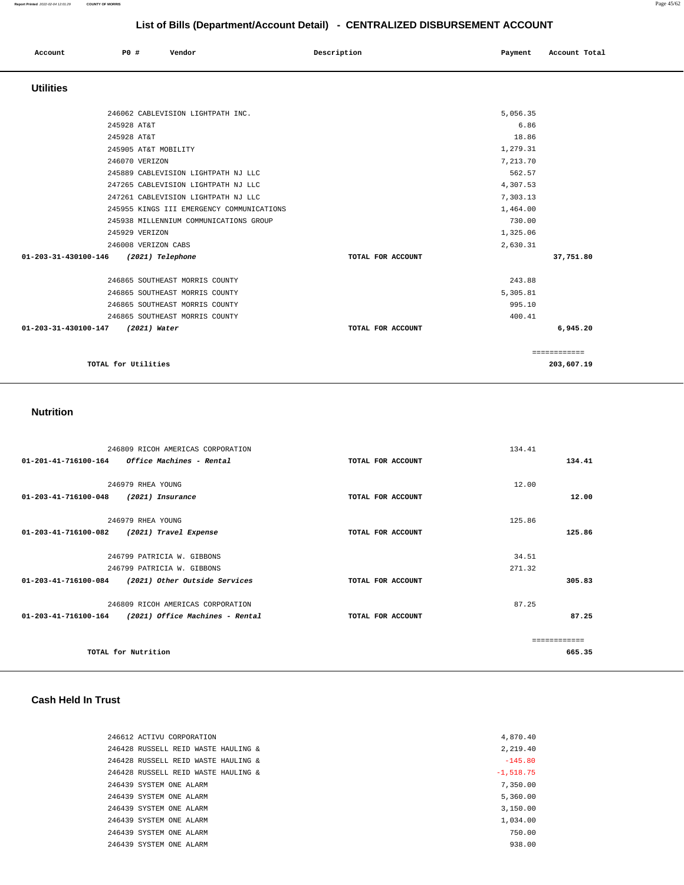# List of Bills (Department/Account Detail) - CENTRALIZED DISBURSEMENT ACCOUNT

| Account | PO # | Vendor | Description | Payment | Account Total |
|---|---|---|---|---|---|

## Utilities

| Account | PO # | Vendor | Description | Payment | Account Total |
|---|---|---|---|---|---|
| | 246062 | CABLEVISION LIGHTPATH INC. | | 5,056.35 | |
| | 245928 | AT&T | | 6.86 | |
| | 245928 | AT&T | | 18.86 | |
| | 245905 | AT&T MOBILITY | | 1,279.31 | |
| | 246070 | VERIZON | | 7,213.70 | |
| | 245889 | CABLEVISION LIGHTPATH NJ LLC | | 562.57 | |
| | 247265 | CABLEVISION LIGHTPATH NJ LLC | | 4,307.53 | |
| | 247261 | CABLEVISION LIGHTPATH NJ LLC | | 7,303.13 | |
| | 245955 | KINGS III EMERGENCY COMMUNICATIONS | | 1,464.00 | |
| | 245938 | MILLENNIUM COMMUNICATIONS GROUP | | 730.00 | |
| | 245929 | VERIZON | | 1,325.06 | |
| | 246008 | VERIZON CABS | | 2,630.31 | |
| **01-203-31-430100-146** | | ***(2021) Telephone*** | **TOTAL FOR ACCOUNT** | | **37,751.80** |
| | 246865 | SOUTHEAST MORRIS COUNTY | | 243.88 | |
| | 246865 | SOUTHEAST MORRIS COUNTY | | 5,305.81 | |
| | 246865 | SOUTHEAST MORRIS COUNTY | | 995.10 | |
| | 246865 | SOUTHEAST MORRIS COUNTY | | 400.41 | |
| **01-203-31-430100-147** | | ***(2021) Water*** | **TOTAL FOR ACCOUNT** | | **6,945.20** |
| | | | | | ============ |
| | | **TOTAL for Utilities** | | | **203,607.19** |

## Nutrition

| Account | PO # | Vendor | Description | Payment | Account Total |
|---|---|---|---|---|---|
| | 246809 | RICOH AMERICAS CORPORATION | | 134.41 | |
| **01-201-41-716100-164** | | ***Office Machines - Rental*** | **TOTAL FOR ACCOUNT** | | **134.41** |
| | 246979 | RHEA YOUNG | | 12.00 | |
| **01-203-41-716100-048** | | ***(2021) Insurance*** | **TOTAL FOR ACCOUNT** | | **12.00** |
| | 246979 | RHEA YOUNG | | 125.86 | |
| **01-203-41-716100-082** | | ***(2021) Travel Expense*** | **TOTAL FOR ACCOUNT** | | **125.86** |
| | 246799 | PATRICIA W. GIBBONS | | 34.51 | |
| | 246799 | PATRICIA W. GIBBONS | | 271.32 | |
| **01-203-41-716100-084** | | ***(2021) Other Outside Services*** | **TOTAL FOR ACCOUNT** | | **305.83** |
| | 246809 | RICOH AMERICAS CORPORATION | | 87.25 | |
| **01-203-41-716100-164** | | ***(2021) Office Machines - Rental*** | **TOTAL FOR ACCOUNT** | | **87.25** |
| | | | | | ============ |
| | | **TOTAL for Nutrition** | | | **665.35** |

## Cash Held In Trust

| Account | PO # | Vendor | Description | Payment | Account Total |
|---|---|---|---|---|---|
| | 246612 | ACTIVU CORPORATION | | 4,870.40 | |
| | 246428 | RUSSELL REID WASTE HAULING & | | 2,219.40 | |
| | 246428 | RUSSELL REID WASTE HAULING & | | -145.80 | |
| | 246428 | RUSSELL REID WASTE HAULING & | | -1,518.75 | |
| | 246439 | SYSTEM ONE ALARM | | 7,350.00 | |
| | 246439 | SYSTEM ONE ALARM | | 5,360.00 | |
| | 246439 | SYSTEM ONE ALARM | | 3,150.00 | |
| | 246439 | SYSTEM ONE ALARM | | 1,034.00 | |
| | 246439 | SYSTEM ONE ALARM | | 750.00 | |
| | 246439 | SYSTEM ONE ALARM | | 938.00 | |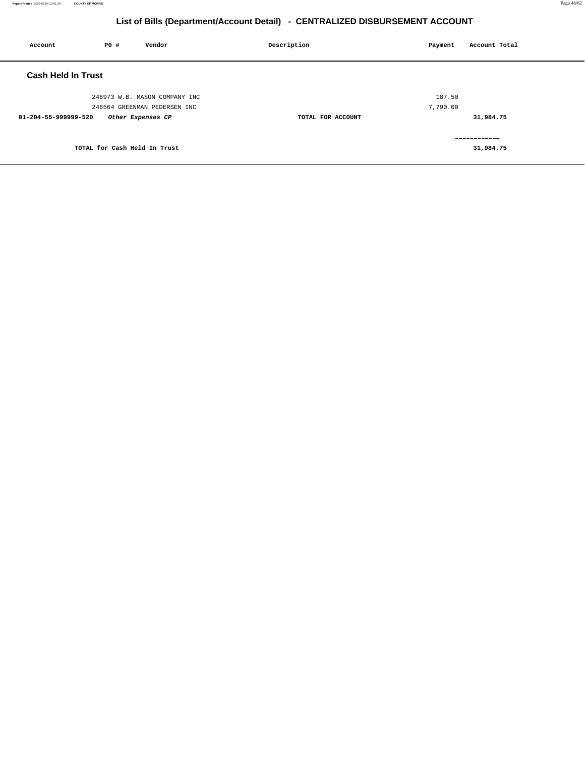## List of Bills (Department/Account Detail) - CENTRALIZED DISBURSEMENT ACCOUNT

| Account | PO # | Vendor | Description | Payment | Account Total |
|---|---|---|---|---|---|

### Cash Held In Trust

| Account | PO # | Vendor | Description | Payment | Account Total |
|---|---|---|---|---|---|
| | 246973 | W.B. MASON COMPANY INC | | 187.50 | |
| | 246564 | GREENMAN PEDERSEN INC | | 7,790.00 | |
| **01-204-55-999999-520** | ***Other Expenses CP*** | | **TOTAL FOR ACCOUNT** | | **31,984.75** |
| | | | | | ============ |
| | **TOTAL for Cash Held In Trust** | | | | **31,984.75** |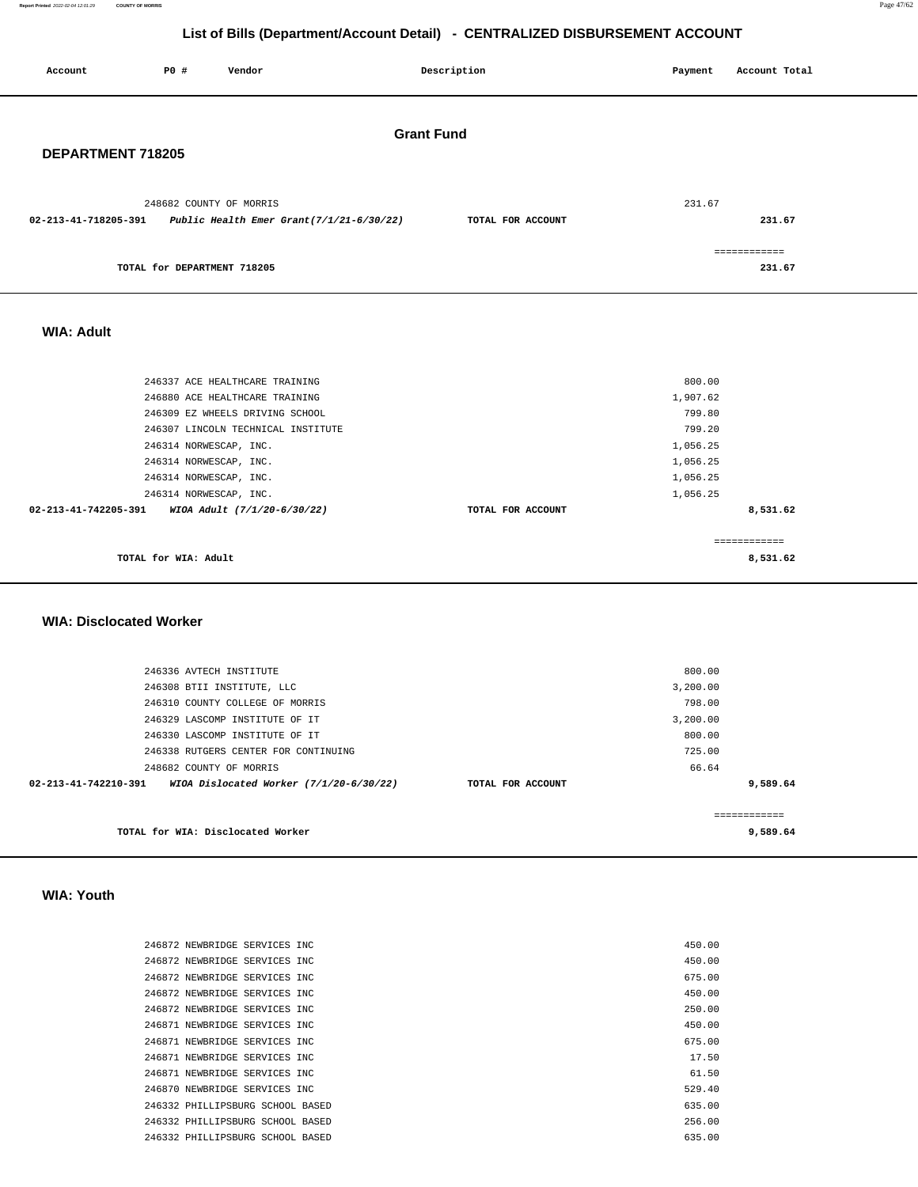# List of Bills (Department/Account Detail) - CENTRALIZED DISBURSEMENT ACCOUNT

| Account | PO # | Vendor | Description | Payment | Account Total |
|---|---|---|---|---|---|

## Grant Fund

### DEPARTMENT 718205

| Account | PO # | Vendor | Description | Payment | Account Total |
|---|---|---|---|---|---|
| | 248682 | COUNTY OF MORRIS | | 231.67 | |
| 02-213-41-718205-391 | | *Public Health Emer Grant(7/1/21-6/30/22)* | TOTAL FOR ACCOUNT | | 231.67 |
| | | TOTAL for DEPARTMENT 718205 | | | 231.67 |

### WIA: Adult

| Account | PO # | Vendor | Description | Payment | Account Total |
|---|---|---|---|---|---|
| | 246337 | ACE HEALTHCARE TRAINING | | 800.00 | |
| | 246880 | ACE HEALTHCARE TRAINING | | 1,907.62 | |
| | 246309 | EZ WHEELS DRIVING SCHOOL | | 799.80 | |
| | 246307 | LINCOLN TECHNICAL INSTITUTE | | 799.20 | |
| | 246314 | NORWESCAP, INC. | | 1,056.25 | |
| | 246314 | NORWESCAP, INC. | | 1,056.25 | |
| | 246314 | NORWESCAP, INC. | | 1,056.25 | |
| | 246314 | NORWESCAP, INC. | | 1,056.25 | |
| 02-213-41-742205-391 | | *WIOA Adult (7/1/20-6/30/22)* | TOTAL FOR ACCOUNT | | 8,531.62 |
| | | TOTAL for WIA: Adult | | | 8,531.62 |

### WIA: Disclocated Worker

| Account | PO # | Vendor | Description | Payment | Account Total |
|---|---|---|---|---|---|
| | 246336 | AVTECH INSTITUTE | | 800.00 | |
| | 246308 | BTII INSTITUTE, LLC | | 3,200.00 | |
| | 246310 | COUNTY COLLEGE OF MORRIS | | 798.00 | |
| | 246329 | LASCOMP INSTITUTE OF IT | | 3,200.00 | |
| | 246330 | LASCOMP INSTITUTE OF IT | | 800.00 | |
| | 246338 | RUTGERS CENTER FOR CONTINUING | | 725.00 | |
| | 248682 | COUNTY OF MORRIS | | 66.64 | |
| 02-213-41-742210-391 | | *WIOA Dislocated Worker (7/1/20-6/30/22)* | TOTAL FOR ACCOUNT | | 9,589.64 |
| | | TOTAL for WIA: Disclocated Worker | | | 9,589.64 |

### WIA: Youth

| Account | PO # | Vendor | Description | Payment | Account Total |
|---|---|---|---|---|---|
| | 246872 | NEWBRIDGE SERVICES INC | | 450.00 | |
| | 246872 | NEWBRIDGE SERVICES INC | | 450.00 | |
| | 246872 | NEWBRIDGE SERVICES INC | | 675.00 | |
| | 246872 | NEWBRIDGE SERVICES INC | | 450.00 | |
| | 246872 | NEWBRIDGE SERVICES INC | | 250.00 | |
| | 246871 | NEWBRIDGE SERVICES INC | | 450.00 | |
| | 246871 | NEWBRIDGE SERVICES INC | | 675.00 | |
| | 246871 | NEWBRIDGE SERVICES INC | | 17.50 | |
| | 246871 | NEWBRIDGE SERVICES INC | | 61.50 | |
| | 246870 | NEWBRIDGE SERVICES INC | | 529.40 | |
| | 246332 | PHILLIPSBURG SCHOOL BASED | | 635.00 | |
| | 246332 | PHILLIPSBURG SCHOOL BASED | | 256.00 | |
| | 246332 | PHILLIPSBURG SCHOOL BASED | | 635.00 | |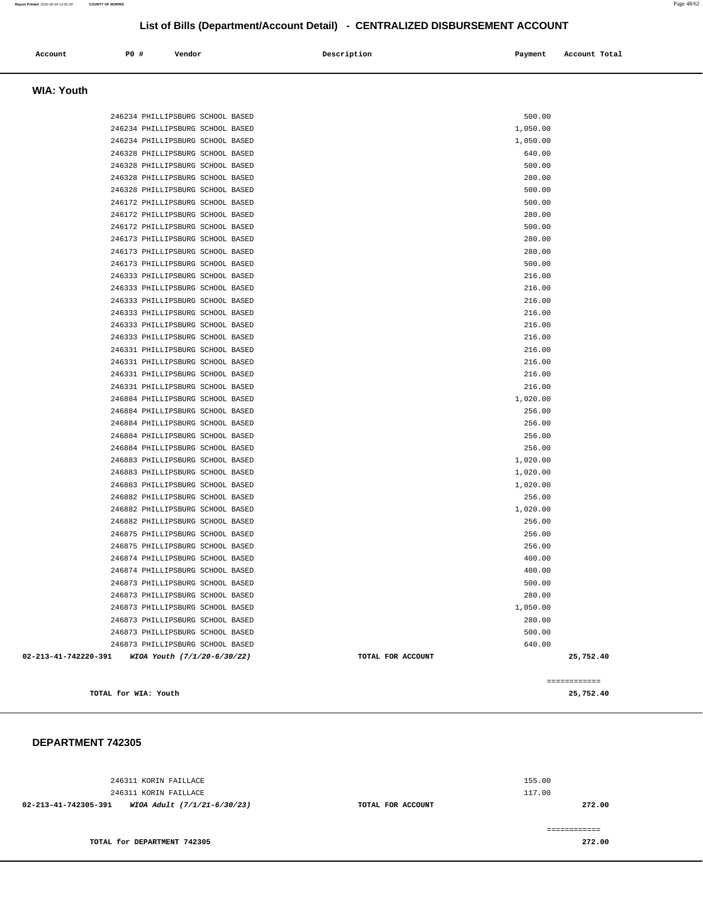## List of Bills (Department/Account Detail) - CENTRALIZED DISBURSEMENT ACCOUNT

| Account | PO # | Vendor | Description | Payment | Account Total |
|---|---|---|---|---|---|

### WIA: Youth

| Account | PO # | Vendor | Description | Payment | Account Total |
|---|---|---|---|---|---|
| | 246234 | PHILLIPSBURG SCHOOL BASED | | 500.00 | |
| | 246234 | PHILLIPSBURG SCHOOL BASED | | 1,050.00 | |
| | 246234 | PHILLIPSBURG SCHOOL BASED | | 1,050.00 | |
| | 246328 | PHILLIPSBURG SCHOOL BASED | | 640.00 | |
| | 246328 | PHILLIPSBURG SCHOOL BASED | | 500.00 | |
| | 246328 | PHILLIPSBURG SCHOOL BASED | | 280.00 | |
| | 246328 | PHILLIPSBURG SCHOOL BASED | | 500.00 | |
| | 246172 | PHILLIPSBURG SCHOOL BASED | | 500.00 | |
| | 246172 | PHILLIPSBURG SCHOOL BASED | | 280.00 | |
| | 246172 | PHILLIPSBURG SCHOOL BASED | | 500.00 | |
| | 246173 | PHILLIPSBURG SCHOOL BASED | | 280.00 | |
| | 246173 | PHILLIPSBURG SCHOOL BASED | | 280.00 | |
| | 246173 | PHILLIPSBURG SCHOOL BASED | | 500.00 | |
| | 246333 | PHILLIPSBURG SCHOOL BASED | | 216.00 | |
| | 246333 | PHILLIPSBURG SCHOOL BASED | | 216.00 | |
| | 246333 | PHILLIPSBURG SCHOOL BASED | | 216.00 | |
| | 246333 | PHILLIPSBURG SCHOOL BASED | | 216.00 | |
| | 246333 | PHILLIPSBURG SCHOOL BASED | | 216.00 | |
| | 246333 | PHILLIPSBURG SCHOOL BASED | | 216.00 | |
| | 246331 | PHILLIPSBURG SCHOOL BASED | | 216.00 | |
| | 246331 | PHILLIPSBURG SCHOOL BASED | | 216.00 | |
| | 246331 | PHILLIPSBURG SCHOOL BASED | | 216.00 | |
| | 246331 | PHILLIPSBURG SCHOOL BASED | | 216.00 | |
| | 246884 | PHILLIPSBURG SCHOOL BASED | | 1,020.00 | |
| | 246884 | PHILLIPSBURG SCHOOL BASED | | 256.00 | |
| | 246884 | PHILLIPSBURG SCHOOL BASED | | 256.00 | |
| | 246884 | PHILLIPSBURG SCHOOL BASED | | 256.00 | |
| | 246884 | PHILLIPSBURG SCHOOL BASED | | 256.00 | |
| | 246883 | PHILLIPSBURG SCHOOL BASED | | 1,020.00 | |
| | 246883 | PHILLIPSBURG SCHOOL BASED | | 1,020.00 | |
| | 246883 | PHILLIPSBURG SCHOOL BASED | | 1,020.00 | |
| | 246882 | PHILLIPSBURG SCHOOL BASED | | 256.00 | |
| | 246882 | PHILLIPSBURG SCHOOL BASED | | 1,020.00 | |
| | 246882 | PHILLIPSBURG SCHOOL BASED | | 256.00 | |
| | 246875 | PHILLIPSBURG SCHOOL BASED | | 256.00 | |
| | 246875 | PHILLIPSBURG SCHOOL BASED | | 256.00 | |
| | 246874 | PHILLIPSBURG SCHOOL BASED | | 400.00 | |
| | 246874 | PHILLIPSBURG SCHOOL BASED | | 400.00 | |
| | 246873 | PHILLIPSBURG SCHOOL BASED | | 500.00 | |
| | 246873 | PHILLIPSBURG SCHOOL BASED | | 280.00 | |
| | 246873 | PHILLIPSBURG SCHOOL BASED | | 1,050.00 | |
| | 246873 | PHILLIPSBURG SCHOOL BASED | | 280.00 | |
| | 246873 | PHILLIPSBURG SCHOOL BASED | | 500.00 | |
| | 246873 | PHILLIPSBURG SCHOOL BASED | | 640.00 | |
| **02-213-41-742220-391** | | ***WIOA Youth (7/1/20-6/30/22)*** | **TOTAL FOR ACCOUNT** | | **25,752.40** |

============

**TOTAL for WIA: Youth** **25,752.40**

### DEPARTMENT 742305

| Account | PO # | Vendor | Description | Payment | Account Total |
|---|---|---|---|---|---|
| | 246311 | KORIN FAILLACE | | 155.00 | |
| | 246311 | KORIN FAILLACE | | 117.00 | |
| **02-213-41-742305-391** | | ***WIOA Adult (7/1/21-6/30/23)*** | **TOTAL FOR ACCOUNT** | | **272.00** |

============

**TOTAL for DEPARTMENT 742305** **272.00**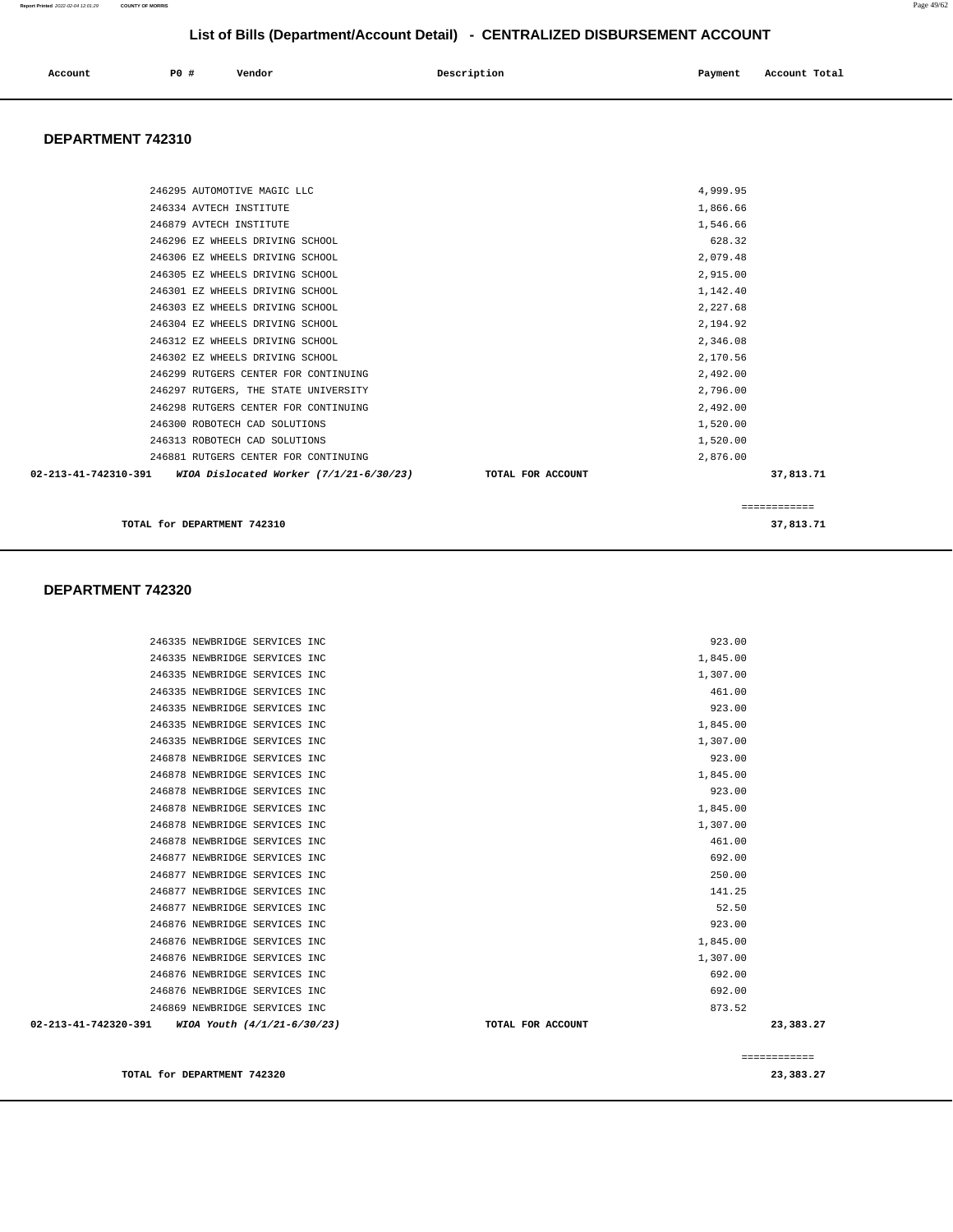## List of Bills (Department/Account Detail) - CENTRALIZED DISBURSEMENT ACCOUNT

| Account | PO # | Vendor | Description | Payment | Account Total |
|---|---|---|---|---|---|

### DEPARTMENT 742310

| Account | PO # | Vendor | Description | Payment | Account Total |
|---|---|---|---|---|---|
| | 246295 | AUTOMOTIVE MAGIC LLC | | 4,999.95 | |
| | 246334 | AVTECH INSTITUTE | | 1,866.66 | |
| | 246879 | AVTECH INSTITUTE | | 1,546.66 | |
| | 246296 | EZ WHEELS DRIVING SCHOOL | | 628.32 | |
| | 246306 | EZ WHEELS DRIVING SCHOOL | | 2,079.48 | |
| | 246305 | EZ WHEELS DRIVING SCHOOL | | 2,915.00 | |
| | 246301 | EZ WHEELS DRIVING SCHOOL | | 1,142.40 | |
| | 246303 | EZ WHEELS DRIVING SCHOOL | | 2,227.68 | |
| | 246304 | EZ WHEELS DRIVING SCHOOL | | 2,194.92 | |
| | 246312 | EZ WHEELS DRIVING SCHOOL | | 2,346.08 | |
| | 246302 | EZ WHEELS DRIVING SCHOOL | | 2,170.56 | |
| | 246299 | RUTGERS CENTER FOR CONTINUING | | 2,492.00 | |
| | 246297 | RUTGERS, THE STATE UNIVERSITY | | 2,796.00 | |
| | 246298 | RUTGERS CENTER FOR CONTINUING | | 2,492.00 | |
| | 246300 | ROBOTECH CAD SOLUTIONS | | 1,520.00 | |
| | 246313 | ROBOTECH CAD SOLUTIONS | | 1,520.00 | |
| | 246881 | RUTGERS CENTER FOR CONTINUING | | 2,876.00 | |
| **02-213-41-742310-391** | | ***WIOA Dislocated Worker (7/1/21-6/30/23)*** | **TOTAL FOR ACCOUNT** | | **37,813.71** |

============

**TOTAL for DEPARTMENT 742310** **37,813.71**

### DEPARTMENT 742320

| Account | PO # | Vendor | Description | Payment | Account Total |
|---|---|---|---|---|---|
| | 246335 | NEWBRIDGE SERVICES INC | | 923.00 | |
| | 246335 | NEWBRIDGE SERVICES INC | | 1,845.00 | |
| | 246335 | NEWBRIDGE SERVICES INC | | 1,307.00 | |
| | 246335 | NEWBRIDGE SERVICES INC | | 461.00 | |
| | 246335 | NEWBRIDGE SERVICES INC | | 923.00 | |
| | 246335 | NEWBRIDGE SERVICES INC | | 1,845.00 | |
| | 246335 | NEWBRIDGE SERVICES INC | | 1,307.00 | |
| | 246878 | NEWBRIDGE SERVICES INC | | 923.00 | |
| | 246878 | NEWBRIDGE SERVICES INC | | 1,845.00 | |
| | 246878 | NEWBRIDGE SERVICES INC | | 923.00 | |
| | 246878 | NEWBRIDGE SERVICES INC | | 1,845.00 | |
| | 246878 | NEWBRIDGE SERVICES INC | | 1,307.00 | |
| | 246878 | NEWBRIDGE SERVICES INC | | 461.00 | |
| | 246877 | NEWBRIDGE SERVICES INC | | 692.00 | |
| | 246877 | NEWBRIDGE SERVICES INC | | 250.00 | |
| | 246877 | NEWBRIDGE SERVICES INC | | 141.25 | |
| | 246877 | NEWBRIDGE SERVICES INC | | 52.50 | |
| | 246876 | NEWBRIDGE SERVICES INC | | 923.00 | |
| | 246876 | NEWBRIDGE SERVICES INC | | 1,845.00 | |
| | 246876 | NEWBRIDGE SERVICES INC | | 1,307.00 | |
| | 246876 | NEWBRIDGE SERVICES INC | | 692.00 | |
| | 246876 | NEWBRIDGE SERVICES INC | | 692.00 | |
| | 246869 | NEWBRIDGE SERVICES INC | | 873.52 | |
| **02-213-41-742320-391** | | ***WIOA Youth (4/1/21-6/30/23)*** | **TOTAL FOR ACCOUNT** | | **23,383.27** |

============

**TOTAL for DEPARTMENT 742320** **23,383.27**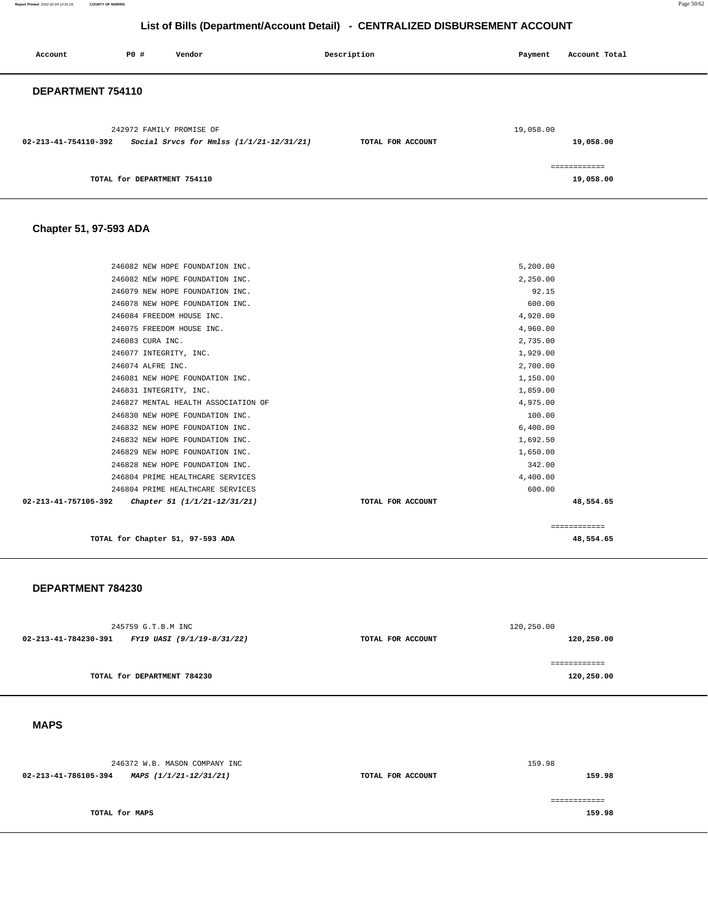# List of Bills (Department/Account Detail) - CENTRALIZED DISBURSEMENT ACCOUNT

| Account | PO # | Vendor | Description | Payment | Account Total |
|---|---|---|---|---|---|

## DEPARTMENT 754110

| Account | PO # | Vendor | Description | Payment | Account Total |
|---|---|---|---|---|---|
| | 242972 | FAMILY PROMISE OF | | 19,058.00 | |
| **02-213-41-754110-392** | | ***Social Srvcs for Hmlss (1/1/21-12/31/21)*** | **TOTAL FOR ACCOUNT** | | **19,058.00** |
| | | | | | ============ |
| | | **TOTAL for DEPARTMENT 754110** | | | **19,058.00** |

## Chapter 51, 97-593 ADA

| Account | PO # | Vendor | Description | Payment | Account Total |
|---|---|---|---|---|---|
| | 246082 | NEW HOPE FOUNDATION INC. | | 5,200.00 | |
| | 246082 | NEW HOPE FOUNDATION INC. | | 2,250.00 | |
| | 246079 | NEW HOPE FOUNDATION INC. | | 92.15 | |
| | 246078 | NEW HOPE FOUNDATION INC. | | 600.00 | |
| | 246084 | FREEDOM HOUSE INC. | | 4,920.00 | |
| | 246075 | FREEDOM HOUSE INC. | | 4,960.00 | |
| | 246083 | CURA INC. | | 2,735.00 | |
| | 246077 | INTEGRITY, INC. | | 1,929.00 | |
| | 246074 | ALFRE INC. | | 2,700.00 | |
| | 246081 | NEW HOPE FOUNDATION INC. | | 1,150.00 | |
| | 246831 | INTEGRITY, INC. | | 1,859.00 | |
| | 246827 | MENTAL HEALTH ASSOCIATION OF | | 4,975.00 | |
| | 246830 | NEW HOPE FOUNDATION INC. | | 100.00 | |
| | 246832 | NEW HOPE FOUNDATION INC. | | 6,400.00 | |
| | 246832 | NEW HOPE FOUNDATION INC. | | 1,692.50 | |
| | 246829 | NEW HOPE FOUNDATION INC. | | 1,650.00 | |
| | 246828 | NEW HOPE FOUNDATION INC. | | 342.00 | |
| | 246804 | PRIME HEALTHCARE SERVICES | | 4,400.00 | |
| | 246804 | PRIME HEALTHCARE SERVICES | | 600.00 | |
| **02-213-41-757105-392** | | ***Chapter 51 (1/1/21-12/31/21)*** | **TOTAL FOR ACCOUNT** | | **48,554.65** |
| | | | | | ============ |
| | | **TOTAL for Chapter 51, 97-593 ADA** | | | **48,554.65** |

## DEPARTMENT 784230

| Account | PO # | Vendor | Description | Payment | Account Total |
|---|---|---|---|---|---|
| | 245759 | G.T.B.M INC | | 120,250.00 | |
| **02-213-41-784230-391** | | ***FY19 UASI (9/1/19-8/31/22)*** | **TOTAL FOR ACCOUNT** | | **120,250.00** |
| | | | | | ============ |
| | | **TOTAL for DEPARTMENT 784230** | | | **120,250.00** |

## MAPS

| Account | PO # | Vendor | Description | Payment | Account Total |
|---|---|---|---|---|---|
| | 246372 | W.B. MASON COMPANY INC | | 159.98 | |
| **02-213-41-786105-394** | | ***MAPS (1/1/21-12/31/21)*** | **TOTAL FOR ACCOUNT** | | **159.98** |
| | | | | | ============ |
| | | **TOTAL for MAPS** | | | **159.98** |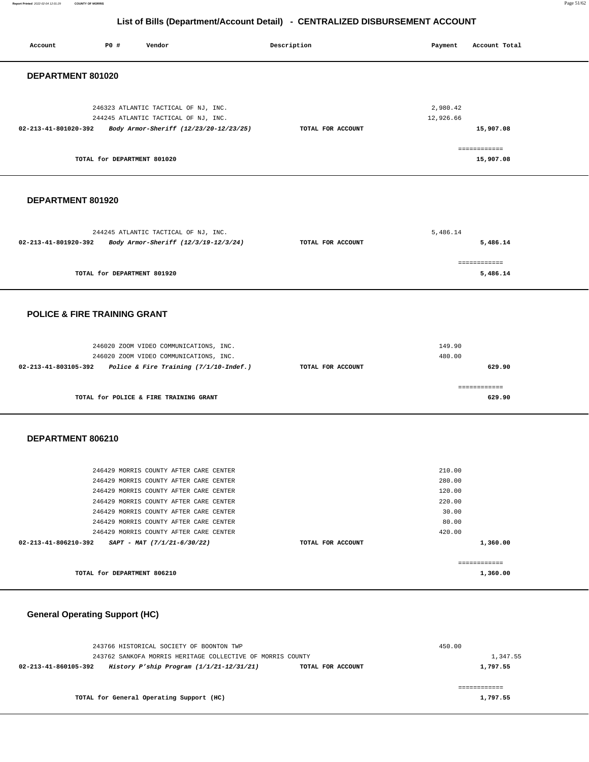# List of Bills (Department/Account Detail) - CENTRALIZED DISBURSEMENT ACCOUNT

| Account | PO # | Vendor | Description | Payment | Account Total |
|---|---|---|---|---|---|

## DEPARTMENT 801020

| Account | PO # | Vendor | Description | Payment | Account Total |
|---|---|---|---|---|---|
| | 246323 | ATLANTIC TACTICAL OF NJ, INC. | | 2,980.42 | |
| | 244245 | ATLANTIC TACTICAL OF NJ, INC. | | 12,926.66 | |
| **02-213-41-801020-392** | | ***Body Armor-Sheriff (12/23/20-12/23/25)*** | TOTAL FOR ACCOUNT | | **15,907.08** |
| | | | | | ============ |
| | | **TOTAL for DEPARTMENT 801020** | | | **15,907.08** |

## DEPARTMENT 801920

| Account | PO # | Vendor | Description | Payment | Account Total |
|---|---|---|---|---|---|
| | 244245 | ATLANTIC TACTICAL OF NJ, INC. | | 5,486.14 | |
| **02-213-41-801920-392** | | ***Body Armor-Sheriff (12/3/19-12/3/24)*** | TOTAL FOR ACCOUNT | | **5,486.14** |
| | | | | | ============ |
| | | **TOTAL for DEPARTMENT 801920** | | | **5,486.14** |

## POLICE & FIRE TRAINING GRANT

| Account | PO # | Vendor | Description | Payment | Account Total |
|---|---|---|---|---|---|
| | 246020 | ZOOM VIDEO COMMUNICATIONS, INC. | | 149.90 | |
| | 246020 | ZOOM VIDEO COMMUNICATIONS, INC. | | 480.00 | |
| **02-213-41-803105-392** | | ***Police & Fire Training (7/1/10-Indef.)*** | TOTAL FOR ACCOUNT | | **629.90** |
| | | | | | ============ |
| | | **TOTAL for POLICE & FIRE TRAINING GRANT** | | | **629.90** |

## DEPARTMENT 806210

| Account | PO # | Vendor | Description | Payment | Account Total |
|---|---|---|---|---|---|
| | 246429 | MORRIS COUNTY AFTER CARE CENTER | | 210.00 | |
| | 246429 | MORRIS COUNTY AFTER CARE CENTER | | 280.00 | |
| | 246429 | MORRIS COUNTY AFTER CARE CENTER | | 120.00 | |
| | 246429 | MORRIS COUNTY AFTER CARE CENTER | | 220.00 | |
| | 246429 | MORRIS COUNTY AFTER CARE CENTER | | 30.00 | |
| | 246429 | MORRIS COUNTY AFTER CARE CENTER | | 80.00 | |
| | 246429 | MORRIS COUNTY AFTER CARE CENTER | | 420.00 | |
| **02-213-41-806210-392** | | ***SAPT - MAT (7/1/21-6/30/22)*** | TOTAL FOR ACCOUNT | | **1,360.00** |
| | | | | | ============ |
| | | **TOTAL for DEPARTMENT 806210** | | | **1,360.00** |

## General Operating Support (HC)

| Account | PO # | Vendor | Description | Payment | Account Total |
|---|---|---|---|---|---|
| | 243766 | HISTORICAL SOCIETY OF BOONTON TWP | | 450.00 | |
| | 243762 | SANKOFA MORRIS HERITAGE COLLECTIVE OF MORRIS COUNTY | | | 1,347.55 |
| **02-213-41-860105-392** | | ***History P'ship Program (1/1/21-12/31/21)*** | TOTAL FOR ACCOUNT | | **1,797.55** |
| | | | | | ============ |
| | | **TOTAL for General Operating Support (HC)** | | | **1,797.55** |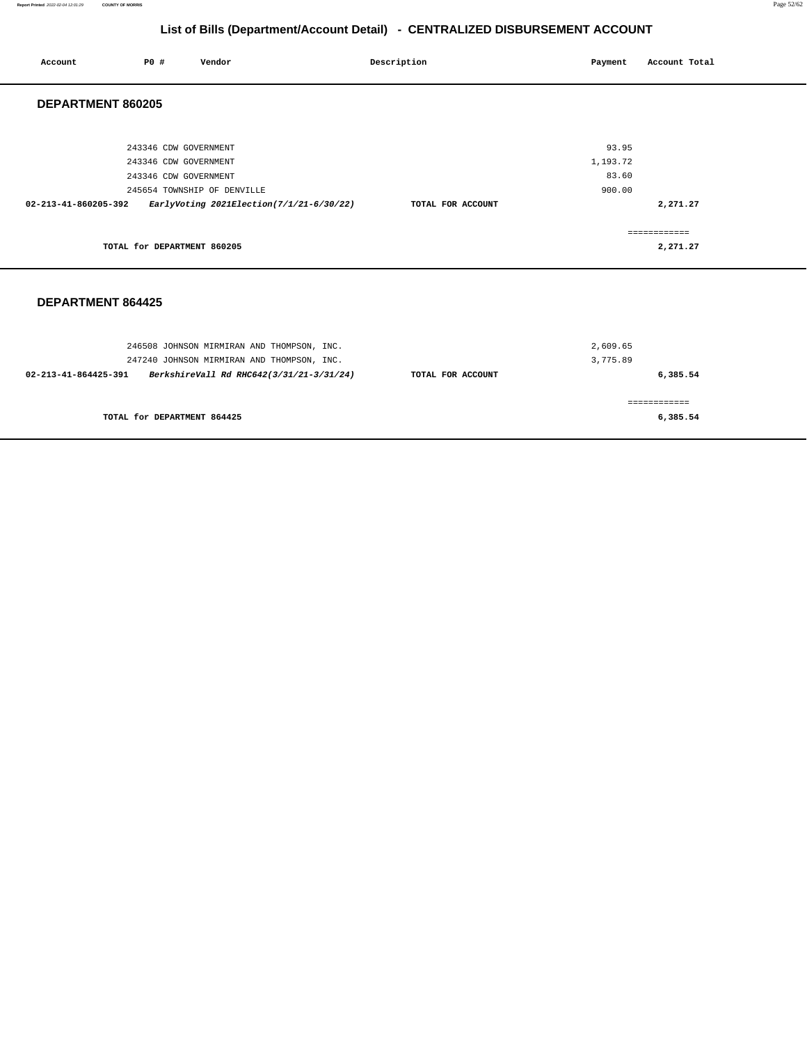## List of Bills (Department/Account Detail) - CENTRALIZED DISBURSEMENT ACCOUNT

| Account | PO # | Vendor | Description | Payment | Account Total |
|---|---|---|---|---|---|

### DEPARTMENT 860205

| Account | PO # | Vendor | Description | Payment | Account Total |
|---|---|---|---|---|---|
| | 243346 | CDW GOVERNMENT | | 93.95 | |
| | 243346 | CDW GOVERNMENT | | 1,193.72 | |
| | 243346 | CDW GOVERNMENT | | 83.60 | |
| | 245654 | TOWNSHIP OF DENVILLE | | 900.00 | |
| **02-213-41-860205-392** | | ***EarlyVoting 2021Election(7/1/21-6/30/22)*** | **TOTAL FOR ACCOUNT** | | **2,271.27** |

============

**TOTAL for DEPARTMENT 860205** **2,271.27**

### DEPARTMENT 864425

| Account | PO # | Vendor | Description | Payment | Account Total |
|---|---|---|---|---|---|
| | 246508 | JOHNSON MIRMIRAN AND THOMPSON, INC. | | 2,609.65 | |
| | 247240 | JOHNSON MIRMIRAN AND THOMPSON, INC. | | 3,775.89 | |
| **02-213-41-864425-391** | | ***BerkshireVall Rd RHC642(3/31/21-3/31/24)*** | **TOTAL FOR ACCOUNT** | | **6,385.54** |

============

**TOTAL for DEPARTMENT 864425** **6,385.54**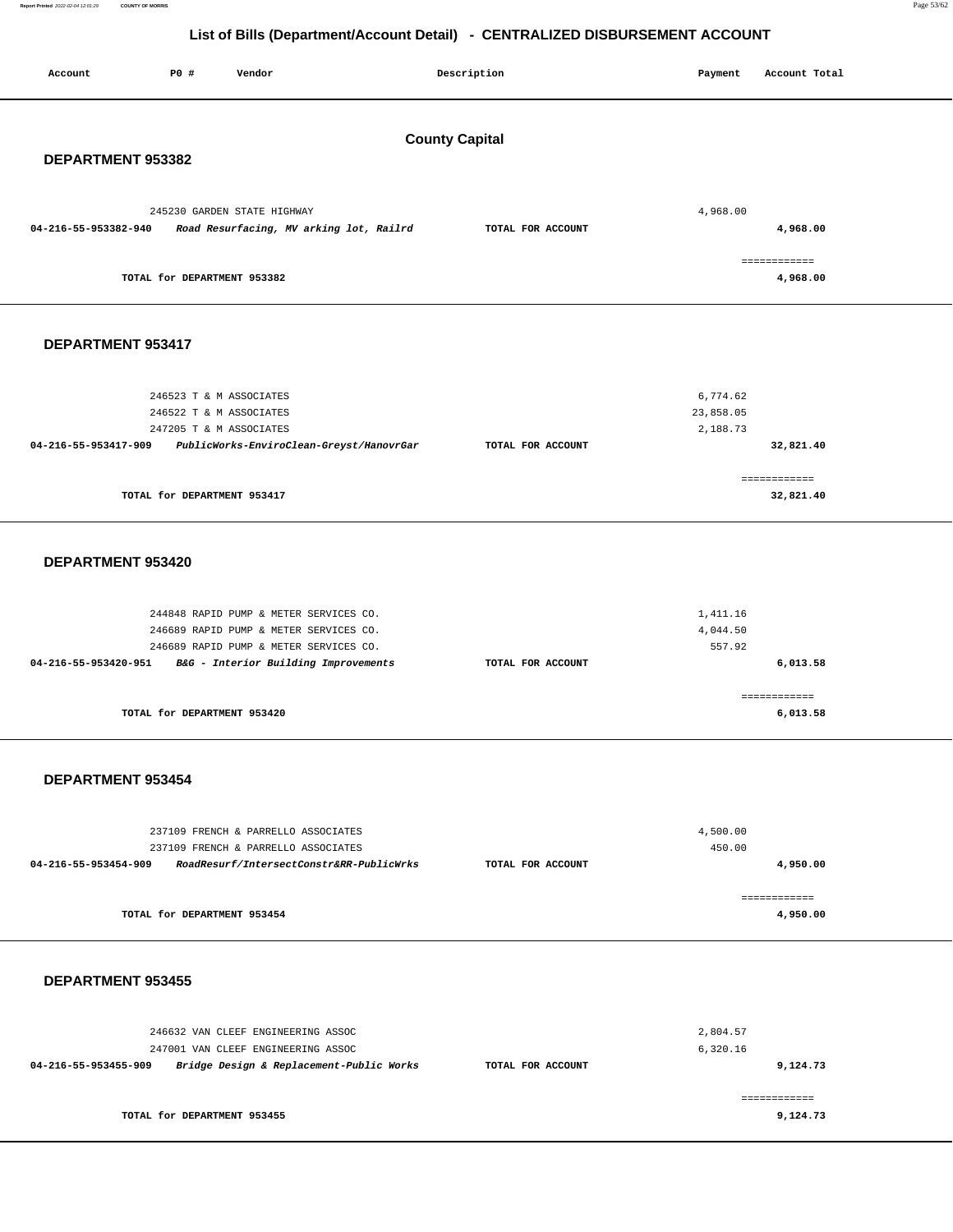# List of Bills (Department/Account Detail) - CENTRALIZED DISBURSEMENT ACCOUNT

| Account | PO # | Vendor | Description | Payment | Account Total |
|---|---|---|---|---|---|

## County Capital

### DEPARTMENT 953382

| Account | PO # | Vendor | Description | Payment | Account Total |
|---|---|---|---|---|---|
| | 245230 | GARDEN STATE HIGHWAY | | 4,968.00 | |
| **04-216-55-953382-940** | | ***Road Resurfacing, MV arking lot, Railrd*** | **TOTAL FOR ACCOUNT** | | **4,968.00** |
| | | | | | ============ |
| | | **TOTAL for DEPARTMENT 953382** | | | **4,968.00** |

### DEPARTMENT 953417

| Account | PO # | Vendor | Description | Payment | Account Total |
|---|---|---|---|---|---|
| | 246523 | T & M ASSOCIATES | | 6,774.62 | |
| | 246522 | T & M ASSOCIATES | | 23,858.05 | |
| | 247205 | T & M ASSOCIATES | | 2,188.73 | |
| **04-216-55-953417-909** | | ***PublicWorks-EnviroClean-Greyst/HanovrGar*** | **TOTAL FOR ACCOUNT** | | **32,821.40** |
| | | | | | ============ |
| | | **TOTAL for DEPARTMENT 953417** | | | **32,821.40** |

### DEPARTMENT 953420

| Account | PO # | Vendor | Description | Payment | Account Total |
|---|---|---|---|---|---|
| | 244848 | RAPID PUMP & METER SERVICES CO. | | 1,411.16 | |
| | 246689 | RAPID PUMP & METER SERVICES CO. | | 4,044.50 | |
| | 246689 | RAPID PUMP & METER SERVICES CO. | | 557.92 | |
| **04-216-55-953420-951** | | ***B&G - Interior Building Improvements*** | **TOTAL FOR ACCOUNT** | | **6,013.58** |
| | | | | | ============ |
| | | **TOTAL for DEPARTMENT 953420** | | | **6,013.58** |

### DEPARTMENT 953454

| Account | PO # | Vendor | Description | Payment | Account Total |
|---|---|---|---|---|---|
| | 237109 | FRENCH & PARRELLO ASSOCIATES | | 4,500.00 | |
| | 237109 | FRENCH & PARRELLO ASSOCIATES | | 450.00 | |
| **04-216-55-953454-909** | | ***RoadResurf/IntersectConstr&RR-PublicWrks*** | **TOTAL FOR ACCOUNT** | | **4,950.00** |
| | | | | | ============ |
| | | **TOTAL for DEPARTMENT 953454** | | | **4,950.00** |

### DEPARTMENT 953455

| Account | PO # | Vendor | Description | Payment | Account Total |
|---|---|---|---|---|---|
| | 246632 | VAN CLEEF ENGINEERING ASSOC | | 2,804.57 | |
| | 247001 | VAN CLEEF ENGINEERING ASSOC | | 6,320.16 | |
| **04-216-55-953455-909** | | ***Bridge Design & Replacement-Public Works*** | **TOTAL FOR ACCOUNT** | | **9,124.73** |
| | | | | | ============ |
| | | **TOTAL for DEPARTMENT 953455** | | | **9,124.73** |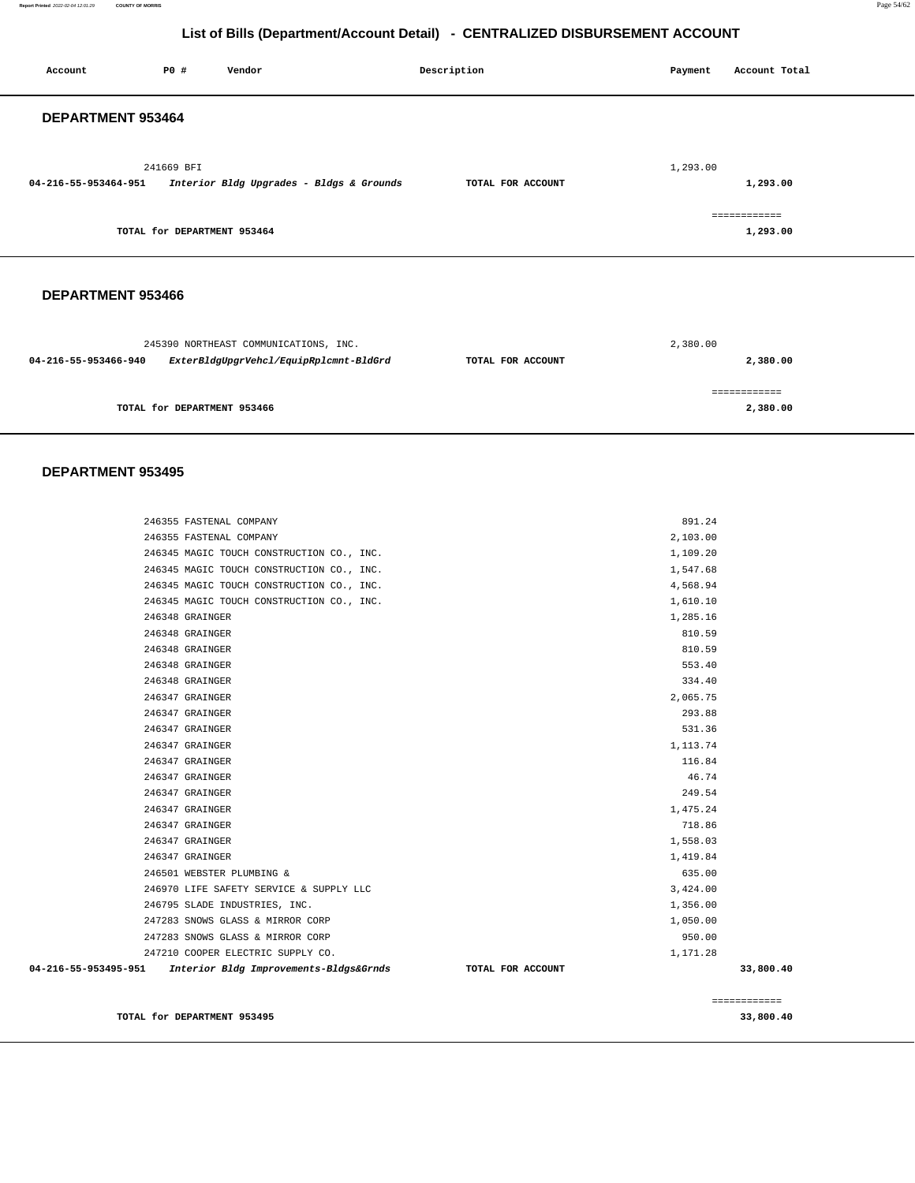## List of Bills (Department/Account Detail) - CENTRALIZED DISBURSEMENT ACCOUNT

| Account | PO # | Vendor | Description | Payment | Account Total |
|---|---|---|---|---|---|

### DEPARTMENT 953464

| Account | PO # | Vendor | Description | Payment | Account Total |
|---|---|---|---|---|---|
| | 241669 | BFI | | 1,293.00 | |
| **04-216-55-953464-951** | | ***Interior Bldg Upgrades - Bldgs & Grounds*** | **TOTAL FOR ACCOUNT** | | **1,293.00** |
| | | | | | ============ |
| | **TOTAL for DEPARTMENT 953464** | | | | **1,293.00** |

### DEPARTMENT 953466

| Account | PO # | Vendor | Description | Payment | Account Total |
|---|---|---|---|---|---|
| | 245390 | NORTHEAST COMMUNICATIONS, INC. | | 2,380.00 | |
| **04-216-55-953466-940** | | ***ExterBldgUpgrVehcl/EquipRplcmnt-BldGrd*** | **TOTAL FOR ACCOUNT** | | **2,380.00** |
| | | | | | ============ |
| | **TOTAL for DEPARTMENT 953466** | | | | **2,380.00** |

### DEPARTMENT 953495

| Account | PO # | Vendor | Description | Payment | Account Total |
|---|---|---|---|---|---|
| | 246355 | FASTENAL COMPANY | | 891.24 | |
| | 246355 | FASTENAL COMPANY | | 2,103.00 | |
| | 246345 | MAGIC TOUCH CONSTRUCTION CO., INC. | | 1,109.20 | |
| | 246345 | MAGIC TOUCH CONSTRUCTION CO., INC. | | 1,547.68 | |
| | 246345 | MAGIC TOUCH CONSTRUCTION CO., INC. | | 4,568.94 | |
| | 246345 | MAGIC TOUCH CONSTRUCTION CO., INC. | | 1,610.10 | |
| | 246348 | GRAINGER | | 1,285.16 | |
| | 246348 | GRAINGER | | 810.59 | |
| | 246348 | GRAINGER | | 810.59 | |
| | 246348 | GRAINGER | | 553.40 | |
| | 246348 | GRAINGER | | 334.40 | |
| | 246347 | GRAINGER | | 2,065.75 | |
| | 246347 | GRAINGER | | 293.88 | |
| | 246347 | GRAINGER | | 531.36 | |
| | 246347 | GRAINGER | | 1,113.74 | |
| | 246347 | GRAINGER | | 116.84 | |
| | 246347 | GRAINGER | | 46.74 | |
| | 246347 | GRAINGER | | 249.54 | |
| | 246347 | GRAINGER | | 1,475.24 | |
| | 246347 | GRAINGER | | 718.86 | |
| | 246347 | GRAINGER | | 1,558.03 | |
| | 246347 | GRAINGER | | 1,419.84 | |
| | 246501 | WEBSTER PLUMBING & | | 635.00 | |
| | 246970 | LIFE SAFETY SERVICE & SUPPLY LLC | | 3,424.00 | |
| | 246795 | SLADE INDUSTRIES, INC. | | 1,356.00 | |
| | 247283 | SNOWS GLASS & MIRROR CORP | | 1,050.00 | |
| | 247283 | SNOWS GLASS & MIRROR CORP | | 950.00 | |
| | 247210 | COOPER ELECTRIC SUPPLY CO. | | 1,171.28 | |
| **04-216-55-953495-951** | | ***Interior Bldg Improvements-Bldgs&Grnds*** | **TOTAL FOR ACCOUNT** | | **33,800.40** |
| | | | | | ============ |
| | **TOTAL for DEPARTMENT 953495** | | | | **33,800.40** |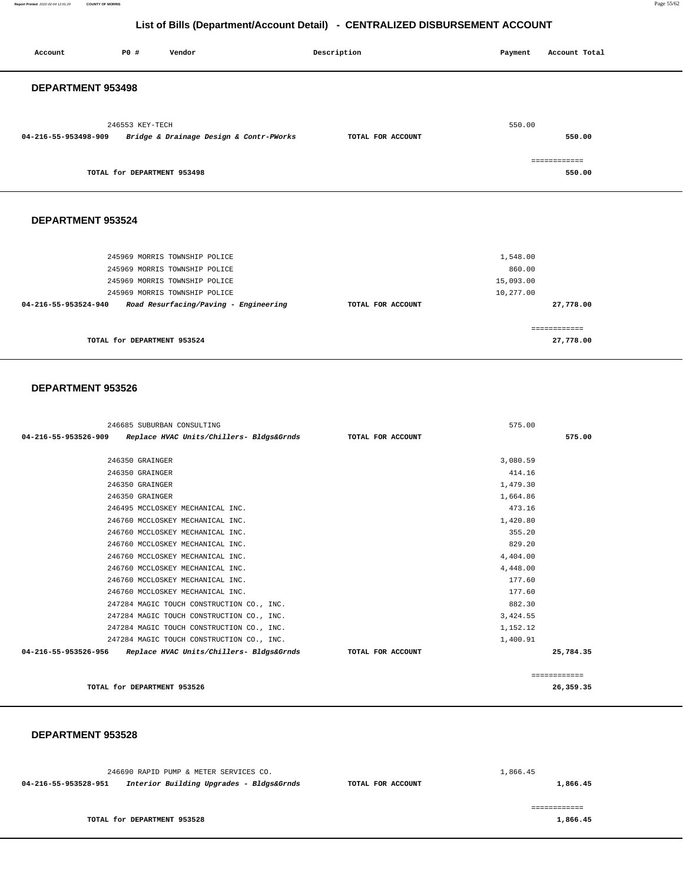## List of Bills (Department/Account Detail) - CENTRALIZED DISBURSEMENT ACCOUNT

| Account | PO # | Vendor | Description | Payment | Account Total |
|---|---|---|---|---|---|

### DEPARTMENT 953498

| Account | PO # | Vendor | Description | Payment | Account Total |
|---|---|---|---|---|---|
| | 246553 | KEY-TECH | | 550.00 | |
| **04-216-55-953498-909** | | ***Bridge & Drainage Design & Contr-PWorks*** | **TOTAL FOR ACCOUNT** | | **550.00** |
| | | | | | ============ |
| | | **TOTAL for DEPARTMENT 953498** | | | **550.00** |

### DEPARTMENT 953524

| Account | PO # | Vendor | Description | Payment | Account Total |
|---|---|---|---|---|---|
| | 245969 | MORRIS TOWNSHIP POLICE | | 1,548.00 | |
| | 245969 | MORRIS TOWNSHIP POLICE | | 860.00 | |
| | 245969 | MORRIS TOWNSHIP POLICE | | 15,093.00 | |
| | 245969 | MORRIS TOWNSHIP POLICE | | 10,277.00 | |
| **04-216-55-953524-940** | | ***Road Resurfacing/Paving - Engineering*** | **TOTAL FOR ACCOUNT** | | **27,778.00** |
| | | | | | ============ |
| | | **TOTAL for DEPARTMENT 953524** | | | **27,778.00** |

### DEPARTMENT 953526

| Account | PO # | Vendor | Description | Payment | Account Total |
|---|---|---|---|---|---|
| | 246685 | SUBURBAN CONSULTING | | 575.00 | |
| **04-216-55-953526-909** | | ***Replace HVAC Units/Chillers- Bldgs&Grnds*** | **TOTAL FOR ACCOUNT** | | **575.00** |
| | 246350 | GRAINGER | | 3,080.59 | |
| | 246350 | GRAINGER | | 414.16 | |
| | 246350 | GRAINGER | | 1,479.30 | |
| | 246350 | GRAINGER | | 1,664.86 | |
| | 246495 | MCCLOSKEY MECHANICAL INC. | | 473.16 | |
| | 246760 | MCCLOSKEY MECHANICAL INC. | | 1,420.80 | |
| | 246760 | MCCLOSKEY MECHANICAL INC. | | 355.20 | |
| | 246760 | MCCLOSKEY MECHANICAL INC. | | 829.20 | |
| | 246760 | MCCLOSKEY MECHANICAL INC. | | 4,404.00 | |
| | 246760 | MCCLOSKEY MECHANICAL INC. | | 4,448.00 | |
| | 246760 | MCCLOSKEY MECHANICAL INC. | | 177.60 | |
| | 246760 | MCCLOSKEY MECHANICAL INC. | | 177.60 | |
| | 247284 | MAGIC TOUCH CONSTRUCTION CO., INC. | | 882.30 | |
| | 247284 | MAGIC TOUCH CONSTRUCTION CO., INC. | | 3,424.55 | |
| | 247284 | MAGIC TOUCH CONSTRUCTION CO., INC. | | 1,152.12 | |
| | 247284 | MAGIC TOUCH CONSTRUCTION CO., INC. | | 1,400.91 | |
| **04-216-55-953526-956** | | ***Replace HVAC Units/Chillers- Bldgs&Grnds*** | **TOTAL FOR ACCOUNT** | | **25,784.35** |
| | | | | | ============ |
| | | **TOTAL for DEPARTMENT 953526** | | | **26,359.35** |

### DEPARTMENT 953528

| Account | PO # | Vendor | Description | Payment | Account Total |
|---|---|---|---|---|---|
| | 246690 | RAPID PUMP & METER SERVICES CO. | | 1,866.45 | |
| **04-216-55-953528-951** | | ***Interior Building Upgrades - Bldgs&Grnds*** | **TOTAL FOR ACCOUNT** | | **1,866.45** |
| | | | | | ============ |
| | | **TOTAL for DEPARTMENT 953528** | | | **1,866.45** |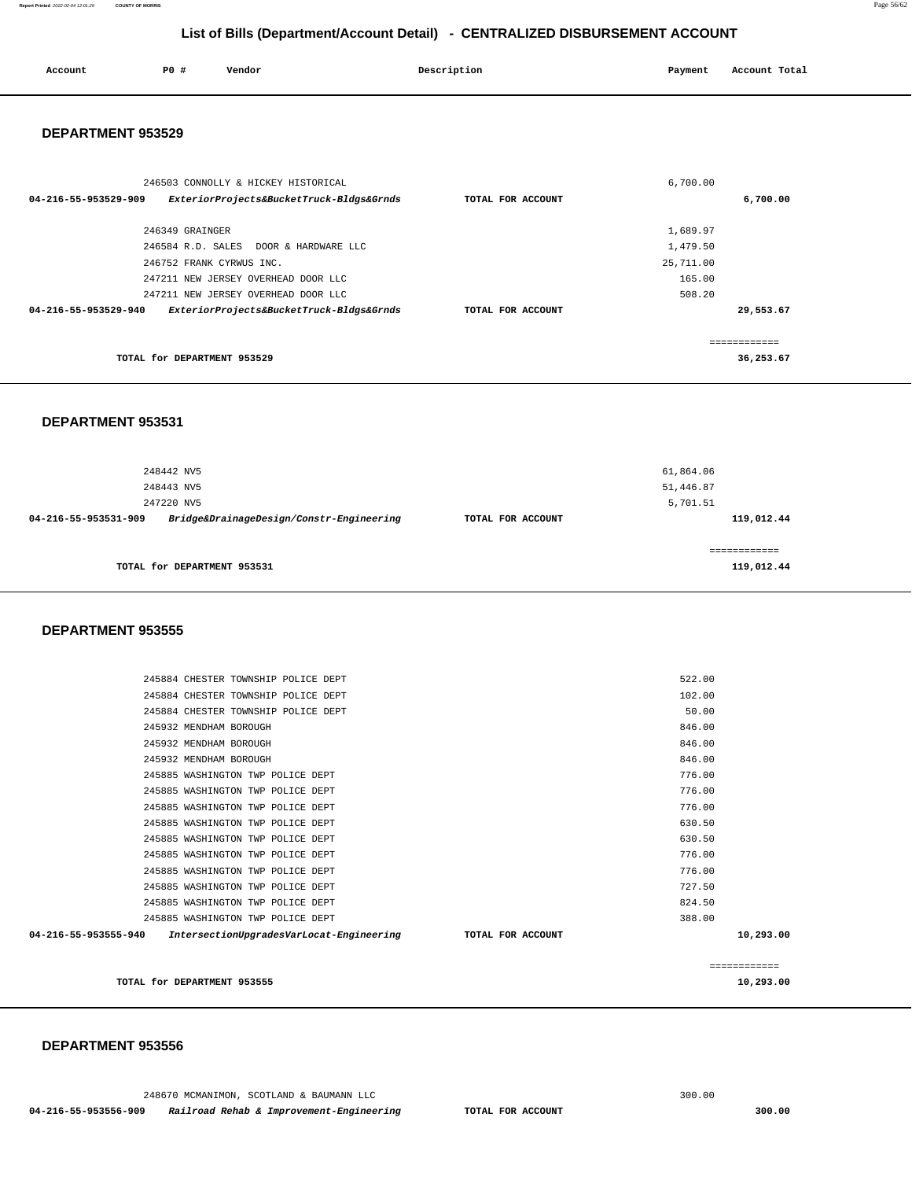## List of Bills (Department/Account Detail) - CENTRALIZED DISBURSEMENT ACCOUNT

| Account | PO # | Vendor | Description | Payment | Account Total |
|---|---|---|---|---|---|

### DEPARTMENT 953529

| Account | PO # | Vendor | Description | Payment | Account Total |
|---|---|---|---|---|---|
| | 246503 | CONNOLLY & HICKEY HISTORICAL | | 6,700.00 | |
| 04-216-55-953529-909 | | ***ExteriorProjects&BucketTruck-Bldgs&Grnds*** | TOTAL FOR ACCOUNT | | 6,700.00 |
| | 246349 | GRAINGER | | 1,689.97 | |
| | 246584 | R.D. SALES DOOR & HARDWARE LLC | | 1,479.50 | |
| | 246752 | FRANK CYRWUS INC. | | 25,711.00 | |
| | 247211 | NEW JERSEY OVERHEAD DOOR LLC | | 165.00 | |
| | 247211 | NEW JERSEY OVERHEAD DOOR LLC | | 508.20 | |
| 04-216-55-953529-940 | | ***ExteriorProjects&BucketTruck-Bldgs&Grnds*** | TOTAL FOR ACCOUNT | | 29,553.67 |
| | | | | | ============ |
| | | TOTAL for DEPARTMENT 953529 | | | 36,253.67 |

### DEPARTMENT 953531

| Account | PO # | Vendor | Description | Payment | Account Total |
|---|---|---|---|---|---|
| | 248442 | NV5 | | 61,864.06 | |
| | 248443 | NV5 | | 51,446.87 | |
| | 247220 | NV5 | | 5,701.51 | |
| 04-216-55-953531-909 | | ***Bridge&DrainageDesign/Constr-Engineering*** | TOTAL FOR ACCOUNT | | 119,012.44 |
| | | | | | ============ |
| | | TOTAL for DEPARTMENT 953531 | | | 119,012.44 |

### DEPARTMENT 953555

| Account | PO # | Vendor | Description | Payment | Account Total |
|---|---|---|---|---|---|
| | 245884 | CHESTER TOWNSHIP POLICE DEPT | | 522.00 | |
| | 245884 | CHESTER TOWNSHIP POLICE DEPT | | 102.00 | |
| | 245884 | CHESTER TOWNSHIP POLICE DEPT | | 50.00 | |
| | 245932 | MENDHAM BOROUGH | | 846.00 | |
| | 245932 | MENDHAM BOROUGH | | 846.00 | |
| | 245932 | MENDHAM BOROUGH | | 846.00 | |
| | 245885 | WASHINGTON TWP POLICE DEPT | | 776.00 | |
| | 245885 | WASHINGTON TWP POLICE DEPT | | 776.00 | |
| | 245885 | WASHINGTON TWP POLICE DEPT | | 776.00 | |
| | 245885 | WASHINGTON TWP POLICE DEPT | | 630.50 | |
| | 245885 | WASHINGTON TWP POLICE DEPT | | 630.50 | |
| | 245885 | WASHINGTON TWP POLICE DEPT | | 776.00 | |
| | 245885 | WASHINGTON TWP POLICE DEPT | | 776.00 | |
| | 245885 | WASHINGTON TWP POLICE DEPT | | 727.50 | |
| | 245885 | WASHINGTON TWP POLICE DEPT | | 824.50 | |
| | 245885 | WASHINGTON TWP POLICE DEPT | | 388.00 | |
| 04-216-55-953555-940 | | ***IntersectionUpgradesVarLocat-Engineering*** | TOTAL FOR ACCOUNT | | 10,293.00 |
| | | | | | ============ |
| | | TOTAL for DEPARTMENT 953555 | | | 10,293.00 |

### DEPARTMENT 953556

| Account | PO # | Vendor | Description | Payment | Account Total |
|---|---|---|---|---|---|
| | 248670 | MCMANIMON, SCOTLAND & BAUMANN LLC | | 300.00 | |
| 04-216-55-953556-909 | | ***Railroad Rehab & Improvement-Engineering*** | TOTAL FOR ACCOUNT | | 300.00 |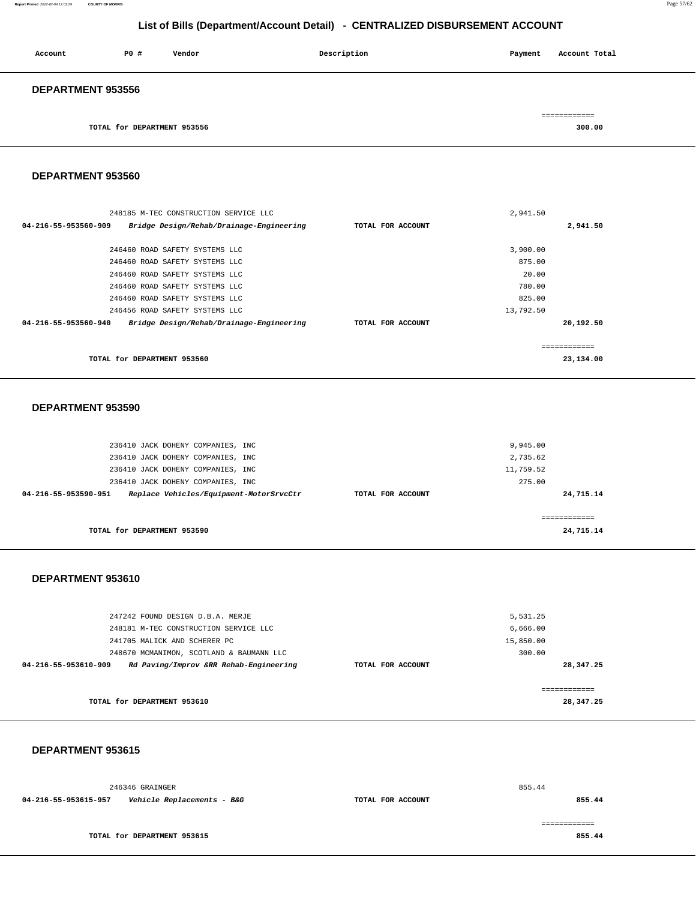## List of Bills (Department/Account Detail) - CENTRALIZED DISBURSEMENT ACCOUNT

| Account | PO # | Vendor | Description | Payment | Account Total |
|---|---|---|---|---|---|

### DEPARTMENT 953556

| | | |
|---|---|---|
| TOTAL for DEPARTMENT 953556 | | 300.00 |

### DEPARTMENT 953560

| Account | PO # Vendor | Description | Payment | Account Total |
|---|---|---|---|---|
| | 248185 M-TEC CONSTRUCTION SERVICE LLC | | 2,941.50 | |
| 04-216-55-953560-909 | *Bridge Design/Rehab/Drainage-Engineering* | TOTAL FOR ACCOUNT | | 2,941.50 |
| | 246460 ROAD SAFETY SYSTEMS LLC | | 3,900.00 | |
| | 246460 ROAD SAFETY SYSTEMS LLC | | 875.00 | |
| | 246460 ROAD SAFETY SYSTEMS LLC | | 20.00 | |
| | 246460 ROAD SAFETY SYSTEMS LLC | | 780.00 | |
| | 246460 ROAD SAFETY SYSTEMS LLC | | 825.00 | |
| | 246456 ROAD SAFETY SYSTEMS LLC | | 13,792.50 | |
| 04-216-55-953560-940 | *Bridge Design/Rehab/Drainage-Engineering* | TOTAL FOR ACCOUNT | | 20,192.50 |
| | TOTAL for DEPARTMENT 953560 | | | 23,134.00 |

### DEPARTMENT 953590

| Account | PO # Vendor | Description | Payment | Account Total |
|---|---|---|---|---|
| | 236410 JACK DOHENY COMPANIES, INC | | 9,945.00 | |
| | 236410 JACK DOHENY COMPANIES, INC | | 2,735.62 | |
| | 236410 JACK DOHENY COMPANIES, INC | | 11,759.52 | |
| | 236410 JACK DOHENY COMPANIES, INC | | 275.00 | |
| 04-216-55-953590-951 | *Replace Vehicles/Equipment-MotorSrvcCtr* | TOTAL FOR ACCOUNT | | 24,715.14 |
| | TOTAL for DEPARTMENT 953590 | | | 24,715.14 |

### DEPARTMENT 953610

| Account | PO # Vendor | Description | Payment | Account Total |
|---|---|---|---|---|
| | 247242 FOUND DESIGN D.B.A. MERJE | | 5,531.25 | |
| | 248181 M-TEC CONSTRUCTION SERVICE LLC | | 6,666.00 | |
| | 241705 MALICK AND SCHERER PC | | 15,850.00 | |
| | 248670 MCMANIMON, SCOTLAND & BAUMANN LLC | | 300.00 | |
| 04-216-55-953610-909 | *Rd Paving/Improv &RR Rehab-Engineering* | TOTAL FOR ACCOUNT | | 28,347.25 |
| | TOTAL for DEPARTMENT 953610 | | | 28,347.25 |

### DEPARTMENT 953615

| Account | PO # Vendor | Description | Payment | Account Total |
|---|---|---|---|---|
| | 246346 GRAINGER | | 855.44 | |
| 04-216-55-953615-957 | *Vehicle Replacements - B&G* | TOTAL FOR ACCOUNT | | 855.44 |
| | TOTAL for DEPARTMENT 953615 | | | 855.44 |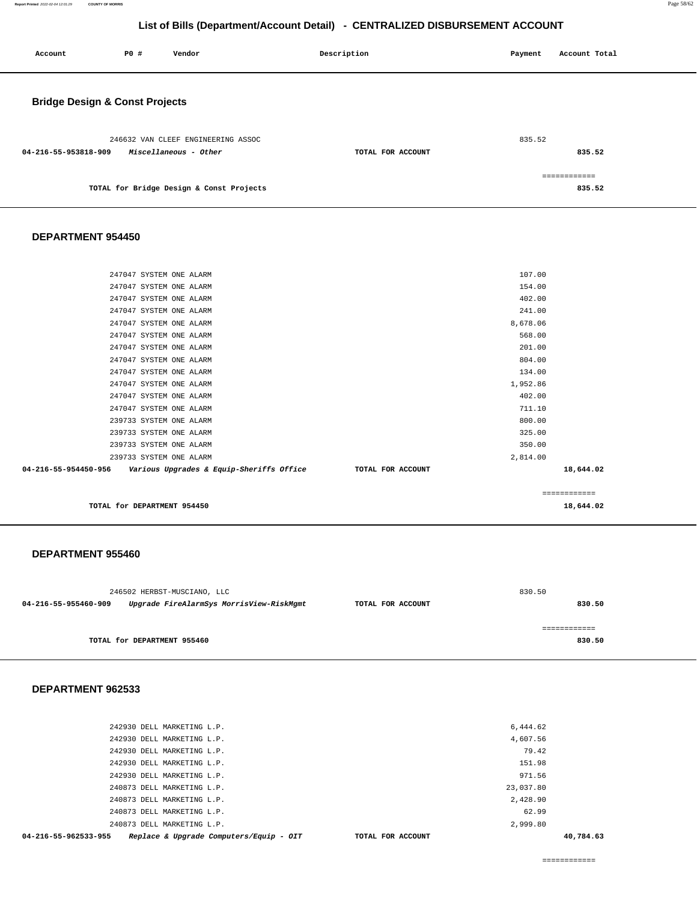## List of Bills (Department/Account Detail) - CENTRALIZED DISBURSEMENT ACCOUNT

| Account | PO # | Vendor | Description | Payment | Account Total |
|---|---|---|---|---|---|

### Bridge Design & Const Projects

| Account | PO # | Vendor | Description | Payment | Account Total |
|---|---|---|---|---|---|
| | 246632 | VAN CLEEF ENGINEERING ASSOC | | 835.52 | |
| 04-216-55-953818-909 | | *Miscellaneous - Other* | TOTAL FOR ACCOUNT | | 835.52 |
| | | | | | ============ |
| | | TOTAL for Bridge Design & Const Projects | | | 835.52 |

### DEPARTMENT 954450

| Account | PO # | Vendor | Description | Payment | Account Total |
|---|---|---|---|---|---|
| | 247047 | SYSTEM ONE ALARM | | 107.00 | |
| | 247047 | SYSTEM ONE ALARM | | 154.00 | |
| | 247047 | SYSTEM ONE ALARM | | 402.00 | |
| | 247047 | SYSTEM ONE ALARM | | 241.00 | |
| | 247047 | SYSTEM ONE ALARM | | 8,678.06 | |
| | 247047 | SYSTEM ONE ALARM | | 568.00 | |
| | 247047 | SYSTEM ONE ALARM | | 201.00 | |
| | 247047 | SYSTEM ONE ALARM | | 804.00 | |
| | 247047 | SYSTEM ONE ALARM | | 134.00 | |
| | 247047 | SYSTEM ONE ALARM | | 1,952.86 | |
| | 247047 | SYSTEM ONE ALARM | | 402.00 | |
| | 247047 | SYSTEM ONE ALARM | | 711.10 | |
| | 239733 | SYSTEM ONE ALARM | | 800.00 | |
| | 239733 | SYSTEM ONE ALARM | | 325.00 | |
| | 239733 | SYSTEM ONE ALARM | | 350.00 | |
| | 239733 | SYSTEM ONE ALARM | | 2,814.00 | |
| 04-216-55-954450-956 | | *Various Upgrades & Equip-Sheriffs Office* | TOTAL FOR ACCOUNT | | 18,644.02 |
| | | | | | ============ |
| | | TOTAL for DEPARTMENT 954450 | | | 18,644.02 |

### DEPARTMENT 955460

| Account | PO # | Vendor | Description | Payment | Account Total |
|---|---|---|---|---|---|
| | 246502 | HERBST-MUSCIANO, LLC | | 830.50 | |
| 04-216-55-955460-909 | | *Upgrade FireAlarmSys MorrisView-RiskMgmt* | TOTAL FOR ACCOUNT | | 830.50 |
| | | | | | ============ |
| | | TOTAL for DEPARTMENT 955460 | | | 830.50 |

### DEPARTMENT 962533

| Account | PO # | Vendor | Description | Payment | Account Total |
|---|---|---|---|---|---|
| | 242930 | DELL MARKETING L.P. | | 6,444.62 | |
| | 242930 | DELL MARKETING L.P. | | 4,607.56 | |
| | 242930 | DELL MARKETING L.P. | | 79.42 | |
| | 242930 | DELL MARKETING L.P. | | 151.98 | |
| | 242930 | DELL MARKETING L.P. | | 971.56 | |
| | 240873 | DELL MARKETING L.P. | | 23,037.80 | |
| | 240873 | DELL MARKETING L.P. | | 2,428.90 | |
| | 240873 | DELL MARKETING L.P. | | 62.99 | |
| | 240873 | DELL MARKETING L.P. | | 2,999.80 | |
| 04-216-55-962533-955 | | *Replace & Upgrade Computers/Equip - OIT* | TOTAL FOR ACCOUNT | | 40,784.63 |
| | | | | | ============ |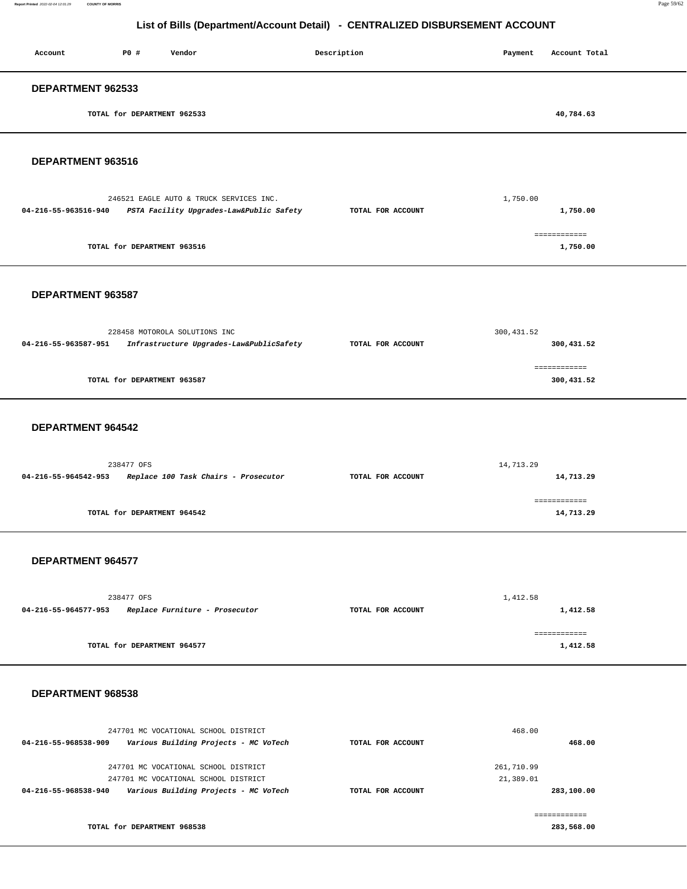## List of Bills (Department/Account Detail) - CENTRALIZED DISBURSEMENT ACCOUNT

| Account | PO # | Vendor | Description | Payment | Account Total |
|---|---|---|---|---|---|

### DEPARTMENT 962533

TOTAL for DEPARTMENT 962533 — 40,784.63

### DEPARTMENT 963516

| Account | PO # | Vendor | Description | Payment | Account Total |
|---|---|---|---|---|---|
| | 246521 | EAGLE AUTO & TRUCK SERVICES INC. | | 1,750.00 | |
| 04-216-55-963516-940 | | *PSTA Facility Upgrades-Law&Public Safety* | TOTAL FOR ACCOUNT | | 1,750.00 |

TOTAL for DEPARTMENT 963516 — 1,750.00

### DEPARTMENT 963587

| Account | PO # | Vendor | Description | Payment | Account Total |
|---|---|---|---|---|---|
| | 228458 | MOTOROLA SOLUTIONS INC | | 300,431.52 | |
| 04-216-55-963587-951 | | *Infrastructure Upgrades-Law&PublicSafety* | TOTAL FOR ACCOUNT | | 300,431.52 |

TOTAL for DEPARTMENT 963587 — 300,431.52

### DEPARTMENT 964542

| Account | PO # | Vendor | Description | Payment | Account Total |
|---|---|---|---|---|---|
| | 238477 | OFS | | 14,713.29 | |
| 04-216-55-964542-953 | | *Replace 100 Task Chairs - Prosecutor* | TOTAL FOR ACCOUNT | | 14,713.29 |

TOTAL for DEPARTMENT 964542 — 14,713.29

### DEPARTMENT 964577

| Account | PO # | Vendor | Description | Payment | Account Total |
|---|---|---|---|---|---|
| | 238477 | OFS | | 1,412.58 | |
| 04-216-55-964577-953 | | *Replace Furniture - Prosecutor* | TOTAL FOR ACCOUNT | | 1,412.58 |

TOTAL for DEPARTMENT 964577 — 1,412.58

### DEPARTMENT 968538

| Account | PO # | Vendor | Description | Payment | Account Total |
|---|---|---|---|---|---|
| | 247701 | MC VOCATIONAL SCHOOL DISTRICT | | 468.00 | |
| 04-216-55-968538-909 | | *Various Building Projects - MC VoTech* | TOTAL FOR ACCOUNT | | 468.00 |
| | 247701 | MC VOCATIONAL SCHOOL DISTRICT | | 261,710.99 | |
| | 247701 | MC VOCATIONAL SCHOOL DISTRICT | | 21,389.01 | |
| 04-216-55-968538-940 | | *Various Building Projects - MC VoTech* | TOTAL FOR ACCOUNT | | 283,100.00 |

TOTAL for DEPARTMENT 968538 — 283,568.00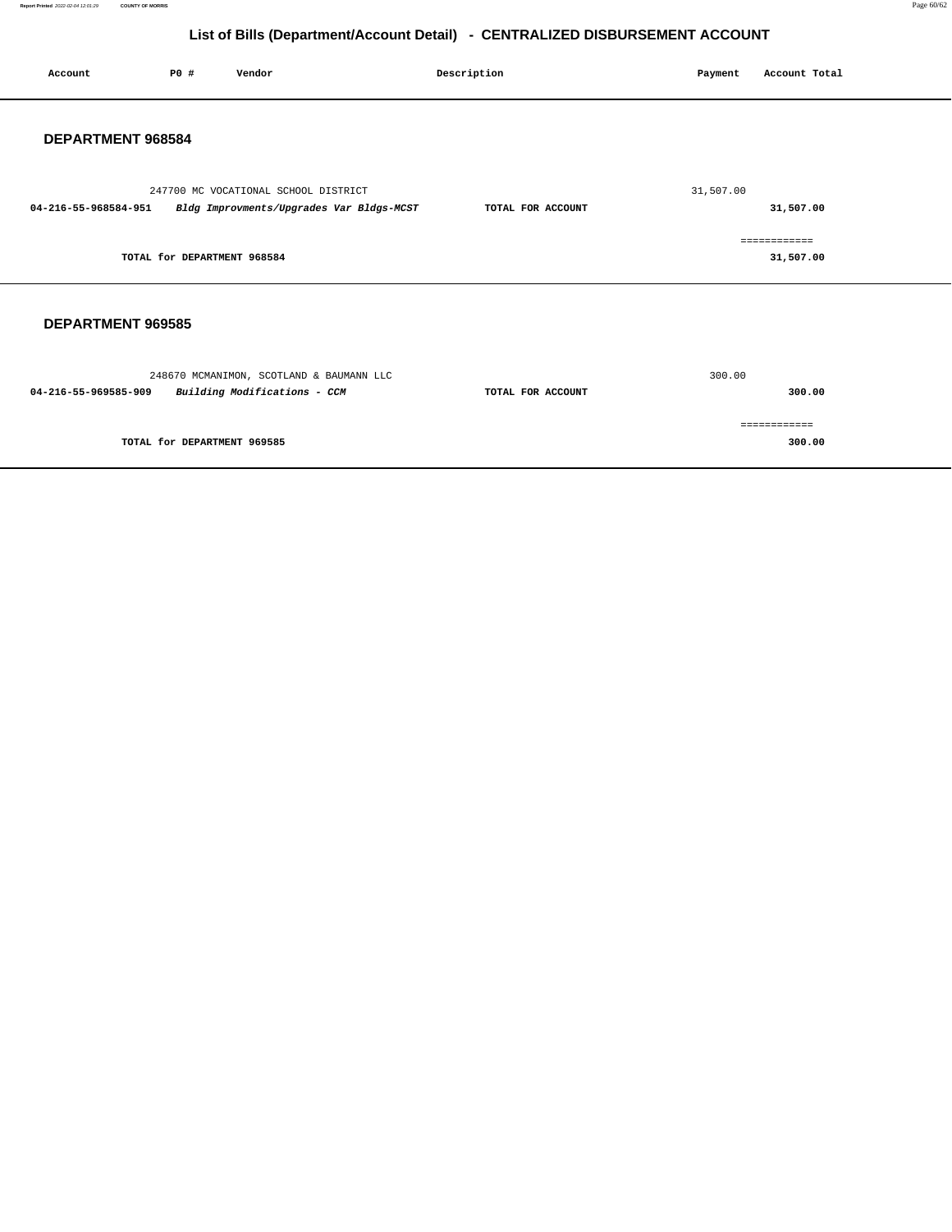# List of Bills (Department/Account Detail) - CENTRALIZED DISBURSEMENT ACCOUNT

| Account | PO # | Vendor | Description | Payment | Account Total |
|---|---|---|---|---|---|

## DEPARTMENT 968584

| Account | PO # | Vendor | Description | Payment | Account Total |
|---|---|---|---|---|---|
| | 247700 | MC VOCATIONAL SCHOOL DISTRICT | | 31,507.00 | |
| **04-216-55-968584-951** | | ***Bldg Improvments/Upgrades Var Bldgs-MCST*** | **TOTAL FOR ACCOUNT** | | **31,507.00** |
| | | | | | ============ |
| | **TOTAL for DEPARTMENT 968584** | | | | **31,507.00** |

## DEPARTMENT 969585

| Account | PO # | Vendor | Description | Payment | Account Total |
|---|---|---|---|---|---|
| | 248670 | MCMANIMON, SCOTLAND & BAUMANN LLC | | 300.00 | |
| **04-216-55-969585-909** | | ***Building Modifications - CCM*** | **TOTAL FOR ACCOUNT** | | **300.00** |
| | | | | | ============ |
| | **TOTAL for DEPARTMENT 969585** | | | | **300.00** |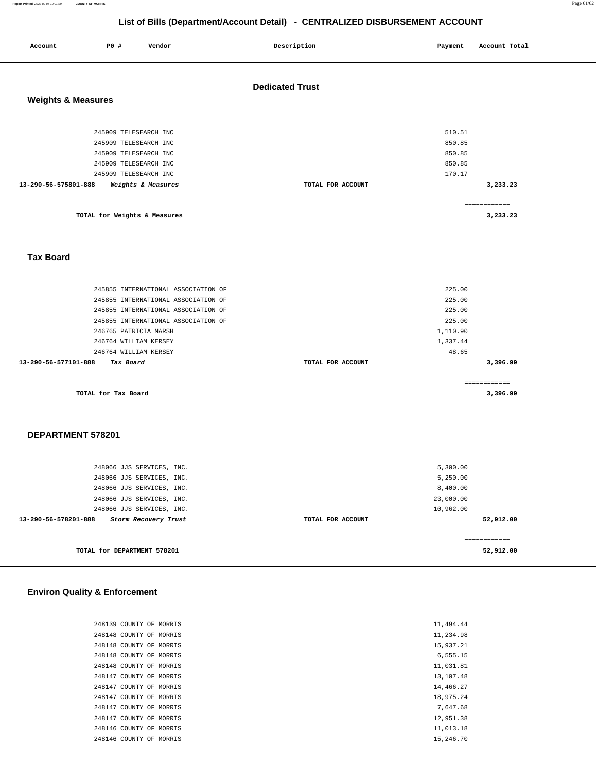# List of Bills (Department/Account Detail) - CENTRALIZED DISBURSEMENT ACCOUNT

| Account | PO # | Vendor | Description | Payment | Account Total |
|---|---|---|---|---|---|

## Dedicated Trust

### Weights & Measures

| Account | PO # | Vendor | Description | Payment | Account Total |
|---|---|---|---|---|---|
| | 245909 | TELESEARCH INC | | 510.51 | |
| | 245909 | TELESEARCH INC | | 850.85 | |
| | 245909 | TELESEARCH INC | | 850.85 | |
| | 245909 | TELESEARCH INC | | 850.85 | |
| | 245909 | TELESEARCH INC | | 170.17 | |
| 13-290-56-575801-888 | | *Weights & Measures* | TOTAL FOR ACCOUNT | | 3,233.23 |
| | | TOTAL for Weights & Measures | | | 3,233.23 |

### Tax Board

| Account | PO # | Vendor | Description | Payment | Account Total |
|---|---|---|---|---|---|
| | 245855 | INTERNATIONAL ASSOCIATION OF | | 225.00 | |
| | 245855 | INTERNATIONAL ASSOCIATION OF | | 225.00 | |
| | 245855 | INTERNATIONAL ASSOCIATION OF | | 225.00 | |
| | 245855 | INTERNATIONAL ASSOCIATION OF | | 225.00 | |
| | 246765 | PATRICIA MARSH | | 1,110.90 | |
| | 246764 | WILLIAM KERSEY | | 1,337.44 | |
| | 246764 | WILLIAM KERSEY | | 48.65 | |
| 13-290-56-577101-888 | | *Tax Board* | TOTAL FOR ACCOUNT | | 3,396.99 |
| | | TOTAL for Tax Board | | | 3,396.99 |

### DEPARTMENT 578201

| Account | PO # | Vendor | Description | Payment | Account Total |
|---|---|---|---|---|---|
| | 248066 | JJS SERVICES, INC. | | 5,300.00 | |
| | 248066 | JJS SERVICES, INC. | | 5,250.00 | |
| | 248066 | JJS SERVICES, INC. | | 8,400.00 | |
| | 248066 | JJS SERVICES, INC. | | 23,000.00 | |
| | 248066 | JJS SERVICES, INC. | | 10,962.00 | |
| 13-290-56-578201-888 | | *Storm Recovery Trust* | TOTAL FOR ACCOUNT | | 52,912.00 |
| | | TOTAL for DEPARTMENT 578201 | | | 52,912.00 |

### Environ Quality & Enforcement

| Account | PO # | Vendor | Description | Payment | Account Total |
|---|---|---|---|---|---|
| | 248139 | COUNTY OF MORRIS | | 11,494.44 | |
| | 248148 | COUNTY OF MORRIS | | 11,234.98 | |
| | 248148 | COUNTY OF MORRIS | | 15,937.21 | |
| | 248148 | COUNTY OF MORRIS | | 6,555.15 | |
| | 248148 | COUNTY OF MORRIS | | 11,031.81 | |
| | 248147 | COUNTY OF MORRIS | | 13,107.48 | |
| | 248147 | COUNTY OF MORRIS | | 14,466.27 | |
| | 248147 | COUNTY OF MORRIS | | 18,975.24 | |
| | 248147 | COUNTY OF MORRIS | | 7,647.68 | |
| | 248147 | COUNTY OF MORRIS | | 12,951.38 | |
| | 248146 | COUNTY OF MORRIS | | 11,013.18 | |
| | 248146 | COUNTY OF MORRIS | | 15,246.70 | |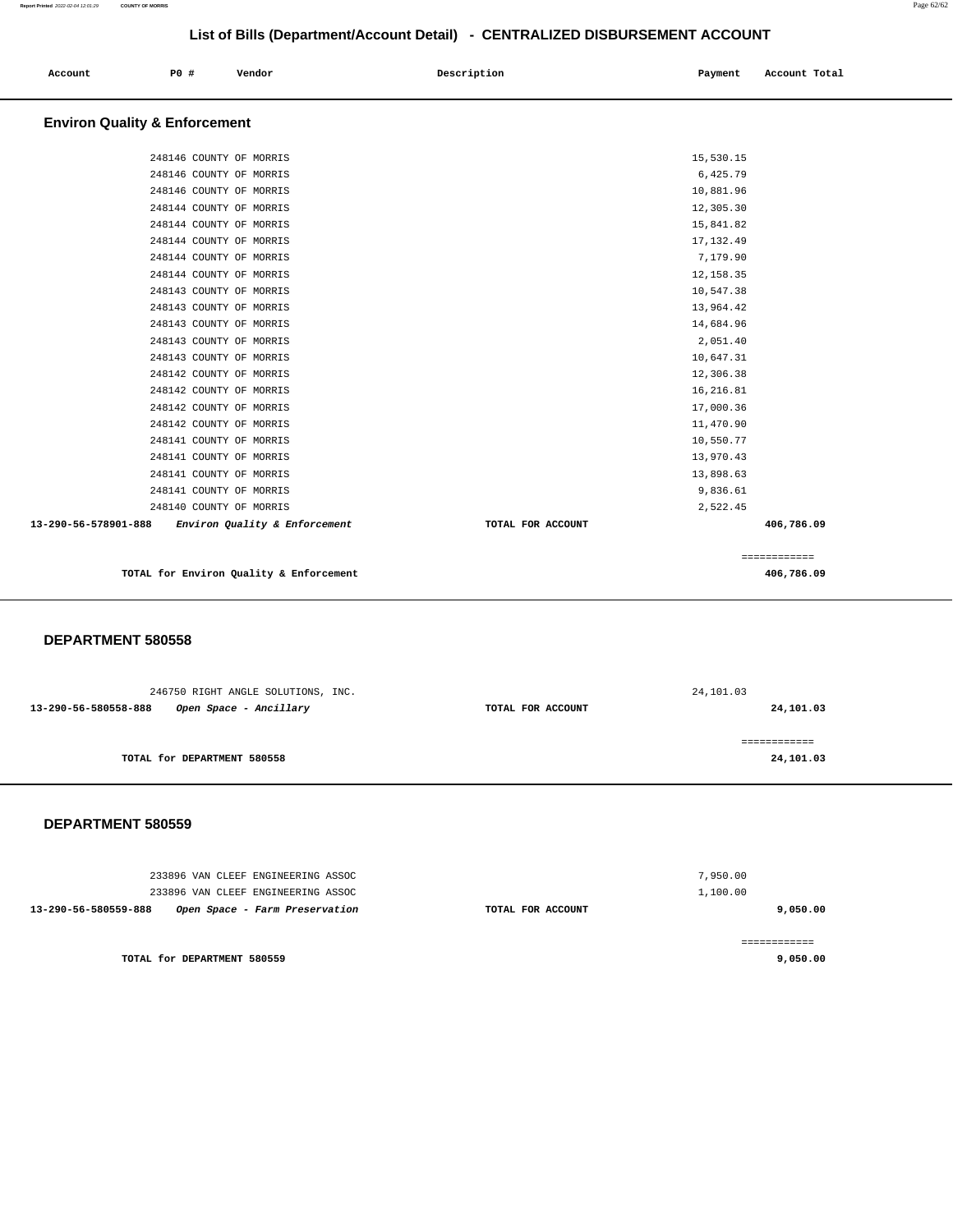# List of Bills (Department/Account Detail) - CENTRALIZED DISBURSEMENT ACCOUNT

| Account | PO # | Vendor | Description | Payment | Account Total |
|---|---|---|---|---|---|

## Environ Quality & Enforcement

| Account | PO # | Vendor | Description | Payment | Account Total |
|---|---|---|---|---|---|
| | 248146 | COUNTY OF MORRIS | | 15,530.15 | |
| | 248146 | COUNTY OF MORRIS | | 6,425.79 | |
| | 248146 | COUNTY OF MORRIS | | 10,881.96 | |
| | 248144 | COUNTY OF MORRIS | | 12,305.30 | |
| | 248144 | COUNTY OF MORRIS | | 15,841.82 | |
| | 248144 | COUNTY OF MORRIS | | 17,132.49 | |
| | 248144 | COUNTY OF MORRIS | | 7,179.90 | |
| | 248144 | COUNTY OF MORRIS | | 12,158.35 | |
| | 248143 | COUNTY OF MORRIS | | 10,547.38 | |
| | 248143 | COUNTY OF MORRIS | | 13,964.42 | |
| | 248143 | COUNTY OF MORRIS | | 14,684.96 | |
| | 248143 | COUNTY OF MORRIS | | 2,051.40 | |
| | 248143 | COUNTY OF MORRIS | | 10,647.31 | |
| | 248142 | COUNTY OF MORRIS | | 12,306.38 | |
| | 248142 | COUNTY OF MORRIS | | 16,216.81 | |
| | 248142 | COUNTY OF MORRIS | | 17,000.36 | |
| | 248142 | COUNTY OF MORRIS | | 11,470.90 | |
| | 248141 | COUNTY OF MORRIS | | 10,550.77 | |
| | 248141 | COUNTY OF MORRIS | | 13,970.43 | |
| | 248141 | COUNTY OF MORRIS | | 13,898.63 | |
| | 248141 | COUNTY OF MORRIS | | 9,836.61 | |
| | 248140 | COUNTY OF MORRIS | | 2,522.45 | |
| **13-290-56-578901-888** | | ***Environ Quality & Enforcement*** | **TOTAL FOR ACCOUNT** | | **406,786.09** |

============

**TOTAL for Environ Quality & Enforcement** **406,786.09**

## DEPARTMENT 580558

| Account | PO # | Vendor | Description | Payment | Account Total |
|---|---|---|---|---|---|
| | 246750 | RIGHT ANGLE SOLUTIONS, INC. | | 24,101.03 | |
| **13-290-56-580558-888** | | ***Open Space - Ancillary*** | **TOTAL FOR ACCOUNT** | | **24,101.03** |

============

**TOTAL for DEPARTMENT 580558** **24,101.03**

## DEPARTMENT 580559

| Account | PO # | Vendor | Description | Payment | Account Total |
|---|---|---|---|---|---|
| | 233896 | VAN CLEEF ENGINEERING ASSOC | | 7,950.00 | |
| | 233896 | VAN CLEEF ENGINEERING ASSOC | | 1,100.00 | |
| **13-290-56-580559-888** | | ***Open Space - Farm Preservation*** | **TOTAL FOR ACCOUNT** | | **9,050.00** |

============

**TOTAL for DEPARTMENT 580559** **9,050.00**